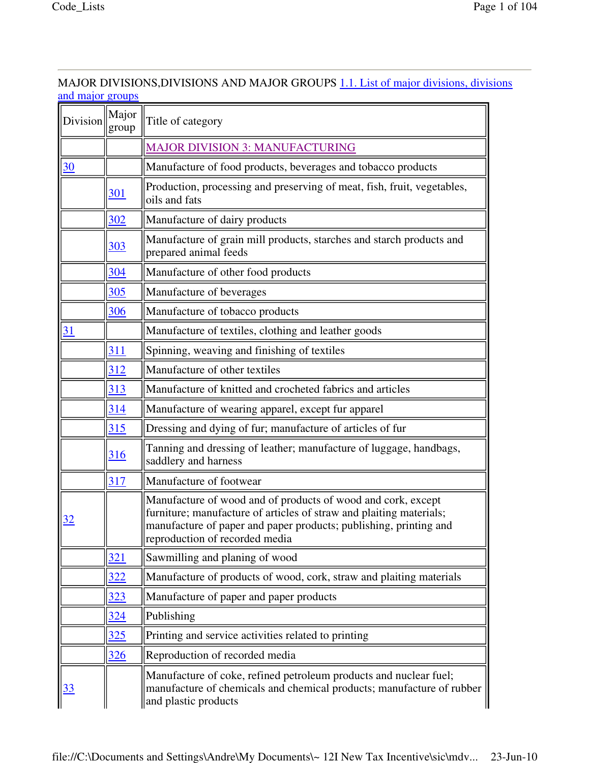MAJOR DIVISIONS,DIVISIONS AND MAJOR GROUPS [1.1. List of major divisions, divisions and major groups]

| Division | Major group | Title of category |
|---|---|---|
| | | MAJOR DIVISION 3: MANUFACTURING |
| 30 | | Manufacture of food products, beverages and tobacco products |
| | 301 | Production, processing and preserving of meat, fish, fruit, vegetables, oils and fats |
| | 302 | Manufacture of dairy products |
| | 303 | Manufacture of grain mill products, starches and starch products and prepared animal feeds |
| | 304 | Manufacture of other food products |
| | 305 | Manufacture of beverages |
| | 306 | Manufacture of tobacco products |
| 31 | | Manufacture of textiles, clothing and leather goods |
| | 311 | Spinning, weaving and finishing of textiles |
| | 312 | Manufacture of other textiles |
| | 313 | Manufacture of knitted and crocheted fabrics and articles |
| | 314 | Manufacture of wearing apparel, except fur apparel |
| | 315 | Dressing and dying of fur; manufacture of articles of fur |
| | 316 | Tanning and dressing of leather; manufacture of luggage, handbags, saddlery and harness |
| | 317 | Manufacture of footwear |
| 32 | | Manufacture of wood and of products of wood and cork, except furniture; manufacture of articles of straw and plaiting materials; manufacture of paper and paper products; publishing, printing and reproduction of recorded media |
| | 321 | Sawmilling and planing of wood |
| | 322 | Manufacture of products of wood, cork, straw and plaiting materials |
| | 323 | Manufacture of paper and paper products |
| | 324 | Publishing |
| | 325 | Printing and service activities related to printing |
| | 326 | Reproduction of recorded media |
| 33 | | Manufacture of coke, refined petroleum products and nuclear fuel; manufacture of chemicals and chemical products; manufacture of rubber and plastic products |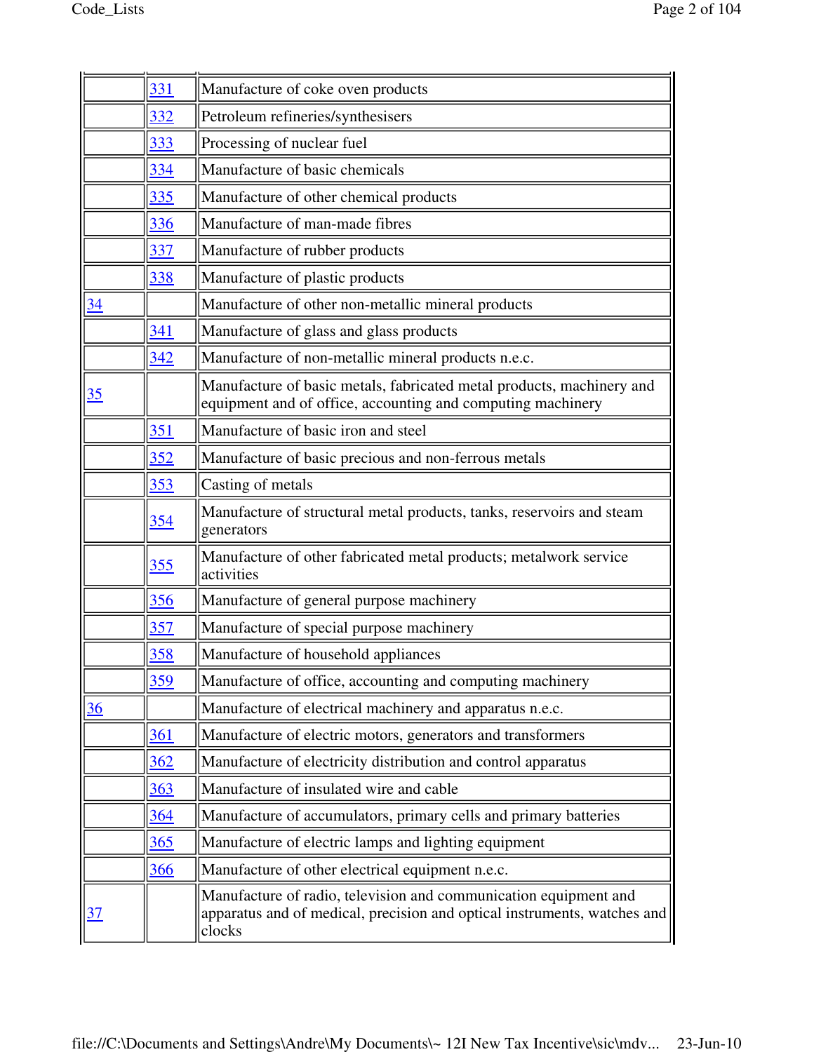| | | |
|---|---|---|
| | 331 | Manufacture of coke oven products |
| | 332 | Petroleum refineries/synthesisers |
| | 333 | Processing of nuclear fuel |
| | 334 | Manufacture of basic chemicals |
| | 335 | Manufacture of other chemical products |
| | 336 | Manufacture of man-made fibres |
| | 337 | Manufacture of rubber products |
| | 338 | Manufacture of plastic products |
| 34 | | Manufacture of other non-metallic mineral products |
| | 341 | Manufacture of glass and glass products |
| | 342 | Manufacture of non-metallic mineral products n.e.c. |
| 35 | | Manufacture of basic metals, fabricated metal products, machinery and equipment and of office, accounting and computing machinery |
| | 351 | Manufacture of basic iron and steel |
| | 352 | Manufacture of basic precious and non-ferrous metals |
| | 353 | Casting of metals |
| | 354 | Manufacture of structural metal products, tanks, reservoirs and steam generators |
| | 355 | Manufacture of other fabricated metal products; metalwork service activities |
| | 356 | Manufacture of general purpose machinery |
| | 357 | Manufacture of special purpose machinery |
| | 358 | Manufacture of household appliances |
| | 359 | Manufacture of office, accounting and computing machinery |
| 36 | | Manufacture of electrical machinery and apparatus n.e.c. |
| | 361 | Manufacture of electric motors, generators and transformers |
| | 362 | Manufacture of electricity distribution and control apparatus |
| | 363 | Manufacture of insulated wire and cable |
| | 364 | Manufacture of accumulators, primary cells and primary batteries |
| | 365 | Manufacture of electric lamps and lighting equipment |
| | 366 | Manufacture of other electrical equipment n.e.c. |
| 37 | | Manufacture of radio, television and communication equipment and apparatus and of medical, precision and optical instruments, watches and clocks |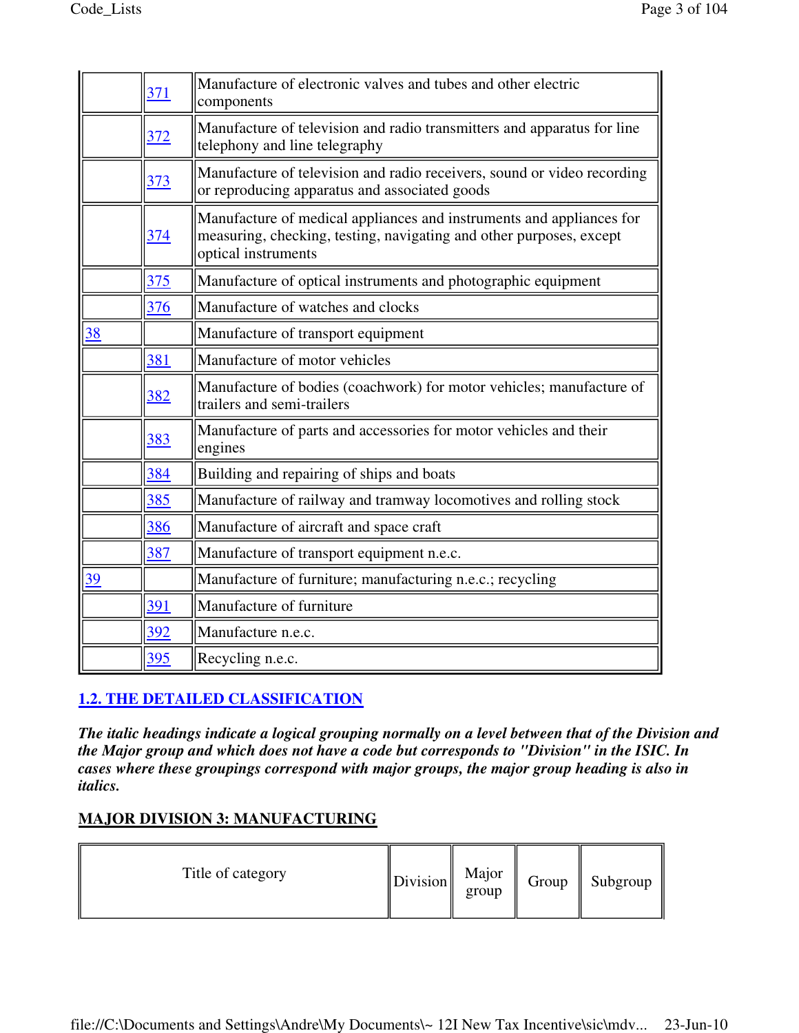| | | |
|---|---|---|
| | 371 | Manufacture of electronic valves and tubes and other electric components |
| | 372 | Manufacture of television and radio transmitters and apparatus for line telephony and line telegraphy |
| | 373 | Manufacture of television and radio receivers, sound or video recording or reproducing apparatus and associated goods |
| | 374 | Manufacture of medical appliances and instruments and appliances for measuring, checking, testing, navigating and other purposes, except optical instruments |
| | 375 | Manufacture of optical instruments and photographic equipment |
| | 376 | Manufacture of watches and clocks |
| 38 | | Manufacture of transport equipment |
| | 381 | Manufacture of motor vehicles |
| | 382 | Manufacture of bodies (coachwork) for motor vehicles; manufacture of trailers and semi-trailers |
| | 383 | Manufacture of parts and accessories for motor vehicles and their engines |
| | 384 | Building and repairing of ships and boats |
| | 385 | Manufacture of railway and tramway locomotives and rolling stock |
| | 386 | Manufacture of aircraft and space craft |
| | 387 | Manufacture of transport equipment n.e.c. |
| 39 | | Manufacture of furniture; manufacturing n.e.c.; recycling |
| | 391 | Manufacture of furniture |
| | 392 | Manufacture n.e.c. |
| | 395 | Recycling n.e.c. |

## 1.2. THE DETAILED CLASSIFICATION

***The italic headings indicate a logical grouping normally on a level between that of the Division and the Major group and which does not have a code but corresponds to "Division" in the ISIC. In cases where these groupings correspond with major groups, the major group heading is also in italics.***

**MAJOR DIVISION 3: MANUFACTURING**

| Title of category | Division | Major group | Group | Subgroup |
|---|---|---|---|---|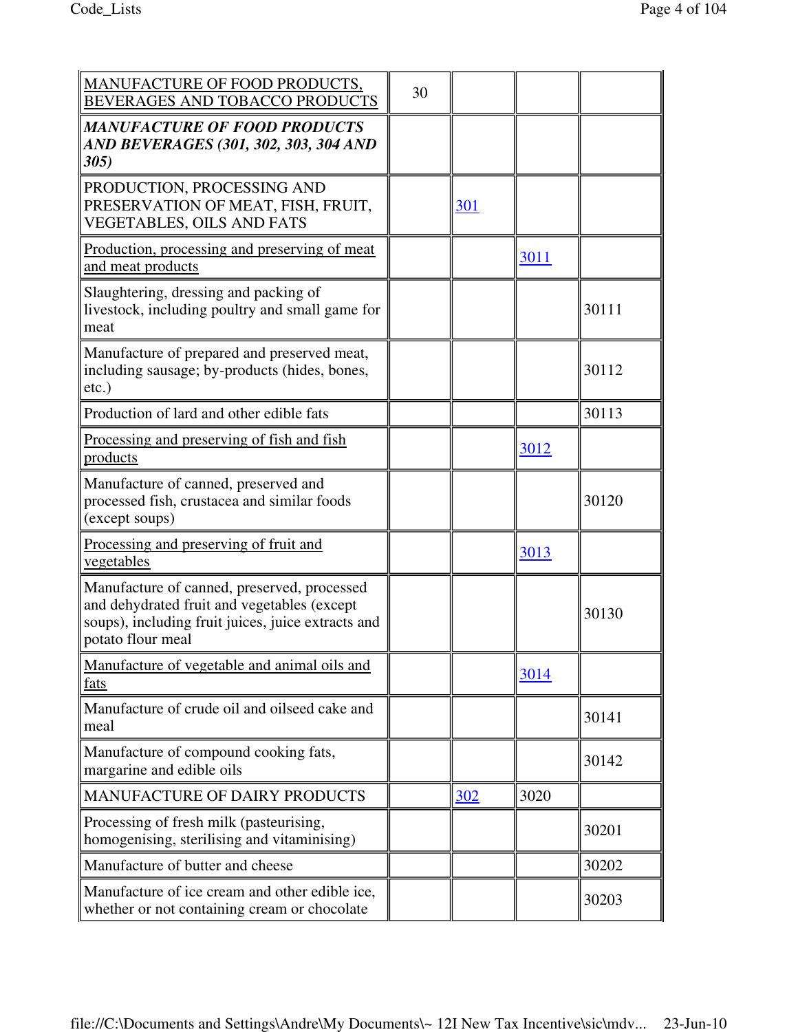| MANUFACTURE OF FOOD PRODUCTS, BEVERAGES AND TOBACCO PRODUCTS | 30 | | | |
|---|---|---|---|---|
| ***MANUFACTURE OF FOOD PRODUCTS AND BEVERAGES (301, 302, 303, 304 AND 305)*** | | | | |
| PRODUCTION, PROCESSING AND PRESERVATION OF MEAT, FISH, FRUIT, VEGETABLES, OILS AND FATS | | 301 | | |
| Production, processing and preserving of meat and meat products | | | 3011 | |
| Slaughtering, dressing and packing of livestock, including poultry and small game for meat | | | | 30111 |
| Manufacture of prepared and preserved meat, including sausage; by-products (hides, bones, etc.) | | | | 30112 |
| Production of lard and other edible fats | | | | 30113 |
| Processing and preserving of fish and fish products | | | 3012 | |
| Manufacture of canned, preserved and processed fish, crustacea and similar foods (except soups) | | | | 30120 |
| Processing and preserving of fruit and vegetables | | | 3013 | |
| Manufacture of canned, preserved, processed and dehydrated fruit and vegetables (except soups), including fruit juices, juice extracts and potato flour meal | | | | 30130 |
| Manufacture of vegetable and animal oils and fats | | | 3014 | |
| Manufacture of crude oil and oilseed cake and meal | | | | 30141 |
| Manufacture of compound cooking fats, margarine and edible oils | | | | 30142 |
| MANUFACTURE OF DAIRY PRODUCTS | | 302 | 3020 | |
| Processing of fresh milk (pasteurising, homogenising, sterilising and vitaminising) | | | | 30201 |
| Manufacture of butter and cheese | | | | 30202 |
| Manufacture of ice cream and other edible ice, whether or not containing cream or chocolate | | | | 30203 |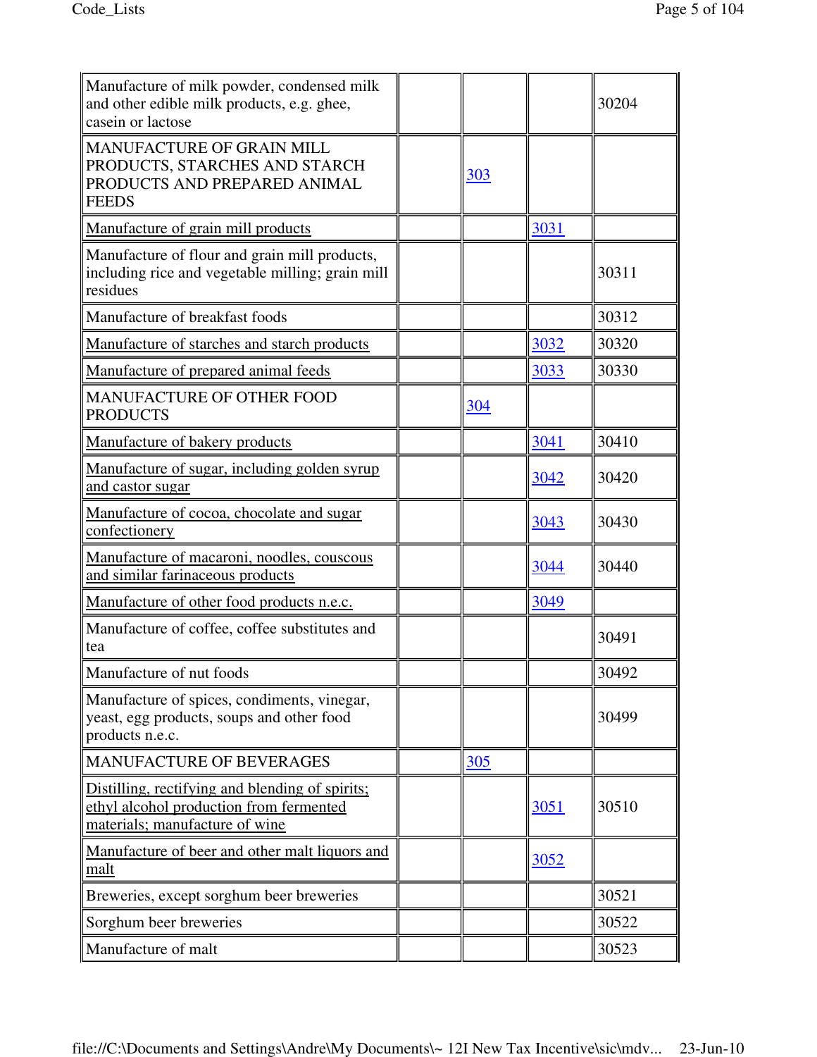| | | | | |
|---|---|---|---|---|
| Manufacture of milk powder, condensed milk and other edible milk products, e.g. ghee, casein or lactose | | | | 30204 |
| MANUFACTURE OF GRAIN MILL PRODUCTS, STARCHES AND STARCH PRODUCTS AND PREPARED ANIMAL FEEDS | | 303 | | |
| Manufacture of grain mill products | | | 3031 | |
| Manufacture of flour and grain mill products, including rice and vegetable milling; grain mill residues | | | | 30311 |
| Manufacture of breakfast foods | | | | 30312 |
| Manufacture of starches and starch products | | | 3032 | 30320 |
| Manufacture of prepared animal feeds | | | 3033 | 30330 |
| MANUFACTURE OF OTHER FOOD PRODUCTS | | 304 | | |
| Manufacture of bakery products | | | 3041 | 30410 |
| Manufacture of sugar, including golden syrup and castor sugar | | | 3042 | 30420 |
| Manufacture of cocoa, chocolate and sugar confectionery | | | 3043 | 30430 |
| Manufacture of macaroni, noodles, couscous and similar farinaceous products | | | 3044 | 30440 |
| Manufacture of other food products n.e.c. | | | 3049 | |
| Manufacture of coffee, coffee substitutes and tea | | | | 30491 |
| Manufacture of nut foods | | | | 30492 |
| Manufacture of spices, condiments, vinegar, yeast, egg products, soups and other food products n.e.c. | | | | 30499 |
| MANUFACTURE OF BEVERAGES | | 305 | | |
| Distilling, rectifying and blending of spirits; ethyl alcohol production from fermented materials; manufacture of wine | | | 3051 | 30510 |
| Manufacture of beer and other malt liquors and malt | | | 3052 | |
| Breweries, except sorghum beer breweries | | | | 30521 |
| Sorghum beer breweries | | | | 30522 |
| Manufacture of malt | | | | 30523 |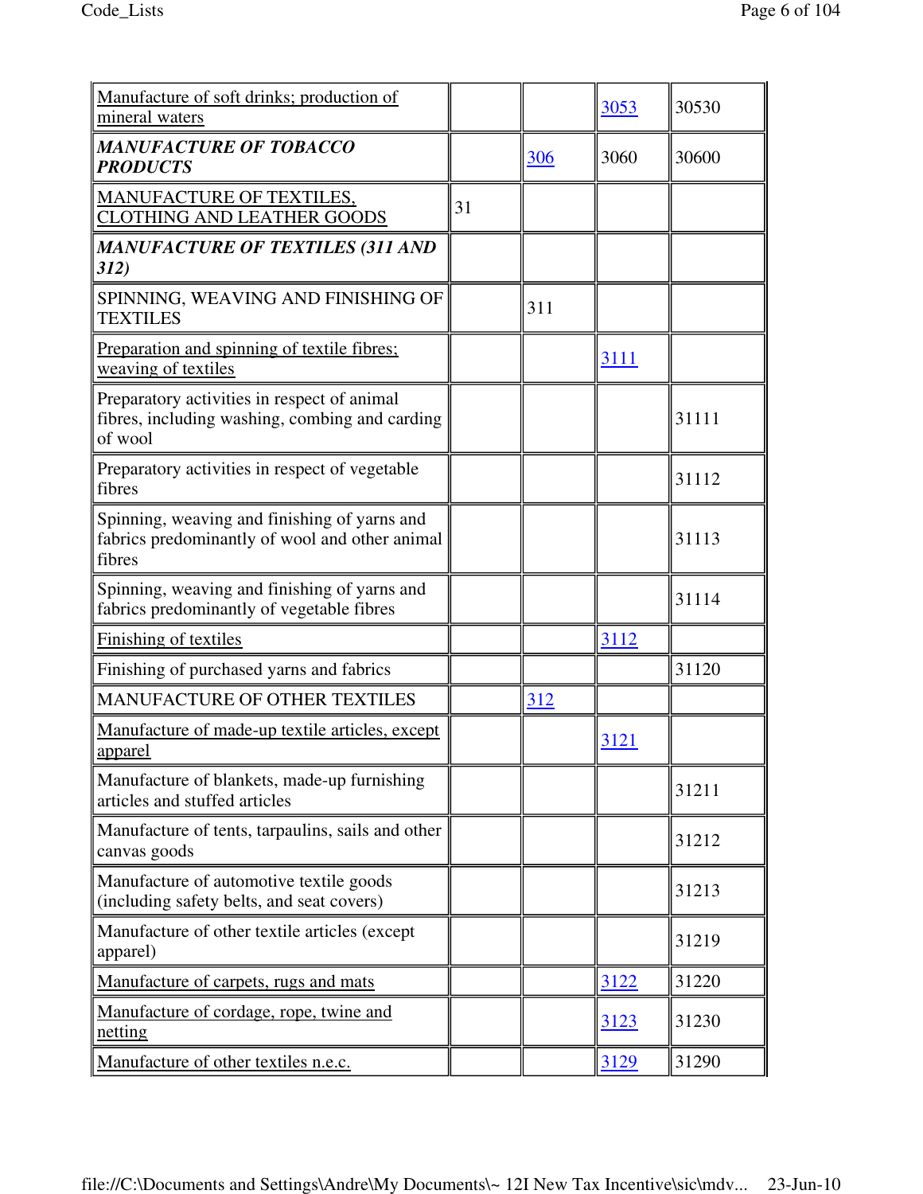| | | | | |
|---|---|---|---|---|
| Manufacture of soft drinks; production of mineral waters | | | 3053 | 30530 |
| ***MANUFACTURE OF TOBACCO PRODUCTS*** | | 306 | 3060 | 30600 |
| MANUFACTURE OF TEXTILES, CLOTHING AND LEATHER GOODS | 31 | | | |
| ***MANUFACTURE OF TEXTILES (311 AND 312)*** | | | | |
| SPINNING, WEAVING AND FINISHING OF TEXTILES | | 311 | | |
| Preparation and spinning of textile fibres; weaving of textiles | | | 3111 | |
| Preparatory activities in respect of animal fibres, including washing, combing and carding of wool | | | | 31111 |
| Preparatory activities in respect of vegetable fibres | | | | 31112 |
| Spinning, weaving and finishing of yarns and fabrics predominantly of wool and other animal fibres | | | | 31113 |
| Spinning, weaving and finishing of yarns and fabrics predominantly of vegetable fibres | | | | 31114 |
| Finishing of textiles | | | 3112 | |
| Finishing of purchased yarns and fabrics | | | | 31120 |
| MANUFACTURE OF OTHER TEXTILES | | 312 | | |
| Manufacture of made-up textile articles, except apparel | | | 3121 | |
| Manufacture of blankets, made-up furnishing articles and stuffed articles | | | | 31211 |
| Manufacture of tents, tarpaulins, sails and other canvas goods | | | | 31212 |
| Manufacture of automotive textile goods (including safety belts, and seat covers) | | | | 31213 |
| Manufacture of other textile articles (except apparel) | | | | 31219 |
| Manufacture of carpets, rugs and mats | | | 3122 | 31220 |
| Manufacture of cordage, rope, twine and netting | | | 3123 | 31230 |
| Manufacture of other textiles n.e.c. | | | 3129 | 31290 |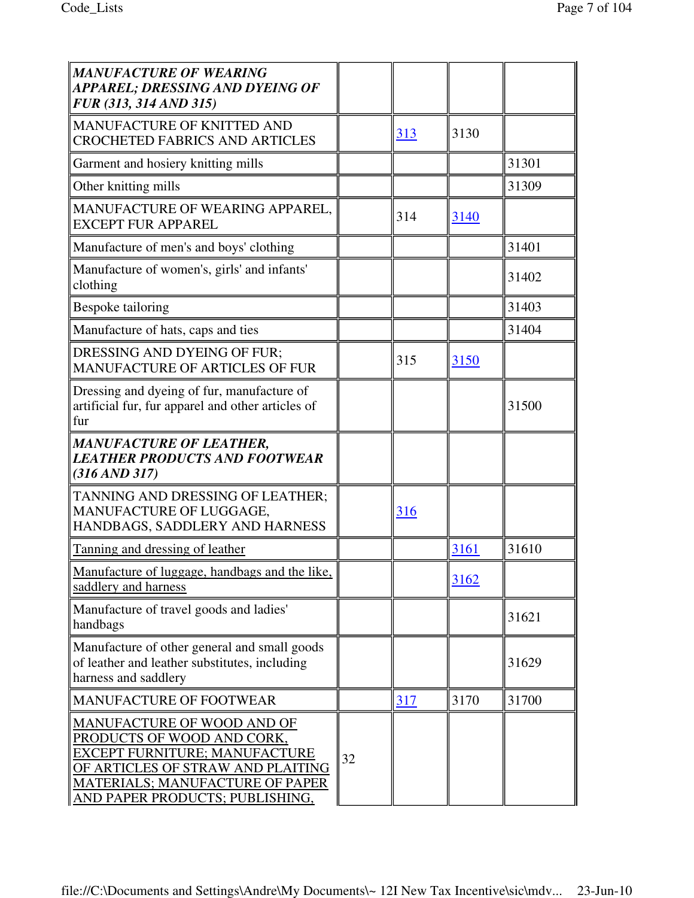| | | | | |
|---|---|---|---|---|
| ***MANUFACTURE OF WEARING APPAREL; DRESSING AND DYEING OF FUR (313, 314 AND 315)*** | | | | |
| MANUFACTURE OF KNITTED AND CROCHETED FABRICS AND ARTICLES | | 313 | 3130 | |
| Garment and hosiery knitting mills | | | | 31301 |
| Other knitting mills | | | | 31309 |
| MANUFACTURE OF WEARING APPAREL, EXCEPT FUR APPAREL | | 314 | 3140 | |
| Manufacture of men's and boys' clothing | | | | 31401 |
| Manufacture of women's, girls' and infants' clothing | | | | 31402 |
| Bespoke tailoring | | | | 31403 |
| Manufacture of hats, caps and ties | | | | 31404 |
| DRESSING AND DYEING OF FUR; MANUFACTURE OF ARTICLES OF FUR | | 315 | 3150 | |
| Dressing and dyeing of fur, manufacture of artificial fur, fur apparel and other articles of fur | | | | 31500 |
| ***MANUFACTURE OF LEATHER, LEATHER PRODUCTS AND FOOTWEAR (316 AND 317)*** | | | | |
| TANNING AND DRESSING OF LEATHER; MANUFACTURE OF LUGGAGE, HANDBAGS, SADDLERY AND HARNESS | | 316 | | |
| Tanning and dressing of leather | | | 3161 | 31610 |
| Manufacture of luggage, handbags and the like, saddlery and harness | | | 3162 | |
| Manufacture of travel goods and ladies' handbags | | | | 31621 |
| Manufacture of other general and small goods of leather and leather substitutes, including harness and saddlery | | | | 31629 |
| MANUFACTURE OF FOOTWEAR | | 317 | 3170 | 31700 |
| MANUFACTURE OF WOOD AND OF PRODUCTS OF WOOD AND CORK, EXCEPT FURNITURE; MANUFACTURE OF ARTICLES OF STRAW AND PLAITING MATERIALS; MANUFACTURE OF PAPER AND PAPER PRODUCTS; PUBLISHING, | 32 | | | |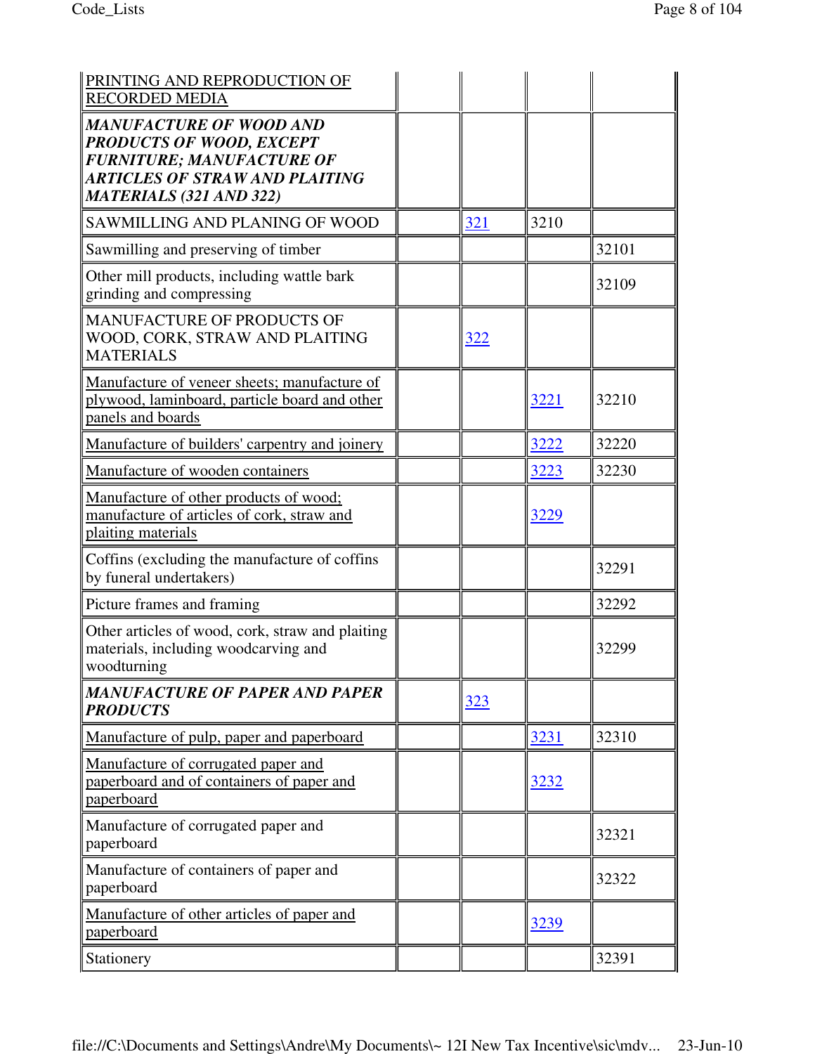| | | | | |
|---|---|---|---|---|
| PRINTING AND REPRODUCTION OF RECORDED MEDIA | | | | |
| ***MANUFACTURE OF WOOD AND PRODUCTS OF WOOD, EXCEPT FURNITURE; MANUFACTURE OF ARTICLES OF STRAW AND PLAITING MATERIALS (321 AND 322)*** | | | | |
| SAWMILLING AND PLANING OF WOOD | | 321 | 3210 | |
| Sawmilling and preserving of timber | | | | 32101 |
| Other mill products, including wattle bark grinding and compressing | | | | 32109 |
| MANUFACTURE OF PRODUCTS OF WOOD, CORK, STRAW AND PLAITING MATERIALS | | 322 | | |
| Manufacture of veneer sheets; manufacture of plywood, laminboard, particle board and other panels and boards | | | 3221 | 32210 |
| Manufacture of builders' carpentry and joinery | | | 3222 | 32220 |
| Manufacture of wooden containers | | | 3223 | 32230 |
| Manufacture of other products of wood; manufacture of articles of cork, straw and plaiting materials | | | 3229 | |
| Coffins (excluding the manufacture of coffins by funeral undertakers) | | | | 32291 |
| Picture frames and framing | | | | 32292 |
| Other articles of wood, cork, straw and plaiting materials, including woodcarving and woodturning | | | | 32299 |
| ***MANUFACTURE OF PAPER AND PAPER PRODUCTS*** | | 323 | | |
| Manufacture of pulp, paper and paperboard | | | 3231 | 32310 |
| Manufacture of corrugated paper and paperboard and of containers of paper and paperboard | | | 3232 | |
| Manufacture of corrugated paper and paperboard | | | | 32321 |
| Manufacture of containers of paper and paperboard | | | | 32322 |
| Manufacture of other articles of paper and paperboard | | | 3239 | |
| Stationery | | | | 32391 |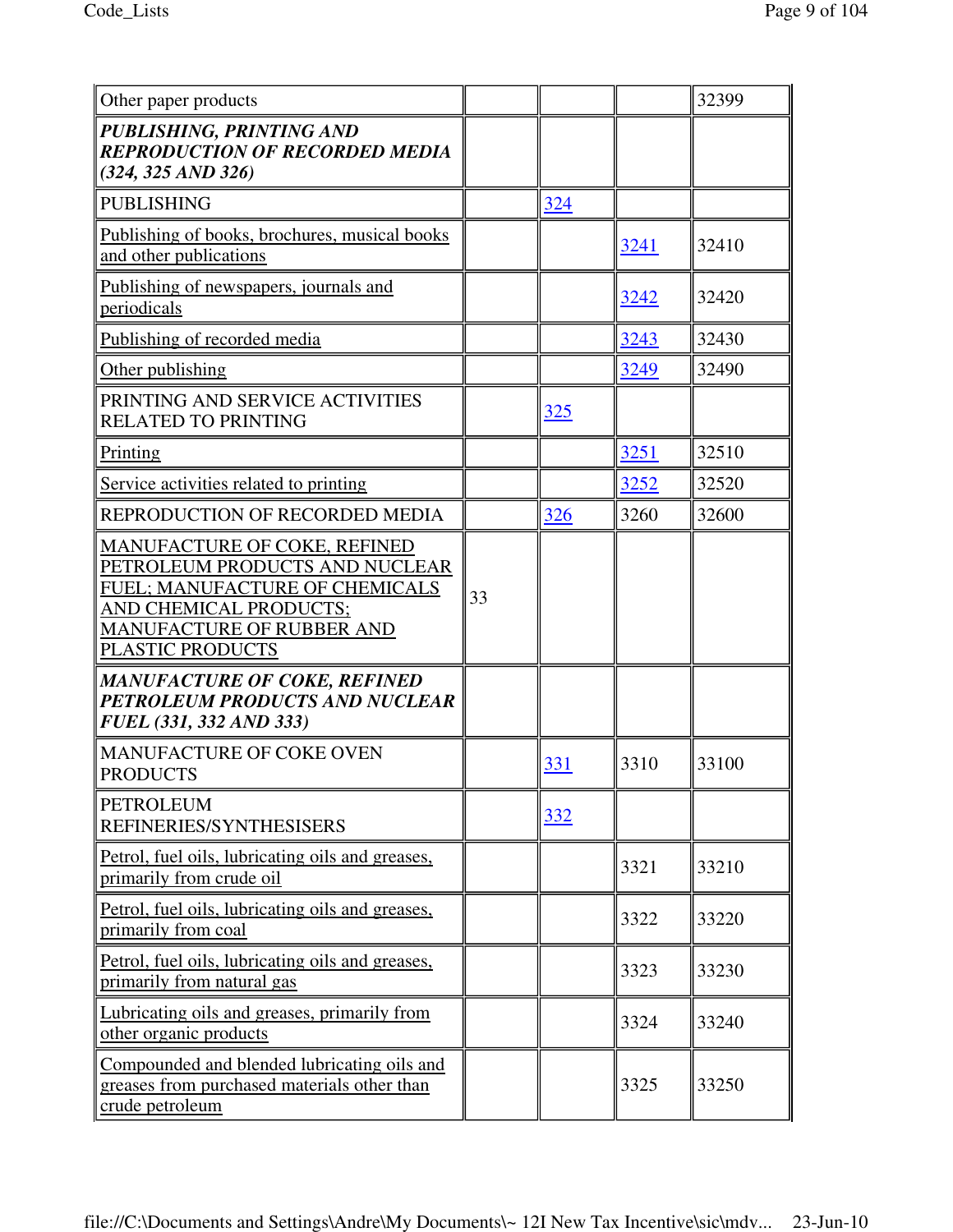| | | | | |
|---|---|---|---|---|
| Other paper products | | | | 32399 |
| ***PUBLISHING, PRINTING AND REPRODUCTION OF RECORDED MEDIA (324, 325 AND 326)*** | | | | |
| PUBLISHING | | 324 | | |
| Publishing of books, brochures, musical books and other publications | | | 3241 | 32410 |
| Publishing of newspapers, journals and periodicals | | | 3242 | 32420 |
| Publishing of recorded media | | | 3243 | 32430 |
| Other publishing | | | 3249 | 32490 |
| PRINTING AND SERVICE ACTIVITIES RELATED TO PRINTING | | 325 | | |
| Printing | | | 3251 | 32510 |
| Service activities related to printing | | | 3252 | 32520 |
| REPRODUCTION OF RECORDED MEDIA | | 326 | 3260 | 32600 |
| MANUFACTURE OF COKE, REFINED PETROLEUM PRODUCTS AND NUCLEAR FUEL; MANUFACTURE OF CHEMICALS AND CHEMICAL PRODUCTS; MANUFACTURE OF RUBBER AND PLASTIC PRODUCTS | 33 | | | |
| ***MANUFACTURE OF COKE, REFINED PETROLEUM PRODUCTS AND NUCLEAR FUEL (331, 332 AND 333)*** | | | | |
| MANUFACTURE OF COKE OVEN PRODUCTS | | 331 | 3310 | 33100 |
| PETROLEUM REFINERIES/SYNTHESISERS | | 332 | | |
| Petrol, fuel oils, lubricating oils and greases, primarily from crude oil | | | 3321 | 33210 |
| Petrol, fuel oils, lubricating oils and greases, primarily from coal | | | 3322 | 33220 |
| Petrol, fuel oils, lubricating oils and greases, primarily from natural gas | | | 3323 | 33230 |
| Lubricating oils and greases, primarily from other organic products | | | 3324 | 33240 |
| Compounded and blended lubricating oils and greases from purchased materials other than crude petroleum | | | 3325 | 33250 |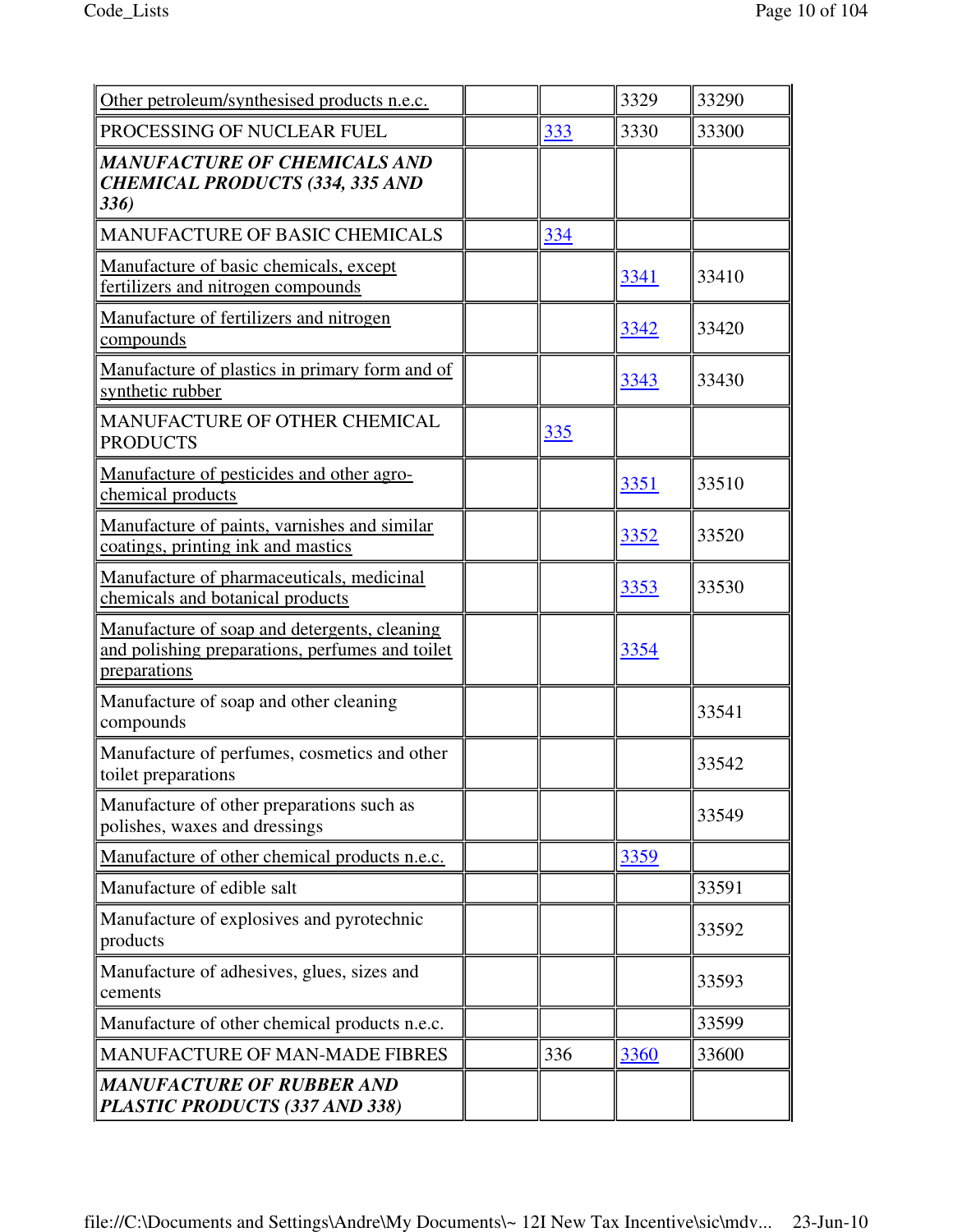| | | | | |
|---|---|---|---|---|
| Other petroleum/synthesised products n.e.c. | | | 3329 | 33290 |
| PROCESSING OF NUCLEAR FUEL | | 333 | 3330 | 33300 |
| ***MANUFACTURE OF CHEMICALS AND CHEMICAL PRODUCTS (334, 335 AND 336)*** | | | | |
| MANUFACTURE OF BASIC CHEMICALS | | 334 | | |
| Manufacture of basic chemicals, except fertilizers and nitrogen compounds | | | 3341 | 33410 |
| Manufacture of fertilizers and nitrogen compounds | | | 3342 | 33420 |
| Manufacture of plastics in primary form and of synthetic rubber | | | 3343 | 33430 |
| MANUFACTURE OF OTHER CHEMICAL PRODUCTS | | 335 | | |
| Manufacture of pesticides and other agro-chemical products | | | 3351 | 33510 |
| Manufacture of paints, varnishes and similar coatings, printing ink and mastics | | | 3352 | 33520 |
| Manufacture of pharmaceuticals, medicinal chemicals and botanical products | | | 3353 | 33530 |
| Manufacture of soap and detergents, cleaning and polishing preparations, perfumes and toilet preparations | | | 3354 | |
| Manufacture of soap and other cleaning compounds | | | | 33541 |
| Manufacture of perfumes, cosmetics and other toilet preparations | | | | 33542 |
| Manufacture of other preparations such as polishes, waxes and dressings | | | | 33549 |
| Manufacture of other chemical products n.e.c. | | | 3359 | |
| Manufacture of edible salt | | | | 33591 |
| Manufacture of explosives and pyrotechnic products | | | | 33592 |
| Manufacture of adhesives, glues, sizes and cements | | | | 33593 |
| Manufacture of other chemical products n.e.c. | | | | 33599 |
| MANUFACTURE OF MAN-MADE FIBRES | | 336 | 3360 | 33600 |
| ***MANUFACTURE OF RUBBER AND PLASTIC PRODUCTS (337 AND 338)*** | | | | |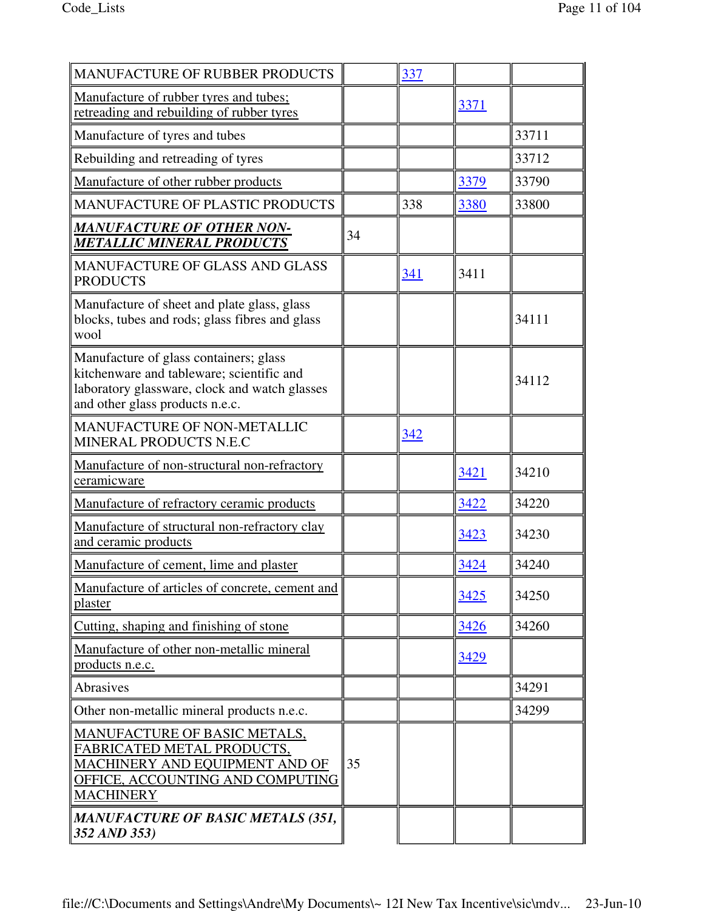| | | | | |
|---|---|---|---|---|
| MANUFACTURE OF RUBBER PRODUCTS | | 337 | | |
| Manufacture of rubber tyres and tubes; retreading and rebuilding of rubber tyres | | | 3371 | |
| Manufacture of tyres and tubes | | | | 33711 |
| Rebuilding and retreading of tyres | | | | 33712 |
| Manufacture of other rubber products | | | 3379 | 33790 |
| MANUFACTURE OF PLASTIC PRODUCTS | | 338 | 3380 | 33800 |
| ***MANUFACTURE OF OTHER NON-METALLIC MINERAL PRODUCTS*** | 34 | | | |
| MANUFACTURE OF GLASS AND GLASS PRODUCTS | | 341 | 3411 | |
| Manufacture of sheet and plate glass, glass blocks, tubes and rods; glass fibres and glass wool | | | | 34111 |
| Manufacture of glass containers; glass kitchenware and tableware; scientific and laboratory glassware, clock and watch glasses and other glass products n.e.c. | | | | 34112 |
| MANUFACTURE OF NON-METALLIC MINERAL PRODUCTS N.E.C | | 342 | | |
| Manufacture of non-structural non-refractory ceramicware | | | 3421 | 34210 |
| Manufacture of refractory ceramic products | | | 3422 | 34220 |
| Manufacture of structural non-refractory clay and ceramic products | | | 3423 | 34230 |
| Manufacture of cement, lime and plaster | | | 3424 | 34240 |
| Manufacture of articles of concrete, cement and plaster | | | 3425 | 34250 |
| Cutting, shaping and finishing of stone | | | 3426 | 34260 |
| Manufacture of other non-metallic mineral products n.e.c. | | | 3429 | |
| Abrasives | | | | 34291 |
| Other non-metallic mineral products n.e.c. | | | | 34299 |
| MANUFACTURE OF BASIC METALS, FABRICATED METAL PRODUCTS, MACHINERY AND EQUIPMENT AND OF OFFICE, ACCOUNTING AND COMPUTING MACHINERY | 35 | | | |
| ***MANUFACTURE OF BASIC METALS (351, 352 AND 353)*** | | | | |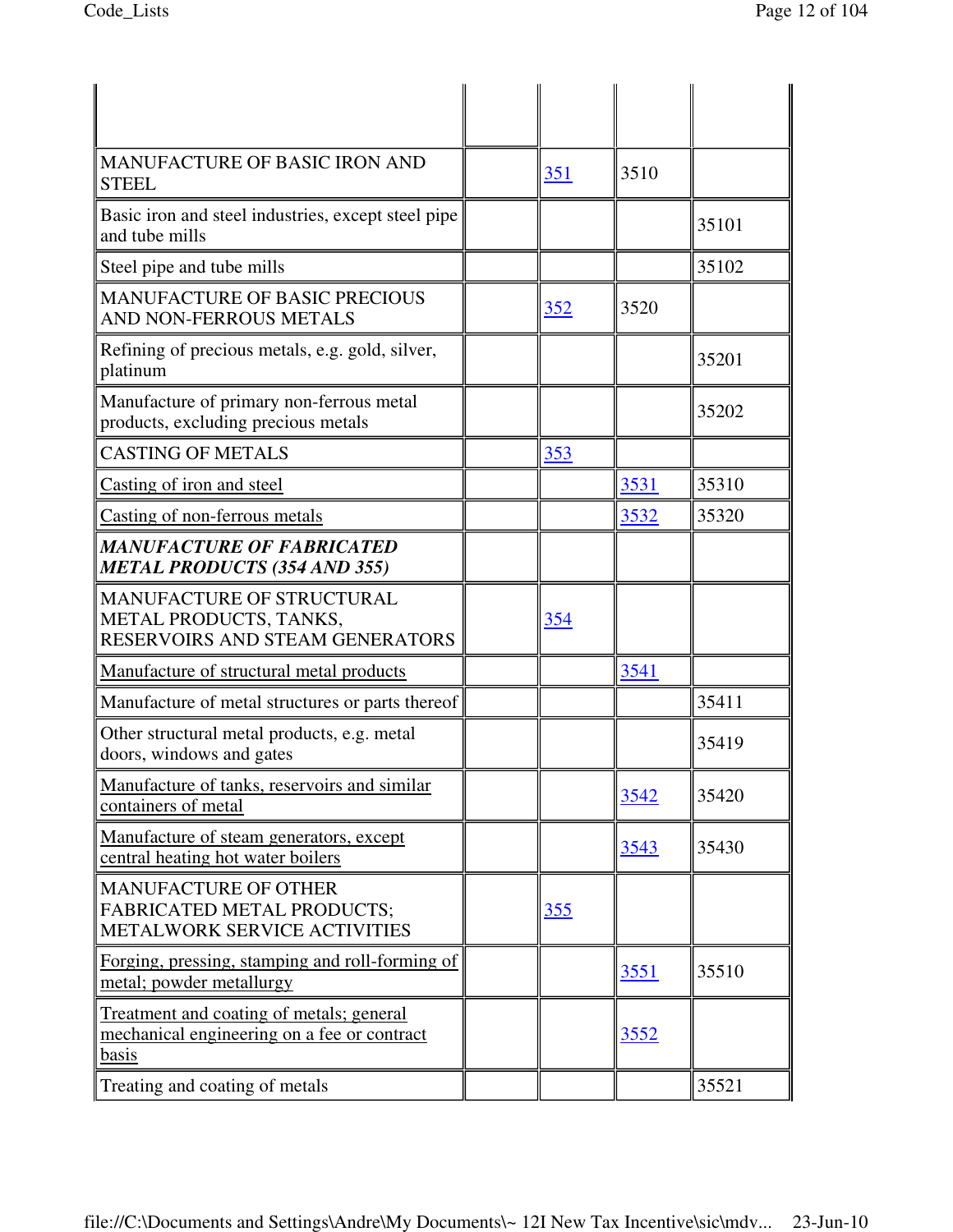| | | | | |
|---|---|---|---|---|
| MANUFACTURE OF BASIC IRON AND STEEL | | 351 | 3510 | |
| Basic iron and steel industries, except steel pipe and tube mills | | | | 35101 |
| Steel pipe and tube mills | | | | 35102 |
| MANUFACTURE OF BASIC PRECIOUS AND NON-FERROUS METALS | | 352 | 3520 | |
| Refining of precious metals, e.g. gold, silver, platinum | | | | 35201 |
| Manufacture of primary non-ferrous metal products, excluding precious metals | | | | 35202 |
| CASTING OF METALS | | 353 | | |
| Casting of iron and steel | | | 3531 | 35310 |
| Casting of non-ferrous metals | | | 3532 | 35320 |
| ***MANUFACTURE OF FABRICATED METAL PRODUCTS (354 AND 355)*** | | | | |
| MANUFACTURE OF STRUCTURAL METAL PRODUCTS, TANKS, RESERVOIRS AND STEAM GENERATORS | | 354 | | |
| Manufacture of structural metal products | | | 3541 | |
| Manufacture of metal structures or parts thereof | | | | 35411 |
| Other structural metal products, e.g. metal doors, windows and gates | | | | 35419 |
| Manufacture of tanks, reservoirs and similar containers of metal | | | 3542 | 35420 |
| Manufacture of steam generators, except central heating hot water boilers | | | 3543 | 35430 |
| MANUFACTURE OF OTHER FABRICATED METAL PRODUCTS; METALWORK SERVICE ACTIVITIES | | 355 | | |
| Forging, pressing, stamping and roll-forming of metal; powder metallurgy | | | 3551 | 35510 |
| Treatment and coating of metals; general mechanical engineering on a fee or contract basis | | | 3552 | |
| Treating and coating of metals | | | | 35521 |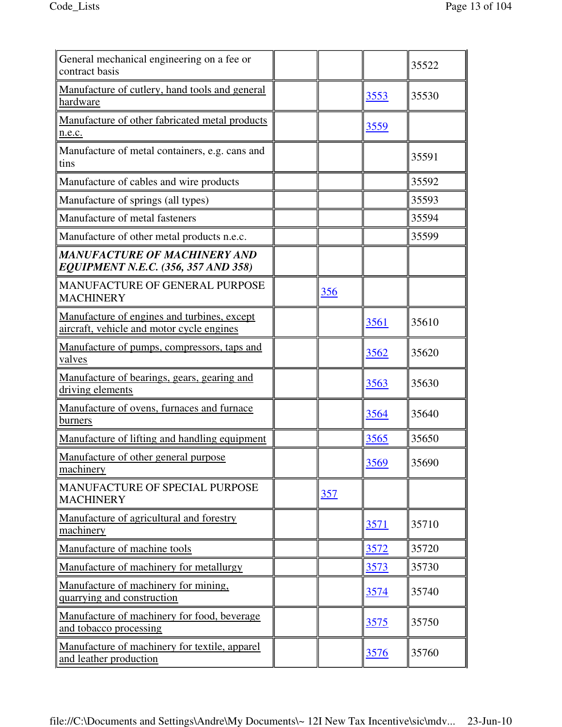| | | | | |
|---|---|---|---|---|
| General mechanical engineering on a fee or contract basis | | | | 35522 |
| Manufacture of cutlery, hand tools and general hardware | | | 3553 | 35530 |
| Manufacture of other fabricated metal products n.e.c. | | | 3559 | |
| Manufacture of metal containers, e.g. cans and tins | | | | 35591 |
| Manufacture of cables and wire products | | | | 35592 |
| Manufacture of springs (all types) | | | | 35593 |
| Manufacture of metal fasteners | | | | 35594 |
| Manufacture of other metal products n.e.c. | | | | 35599 |
| ***MANUFACTURE OF MACHINERY AND EQUIPMENT N.E.C. (356, 357 AND 358)*** | | | | |
| MANUFACTURE OF GENERAL PURPOSE MACHINERY | | 356 | | |
| Manufacture of engines and turbines, except aircraft, vehicle and motor cycle engines | | | 3561 | 35610 |
| Manufacture of pumps, compressors, taps and valves | | | 3562 | 35620 |
| Manufacture of bearings, gears, gearing and driving elements | | | 3563 | 35630 |
| Manufacture of ovens, furnaces and furnace burners | | | 3564 | 35640 |
| Manufacture of lifting and handling equipment | | | 3565 | 35650 |
| Manufacture of other general purpose machinery | | | 3569 | 35690 |
| MANUFACTURE OF SPECIAL PURPOSE MACHINERY | | 357 | | |
| Manufacture of agricultural and forestry machinery | | | 3571 | 35710 |
| Manufacture of machine tools | | | 3572 | 35720 |
| Manufacture of machinery for metallurgy | | | 3573 | 35730 |
| Manufacture of machinery for mining, quarrying and construction | | | 3574 | 35740 |
| Manufacture of machinery for food, beverage and tobacco processing | | | 3575 | 35750 |
| Manufacture of machinery for textile, apparel and leather production | | | 3576 | 35760 |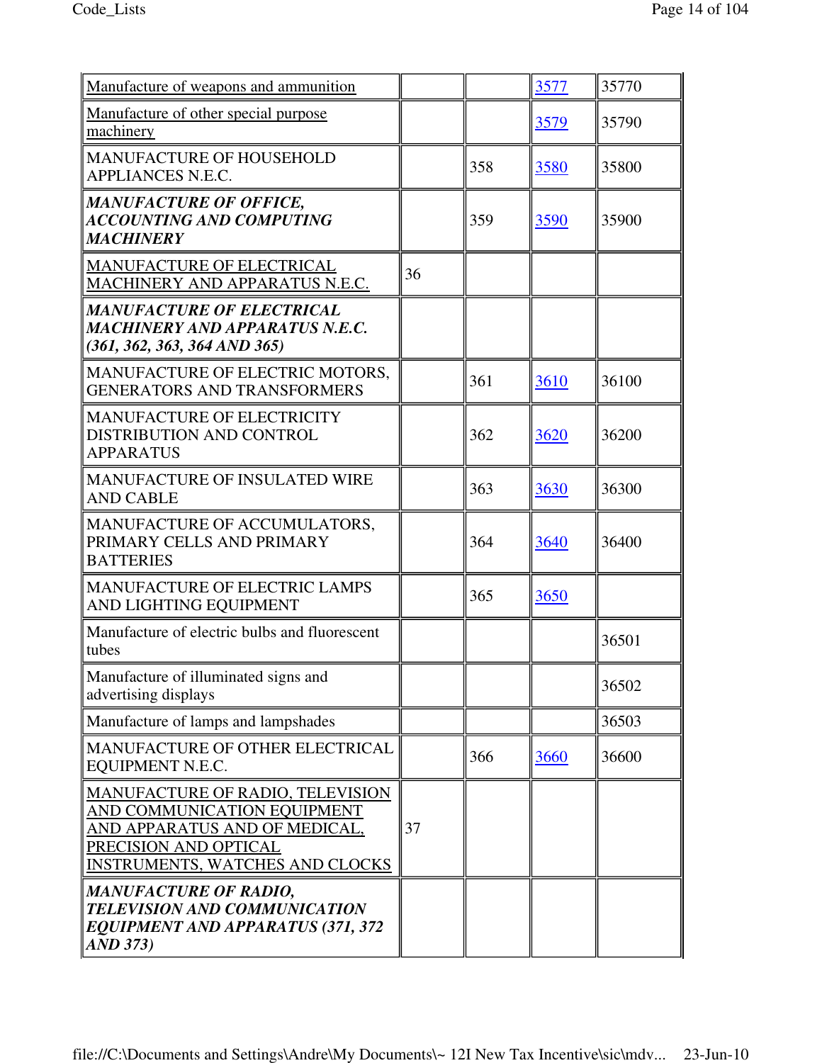| | | | | |
|---|---|---|---|---|
| Manufacture of weapons and ammunition | | | 3577 | 35770 |
| Manufacture of other special purpose machinery | | | 3579 | 35790 |
| MANUFACTURE OF HOUSEHOLD APPLIANCES N.E.C. | | 358 | 3580 | 35800 |
| ***MANUFACTURE OF OFFICE, ACCOUNTING AND COMPUTING MACHINERY*** | | 359 | 3590 | 35900 |
| MANUFACTURE OF ELECTRICAL MACHINERY AND APPARATUS N.E.C. | 36 | | | |
| ***MANUFACTURE OF ELECTRICAL MACHINERY AND APPARATUS N.E.C. (361, 362, 363, 364 AND 365)*** | | | | |
| MANUFACTURE OF ELECTRIC MOTORS, GENERATORS AND TRANSFORMERS | | 361 | 3610 | 36100 |
| MANUFACTURE OF ELECTRICITY DISTRIBUTION AND CONTROL APPARATUS | | 362 | 3620 | 36200 |
| MANUFACTURE OF INSULATED WIRE AND CABLE | | 363 | 3630 | 36300 |
| MANUFACTURE OF ACCUMULATORS, PRIMARY CELLS AND PRIMARY BATTERIES | | 364 | 3640 | 36400 |
| MANUFACTURE OF ELECTRIC LAMPS AND LIGHTING EQUIPMENT | | 365 | 3650 | |
| Manufacture of electric bulbs and fluorescent tubes | | | | 36501 |
| Manufacture of illuminated signs and advertising displays | | | | 36502 |
| Manufacture of lamps and lampshades | | | | 36503 |
| MANUFACTURE OF OTHER ELECTRICAL EQUIPMENT N.E.C. | | 366 | 3660 | 36600 |
| MANUFACTURE OF RADIO, TELEVISION AND COMMUNICATION EQUIPMENT AND APPARATUS AND OF MEDICAL, PRECISION AND OPTICAL INSTRUMENTS, WATCHES AND CLOCKS | 37 | | | |
| ***MANUFACTURE OF RADIO, TELEVISION AND COMMUNICATION EQUIPMENT AND APPARATUS (371, 372 AND 373)*** | | | | |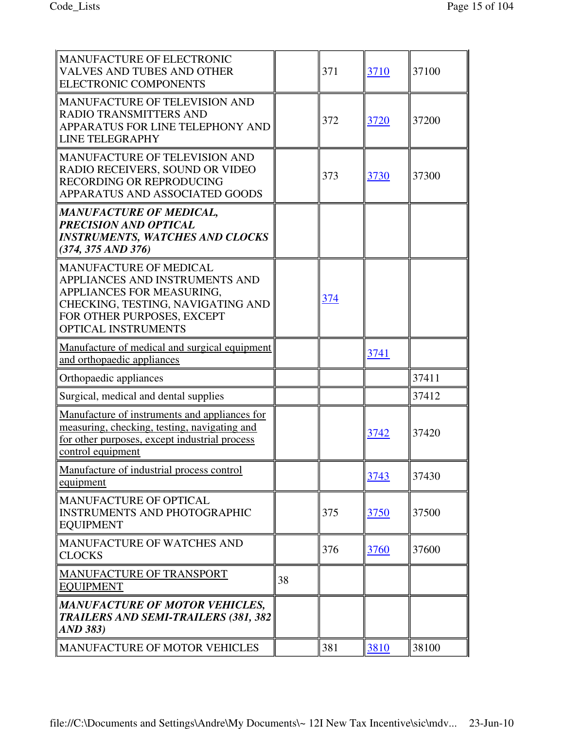| | | | | |
|---|---|---|---|---|
| MANUFACTURE OF ELECTRONIC VALVES AND TUBES AND OTHER ELECTRONIC COMPONENTS | | 371 | 3710 | 37100 |
| MANUFACTURE OF TELEVISION AND RADIO TRANSMITTERS AND APPARATUS FOR LINE TELEPHONY AND LINE TELEGRAPHY | | 372 | 3720 | 37200 |
| MANUFACTURE OF TELEVISION AND RADIO RECEIVERS, SOUND OR VIDEO RECORDING OR REPRODUCING APPARATUS AND ASSOCIATED GOODS | | 373 | 3730 | 37300 |
| ***MANUFACTURE OF MEDICAL, PRECISION AND OPTICAL INSTRUMENTS, WATCHES AND CLOCKS (374, 375 AND 376)*** | | | | |
| MANUFACTURE OF MEDICAL APPLIANCES AND INSTRUMENTS AND APPLIANCES FOR MEASURING, CHECKING, TESTING, NAVIGATING AND FOR OTHER PURPOSES, EXCEPT OPTICAL INSTRUMENTS | | 374 | | |
| Manufacture of medical and surgical equipment and orthopaedic appliances | | | 3741 | |
| Orthopaedic appliances | | | | 37411 |
| Surgical, medical and dental supplies | | | | 37412 |
| Manufacture of instruments and appliances for measuring, checking, testing, navigating and for other purposes, except industrial process control equipment | | | 3742 | 37420 |
| Manufacture of industrial process control equipment | | | 3743 | 37430 |
| MANUFACTURE OF OPTICAL INSTRUMENTS AND PHOTOGRAPHIC EQUIPMENT | | 375 | 3750 | 37500 |
| MANUFACTURE OF WATCHES AND CLOCKS | | 376 | 3760 | 37600 |
| MANUFACTURE OF TRANSPORT EQUIPMENT | 38 | | | |
| ***MANUFACTURE OF MOTOR VEHICLES, TRAILERS AND SEMI-TRAILERS (381, 382 AND 383)*** | | | | |
| MANUFACTURE OF MOTOR VEHICLES | | 381 | 3810 | 38100 |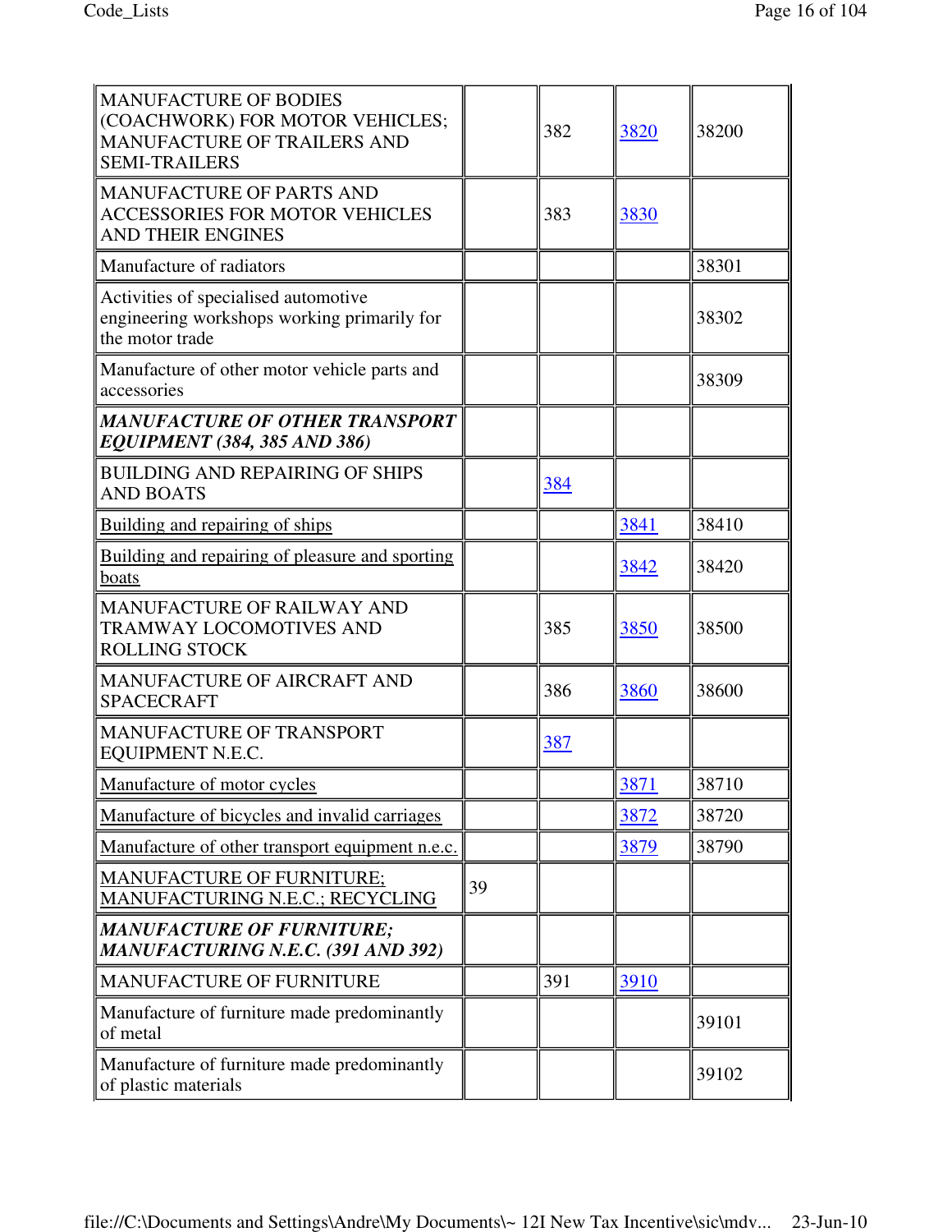| | | | | |
|---|---|---|---|---|
| MANUFACTURE OF BODIES (COACHWORK) FOR MOTOR VEHICLES; MANUFACTURE OF TRAILERS AND SEMI-TRAILERS | | 382 | 3820 | 38200 |
| MANUFACTURE OF PARTS AND ACCESSORIES FOR MOTOR VEHICLES AND THEIR ENGINES | | 383 | 3830 | |
| Manufacture of radiators | | | | 38301 |
| Activities of specialised automotive engineering workshops working primarily for the motor trade | | | | 38302 |
| Manufacture of other motor vehicle parts and accessories | | | | 38309 |
| ***MANUFACTURE OF OTHER TRANSPORT EQUIPMENT (384, 385 AND 386)*** | | | | |
| BUILDING AND REPAIRING OF SHIPS AND BOATS | | 384 | | |
| Building and repairing of ships | | | 3841 | 38410 |
| Building and repairing of pleasure and sporting boats | | | 3842 | 38420 |
| MANUFACTURE OF RAILWAY AND TRAMWAY LOCOMOTIVES AND ROLLING STOCK | | 385 | 3850 | 38500 |
| MANUFACTURE OF AIRCRAFT AND SPACECRAFT | | 386 | 3860 | 38600 |
| MANUFACTURE OF TRANSPORT EQUIPMENT N.E.C. | | 387 | | |
| Manufacture of motor cycles | | | 3871 | 38710 |
| Manufacture of bicycles and invalid carriages | | | 3872 | 38720 |
| Manufacture of other transport equipment n.e.c. | | | 3879 | 38790 |
| MANUFACTURE OF FURNITURE; MANUFACTURING N.E.C.; RECYCLING | 39 | | | |
| ***MANUFACTURE OF FURNITURE; MANUFACTURING N.E.C. (391 AND 392)*** | | | | |
| MANUFACTURE OF FURNITURE | | 391 | 3910 | |
| Manufacture of furniture made predominantly of metal | | | | 39101 |
| Manufacture of furniture made predominantly of plastic materials | | | | 39102 |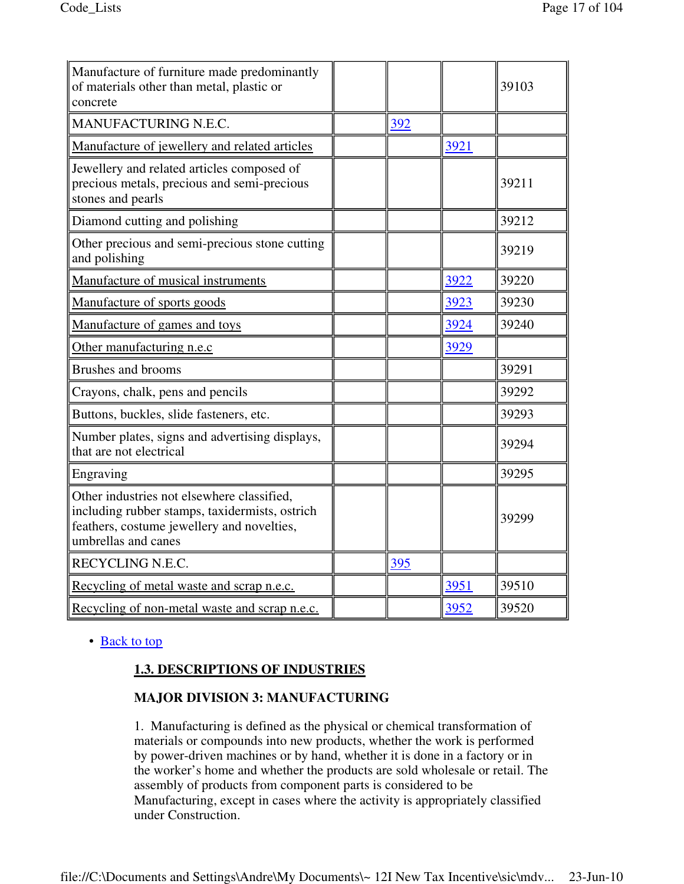| | | | | |
|---|---|---|---|---|
| Manufacture of furniture made predominantly of materials other than metal, plastic or concrete | | | | 39103 |
| MANUFACTURING N.E.C. | | 392 | | |
| Manufacture of jewellery and related articles | | | 3921 | |
| Jewellery and related articles composed of precious metals, precious and semi-precious stones and pearls | | | | 39211 |
| Diamond cutting and polishing | | | | 39212 |
| Other precious and semi-precious stone cutting and polishing | | | | 39219 |
| Manufacture of musical instruments | | | 3922 | 39220 |
| Manufacture of sports goods | | | 3923 | 39230 |
| Manufacture of games and toys | | | 3924 | 39240 |
| Other manufacturing n.e.c | | | 3929 | |
| Brushes and brooms | | | | 39291 |
| Crayons, chalk, pens and pencils | | | | 39292 |
| Buttons, buckles, slide fasteners, etc. | | | | 39293 |
| Number plates, signs and advertising displays, that are not electrical | | | | 39294 |
| Engraving | | | | 39295 |
| Other industries not elsewhere classified, including rubber stamps, taxidermists, ostrich feathers, costume jewellery and novelties, umbrellas and canes | | | | 39299 |
| RECYCLING N.E.C. | | 395 | | |
| Recycling of metal waste and scrap n.e.c. | | | 3951 | 39510 |
| Recycling of non-metal waste and scrap n.e.c. | | | 3952 | 39520 |

- Back to top

## 1.3. DESCRIPTIONS OF INDUSTRIES

### MAJOR DIVISION 3: MANUFACTURING

1. Manufacturing is defined as the physical or chemical transformation of materials or compounds into new products, whether the work is performed by power-driven machines or by hand, whether it is done in a factory or in the worker's home and whether the products are sold wholesale or retail. The assembly of products from component parts is considered to be Manufacturing, except in cases where the activity is appropriately classified under Construction.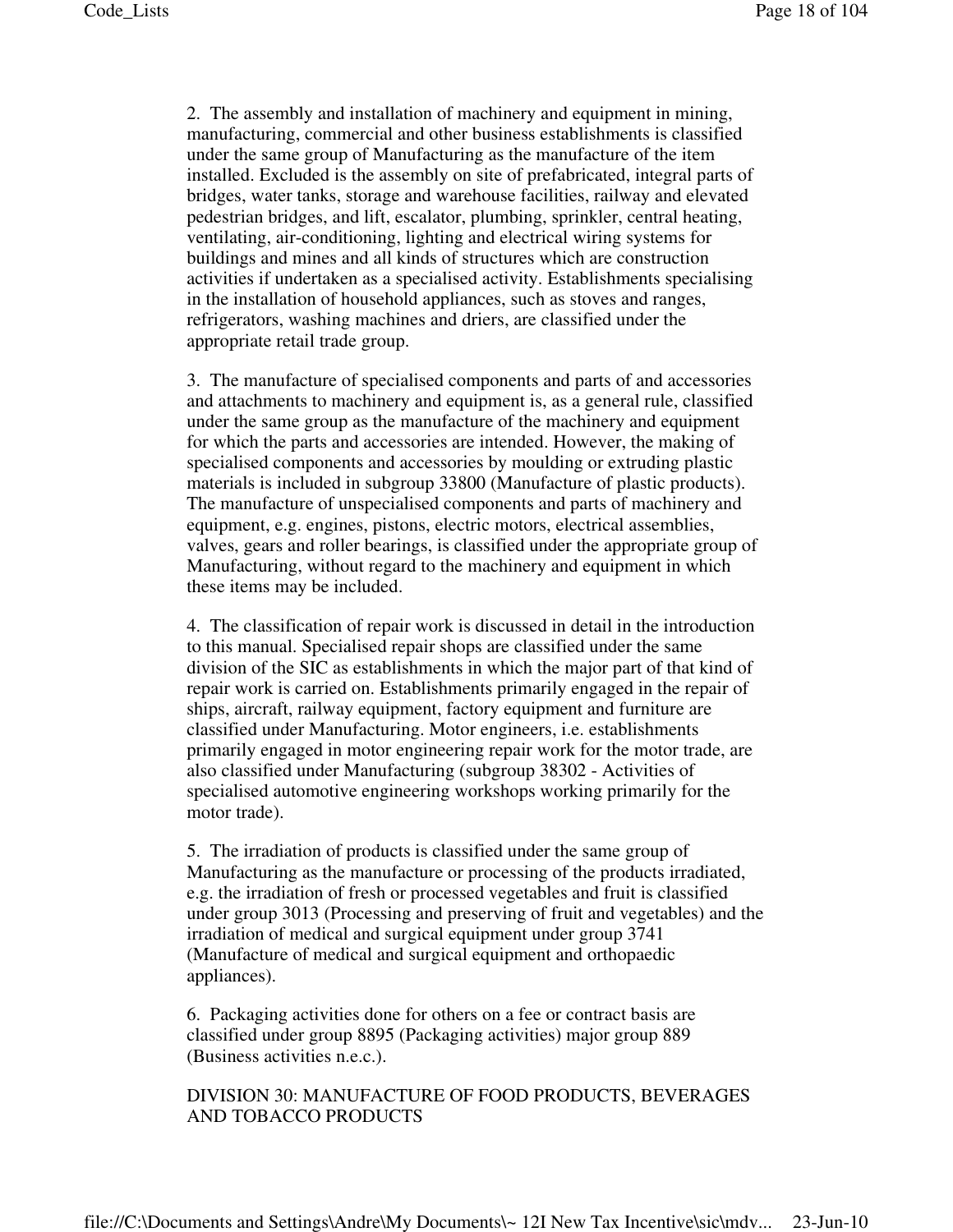2. The assembly and installation of machinery and equipment in mining, manufacturing, commercial and other business establishments is classified under the same group of Manufacturing as the manufacture of the item installed. Excluded is the assembly on site of prefabricated, integral parts of bridges, water tanks, storage and warehouse facilities, railway and elevated pedestrian bridges, and lift, escalator, plumbing, sprinkler, central heating, ventilating, air-conditioning, lighting and electrical wiring systems for buildings and mines and all kinds of structures which are construction activities if undertaken as a specialised activity. Establishments specialising in the installation of household appliances, such as stoves and ranges, refrigerators, washing machines and driers, are classified under the appropriate retail trade group.

3. The manufacture of specialised components and parts of and accessories and attachments to machinery and equipment is, as a general rule, classified under the same group as the manufacture of the machinery and equipment for which the parts and accessories are intended. However, the making of specialised components and accessories by moulding or extruding plastic materials is included in subgroup 33800 (Manufacture of plastic products). The manufacture of unspecialised components and parts of machinery and equipment, e.g. engines, pistons, electric motors, electrical assemblies, valves, gears and roller bearings, is classified under the appropriate group of Manufacturing, without regard to the machinery and equipment in which these items may be included.

4. The classification of repair work is discussed in detail in the introduction to this manual. Specialised repair shops are classified under the same division of the SIC as establishments in which the major part of that kind of repair work is carried on. Establishments primarily engaged in the repair of ships, aircraft, railway equipment, factory equipment and furniture are classified under Manufacturing. Motor engineers, i.e. establishments primarily engaged in motor engineering repair work for the motor trade, are also classified under Manufacturing (subgroup 38302 - Activities of specialised automotive engineering workshops working primarily for the motor trade).

5. The irradiation of products is classified under the same group of Manufacturing as the manufacture or processing of the products irradiated, e.g. the irradiation of fresh or processed vegetables and fruit is classified under group 3013 (Processing and preserving of fruit and vegetables) and the irradiation of medical and surgical equipment under group 3741 (Manufacture of medical and surgical equipment and orthopaedic appliances).

6. Packaging activities done for others on a fee or contract basis are classified under group 8895 (Packaging activities) major group 889 (Business activities n.e.c.).

## DIVISION 30: MANUFACTURE OF FOOD PRODUCTS, BEVERAGES AND TOBACCO PRODUCTS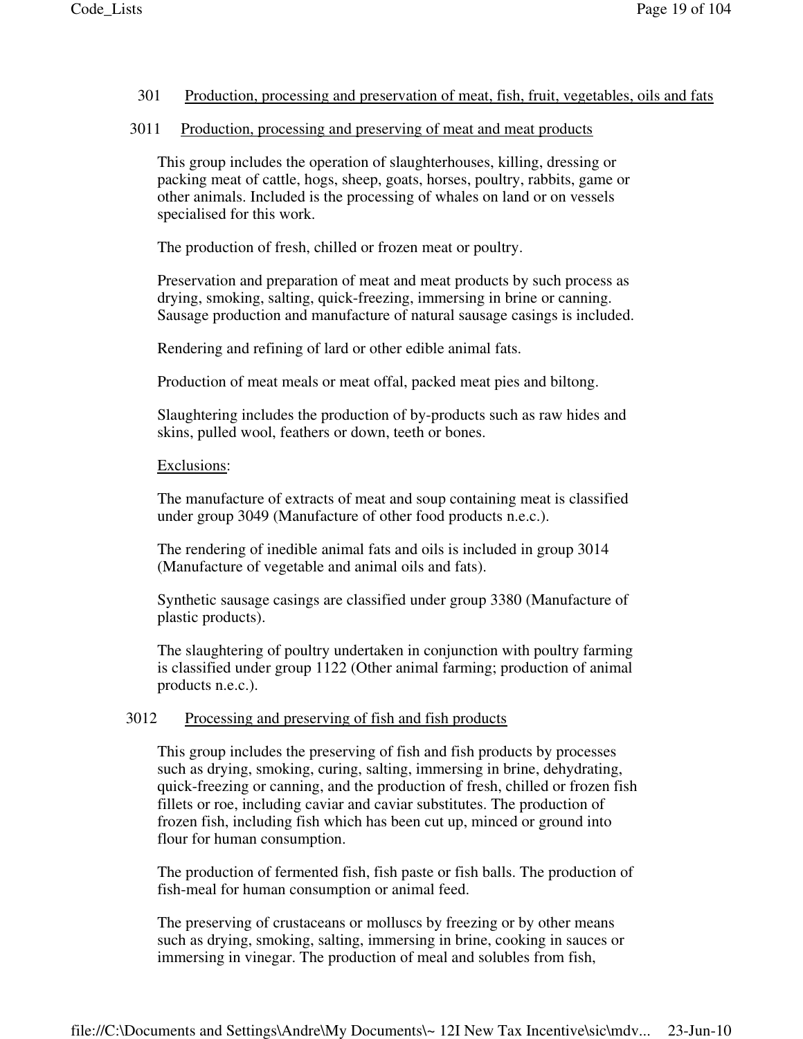## 301 Production, processing and preservation of meat, fish, fruit, vegetables, oils and fats

### 3011 Production, processing and preserving of meat and meat products

This group includes the operation of slaughterhouses, killing, dressing or packing meat of cattle, hogs, sheep, goats, horses, poultry, rabbits, game or other animals. Included is the processing of whales on land or on vessels specialised for this work.

The production of fresh, chilled or frozen meat or poultry.

Preservation and preparation of meat and meat products by such process as drying, smoking, salting, quick-freezing, immersing in brine or canning. Sausage production and manufacture of natural sausage casings is included.

Rendering and refining of lard or other edible animal fats.

Production of meat meals or meat offal, packed meat pies and biltong.

Slaughtering includes the production of by-products such as raw hides and skins, pulled wool, feathers or down, teeth or bones.

Exclusions:

The manufacture of extracts of meat and soup containing meat is classified under group 3049 (Manufacture of other food products n.e.c.).

The rendering of inedible animal fats and oils is included in group 3014 (Manufacture of vegetable and animal oils and fats).

Synthetic sausage casings are classified under group 3380 (Manufacture of plastic products).

The slaughtering of poultry undertaken in conjunction with poultry farming is classified under group 1122 (Other animal farming; production of animal products n.e.c.).

### 3012 Processing and preserving of fish and fish products

This group includes the preserving of fish and fish products by processes such as drying, smoking, curing, salting, immersing in brine, dehydrating, quick-freezing or canning, and the production of fresh, chilled or frozen fish fillets or roe, including caviar and caviar substitutes. The production of frozen fish, including fish which has been cut up, minced or ground into flour for human consumption.

The production of fermented fish, fish paste or fish balls. The production of fish-meal for human consumption or animal feed.

The preserving of crustaceans or molluscs by freezing or by other means such as drying, smoking, salting, immersing in brine, cooking in sauces or immersing in vinegar. The production of meal and solubles from fish,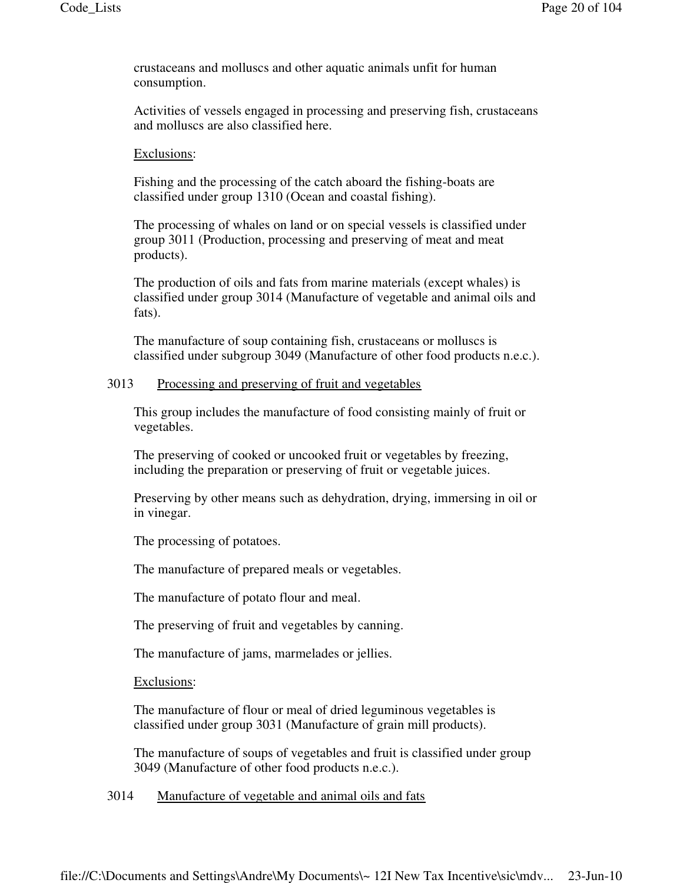crustaceans and molluscs and other aquatic animals unfit for human consumption.

Activities of vessels engaged in processing and preserving fish, crustaceans and molluscs are also classified here.

Exclusions:

Fishing and the processing of the catch aboard the fishing-boats are classified under group 1310 (Ocean and coastal fishing).

The processing of whales on land or on special vessels is classified under group 3011 (Production, processing and preserving of meat and meat products).

The production of oils and fats from marine materials (except whales) is classified under group 3014 (Manufacture of vegetable and animal oils and fats).

The manufacture of soup containing fish, crustaceans or molluscs is classified under subgroup 3049 (Manufacture of other food products n.e.c.).

3013 Processing and preserving of fruit and vegetables

This group includes the manufacture of food consisting mainly of fruit or vegetables.

The preserving of cooked or uncooked fruit or vegetables by freezing, including the preparation or preserving of fruit or vegetable juices.

Preserving by other means such as dehydration, drying, immersing in oil or in vinegar.

The processing of potatoes.

The manufacture of prepared meals or vegetables.

The manufacture of potato flour and meal.

The preserving of fruit and vegetables by canning.

The manufacture of jams, marmelades or jellies.

Exclusions:

The manufacture of flour or meal of dried leguminous vegetables is classified under group 3031 (Manufacture of grain mill products).

The manufacture of soups of vegetables and fruit is classified under group 3049 (Manufacture of other food products n.e.c.).

3014 Manufacture of vegetable and animal oils and fats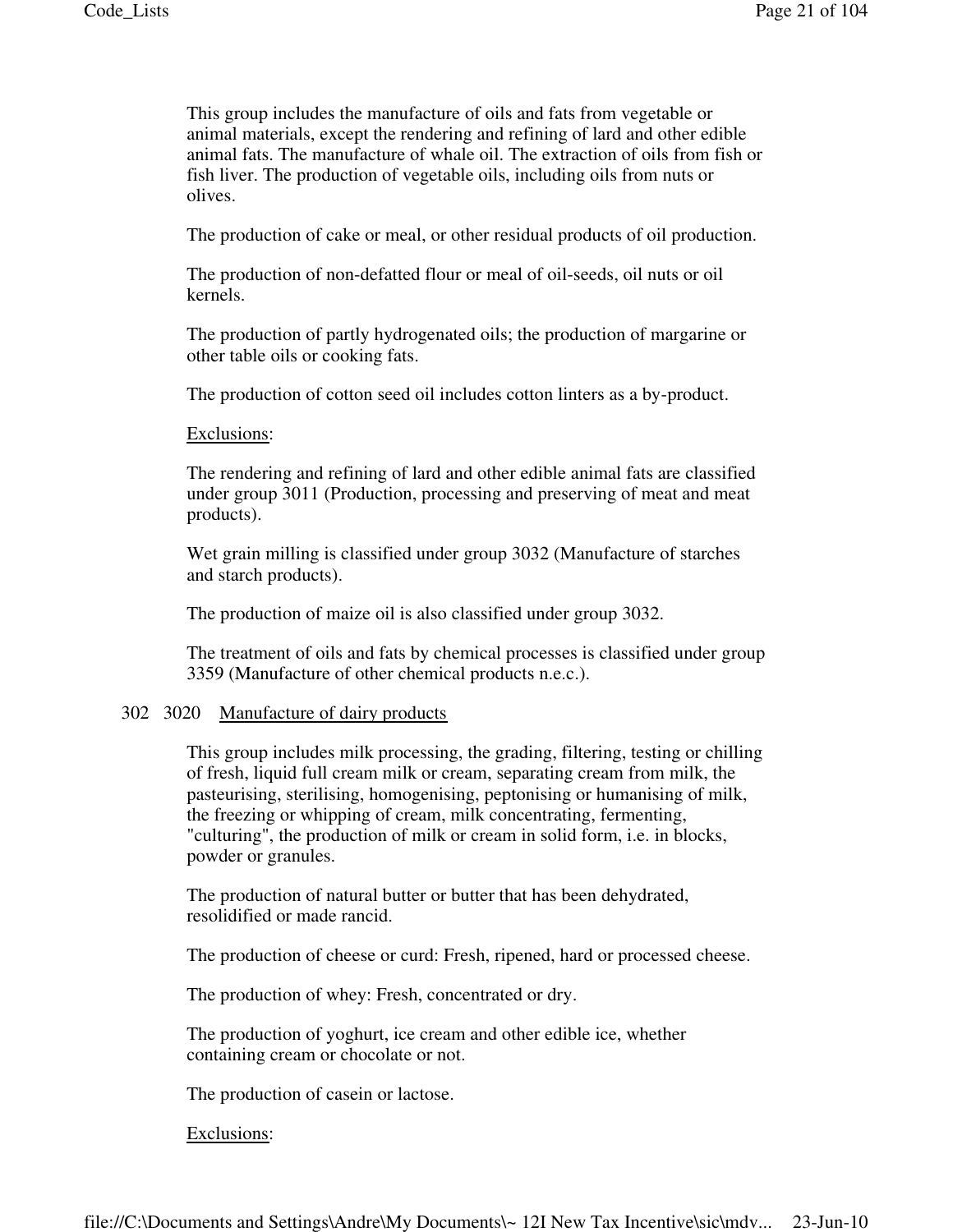This group includes the manufacture of oils and fats from vegetable or animal materials, except the rendering and refining of lard and other edible animal fats. The manufacture of whale oil. The extraction of oils from fish or fish liver. The production of vegetable oils, including oils from nuts or olives.

The production of cake or meal, or other residual products of oil production.

The production of non-defatted flour or meal of oil-seeds, oil nuts or oil kernels.

The production of partly hydrogenated oils; the production of margarine or other table oils or cooking fats.

The production of cotton seed oil includes cotton linters as a by-product.

<u>Exclusions</u>:

The rendering and refining of lard and other edible animal fats are classified under group 3011 (Production, processing and preserving of meat and meat products).

Wet grain milling is classified under group 3032 (Manufacture of starches and starch products).

The production of maize oil is also classified under group 3032.

The treatment of oils and fats by chemical processes is classified under group 3359 (Manufacture of other chemical products n.e.c.).

302 3020 <u>Manufacture of dairy products</u>

This group includes milk processing, the grading, filtering, testing or chilling of fresh, liquid full cream milk or cream, separating cream from milk, the pasteurising, sterilising, homogenising, peptonising or humanising of milk, the freezing or whipping of cream, milk concentrating, fermenting, "culturing", the production of milk or cream in solid form, i.e. in blocks, powder or granules.

The production of natural butter or butter that has been dehydrated, resolidified or made rancid.

The production of cheese or curd: Fresh, ripened, hard or processed cheese.

The production of whey: Fresh, concentrated or dry.

The production of yoghurt, ice cream and other edible ice, whether containing cream or chocolate or not.

The production of casein or lactose.

<u>Exclusions</u>: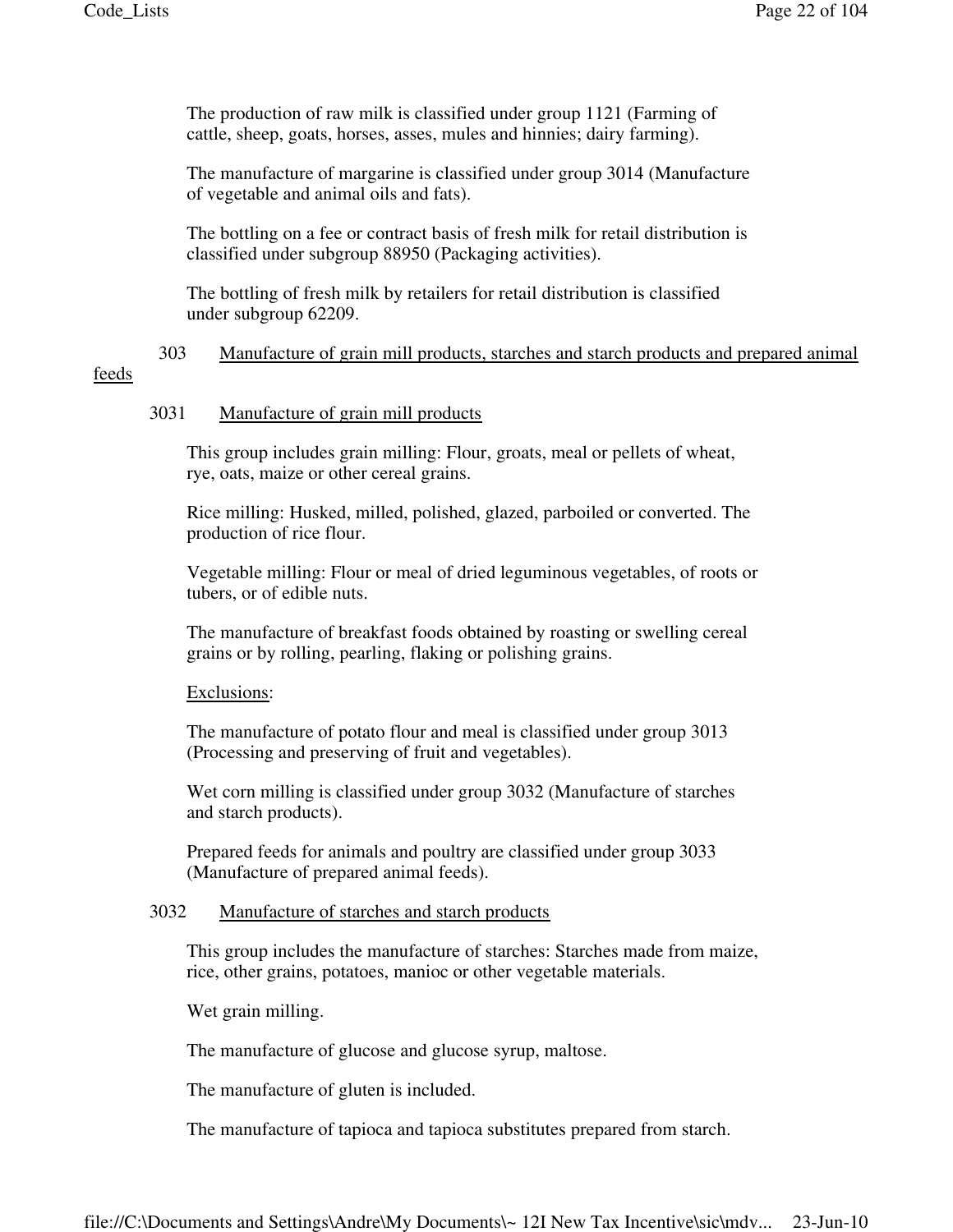The production of raw milk is classified under group 1121 (Farming of cattle, sheep, goats, horses, asses, mules and hinnies; dairy farming).

The manufacture of margarine is classified under group 3014 (Manufacture of vegetable and animal oils and fats).

The bottling on a fee or contract basis of fresh milk for retail distribution is classified under subgroup 88950 (Packaging activities).

The bottling of fresh milk by retailers for retail distribution is classified under subgroup 62209.

## 303 Manufacture of grain mill products, starches and starch products and prepared animal feeds

### 3031 Manufacture of grain mill products

This group includes grain milling: Flour, groats, meal or pellets of wheat, rye, oats, maize or other cereal grains.

Rice milling: Husked, milled, polished, glazed, parboiled or converted. The production of rice flour.

Vegetable milling: Flour or meal of dried leguminous vegetables, of roots or tubers, or of edible nuts.

The manufacture of breakfast foods obtained by roasting or swelling cereal grains or by rolling, pearling, flaking or polishing grains.

Exclusions:

The manufacture of potato flour and meal is classified under group 3013 (Processing and preserving of fruit and vegetables).

Wet corn milling is classified under group 3032 (Manufacture of starches and starch products).

Prepared feeds for animals and poultry are classified under group 3033 (Manufacture of prepared animal feeds).

### 3032 Manufacture of starches and starch products

This group includes the manufacture of starches: Starches made from maize, rice, other grains, potatoes, manioc or other vegetable materials.

Wet grain milling.

The manufacture of glucose and glucose syrup, maltose.

The manufacture of gluten is included.

The manufacture of tapioca and tapioca substitutes prepared from starch.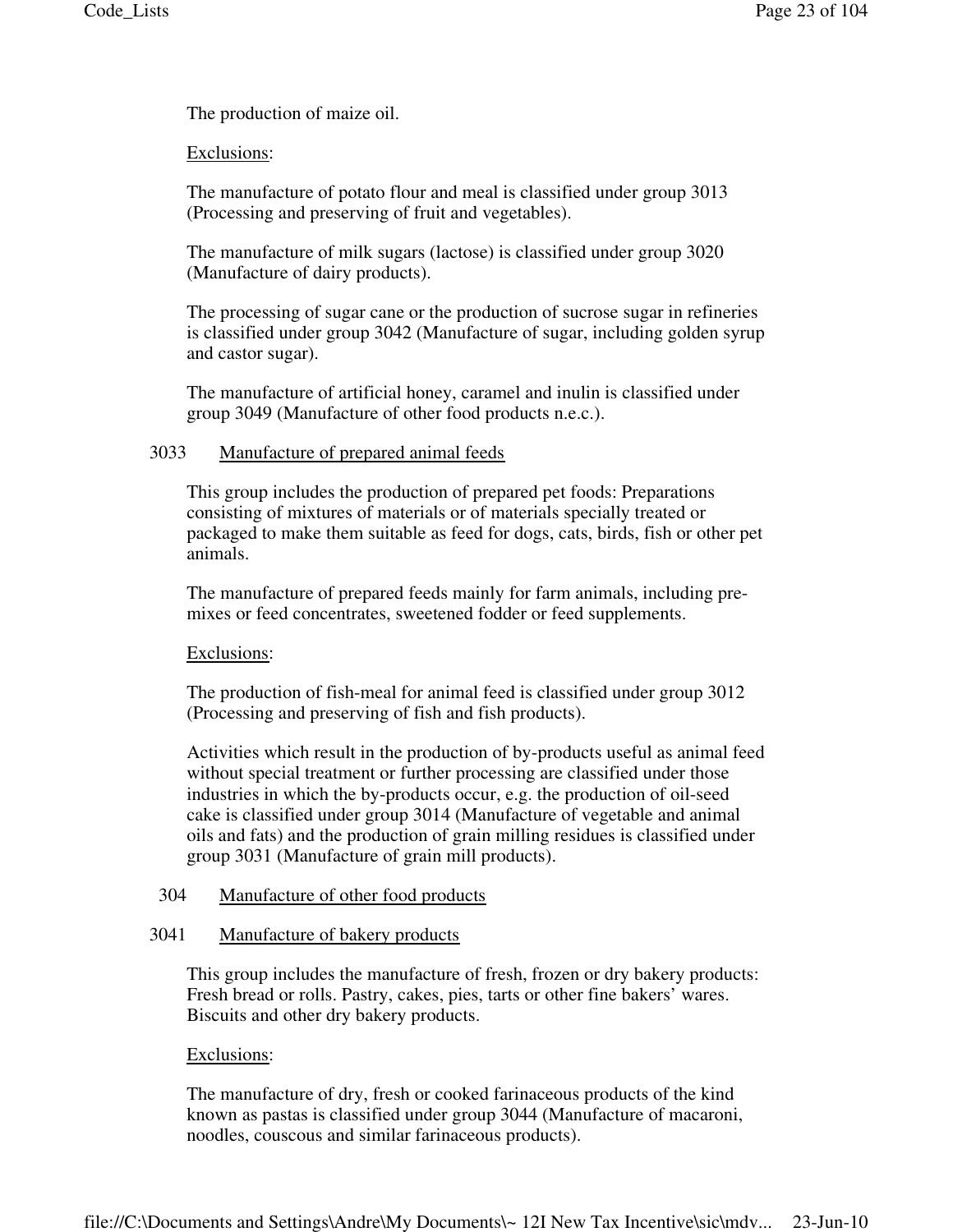The production of maize oil.

Exclusions:

The manufacture of potato flour and meal is classified under group 3013 (Processing and preserving of fruit and vegetables).

The manufacture of milk sugars (lactose) is classified under group 3020 (Manufacture of dairy products).

The processing of sugar cane or the production of sucrose sugar in refineries is classified under group 3042 (Manufacture of sugar, including golden syrup and castor sugar).

The manufacture of artificial honey, caramel and inulin is classified under group 3049 (Manufacture of other food products n.e.c.).

3033 Manufacture of prepared animal feeds

This group includes the production of prepared pet foods: Preparations consisting of mixtures of materials or of materials specially treated or packaged to make them suitable as feed for dogs, cats, birds, fish or other pet animals.

The manufacture of prepared feeds mainly for farm animals, including pre-mixes or feed concentrates, sweetened fodder or feed supplements.

Exclusions:

The production of fish-meal for animal feed is classified under group 3012 (Processing and preserving of fish and fish products).

Activities which result in the production of by-products useful as animal feed without special treatment or further processing are classified under those industries in which the by-products occur, e.g. the production of oil-seed cake is classified under group 3014 (Manufacture of vegetable and animal oils and fats) and the production of grain milling residues is classified under group 3031 (Manufacture of grain mill products).

304 Manufacture of other food products

3041 Manufacture of bakery products

This group includes the manufacture of fresh, frozen or dry bakery products: Fresh bread or rolls. Pastry, cakes, pies, tarts or other fine bakers' wares. Biscuits and other dry bakery products.

Exclusions:

The manufacture of dry, fresh or cooked farinaceous products of the kind known as pastas is classified under group 3044 (Manufacture of macaroni, noodles, couscous and similar farinaceous products).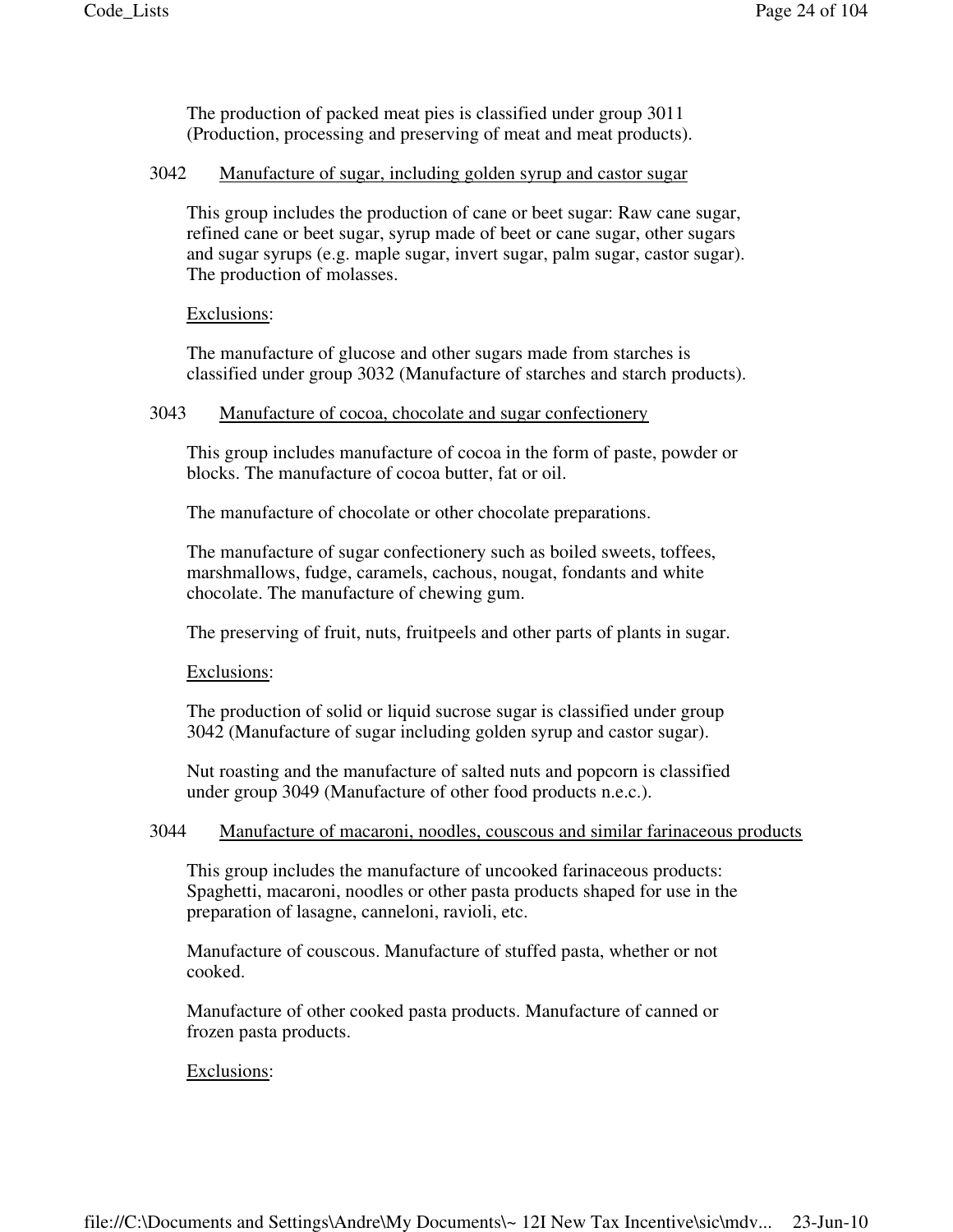The production of packed meat pies is classified under group 3011 (Production, processing and preserving of meat and meat products).

### 3042 Manufacture of sugar, including golden syrup and castor sugar

This group includes the production of cane or beet sugar: Raw cane sugar, refined cane or beet sugar, syrup made of beet or cane sugar, other sugars and sugar syrups (e.g. maple sugar, invert sugar, palm sugar, castor sugar). The production of molasses.

Exclusions:

The manufacture of glucose and other sugars made from starches is classified under group 3032 (Manufacture of starches and starch products).

### 3043 Manufacture of cocoa, chocolate and sugar confectionery

This group includes manufacture of cocoa in the form of paste, powder or blocks. The manufacture of cocoa butter, fat or oil.

The manufacture of chocolate or other chocolate preparations.

The manufacture of sugar confectionery such as boiled sweets, toffees, marshmallows, fudge, caramels, cachous, nougat, fondants and white chocolate. The manufacture of chewing gum.

The preserving of fruit, nuts, fruitpeels and other parts of plants in sugar.

Exclusions:

The production of solid or liquid sucrose sugar is classified under group 3042 (Manufacture of sugar including golden syrup and castor sugar).

Nut roasting and the manufacture of salted nuts and popcorn is classified under group 3049 (Manufacture of other food products n.e.c.).

### 3044 Manufacture of macaroni, noodles, couscous and similar farinaceous products

This group includes the manufacture of uncooked farinaceous products: Spaghetti, macaroni, noodles or other pasta products shaped for use in the preparation of lasagne, canneloni, ravioli, etc.

Manufacture of couscous. Manufacture of stuffed pasta, whether or not cooked.

Manufacture of other cooked pasta products. Manufacture of canned or frozen pasta products.

Exclusions: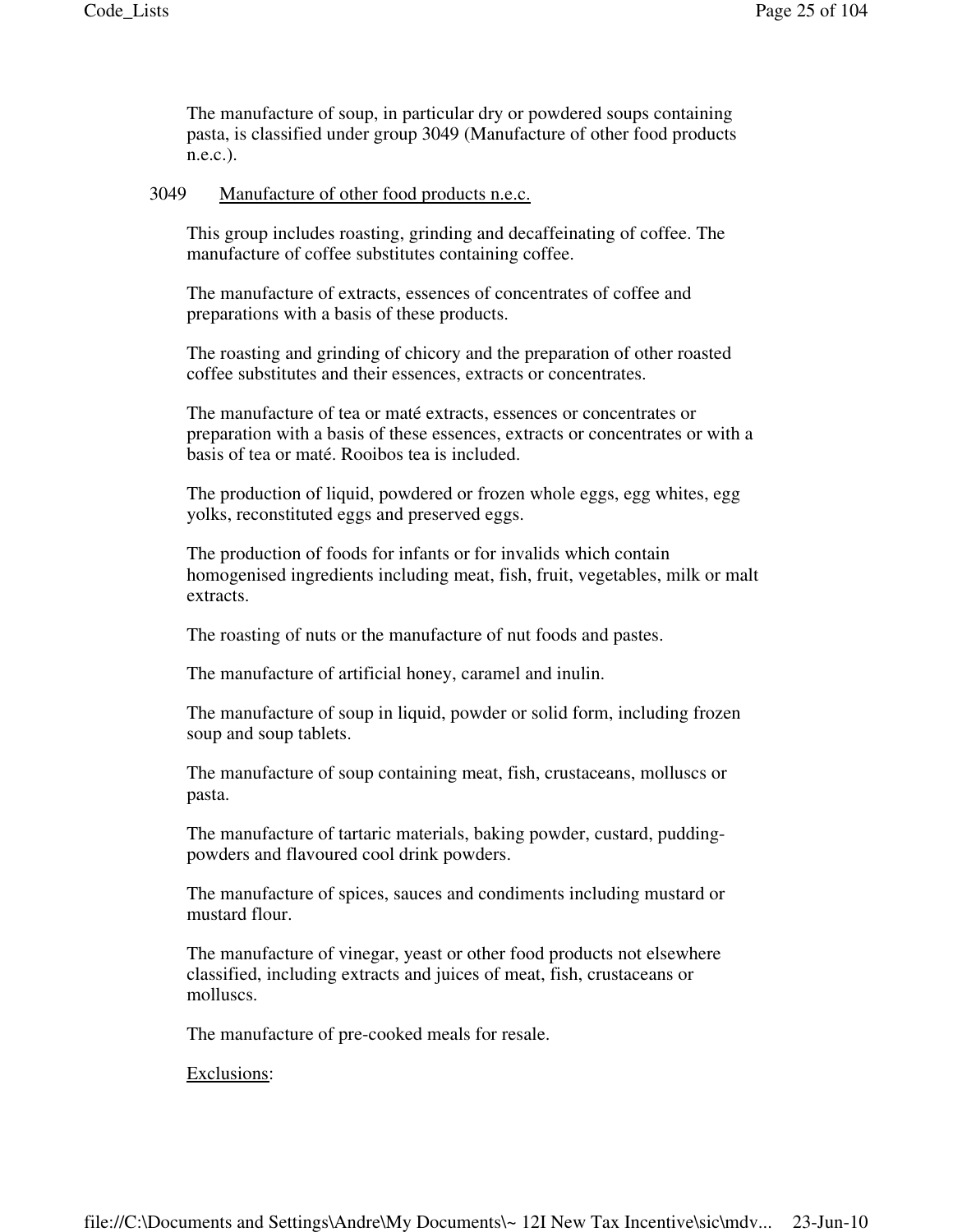The manufacture of soup, in particular dry or powdered soups containing pasta, is classified under group 3049 (Manufacture of other food products n.e.c.).

3049 Manufacture of other food products n.e.c.

This group includes roasting, grinding and decaffeinating of coffee. The manufacture of coffee substitutes containing coffee.

The manufacture of extracts, essences of concentrates of coffee and preparations with a basis of these products.

The roasting and grinding of chicory and the preparation of other roasted coffee substitutes and their essences, extracts or concentrates.

The manufacture of tea or maté extracts, essences or concentrates or preparation with a basis of these essences, extracts or concentrates or with a basis of tea or maté. Rooibos tea is included.

The production of liquid, powdered or frozen whole eggs, egg whites, egg yolks, reconstituted eggs and preserved eggs.

The production of foods for infants or for invalids which contain homogenised ingredients including meat, fish, fruit, vegetables, milk or malt extracts.

The roasting of nuts or the manufacture of nut foods and pastes.

The manufacture of artificial honey, caramel and inulin.

The manufacture of soup in liquid, powder or solid form, including frozen soup and soup tablets.

The manufacture of soup containing meat, fish, crustaceans, molluscs or pasta.

The manufacture of tartaric materials, baking powder, custard, pudding-powders and flavoured cool drink powders.

The manufacture of spices, sauces and condiments including mustard or mustard flour.

The manufacture of vinegar, yeast or other food products not elsewhere classified, including extracts and juices of meat, fish, crustaceans or molluscs.

The manufacture of pre-cooked meals for resale.

Exclusions: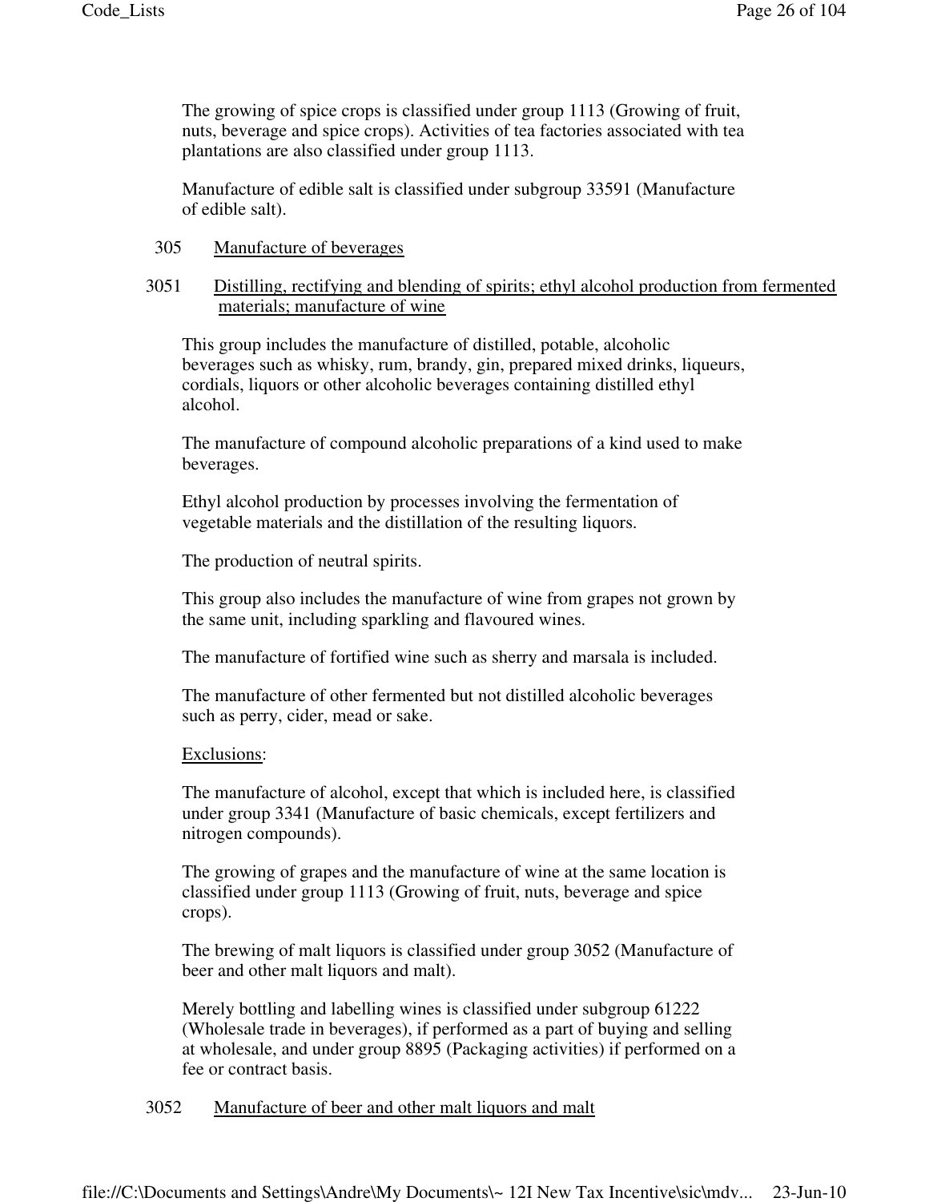The growing of spice crops is classified under group 1113 (Growing of fruit, nuts, beverage and spice crops). Activities of tea factories associated with tea plantations are also classified under group 1113.

Manufacture of edible salt is classified under subgroup 33591 (Manufacture of edible salt).

## 305 Manufacture of beverages

### 3051 Distilling, rectifying and blending of spirits; ethyl alcohol production from fermented materials; manufacture of wine

This group includes the manufacture of distilled, potable, alcoholic beverages such as whisky, rum, brandy, gin, prepared mixed drinks, liqueurs, cordials, liquors or other alcoholic beverages containing distilled ethyl alcohol.

The manufacture of compound alcoholic preparations of a kind used to make beverages.

Ethyl alcohol production by processes involving the fermentation of vegetable materials and the distillation of the resulting liquors.

The production of neutral spirits.

This group also includes the manufacture of wine from grapes not grown by the same unit, including sparkling and flavoured wines.

The manufacture of fortified wine such as sherry and marsala is included.

The manufacture of other fermented but not distilled alcoholic beverages such as perry, cider, mead or sake.

Exclusions:

The manufacture of alcohol, except that which is included here, is classified under group 3341 (Manufacture of basic chemicals, except fertilizers and nitrogen compounds).

The growing of grapes and the manufacture of wine at the same location is classified under group 1113 (Growing of fruit, nuts, beverage and spice crops).

The brewing of malt liquors is classified under group 3052 (Manufacture of beer and other malt liquors and malt).

Merely bottling and labelling wines is classified under subgroup 61222 (Wholesale trade in beverages), if performed as a part of buying and selling at wholesale, and under group 8895 (Packaging activities) if performed on a fee or contract basis.

### 3052 Manufacture of beer and other malt liquors and malt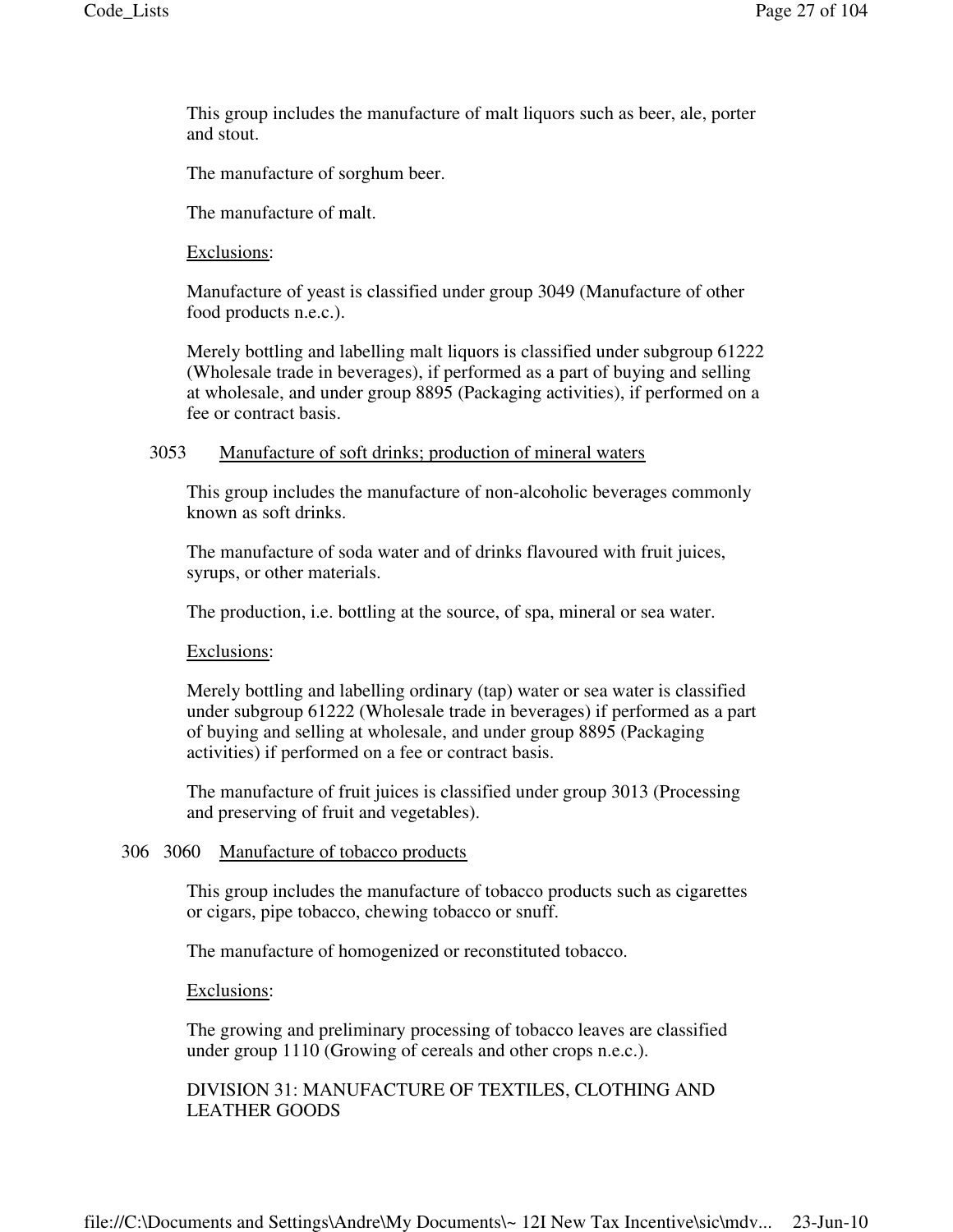This group includes the manufacture of malt liquors such as beer, ale, porter and stout.

The manufacture of sorghum beer.

The manufacture of malt.

Exclusions:

Manufacture of yeast is classified under group 3049 (Manufacture of other food products n.e.c.).

Merely bottling and labelling malt liquors is classified under subgroup 61222 (Wholesale trade in beverages), if performed as a part of buying and selling at wholesale, and under group 8895 (Packaging activities), if performed on a fee or contract basis.

3053 Manufacture of soft drinks; production of mineral waters

This group includes the manufacture of non-alcoholic beverages commonly known as soft drinks.

The manufacture of soda water and of drinks flavoured with fruit juices, syrups, or other materials.

The production, i.e. bottling at the source, of spa, mineral or sea water.

Exclusions:

Merely bottling and labelling ordinary (tap) water or sea water is classified under subgroup 61222 (Wholesale trade in beverages) if performed as a part of buying and selling at wholesale, and under group 8895 (Packaging activities) if performed on a fee or contract basis.

The manufacture of fruit juices is classified under group 3013 (Processing and preserving of fruit and vegetables).

306 3060 Manufacture of tobacco products

This group includes the manufacture of tobacco products such as cigarettes or cigars, pipe tobacco, chewing tobacco or snuff.

The manufacture of homogenized or reconstituted tobacco.

Exclusions:

The growing and preliminary processing of tobacco leaves are classified under group 1110 (Growing of cereals and other crops n.e.c.).

DIVISION 31: MANUFACTURE OF TEXTILES, CLOTHING AND LEATHER GOODS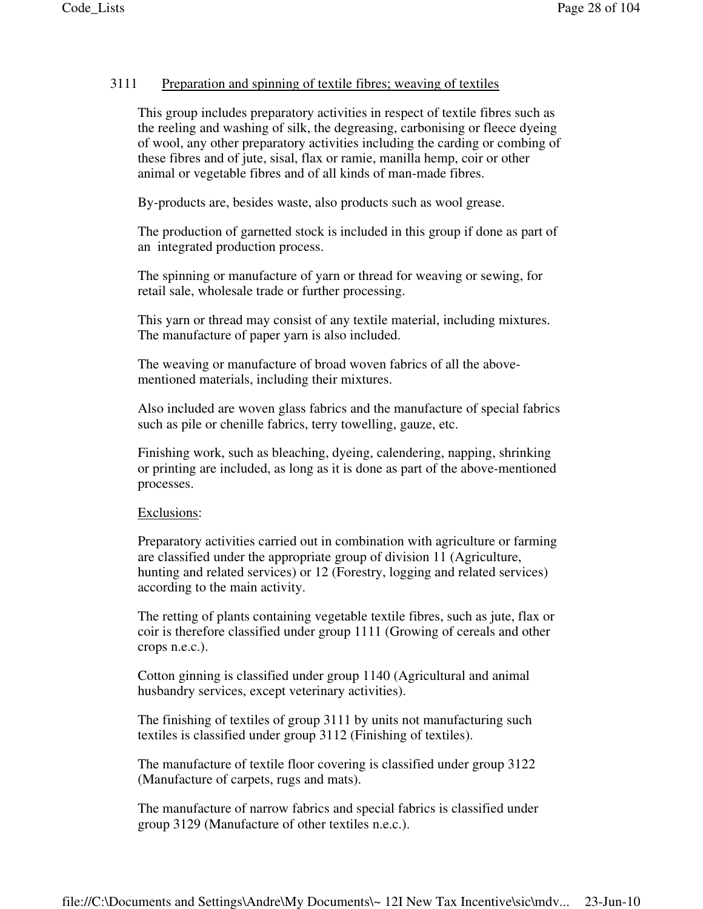### 3111 Preparation and spinning of textile fibres; weaving of textiles

This group includes preparatory activities in respect of textile fibres such as the reeling and washing of silk, the degreasing, carbonising or fleece dyeing of wool, any other preparatory activities including the carding or combing of these fibres and of jute, sisal, flax or ramie, manilla hemp, coir or other animal or vegetable fibres and of all kinds of man-made fibres.

By-products are, besides waste, also products such as wool grease.

The production of garnetted stock is included in this group if done as part of an integrated production process.

The spinning or manufacture of yarn or thread for weaving or sewing, for retail sale, wholesale trade or further processing.

This yarn or thread may consist of any textile material, including mixtures. The manufacture of paper yarn is also included.

The weaving or manufacture of broad woven fabrics of all the above-mentioned materials, including their mixtures.

Also included are woven glass fabrics and the manufacture of special fabrics such as pile or chenille fabrics, terry towelling, gauze, etc.

Finishing work, such as bleaching, dyeing, calendering, napping, shrinking or printing are included, as long as it is done as part of the above-mentioned processes.

Exclusions:

Preparatory activities carried out in combination with agriculture or farming are classified under the appropriate group of division 11 (Agriculture, hunting and related services) or 12 (Forestry, logging and related services) according to the main activity.

The retting of plants containing vegetable textile fibres, such as jute, flax or coir is therefore classified under group 1111 (Growing of cereals and other crops n.e.c.).

Cotton ginning is classified under group 1140 (Agricultural and animal husbandry services, except veterinary activities).

The finishing of textiles of group 3111 by units not manufacturing such textiles is classified under group 3112 (Finishing of textiles).

The manufacture of textile floor covering is classified under group 3122 (Manufacture of carpets, rugs and mats).

The manufacture of narrow fabrics and special fabrics is classified under group 3129 (Manufacture of other textiles n.e.c.).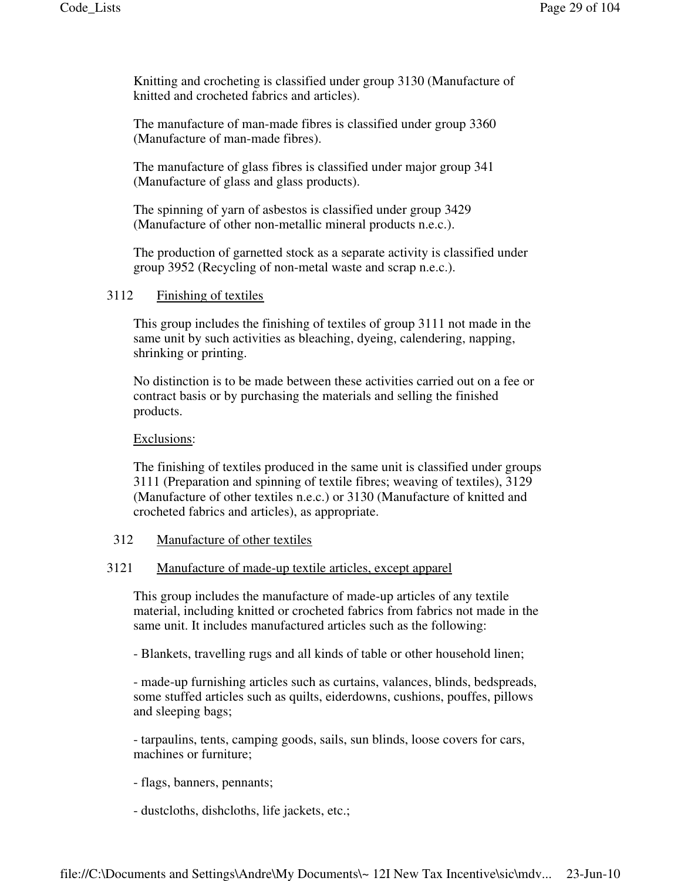Knitting and crocheting is classified under group 3130 (Manufacture of knitted and crocheted fabrics and articles).

The manufacture of man-made fibres is classified under group 3360 (Manufacture of man-made fibres).

The manufacture of glass fibres is classified under major group 341 (Manufacture of glass and glass products).

The spinning of yarn of asbestos is classified under group 3429 (Manufacture of other non-metallic mineral products n.e.c.).

The production of garnetted stock as a separate activity is classified under group 3952 (Recycling of non-metal waste and scrap n.e.c.).

### 3112 Finishing of textiles

This group includes the finishing of textiles of group 3111 not made in the same unit by such activities as bleaching, dyeing, calendering, napping, shrinking or printing.

No distinction is to be made between these activities carried out on a fee or contract basis or by purchasing the materials and selling the finished products.

Exclusions:

The finishing of textiles produced in the same unit is classified under groups 3111 (Preparation and spinning of textile fibres; weaving of textiles), 3129 (Manufacture of other textiles n.e.c.) or 3130 (Manufacture of knitted and crocheted fabrics and articles), as appropriate.

## 312 Manufacture of other textiles

### 3121 Manufacture of made-up textile articles, except apparel

This group includes the manufacture of made-up articles of any textile material, including knitted or crocheted fabrics from fabrics not made in the same unit. It includes manufactured articles such as the following:

- Blankets, travelling rugs and all kinds of table or other household linen;

- made-up furnishing articles such as curtains, valances, blinds, bedspreads, some stuffed articles such as quilts, eiderdowns, cushions, pouffes, pillows and sleeping bags;

- tarpaulins, tents, camping goods, sails, sun blinds, loose covers for cars, machines or furniture;

- flags, banners, pennants;

- dustcloths, dishcloths, life jackets, etc.;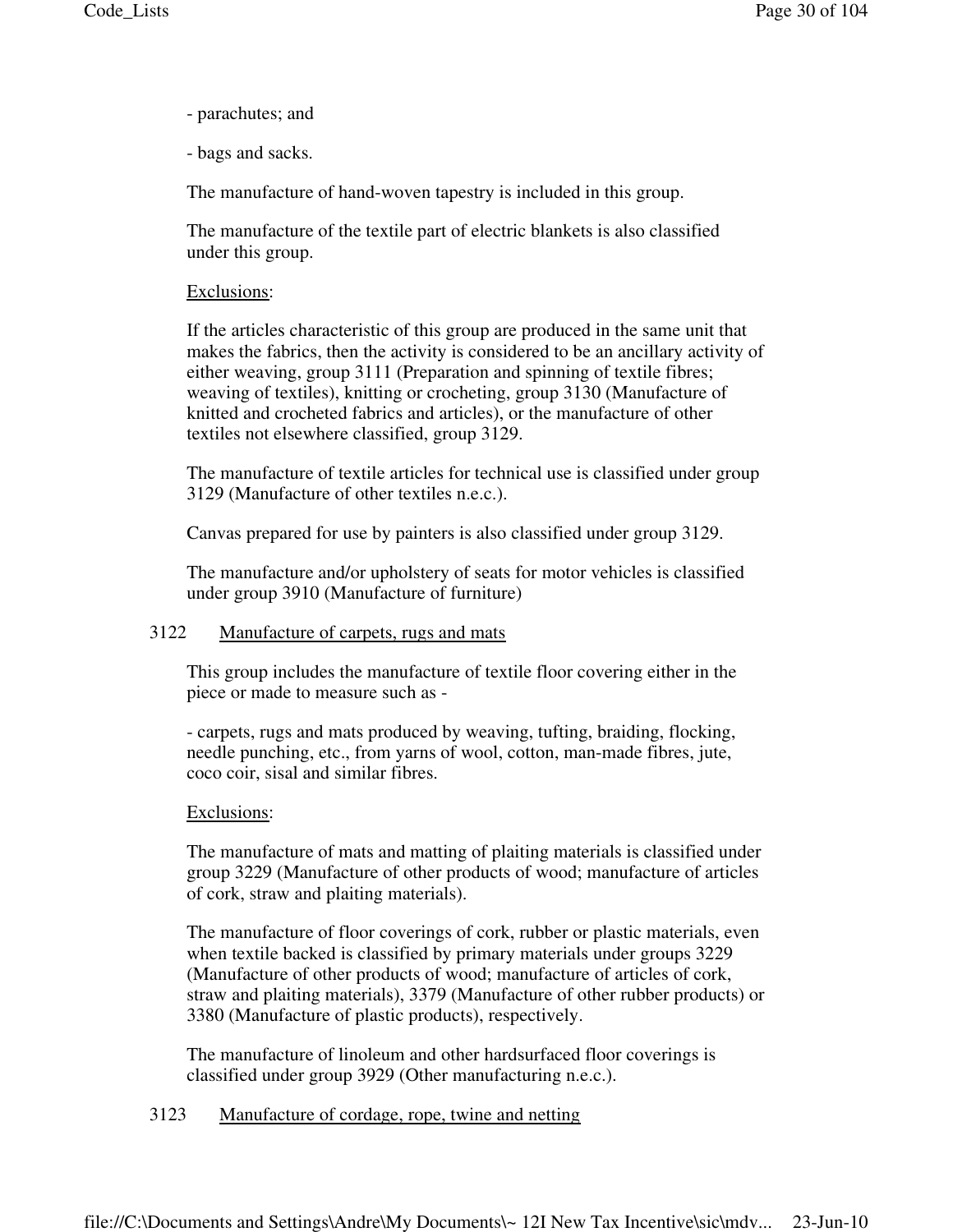- parachutes; and

- bags and sacks.

The manufacture of hand-woven tapestry is included in this group.

The manufacture of the textile part of electric blankets is also classified under this group.

Exclusions:

If the articles characteristic of this group are produced in the same unit that makes the fabrics, then the activity is considered to be an ancillary activity of either weaving, group 3111 (Preparation and spinning of textile fibres; weaving of textiles), knitting or crocheting, group 3130 (Manufacture of knitted and crocheted fabrics and articles), or the manufacture of other textiles not elsewhere classified, group 3129.

The manufacture of textile articles for technical use is classified under group 3129 (Manufacture of other textiles n.e.c.).

Canvas prepared for use by painters is also classified under group 3129.

The manufacture and/or upholstery of seats for motor vehicles is classified under group 3910 (Manufacture of furniture)

### 3122 Manufacture of carpets, rugs and mats

This group includes the manufacture of textile floor covering either in the piece or made to measure such as -

- carpets, rugs and mats produced by weaving, tufting, braiding, flocking, needle punching, etc., from yarns of wool, cotton, man-made fibres, jute, coco coir, sisal and similar fibres.

Exclusions:

The manufacture of mats and matting of plaiting materials is classified under group 3229 (Manufacture of other products of wood; manufacture of articles of cork, straw and plaiting materials).

The manufacture of floor coverings of cork, rubber or plastic materials, even when textile backed is classified by primary materials under groups 3229 (Manufacture of other products of wood; manufacture of articles of cork, straw and plaiting materials), 3379 (Manufacture of other rubber products) or 3380 (Manufacture of plastic products), respectively.

The manufacture of linoleum and other hardsurfaced floor coverings is classified under group 3929 (Other manufacturing n.e.c.).

### 3123 Manufacture of cordage, rope, twine and netting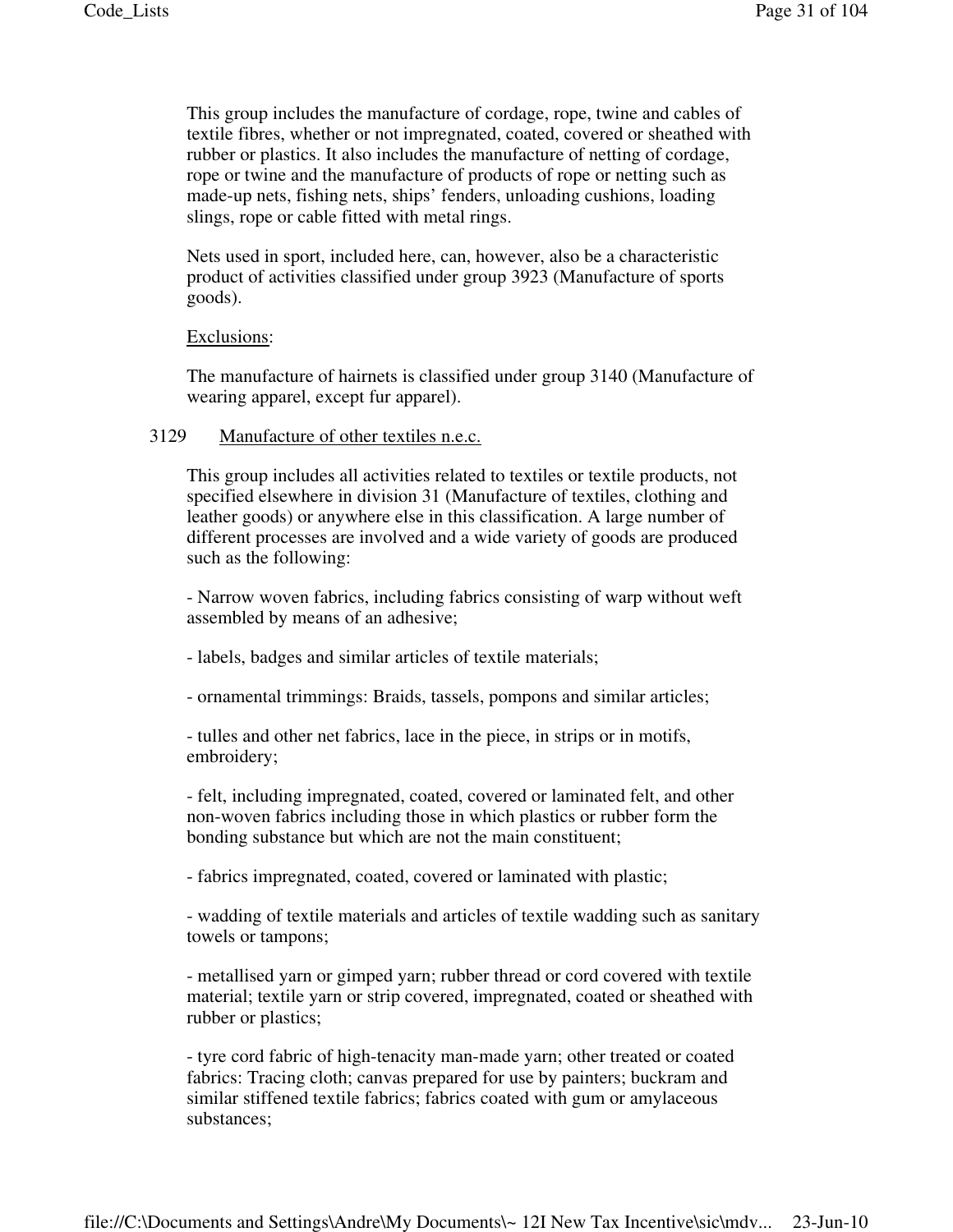This group includes the manufacture of cordage, rope, twine and cables of textile fibres, whether or not impregnated, coated, covered or sheathed with rubber or plastics. It also includes the manufacture of netting of cordage, rope or twine and the manufacture of products of rope or netting such as made-up nets, fishing nets, ships' fenders, unloading cushions, loading slings, rope or cable fitted with metal rings.

Nets used in sport, included here, can, however, also be a characteristic product of activities classified under group 3923 (Manufacture of sports goods).

Exclusions:

The manufacture of hairnets is classified under group 3140 (Manufacture of wearing apparel, except fur apparel).

3129 Manufacture of other textiles n.e.c.

This group includes all activities related to textiles or textile products, not specified elsewhere in division 31 (Manufacture of textiles, clothing and leather goods) or anywhere else in this classification. A large number of different processes are involved and a wide variety of goods are produced such as the following:

- Narrow woven fabrics, including fabrics consisting of warp without weft assembled by means of an adhesive;

- labels, badges and similar articles of textile materials;

- ornamental trimmings: Braids, tassels, pompons and similar articles;

- tulles and other net fabrics, lace in the piece, in strips or in motifs, embroidery;

- felt, including impregnated, coated, covered or laminated felt, and other non-woven fabrics including those in which plastics or rubber form the bonding substance but which are not the main constituent;

- fabrics impregnated, coated, covered or laminated with plastic;

- wadding of textile materials and articles of textile wadding such as sanitary towels or tampons;

- metallised yarn or gimped yarn; rubber thread or cord covered with textile material; textile yarn or strip covered, impregnated, coated or sheathed with rubber or plastics;

- tyre cord fabric of high-tenacity man-made yarn; other treated or coated fabrics: Tracing cloth; canvas prepared for use by painters; buckram and similar stiffened textile fabrics; fabrics coated with gum or amylaceous substances;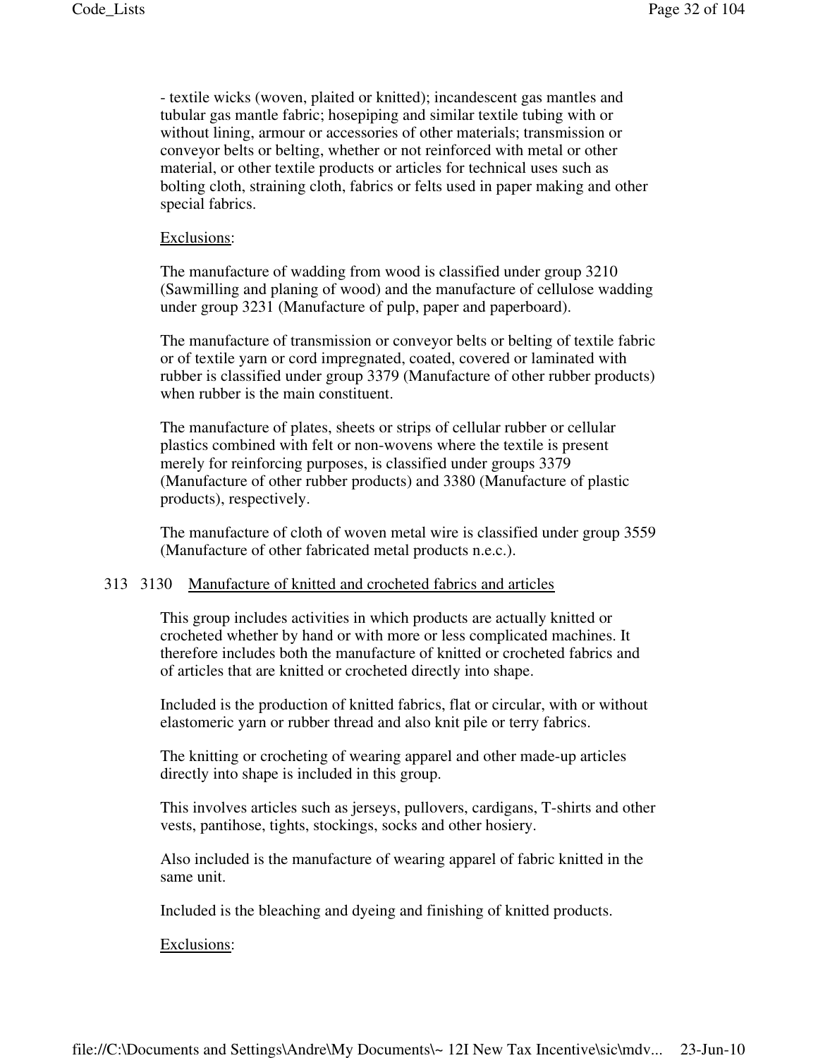- textile wicks (woven, plaited or knitted); incandescent gas mantles and tubular gas mantle fabric; hosepiping and similar textile tubing with or without lining, armour or accessories of other materials; transmission or conveyor belts or belting, whether or not reinforced with metal or other material, or other textile products or articles for technical uses such as bolting cloth, straining cloth, fabrics or felts used in paper making and other special fabrics.

Exclusions:

The manufacture of wadding from wood is classified under group 3210 (Sawmilling and planing of wood) and the manufacture of cellulose wadding under group 3231 (Manufacture of pulp, paper and paperboard).

The manufacture of transmission or conveyor belts or belting of textile fabric or of textile yarn or cord impregnated, coated, covered or laminated with rubber is classified under group 3379 (Manufacture of other rubber products) when rubber is the main constituent.

The manufacture of plates, sheets or strips of cellular rubber or cellular plastics combined with felt or non-wovens where the textile is present merely for reinforcing purposes, is classified under groups 3379 (Manufacture of other rubber products) and 3380 (Manufacture of plastic products), respectively.

The manufacture of cloth of woven metal wire is classified under group 3559 (Manufacture of other fabricated metal products n.e.c.).

313 3130 Manufacture of knitted and crocheted fabrics and articles

This group includes activities in which products are actually knitted or crocheted whether by hand or with more or less complicated machines. It therefore includes both the manufacture of knitted or crocheted fabrics and of articles that are knitted or crocheted directly into shape.

Included is the production of knitted fabrics, flat or circular, with or without elastomeric yarn or rubber thread and also knit pile or terry fabrics.

The knitting or crocheting of wearing apparel and other made-up articles directly into shape is included in this group.

This involves articles such as jerseys, pullovers, cardigans, T-shirts and other vests, pantihose, tights, stockings, socks and other hosiery.

Also included is the manufacture of wearing apparel of fabric knitted in the same unit.

Included is the bleaching and dyeing and finishing of knitted products.

Exclusions: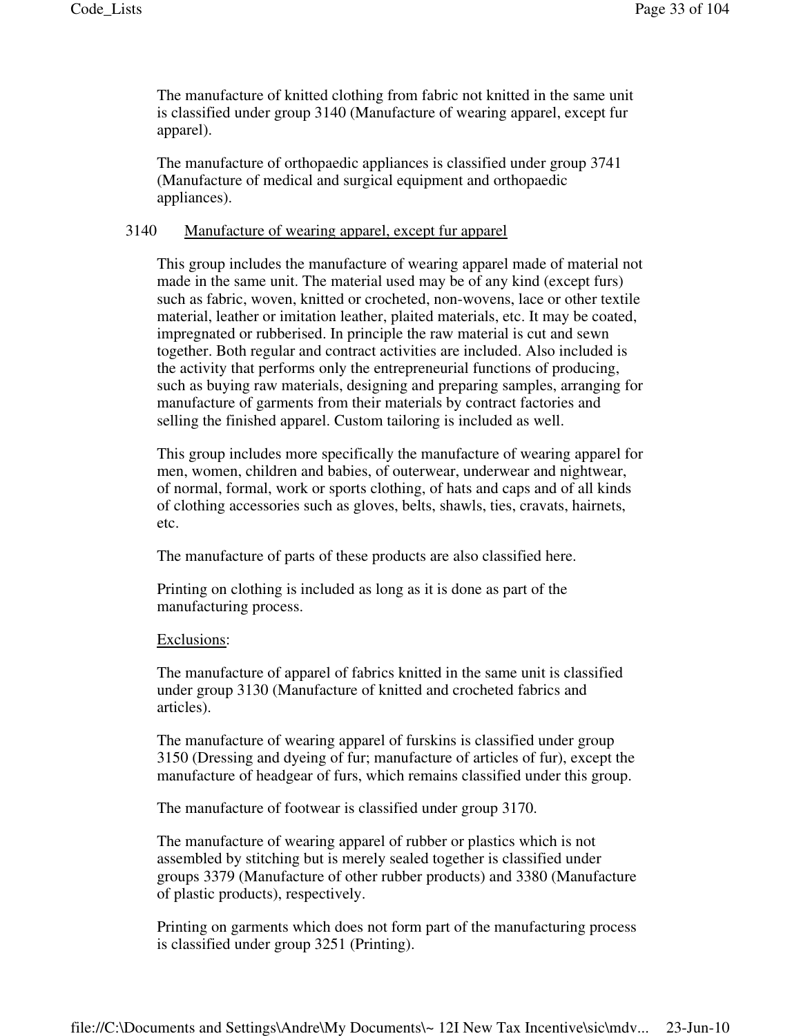The manufacture of knitted clothing from fabric not knitted in the same unit is classified under group 3140 (Manufacture of wearing apparel, except fur apparel).

The manufacture of orthopaedic appliances is classified under group 3741 (Manufacture of medical and surgical equipment and orthopaedic appliances).

## 3140 Manufacture of wearing apparel, except fur apparel

This group includes the manufacture of wearing apparel made of material not made in the same unit. The material used may be of any kind (except furs) such as fabric, woven, knitted or crocheted, non-wovens, lace or other textile material, leather or imitation leather, plaited materials, etc. It may be coated, impregnated or rubberised. In principle the raw material is cut and sewn together. Both regular and contract activities are included. Also included is the activity that performs only the entrepreneurial functions of producing, such as buying raw materials, designing and preparing samples, arranging for manufacture of garments from their materials by contract factories and selling the finished apparel. Custom tailoring is included as well.

This group includes more specifically the manufacture of wearing apparel for men, women, children and babies, of outerwear, underwear and nightwear, of normal, formal, work or sports clothing, of hats and caps and of all kinds of clothing accessories such as gloves, belts, shawls, ties, cravats, hairnets, etc.

The manufacture of parts of these products are also classified here.

Printing on clothing is included as long as it is done as part of the manufacturing process.

Exclusions:

The manufacture of apparel of fabrics knitted in the same unit is classified under group 3130 (Manufacture of knitted and crocheted fabrics and articles).

The manufacture of wearing apparel of furskins is classified under group 3150 (Dressing and dyeing of fur; manufacture of articles of fur), except the manufacture of headgear of furs, which remains classified under this group.

The manufacture of footwear is classified under group 3170.

The manufacture of wearing apparel of rubber or plastics which is not assembled by stitching but is merely sealed together is classified under groups 3379 (Manufacture of other rubber products) and 3380 (Manufacture of plastic products), respectively.

Printing on garments which does not form part of the manufacturing process is classified under group 3251 (Printing).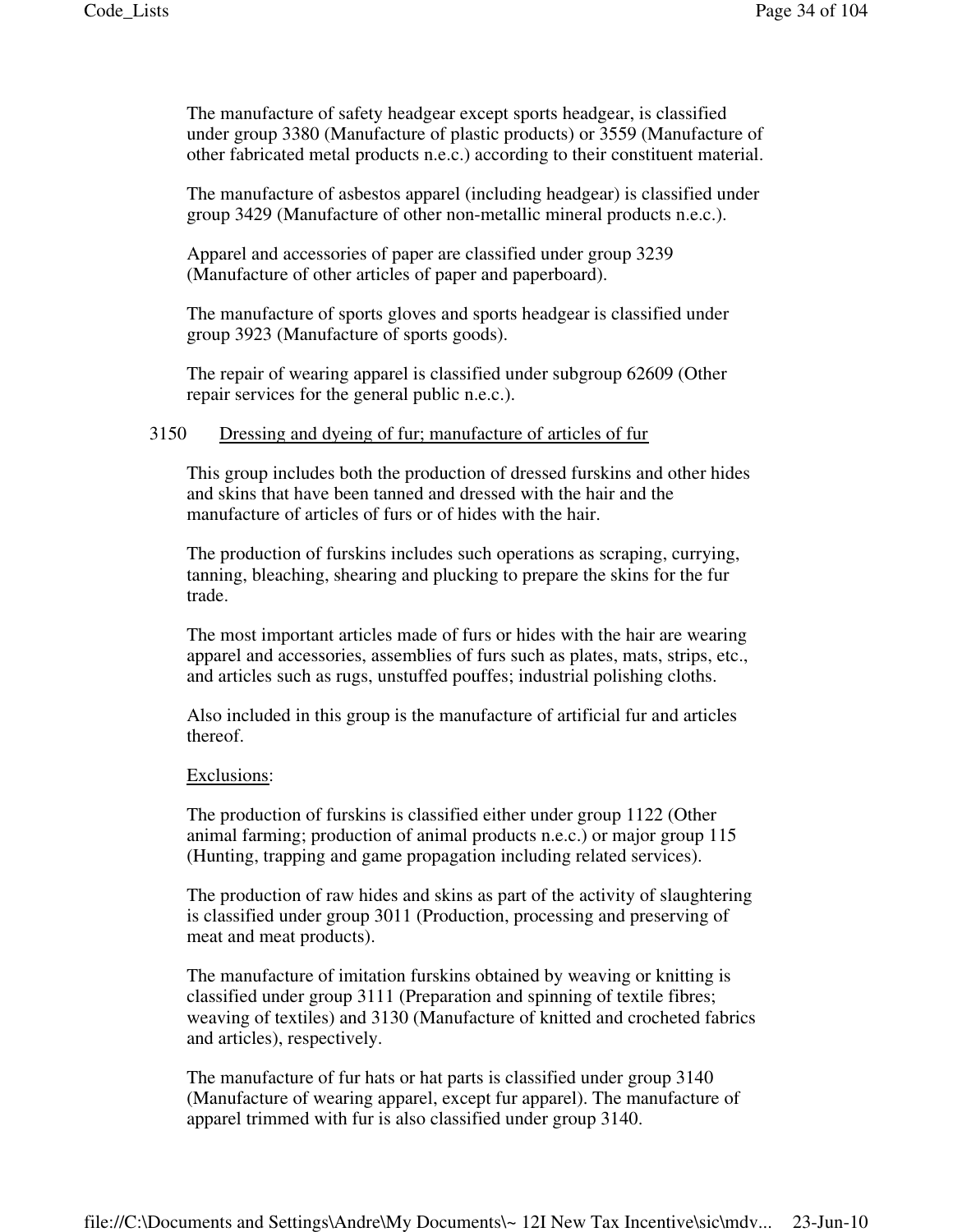The manufacture of safety headgear except sports headgear, is classified under group 3380 (Manufacture of plastic products) or 3559 (Manufacture of other fabricated metal products n.e.c.) according to their constituent material.

The manufacture of asbestos apparel (including headgear) is classified under group 3429 (Manufacture of other non-metallic mineral products n.e.c.).

Apparel and accessories of paper are classified under group 3239 (Manufacture of other articles of paper and paperboard).

The manufacture of sports gloves and sports headgear is classified under group 3923 (Manufacture of sports goods).

The repair of wearing apparel is classified under subgroup 62609 (Other repair services for the general public n.e.c.).

3150 Dressing and dyeing of fur; manufacture of articles of fur

This group includes both the production of dressed furskins and other hides and skins that have been tanned and dressed with the hair and the manufacture of articles of furs or of hides with the hair.

The production of furskins includes such operations as scraping, currying, tanning, bleaching, shearing and plucking to prepare the skins for the fur trade.

The most important articles made of furs or hides with the hair are wearing apparel and accessories, assemblies of furs such as plates, mats, strips, etc., and articles such as rugs, unstuffed pouffes; industrial polishing cloths.

Also included in this group is the manufacture of artificial fur and articles thereof.

Exclusions:

The production of furskins is classified either under group 1122 (Other animal farming; production of animal products n.e.c.) or major group 115 (Hunting, trapping and game propagation including related services).

The production of raw hides and skins as part of the activity of slaughtering is classified under group 3011 (Production, processing and preserving of meat and meat products).

The manufacture of imitation furskins obtained by weaving or knitting is classified under group 3111 (Preparation and spinning of textile fibres; weaving of textiles) and 3130 (Manufacture of knitted and crocheted fabrics and articles), respectively.

The manufacture of fur hats or hat parts is classified under group 3140 (Manufacture of wearing apparel, except fur apparel). The manufacture of apparel trimmed with fur is also classified under group 3140.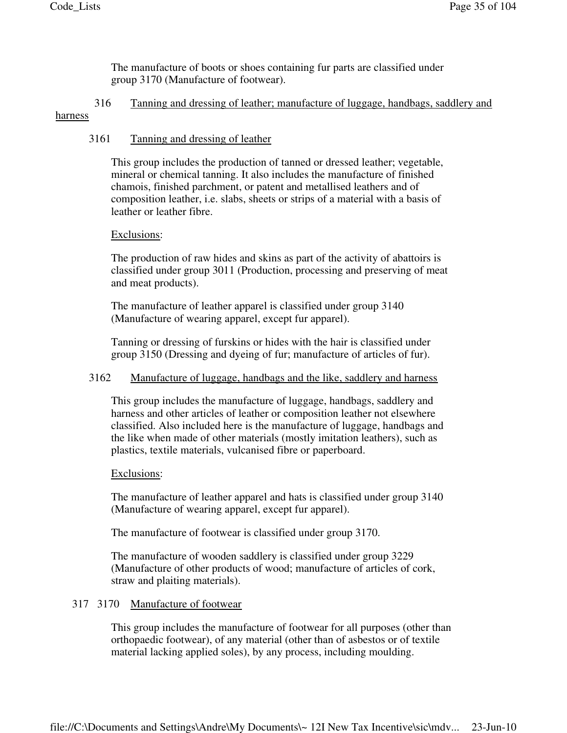The manufacture of boots or shoes containing fur parts are classified under group 3170 (Manufacture of footwear).

## 316 Tanning and dressing of leather; manufacture of luggage, handbags, saddlery and harness

### 3161 Tanning and dressing of leather

This group includes the production of tanned or dressed leather; vegetable, mineral or chemical tanning. It also includes the manufacture of finished chamois, finished parchment, or patent and metallised leathers and of composition leather, i.e. slabs, sheets or strips of a material with a basis of leather or leather fibre.

Exclusions:

The production of raw hides and skins as part of the activity of abattoirs is classified under group 3011 (Production, processing and preserving of meat and meat products).

The manufacture of leather apparel is classified under group 3140 (Manufacture of wearing apparel, except fur apparel).

Tanning or dressing of furskins or hides with the hair is classified under group 3150 (Dressing and dyeing of fur; manufacture of articles of fur).

### 3162 Manufacture of luggage, handbags and the like, saddlery and harness

This group includes the manufacture of luggage, handbags, saddlery and harness and other articles of leather or composition leather not elsewhere classified. Also included here is the manufacture of luggage, handbags and the like when made of other materials (mostly imitation leathers), such as plastics, textile materials, vulcanised fibre or paperboard.

Exclusions:

The manufacture of leather apparel and hats is classified under group 3140 (Manufacture of wearing apparel, except fur apparel).

The manufacture of footwear is classified under group 3170.

The manufacture of wooden saddlery is classified under group 3229 (Manufacture of other products of wood; manufacture of articles of cork, straw and plaiting materials).

## 317 3170 Manufacture of footwear

This group includes the manufacture of footwear for all purposes (other than orthopaedic footwear), of any material (other than of asbestos or of textile material lacking applied soles), by any process, including moulding.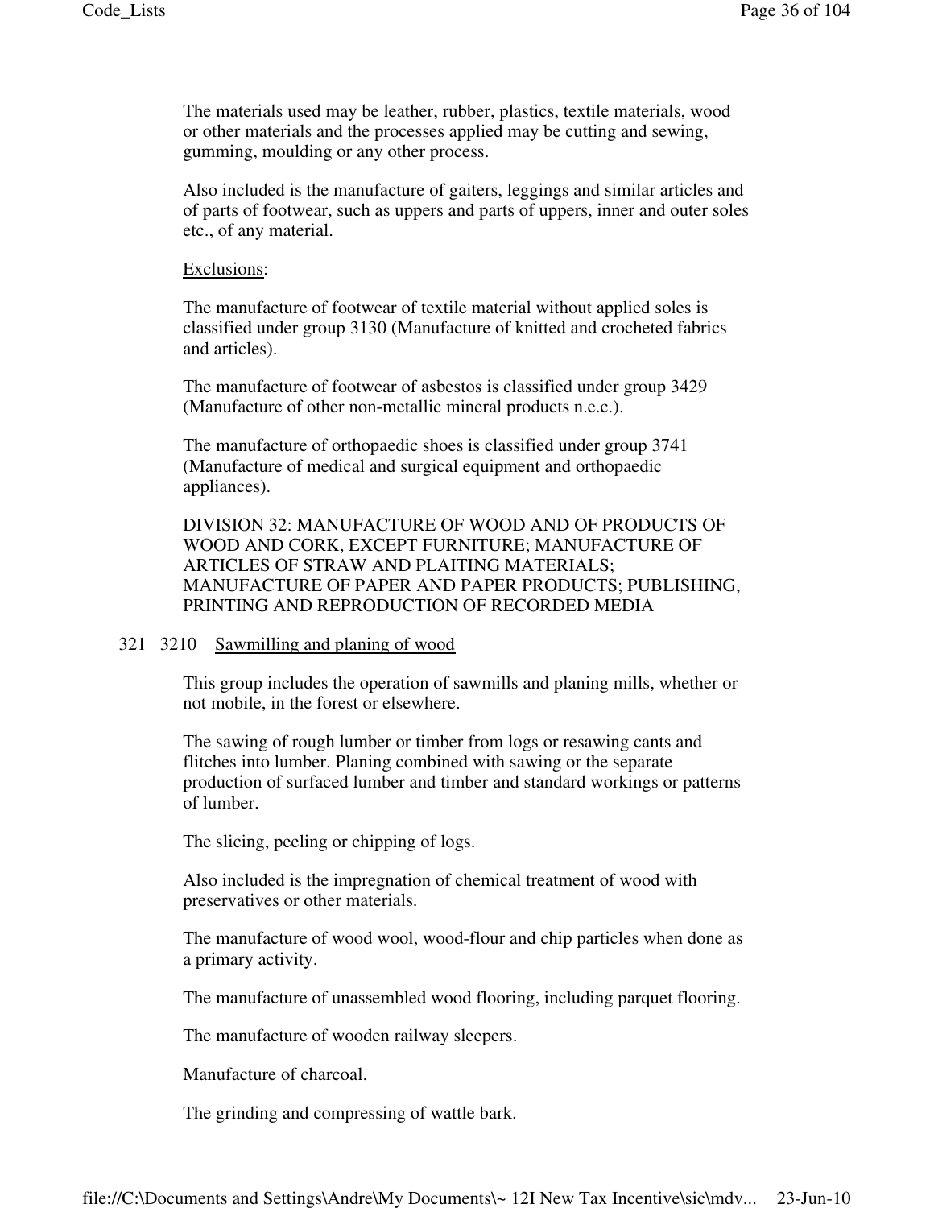The materials used may be leather, rubber, plastics, textile materials, wood or other materials and the processes applied may be cutting and sewing, gumming, moulding or any other process.

Also included is the manufacture of gaiters, leggings and similar articles and of parts of footwear, such as uppers and parts of uppers, inner and outer soles etc., of any material.

Exclusions:

The manufacture of footwear of textile material without applied soles is classified under group 3130 (Manufacture of knitted and crocheted fabrics and articles).

The manufacture of footwear of asbestos is classified under group 3429 (Manufacture of other non-metallic mineral products n.e.c.).

The manufacture of orthopaedic shoes is classified under group 3741 (Manufacture of medical and surgical equipment and orthopaedic appliances).

## DIVISION 32: MANUFACTURE OF WOOD AND OF PRODUCTS OF WOOD AND CORK, EXCEPT FURNITURE; MANUFACTURE OF ARTICLES OF STRAW AND PLAITING MATERIALS; MANUFACTURE OF PAPER AND PAPER PRODUCTS; PUBLISHING, PRINTING AND REPRODUCTION OF RECORDED MEDIA

### 321 3210 Sawmilling and planing of wood

This group includes the operation of sawmills and planing mills, whether or not mobile, in the forest or elsewhere.

The sawing of rough lumber or timber from logs or resawing cants and flitches into lumber. Planing combined with sawing or the separate production of surfaced lumber and timber and standard workings or patterns of lumber.

The slicing, peeling or chipping of logs.

Also included is the impregnation of chemical treatment of wood with preservatives or other materials.

The manufacture of wood wool, wood-flour and chip particles when done as a primary activity.

The manufacture of unassembled wood flooring, including parquet flooring.

The manufacture of wooden railway sleepers.

Manufacture of charcoal.

The grinding and compressing of wattle bark.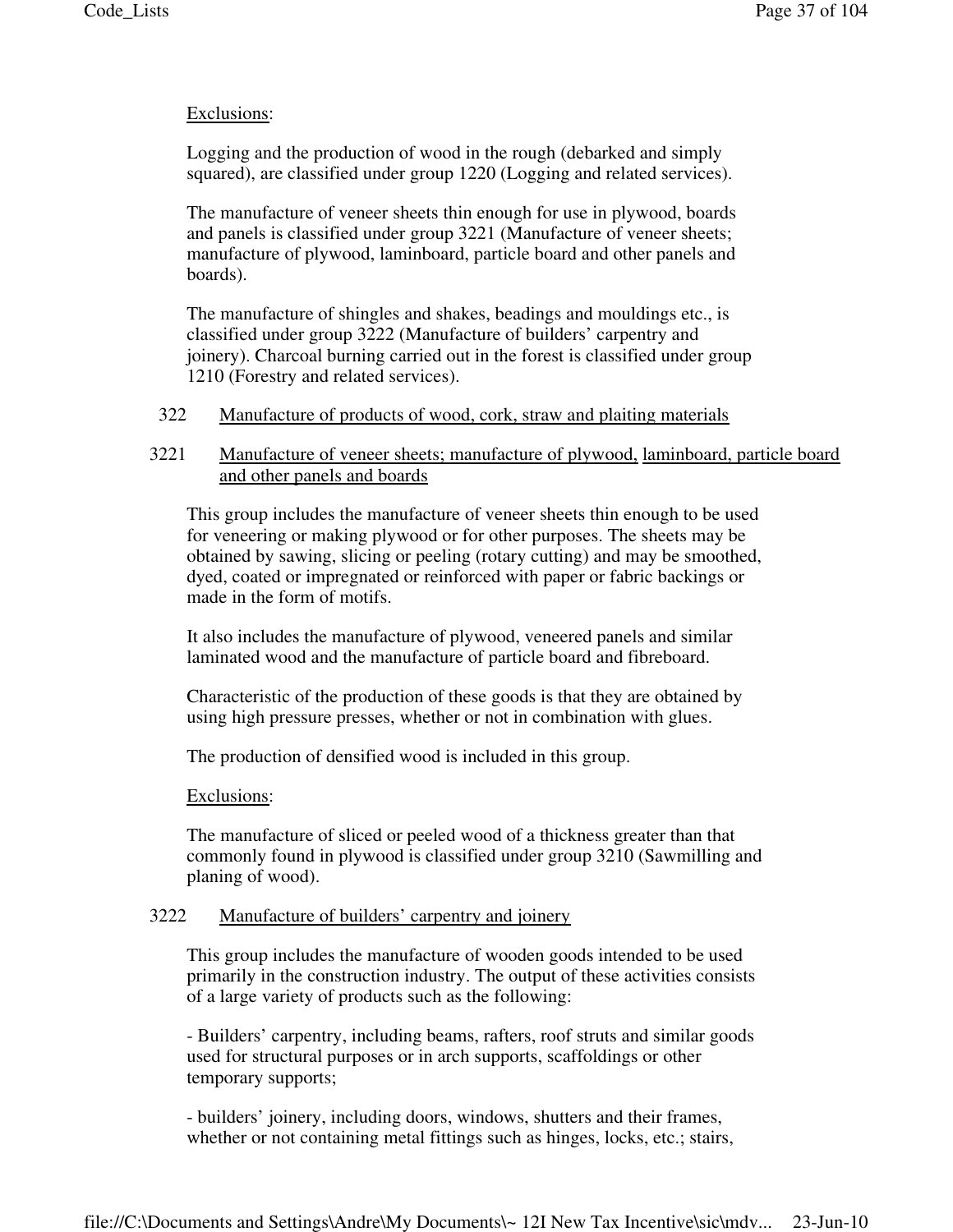Exclusions:

Logging and the production of wood in the rough (debarked and simply squared), are classified under group 1220 (Logging and related services).

The manufacture of veneer sheets thin enough for use in plywood, boards and panels is classified under group 3221 (Manufacture of veneer sheets; manufacture of plywood, laminboard, particle board and other panels and boards).

The manufacture of shingles and shakes, beadings and mouldings etc., is classified under group 3222 (Manufacture of builders' carpentry and joinery). Charcoal burning carried out in the forest is classified under group 1210 (Forestry and related services).

## 322 Manufacture of products of wood, cork, straw and plaiting materials

### 3221 Manufacture of veneer sheets; manufacture of plywood, laminboard, particle board and other panels and boards

This group includes the manufacture of veneer sheets thin enough to be used for veneering or making plywood or for other purposes. The sheets may be obtained by sawing, slicing or peeling (rotary cutting) and may be smoothed, dyed, coated or impregnated or reinforced with paper or fabric backings or made in the form of motifs.

It also includes the manufacture of plywood, veneered panels and similar laminated wood and the manufacture of particle board and fibreboard.

Characteristic of the production of these goods is that they are obtained by using high pressure presses, whether or not in combination with glues.

The production of densified wood is included in this group.

Exclusions:

The manufacture of sliced or peeled wood of a thickness greater than that commonly found in plywood is classified under group 3210 (Sawmilling and planing of wood).

### 3222 Manufacture of builders' carpentry and joinery

This group includes the manufacture of wooden goods intended to be used primarily in the construction industry. The output of these activities consists of a large variety of products such as the following:

- Builders' carpentry, including beams, rafters, roof struts and similar goods used for structural purposes or in arch supports, scaffoldings or other temporary supports;

- builders' joinery, including doors, windows, shutters and their frames, whether or not containing metal fittings such as hinges, locks, etc.; stairs,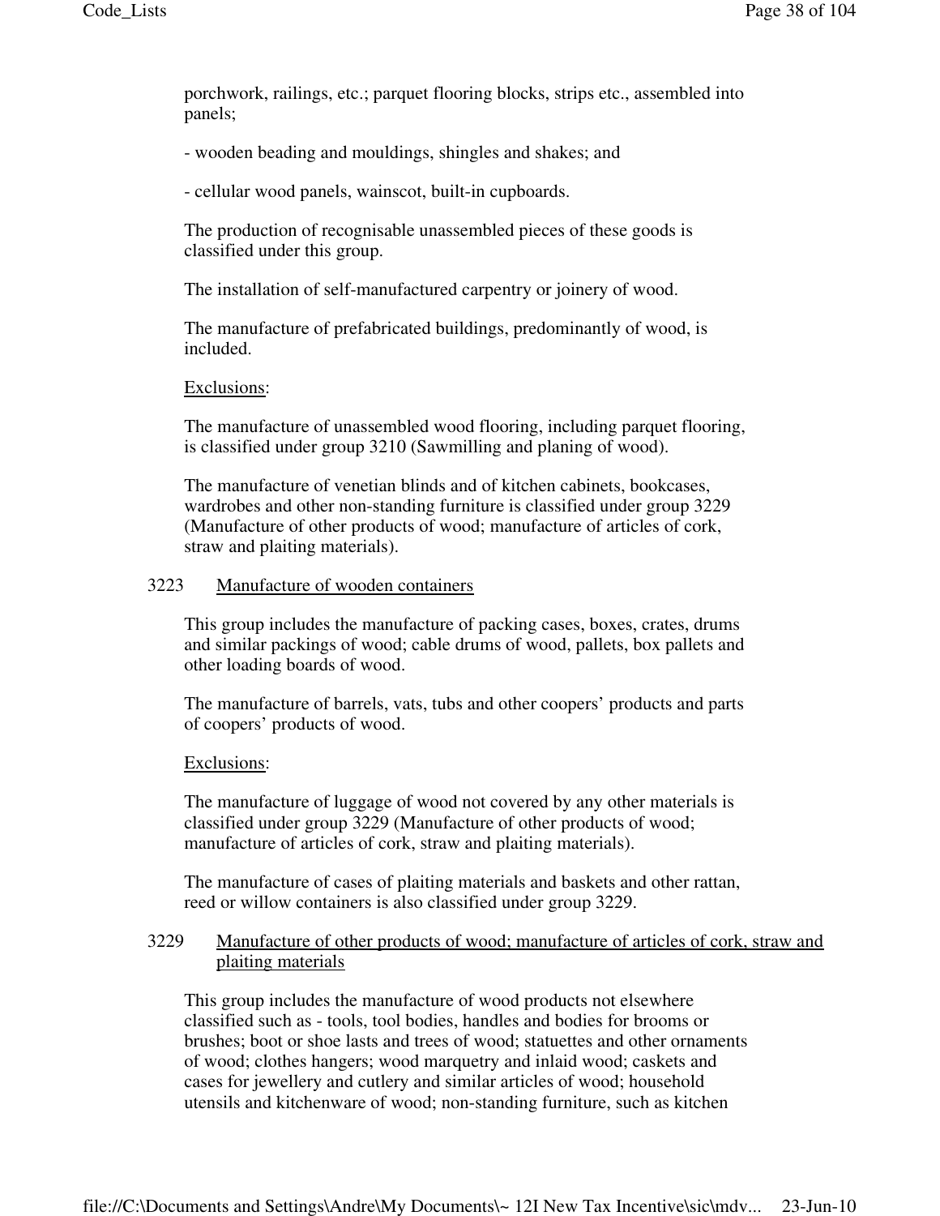porchwork, railings, etc.; parquet flooring blocks, strips etc., assembled into panels;

- wooden beading and mouldings, shingles and shakes; and

- cellular wood panels, wainscot, built-in cupboards.

The production of recognisable unassembled pieces of these goods is classified under this group.

The installation of self-manufactured carpentry or joinery of wood.

The manufacture of prefabricated buildings, predominantly of wood, is included.

Exclusions:

The manufacture of unassembled wood flooring, including parquet flooring, is classified under group 3210 (Sawmilling and planing of wood).

The manufacture of venetian blinds and of kitchen cabinets, bookcases, wardrobes and other non-standing furniture is classified under group 3229 (Manufacture of other products of wood; manufacture of articles of cork, straw and plaiting materials).

### 3223 Manufacture of wooden containers

This group includes the manufacture of packing cases, boxes, crates, drums and similar packings of wood; cable drums of wood, pallets, box pallets and other loading boards of wood.

The manufacture of barrels, vats, tubs and other coopers' products and parts of coopers' products of wood.

Exclusions:

The manufacture of luggage of wood not covered by any other materials is classified under group 3229 (Manufacture of other products of wood; manufacture of articles of cork, straw and plaiting materials).

The manufacture of cases of plaiting materials and baskets and other rattan, reed or willow containers is also classified under group 3229.

### 3229 Manufacture of other products of wood; manufacture of articles of cork, straw and plaiting materials

This group includes the manufacture of wood products not elsewhere classified such as - tools, tool bodies, handles and bodies for brooms or brushes; boot or shoe lasts and trees of wood; statuettes and other ornaments of wood; clothes hangers; wood marquetry and inlaid wood; caskets and cases for jewellery and cutlery and similar articles of wood; household utensils and kitchenware of wood; non-standing furniture, such as kitchen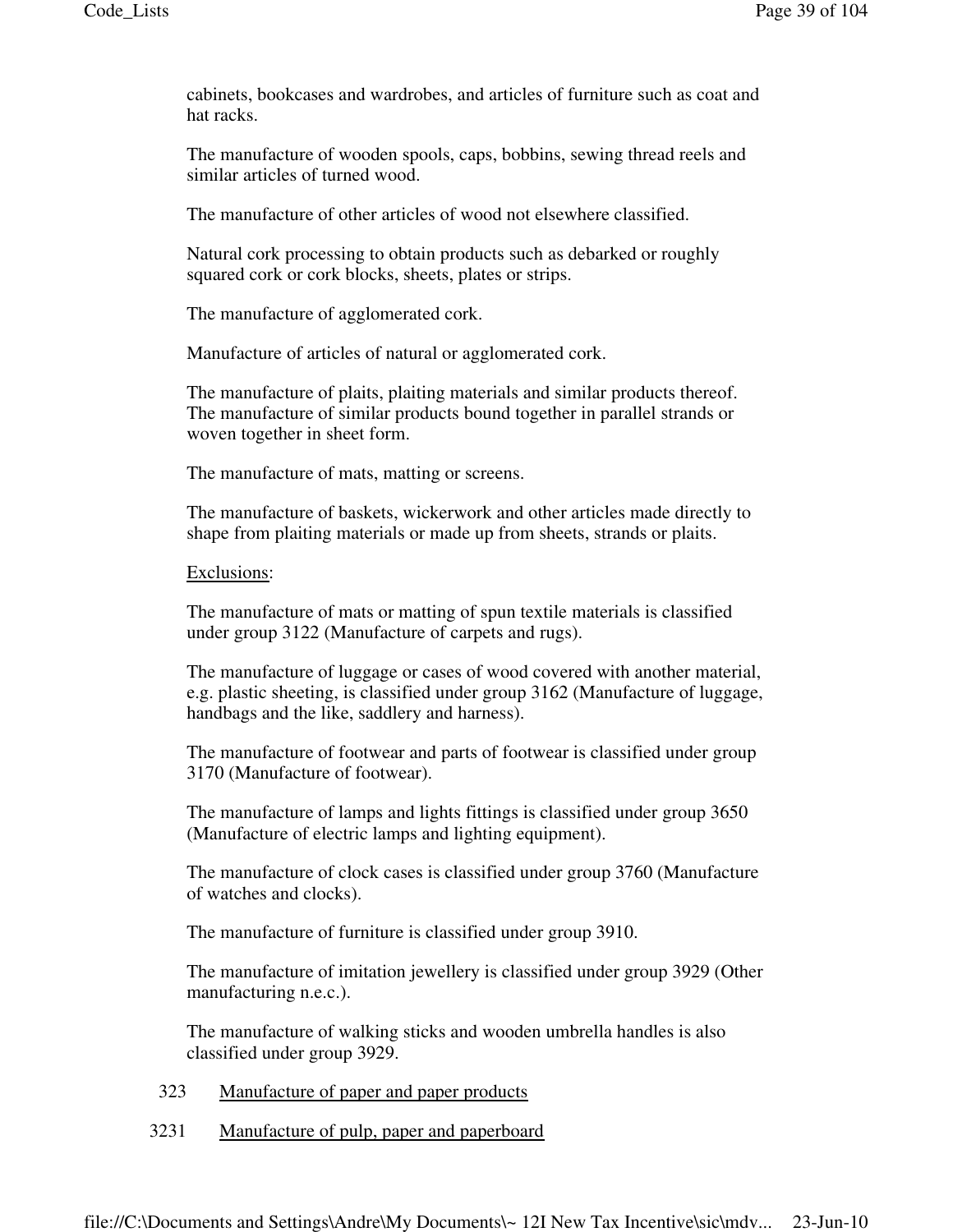cabinets, bookcases and wardrobes, and articles of furniture such as coat and hat racks.

The manufacture of wooden spools, caps, bobbins, sewing thread reels and similar articles of turned wood.

The manufacture of other articles of wood not elsewhere classified.

Natural cork processing to obtain products such as debarked or roughly squared cork or cork blocks, sheets, plates or strips.

The manufacture of agglomerated cork.

Manufacture of articles of natural or agglomerated cork.

The manufacture of plaits, plaiting materials and similar products thereof. The manufacture of similar products bound together in parallel strands or woven together in sheet form.

The manufacture of mats, matting or screens.

The manufacture of baskets, wickerwork and other articles made directly to shape from plaiting materials or made up from sheets, strands or plaits.

Exclusions:

The manufacture of mats or matting of spun textile materials is classified under group 3122 (Manufacture of carpets and rugs).

The manufacture of luggage or cases of wood covered with another material, e.g. plastic sheeting, is classified under group 3162 (Manufacture of luggage, handbags and the like, saddlery and harness).

The manufacture of footwear and parts of footwear is classified under group 3170 (Manufacture of footwear).

The manufacture of lamps and lights fittings is classified under group 3650 (Manufacture of electric lamps and lighting equipment).

The manufacture of clock cases is classified under group 3760 (Manufacture of watches and clocks).

The manufacture of furniture is classified under group 3910.

The manufacture of imitation jewellery is classified under group 3929 (Other manufacturing n.e.c.).

The manufacture of walking sticks and wooden umbrella handles is also classified under group 3929.

323 Manufacture of paper and paper products

3231 Manufacture of pulp, paper and paperboard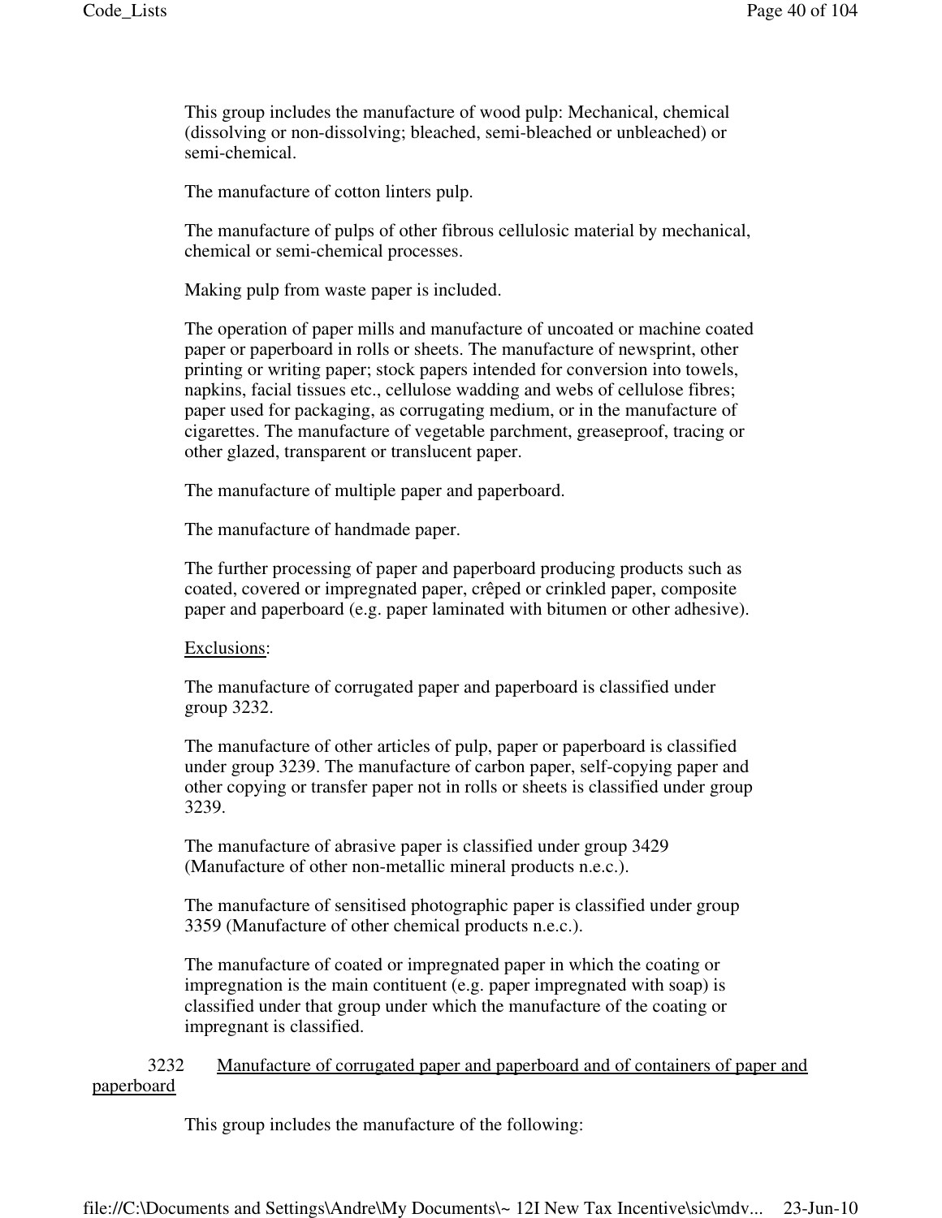This group includes the manufacture of wood pulp: Mechanical, chemical (dissolving or non-dissolving; bleached, semi-bleached or unbleached) or semi-chemical.

The manufacture of cotton linters pulp.

The manufacture of pulps of other fibrous cellulosic material by mechanical, chemical or semi-chemical processes.

Making pulp from waste paper is included.

The operation of paper mills and manufacture of uncoated or machine coated paper or paperboard in rolls or sheets. The manufacture of newsprint, other printing or writing paper; stock papers intended for conversion into towels, napkins, facial tissues etc., cellulose wadding and webs of cellulose fibres; paper used for packaging, as corrugating medium, or in the manufacture of cigarettes. The manufacture of vegetable parchment, greaseproof, tracing or other glazed, transparent or translucent paper.

The manufacture of multiple paper and paperboard.

The manufacture of handmade paper.

The further processing of paper and paperboard producing products such as coated, covered or impregnated paper, crêped or crinkled paper, composite paper and paperboard (e.g. paper laminated with bitumen or other adhesive).

Exclusions:

The manufacture of corrugated paper and paperboard is classified under group 3232.

The manufacture of other articles of pulp, paper or paperboard is classified under group 3239. The manufacture of carbon paper, self-copying paper and other copying or transfer paper not in rolls or sheets is classified under group 3239.

The manufacture of abrasive paper is classified under group 3429 (Manufacture of other non-metallic mineral products n.e.c.).

The manufacture of sensitised photographic paper is classified under group 3359 (Manufacture of other chemical products n.e.c.).

The manufacture of coated or impregnated paper in which the coating or impregnation is the main contituent (e.g. paper impregnated with soap) is classified under that group under which the manufacture of the coating or impregnant is classified.

3232 Manufacture of corrugated paper and paperboard and of containers of paper and paperboard

This group includes the manufacture of the following: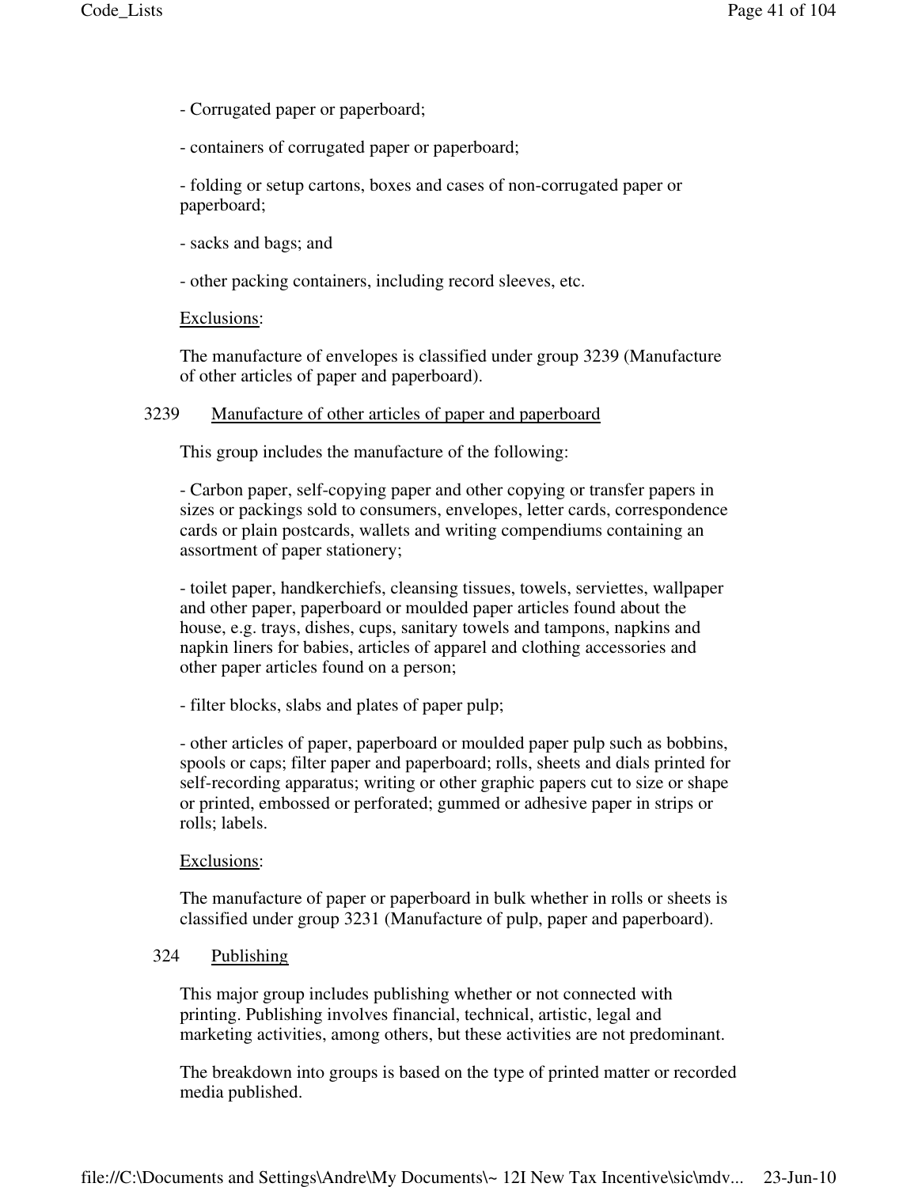- Corrugated paper or paperboard;

- containers of corrugated paper or paperboard;

- folding or setup cartons, boxes and cases of non-corrugated paper or paperboard;

- sacks and bags; and

- other packing containers, including record sleeves, etc.

Exclusions:

The manufacture of envelopes is classified under group 3239 (Manufacture of other articles of paper and paperboard).

### 3239 Manufacture of other articles of paper and paperboard

This group includes the manufacture of the following:

- Carbon paper, self-copying paper and other copying or transfer papers in sizes or packings sold to consumers, envelopes, letter cards, correspondence cards or plain postcards, wallets and writing compendiums containing an assortment of paper stationery;

- toilet paper, handkerchiefs, cleansing tissues, towels, serviettes, wallpaper and other paper, paperboard or moulded paper articles found about the house, e.g. trays, dishes, cups, sanitary towels and tampons, napkins and napkin liners for babies, articles of apparel and clothing accessories and other paper articles found on a person;

- filter blocks, slabs and plates of paper pulp;

- other articles of paper, paperboard or moulded paper pulp such as bobbins, spools or caps; filter paper and paperboard; rolls, sheets and dials printed for self-recording apparatus; writing or other graphic papers cut to size or shape or printed, embossed or perforated; gummed or adhesive paper in strips or rolls; labels.

Exclusions:

The manufacture of paper or paperboard in bulk whether in rolls or sheets is classified under group 3231 (Manufacture of pulp, paper and paperboard).

## 324 Publishing

This major group includes publishing whether or not connected with printing. Publishing involves financial, technical, artistic, legal and marketing activities, among others, but these activities are not predominant.

The breakdown into groups is based on the type of printed matter or recorded media published.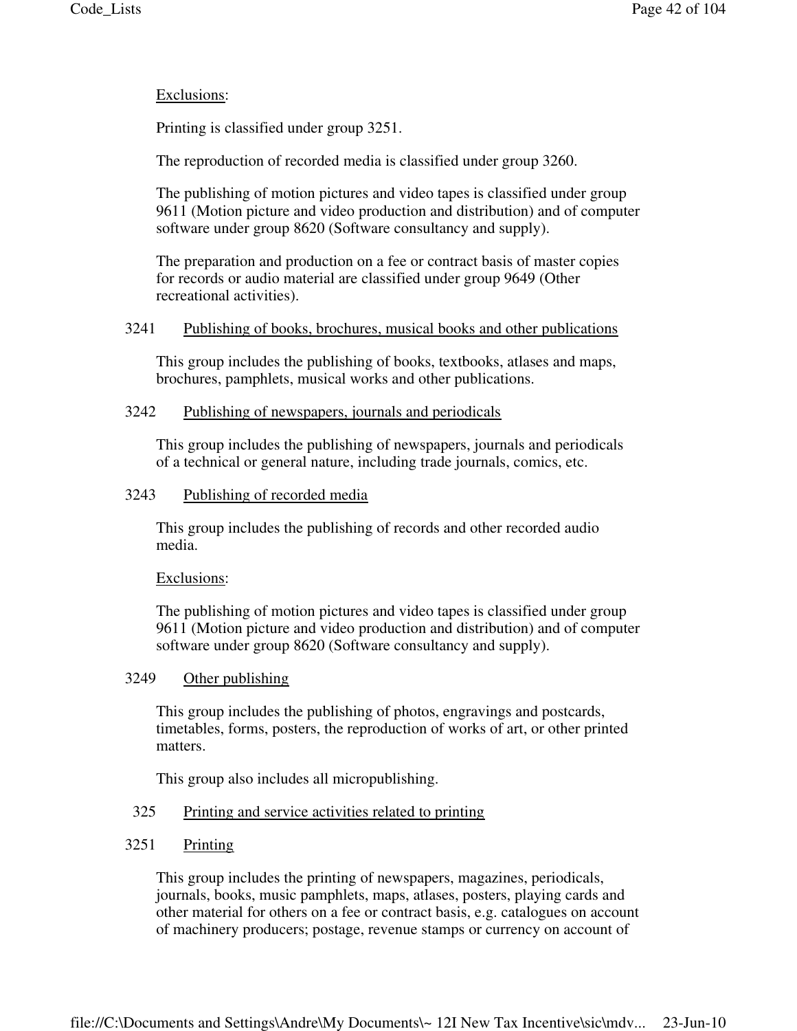Exclusions:

Printing is classified under group 3251.

The reproduction of recorded media is classified under group 3260.

The publishing of motion pictures and video tapes is classified under group 9611 (Motion picture and video production and distribution) and of computer software under group 8620 (Software consultancy and supply).

The preparation and production on a fee or contract basis of master copies for records or audio material are classified under group 9649 (Other recreational activities).

3241 Publishing of books, brochures, musical books and other publications

This group includes the publishing of books, textbooks, atlases and maps, brochures, pamphlets, musical works and other publications.

3242 Publishing of newspapers, journals and periodicals

This group includes the publishing of newspapers, journals and periodicals of a technical or general nature, including trade journals, comics, etc.

3243 Publishing of recorded media

This group includes the publishing of records and other recorded audio media.

Exclusions:

The publishing of motion pictures and video tapes is classified under group 9611 (Motion picture and video production and distribution) and of computer software under group 8620 (Software consultancy and supply).

3249 Other publishing

This group includes the publishing of photos, engravings and postcards, timetables, forms, posters, the reproduction of works of art, or other printed matters.

This group also includes all micropublishing.

325 Printing and service activities related to printing

3251 Printing

This group includes the printing of newspapers, magazines, periodicals, journals, books, music pamphlets, maps, atlases, posters, playing cards and other material for others on a fee or contract basis, e.g. catalogues on account of machinery producers; postage, revenue stamps or currency on account of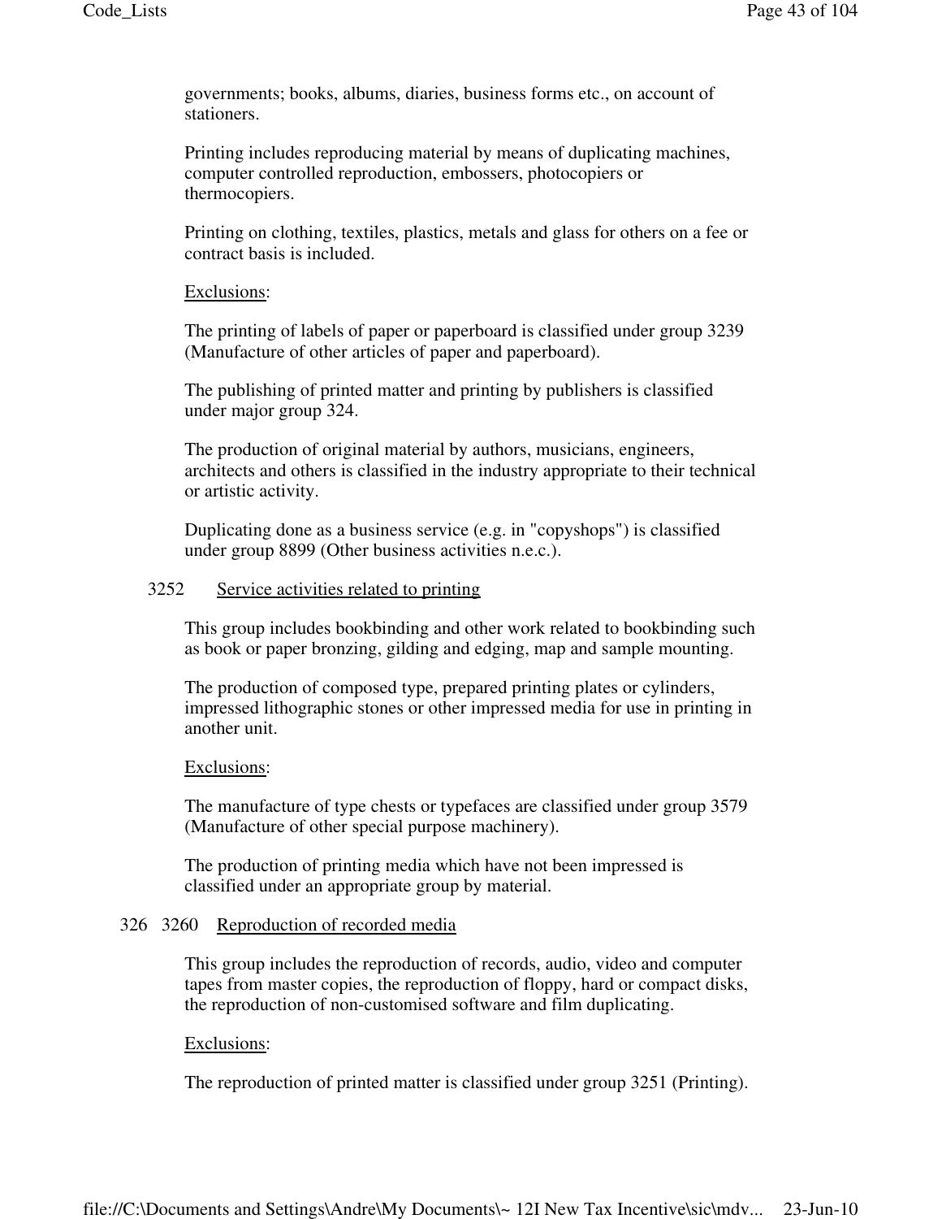governments; books, albums, diaries, business forms etc., on account of stationers.

Printing includes reproducing material by means of duplicating machines, computer controlled reproduction, embossers, photocopiers or thermocopiers.

Printing on clothing, textiles, plastics, metals and glass for others on a fee or contract basis is included.

Exclusions:

The printing of labels of paper or paperboard is classified under group 3239 (Manufacture of other articles of paper and paperboard).

The publishing of printed matter and printing by publishers is classified under major group 324.

The production of original material by authors, musicians, engineers, architects and others is classified in the industry appropriate to their technical or artistic activity.

Duplicating done as a business service (e.g. in "copyshops") is classified under group 8899 (Other business activities n.e.c.).

3252 Service activities related to printing

This group includes bookbinding and other work related to bookbinding such as book or paper bronzing, gilding and edging, map and sample mounting.

The production of composed type, prepared printing plates or cylinders, impressed lithographic stones or other impressed media for use in printing in another unit.

Exclusions:

The manufacture of type chests or typefaces are classified under group 3579 (Manufacture of other special purpose machinery).

The production of printing media which have not been impressed is classified under an appropriate group by material.

326 3260 Reproduction of recorded media

This group includes the reproduction of records, audio, video and computer tapes from master copies, the reproduction of floppy, hard or compact disks, the reproduction of non-customised software and film duplicating.

Exclusions:

The reproduction of printed matter is classified under group 3251 (Printing).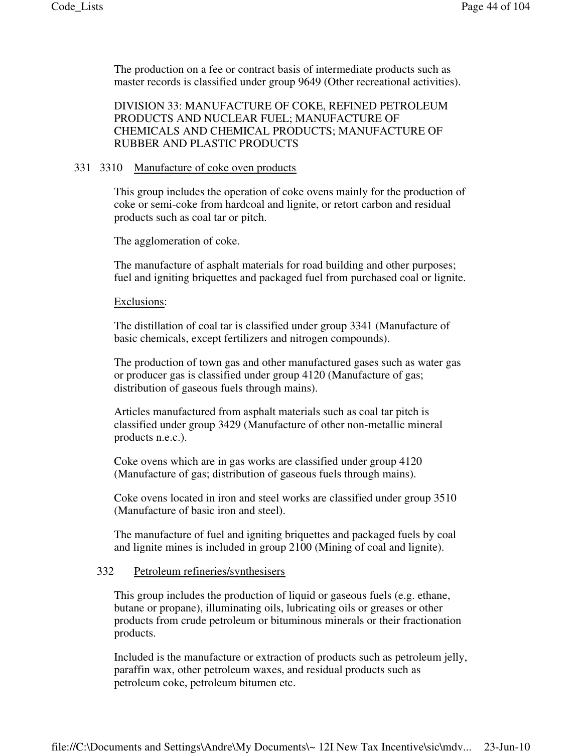The production on a fee or contract basis of intermediate products such as master records is classified under group 9649 (Other recreational activities).

## DIVISION 33: MANUFACTURE OF COKE, REFINED PETROLEUM PRODUCTS AND NUCLEAR FUEL; MANUFACTURE OF CHEMICALS AND CHEMICAL PRODUCTS; MANUFACTURE OF RUBBER AND PLASTIC PRODUCTS

### 331 3310 Manufacture of coke oven products

This group includes the operation of coke ovens mainly for the production of coke or semi-coke from hardcoal and lignite, or retort carbon and residual products such as coal tar or pitch.

The agglomeration of coke.

The manufacture of asphalt materials for road building and other purposes; fuel and igniting briquettes and packaged fuel from purchased coal or lignite.

Exclusions:

The distillation of coal tar is classified under group 3341 (Manufacture of basic chemicals, except fertilizers and nitrogen compounds).

The production of town gas and other manufactured gases such as water gas or producer gas is classified under group 4120 (Manufacture of gas; distribution of gaseous fuels through mains).

Articles manufactured from asphalt materials such as coal tar pitch is classified under group 3429 (Manufacture of other non-metallic mineral products n.e.c.).

Coke ovens which are in gas works are classified under group 4120 (Manufacture of gas; distribution of gaseous fuels through mains).

Coke ovens located in iron and steel works are classified under group 3510 (Manufacture of basic iron and steel).

The manufacture of fuel and igniting briquettes and packaged fuels by coal and lignite mines is included in group 2100 (Mining of coal and lignite).

### 332 Petroleum refineries/synthesisers

This group includes the production of liquid or gaseous fuels (e.g. ethane, butane or propane), illuminating oils, lubricating oils or greases or other products from crude petroleum or bituminous minerals or their fractionation products.

Included is the manufacture or extraction of products such as petroleum jelly, paraffin wax, other petroleum waxes, and residual products such as petroleum coke, petroleum bitumen etc.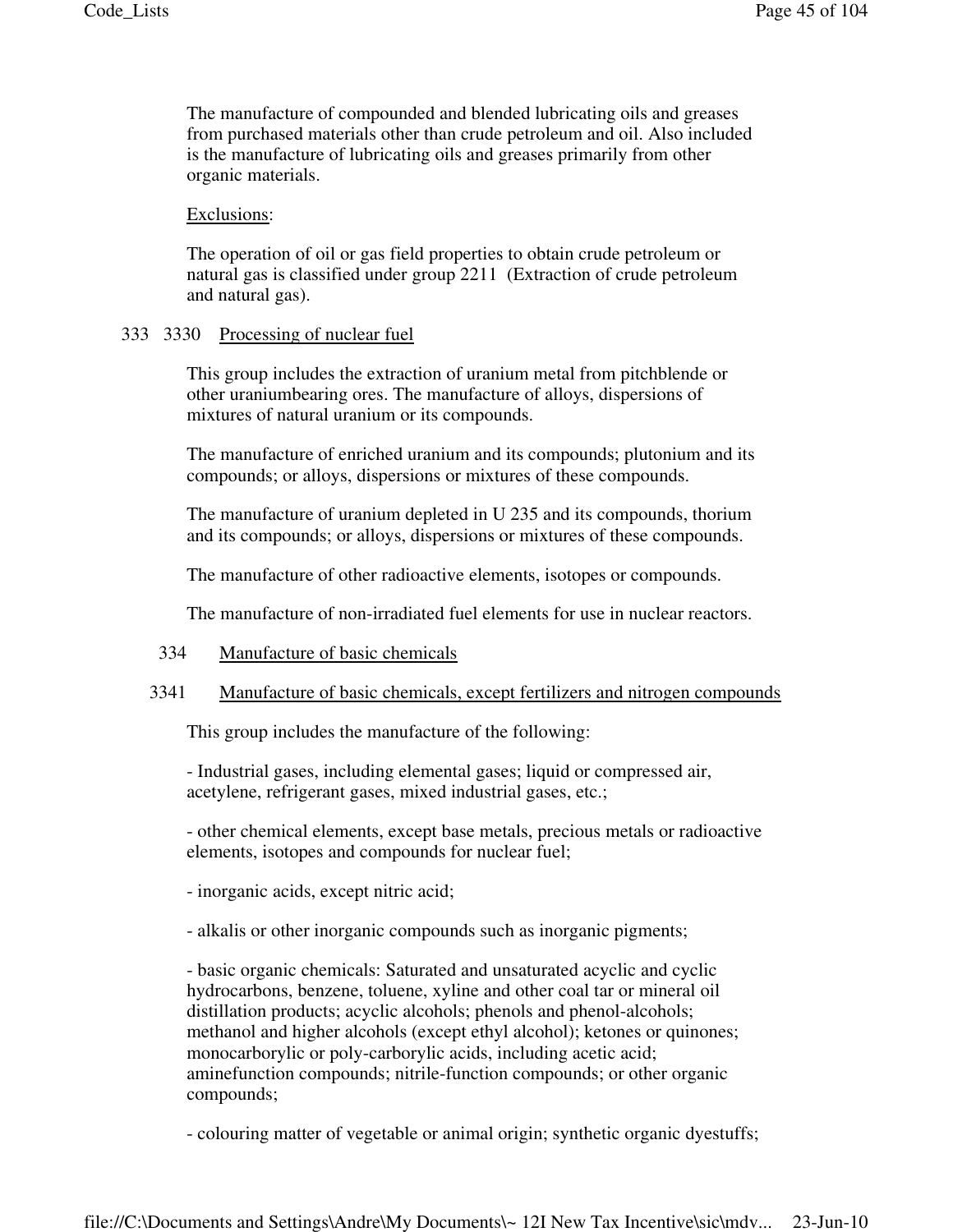The manufacture of compounded and blended lubricating oils and greases from purchased materials other than crude petroleum and oil. Also included is the manufacture of lubricating oils and greases primarily from other organic materials.

Exclusions:

The operation of oil or gas field properties to obtain crude petroleum or natural gas is classified under group 2211 (Extraction of crude petroleum and natural gas).

333 3330 Processing of nuclear fuel

This group includes the extraction of uranium metal from pitchblende or other uraniumbearing ores. The manufacture of alloys, dispersions of mixtures of natural uranium or its compounds.

The manufacture of enriched uranium and its compounds; plutonium and its compounds; or alloys, dispersions or mixtures of these compounds.

The manufacture of uranium depleted in U 235 and its compounds, thorium and its compounds; or alloys, dispersions or mixtures of these compounds.

The manufacture of other radioactive elements, isotopes or compounds.

The manufacture of non-irradiated fuel elements for use in nuclear reactors.

334 Manufacture of basic chemicals

3341 Manufacture of basic chemicals, except fertilizers and nitrogen compounds

This group includes the manufacture of the following:

- Industrial gases, including elemental gases; liquid or compressed air, acetylene, refrigerant gases, mixed industrial gases, etc.;

- other chemical elements, except base metals, precious metals or radioactive elements, isotopes and compounds for nuclear fuel;

- inorganic acids, except nitric acid;

- alkalis or other inorganic compounds such as inorganic pigments;

- basic organic chemicals: Saturated and unsaturated acyclic and cyclic hydrocarbons, benzene, toluene, xyline and other coal tar or mineral oil distillation products; acyclic alcohols; phenols and phenol-alcohols; methanol and higher alcohols (except ethyl alcohol); ketones or quinones; monocarborylic or poly-carborylic acids, including acetic acid; aminefunction compounds; nitrile-function compounds; or other organic compounds;

- colouring matter of vegetable or animal origin; synthetic organic dyestuffs;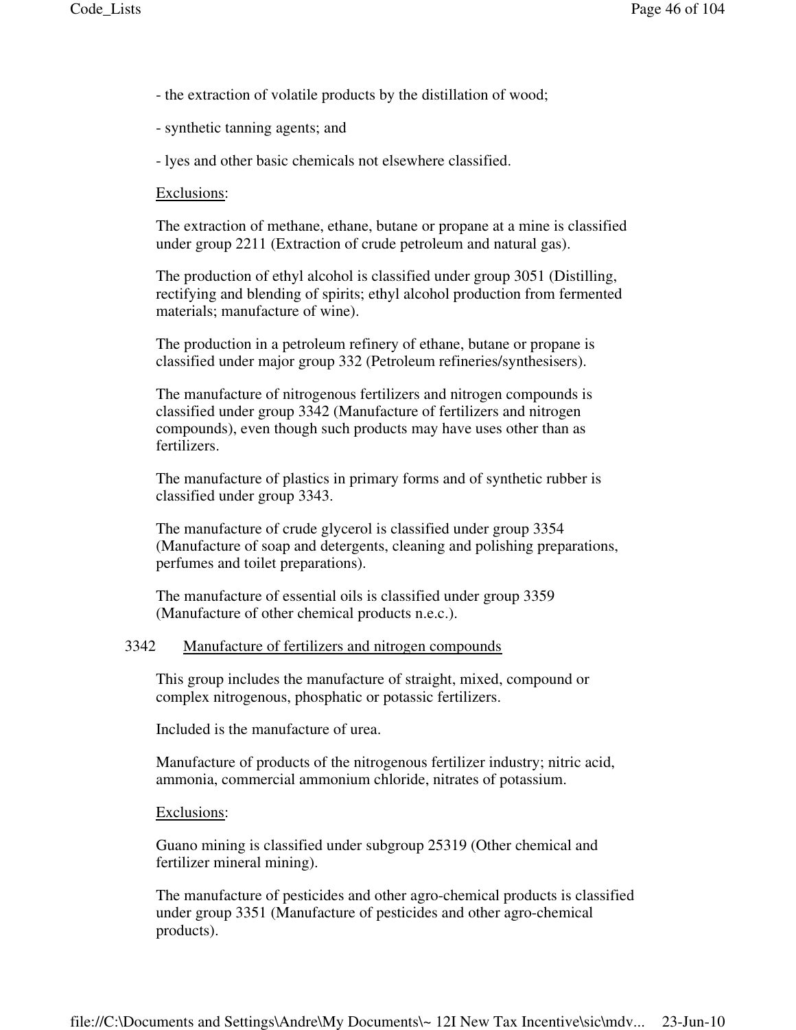- the extraction of volatile products by the distillation of wood;

- synthetic tanning agents; and

- lyes and other basic chemicals not elsewhere classified.

Exclusions:

The extraction of methane, ethane, butane or propane at a mine is classified under group 2211 (Extraction of crude petroleum and natural gas).

The production of ethyl alcohol is classified under group 3051 (Distilling, rectifying and blending of spirits; ethyl alcohol production from fermented materials; manufacture of wine).

The production in a petroleum refinery of ethane, butane or propane is classified under major group 332 (Petroleum refineries/synthesisers).

The manufacture of nitrogenous fertilizers and nitrogen compounds is classified under group 3342 (Manufacture of fertilizers and nitrogen compounds), even though such products may have uses other than as fertilizers.

The manufacture of plastics in primary forms and of synthetic rubber is classified under group 3343.

The manufacture of crude glycerol is classified under group 3354 (Manufacture of soap and detergents, cleaning and polishing preparations, perfumes and toilet preparations).

The manufacture of essential oils is classified under group 3359 (Manufacture of other chemical products n.e.c.).

3342 Manufacture of fertilizers and nitrogen compounds

This group includes the manufacture of straight, mixed, compound or complex nitrogenous, phosphatic or potassic fertilizers.

Included is the manufacture of urea.

Manufacture of products of the nitrogenous fertilizer industry; nitric acid, ammonia, commercial ammonium chloride, nitrates of potassium.

Exclusions:

Guano mining is classified under subgroup 25319 (Other chemical and fertilizer mineral mining).

The manufacture of pesticides and other agro-chemical products is classified under group 3351 (Manufacture of pesticides and other agro-chemical products).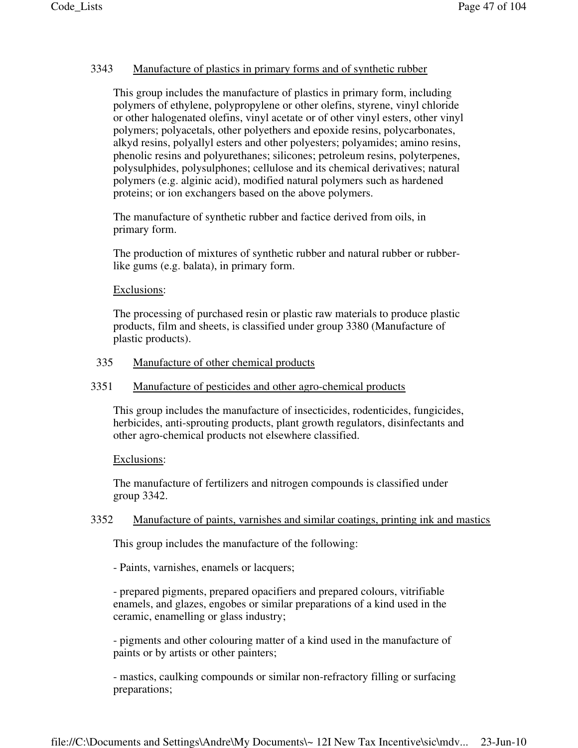### 3343 Manufacture of plastics in primary forms and of synthetic rubber

This group includes the manufacture of plastics in primary form, including polymers of ethylene, polypropylene or other olefins, styrene, vinyl chloride or other halogenated olefins, vinyl acetate or of other vinyl esters, other vinyl polymers; polyacetals, other polyethers and epoxide resins, polycarbonates, alkyd resins, polyallyl esters and other polyesters; polyamides; amino resins, phenolic resins and polyurethanes; silicones; petroleum resins, polyterpenes, polysulphides, polysulphones; cellulose and its chemical derivatives; natural polymers (e.g. alginic acid), modified natural polymers such as hardened proteins; or ion exchangers based on the above polymers.

The manufacture of synthetic rubber and factice derived from oils, in primary form.

The production of mixtures of synthetic rubber and natural rubber or rubber-like gums (e.g. balata), in primary form.

Exclusions:

The processing of purchased resin or plastic raw materials to produce plastic products, film and sheets, is classified under group 3380 (Manufacture of plastic products).

## 335 Manufacture of other chemical products

### 3351 Manufacture of pesticides and other agro-chemical products

This group includes the manufacture of insecticides, rodenticides, fungicides, herbicides, anti-sprouting products, plant growth regulators, disinfectants and other agro-chemical products not elsewhere classified.

Exclusions:

The manufacture of fertilizers and nitrogen compounds is classified under group 3342.

### 3352 Manufacture of paints, varnishes and similar coatings, printing ink and mastics

This group includes the manufacture of the following:

- Paints, varnishes, enamels or lacquers;

- prepared pigments, prepared opacifiers and prepared colours, vitrifiable enamels, and glazes, engobes or similar preparations of a kind used in the ceramic, enamelling or glass industry;

- pigments and other colouring matter of a kind used in the manufacture of paints or by artists or other painters;

- mastics, caulking compounds or similar non-refractory filling or surfacing preparations;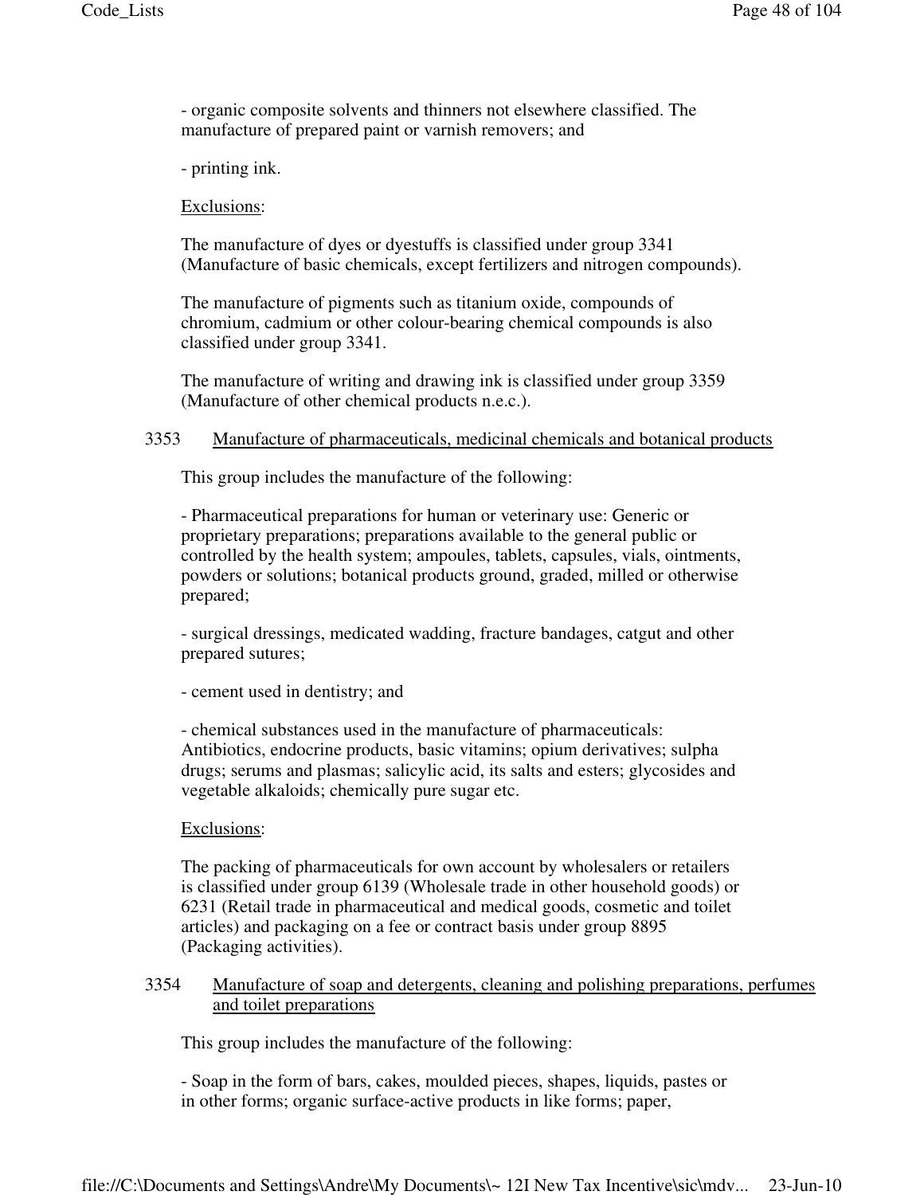- organic composite solvents and thinners not elsewhere classified. The manufacture of prepared paint or varnish removers; and

- printing ink.

<u>Exclusions</u>:

The manufacture of dyes or dyestuffs is classified under group 3341 (Manufacture of basic chemicals, except fertilizers and nitrogen compounds).

The manufacture of pigments such as titanium oxide, compounds of chromium, cadmium or other colour-bearing chemical compounds is also classified under group 3341.

The manufacture of writing and drawing ink is classified under group 3359 (Manufacture of other chemical products n.e.c.).

### 3353 <u>Manufacture of pharmaceuticals, medicinal chemicals and botanical products</u>

This group includes the manufacture of the following:

- Pharmaceutical preparations for human or veterinary use: Generic or proprietary preparations; preparations available to the general public or controlled by the health system; ampoules, tablets, capsules, vials, ointments, powders or solutions; botanical products ground, graded, milled or otherwise prepared;

- surgical dressings, medicated wadding, fracture bandages, catgut and other prepared sutures;

- cement used in dentistry; and

- chemical substances used in the manufacture of pharmaceuticals: Antibiotics, endocrine products, basic vitamins; opium derivatives; sulpha drugs; serums and plasmas; salicylic acid, its salts and esters; glycosides and vegetable alkaloids; chemically pure sugar etc.

<u>Exclusions</u>:

The packing of pharmaceuticals for own account by wholesalers or retailers is classified under group 6139 (Wholesale trade in other household goods) or 6231 (Retail trade in pharmaceutical and medical goods, cosmetic and toilet articles) and packaging on a fee or contract basis under group 8895 (Packaging activities).

### 3354 <u>Manufacture of soap and detergents, cleaning and polishing preparations, perfumes and toilet preparations</u>

This group includes the manufacture of the following:

- Soap in the form of bars, cakes, moulded pieces, shapes, liquids, pastes or in other forms; organic surface-active products in like forms; paper,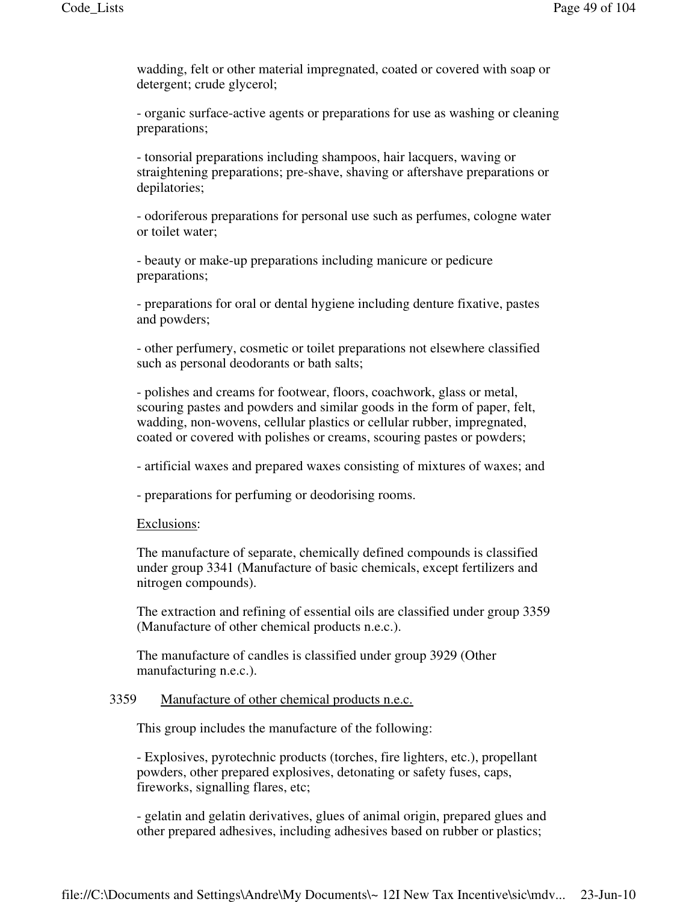wadding, felt or other material impregnated, coated or covered with soap or detergent; crude glycerol;

- organic surface-active agents or preparations for use as washing or cleaning preparations;

- tonsorial preparations including shampoos, hair lacquers, waving or straightening preparations; pre-shave, shaving or aftershave preparations or depilatories;

- odoriferous preparations for personal use such as perfumes, cologne water or toilet water;

- beauty or make-up preparations including manicure or pedicure preparations;

- preparations for oral or dental hygiene including denture fixative, pastes and powders;

- other perfumery, cosmetic or toilet preparations not elsewhere classified such as personal deodorants or bath salts;

- polishes and creams for footwear, floors, coachwork, glass or metal, scouring pastes and powders and similar goods in the form of paper, felt, wadding, non-wovens, cellular plastics or cellular rubber, impregnated, coated or covered with polishes or creams, scouring pastes or powders;

- artificial waxes and prepared waxes consisting of mixtures of waxes; and

- preparations for perfuming or deodorising rooms.

Exclusions:

The manufacture of separate, chemically defined compounds is classified under group 3341 (Manufacture of basic chemicals, except fertilizers and nitrogen compounds).

The extraction and refining of essential oils are classified under group 3359 (Manufacture of other chemical products n.e.c.).

The manufacture of candles is classified under group 3929 (Other manufacturing n.e.c.).

3359 Manufacture of other chemical products n.e.c.

This group includes the manufacture of the following:

- Explosives, pyrotechnic products (torches, fire lighters, etc.), propellant powders, other prepared explosives, detonating or safety fuses, caps, fireworks, signalling flares, etc;

- gelatin and gelatin derivatives, glues of animal origin, prepared glues and other prepared adhesives, including adhesives based on rubber or plastics;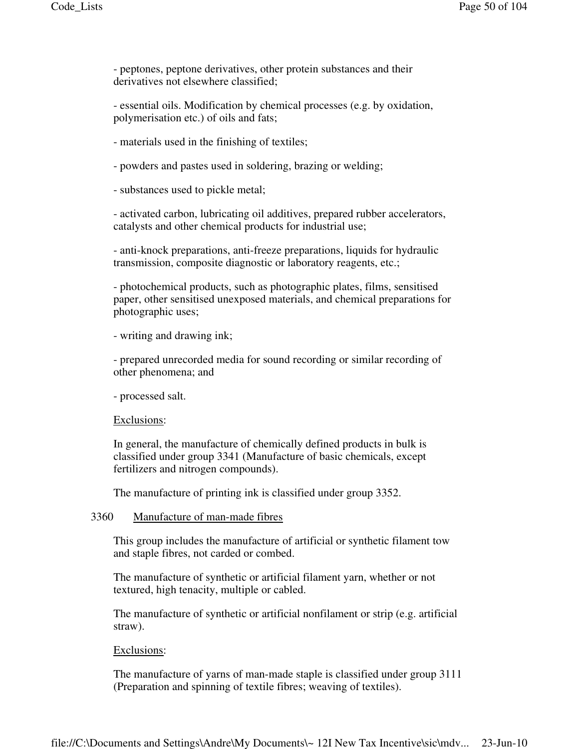- peptones, peptone derivatives, other protein substances and their derivatives not elsewhere classified;

- essential oils. Modification by chemical processes (e.g. by oxidation, polymerisation etc.) of oils and fats;

- materials used in the finishing of textiles;

- powders and pastes used in soldering, brazing or welding;

- substances used to pickle metal;

- activated carbon, lubricating oil additives, prepared rubber accelerators, catalysts and other chemical products for industrial use;

- anti-knock preparations, anti-freeze preparations, liquids for hydraulic transmission, composite diagnostic or laboratory reagents, etc.;

- photochemical products, such as photographic plates, films, sensitised paper, other sensitised unexposed materials, and chemical preparations for photographic uses;

- writing and drawing ink;

- prepared unrecorded media for sound recording or similar recording of other phenomena; and

- processed salt.

Exclusions:

In general, the manufacture of chemically defined products in bulk is classified under group 3341 (Manufacture of basic chemicals, except fertilizers and nitrogen compounds).

The manufacture of printing ink is classified under group 3352.

3360 Manufacture of man-made fibres

This group includes the manufacture of artificial or synthetic filament tow and staple fibres, not carded or combed.

The manufacture of synthetic or artificial filament yarn, whether or not textured, high tenacity, multiple or cabled.

The manufacture of synthetic or artificial nonfilament or strip (e.g. artificial straw).

Exclusions:

The manufacture of yarns of man-made staple is classified under group 3111 (Preparation and spinning of textile fibres; weaving of textiles).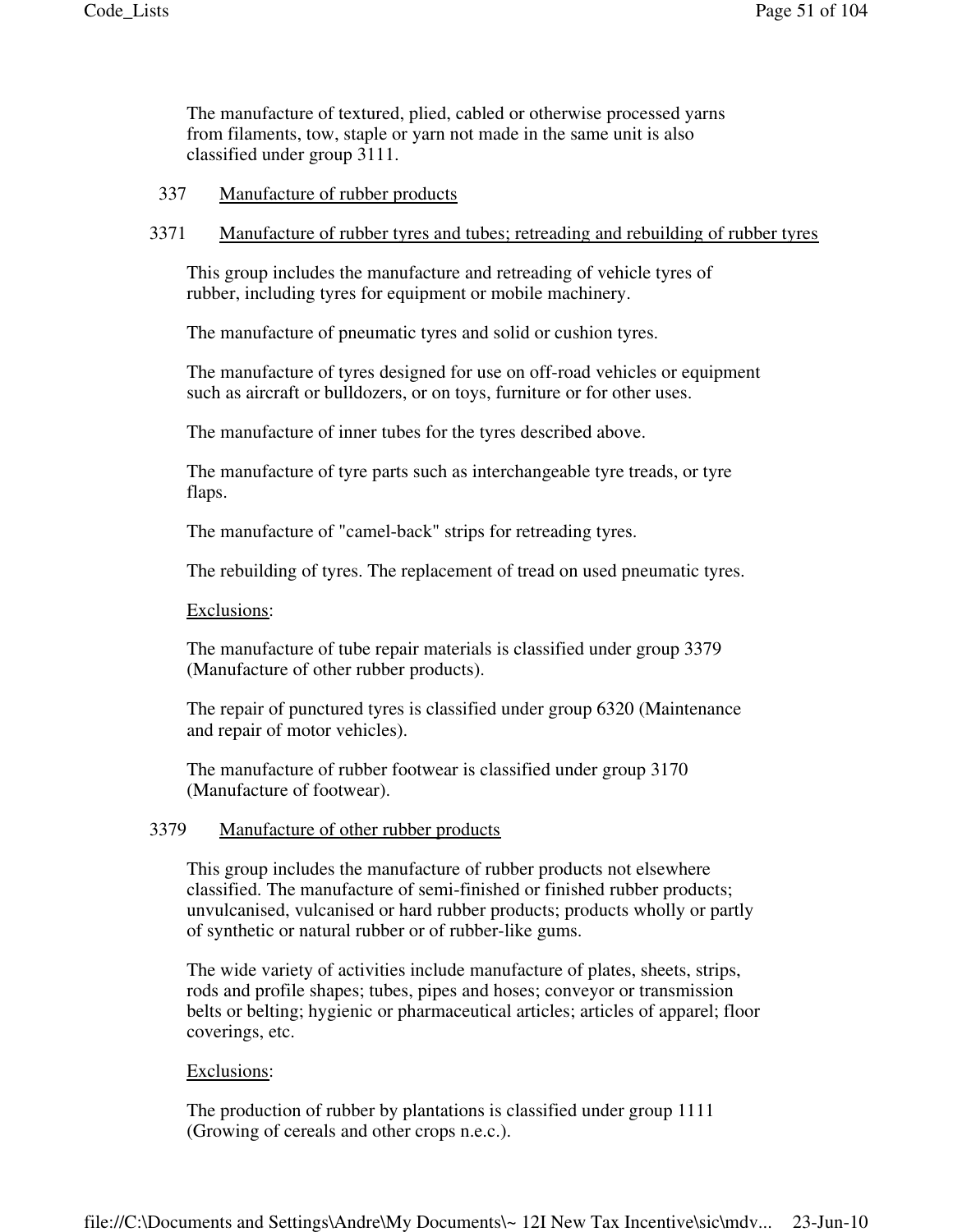The manufacture of textured, plied, cabled or otherwise processed yarns from filaments, tow, staple or yarn not made in the same unit is also classified under group 3111.

## 337 Manufacture of rubber products

### 3371 Manufacture of rubber tyres and tubes; retreading and rebuilding of rubber tyres

This group includes the manufacture and retreading of vehicle tyres of rubber, including tyres for equipment or mobile machinery.

The manufacture of pneumatic tyres and solid or cushion tyres.

The manufacture of tyres designed for use on off-road vehicles or equipment such as aircraft or bulldozers, or on toys, furniture or for other uses.

The manufacture of inner tubes for the tyres described above.

The manufacture of tyre parts such as interchangeable tyre treads, or tyre flaps.

The manufacture of "camel-back" strips for retreading tyres.

The rebuilding of tyres. The replacement of tread on used pneumatic tyres.

Exclusions:

The manufacture of tube repair materials is classified under group 3379 (Manufacture of other rubber products).

The repair of punctured tyres is classified under group 6320 (Maintenance and repair of motor vehicles).

The manufacture of rubber footwear is classified under group 3170 (Manufacture of footwear).

### 3379 Manufacture of other rubber products

This group includes the manufacture of rubber products not elsewhere classified. The manufacture of semi-finished or finished rubber products; unvulcanised, vulcanised or hard rubber products; products wholly or partly of synthetic or natural rubber or of rubber-like gums.

The wide variety of activities include manufacture of plates, sheets, strips, rods and profile shapes; tubes, pipes and hoses; conveyor or transmission belts or belting; hygienic or pharmaceutical articles; articles of apparel; floor coverings, etc.

Exclusions:

The production of rubber by plantations is classified under group 1111 (Growing of cereals and other crops n.e.c.).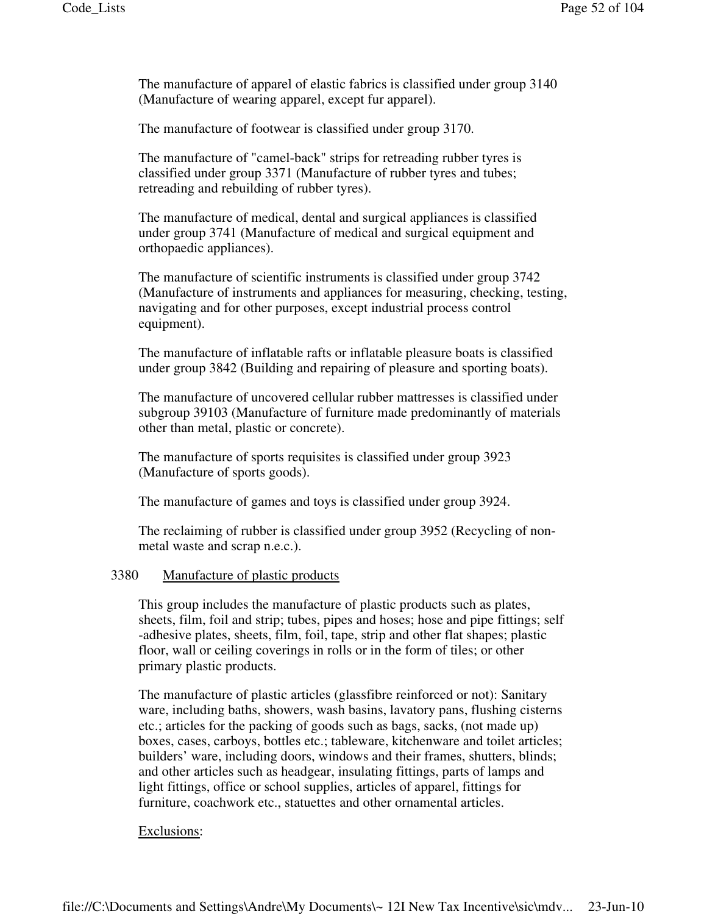The manufacture of apparel of elastic fabrics is classified under group 3140 (Manufacture of wearing apparel, except fur apparel).

The manufacture of footwear is classified under group 3170.

The manufacture of "camel-back" strips for retreading rubber tyres is classified under group 3371 (Manufacture of rubber tyres and tubes; retreading and rebuilding of rubber tyres).

The manufacture of medical, dental and surgical appliances is classified under group 3741 (Manufacture of medical and surgical equipment and orthopaedic appliances).

The manufacture of scientific instruments is classified under group 3742 (Manufacture of instruments and appliances for measuring, checking, testing, navigating and for other purposes, except industrial process control equipment).

The manufacture of inflatable rafts or inflatable pleasure boats is classified under group 3842 (Building and repairing of pleasure and sporting boats).

The manufacture of uncovered cellular rubber mattresses is classified under subgroup 39103 (Manufacture of furniture made predominantly of materials other than metal, plastic or concrete).

The manufacture of sports requisites is classified under group 3923 (Manufacture of sports goods).

The manufacture of games and toys is classified under group 3924.

The reclaiming of rubber is classified under group 3952 (Recycling of non-metal waste and scrap n.e.c.).

3380 Manufacture of plastic products

This group includes the manufacture of plastic products such as plates, sheets, film, foil and strip; tubes, pipes and hoses; hose and pipe fittings; self-adhesive plates, sheets, film, foil, tape, strip and other flat shapes; plastic floor, wall or ceiling coverings in rolls or in the form of tiles; or other primary plastic products.

The manufacture of plastic articles (glassfibre reinforced or not): Sanitary ware, including baths, showers, wash basins, lavatory pans, flushing cisterns etc.; articles for the packing of goods such as bags, sacks, (not made up) boxes, cases, carboys, bottles etc.; tableware, kitchenware and toilet articles; builders' ware, including doors, windows and their frames, shutters, blinds; and other articles such as headgear, insulating fittings, parts of lamps and light fittings, office or school supplies, articles of apparel, fittings for furniture, coachwork etc., statuettes and other ornamental articles.

Exclusions: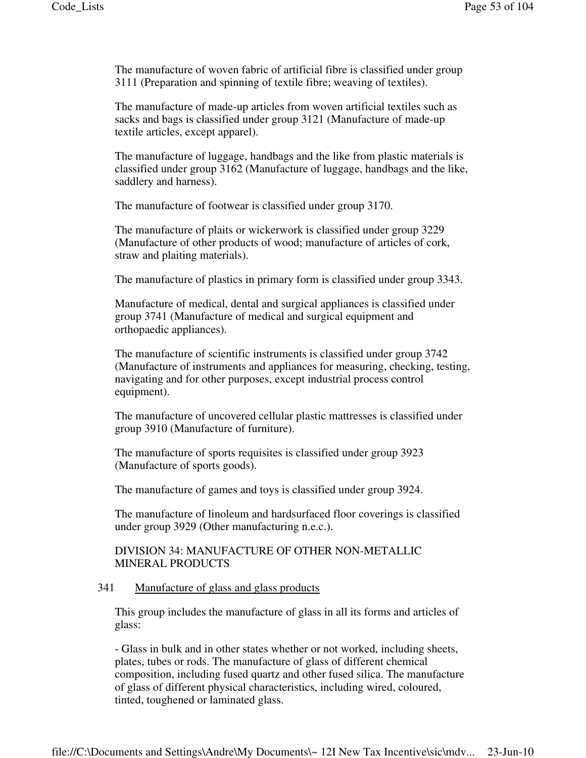The manufacture of woven fabric of artificial fibre is classified under group 3111 (Preparation and spinning of textile fibre; weaving of textiles).

The manufacture of made-up articles from woven artificial textiles such as sacks and bags is classified under group 3121 (Manufacture of made-up textile articles, except apparel).

The manufacture of luggage, handbags and the like from plastic materials is classified under group 3162 (Manufacture of luggage, handbags and the like, saddlery and harness).

The manufacture of footwear is classified under group 3170.

The manufacture of plaits or wickerwork is classified under group 3229 (Manufacture of other products of wood; manufacture of articles of cork, straw and plaiting materials).

The manufacture of plastics in primary form is classified under group 3343.

Manufacture of medical, dental and surgical appliances is classified under group 3741 (Manufacture of medical and surgical equipment and orthopaedic appliances).

The manufacture of scientific instruments is classified under group 3742 (Manufacture of instruments and appliances for measuring, checking, testing, navigating and for other purposes, except industrial process control equipment).

The manufacture of uncovered cellular plastic mattresses is classified under group 3910 (Manufacture of furniture).

The manufacture of sports requisites is classified under group 3923 (Manufacture of sports goods).

The manufacture of games and toys is classified under group 3924.

The manufacture of linoleum and hardsurfaced floor coverings is classified under group 3929 (Other manufacturing n.e.c.).

## DIVISION 34: MANUFACTURE OF OTHER NON-METALLIC MINERAL PRODUCTS

### 341 Manufacture of glass and glass products

This group includes the manufacture of glass in all its forms and articles of glass:

- Glass in bulk and in other states whether or not worked, including sheets, plates, tubes or rods. The manufacture of glass of different chemical composition, including fused quartz and other fused silica. The manufacture of glass of different physical characteristics, including wired, coloured, tinted, toughened or laminated glass.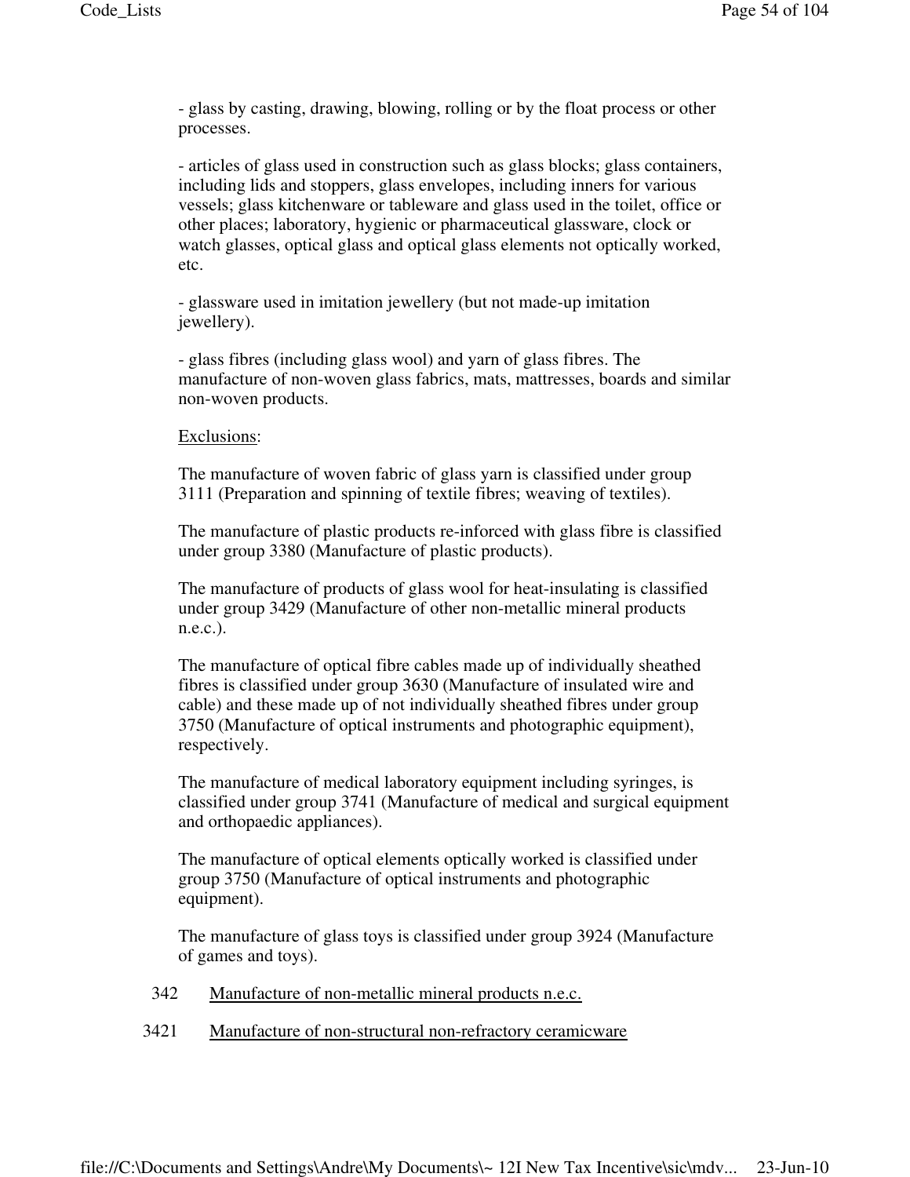- glass by casting, drawing, blowing, rolling or by the float process or other processes.

- articles of glass used in construction such as glass blocks; glass containers, including lids and stoppers, glass envelopes, including inners for various vessels; glass kitchenware or tableware and glass used in the toilet, office or other places; laboratory, hygienic or pharmaceutical glassware, clock or watch glasses, optical glass and optical glass elements not optically worked, etc.

- glassware used in imitation jewellery (but not made-up imitation jewellery).

- glass fibres (including glass wool) and yarn of glass fibres. The manufacture of non-woven glass fabrics, mats, mattresses, boards and similar non-woven products.

Exclusions:

The manufacture of woven fabric of glass yarn is classified under group 3111 (Preparation and spinning of textile fibres; weaving of textiles).

The manufacture of plastic products re-inforced with glass fibre is classified under group 3380 (Manufacture of plastic products).

The manufacture of products of glass wool for heat-insulating is classified under group 3429 (Manufacture of other non-metallic mineral products n.e.c.).

The manufacture of optical fibre cables made up of individually sheathed fibres is classified under group 3630 (Manufacture of insulated wire and cable) and these made up of not individually sheathed fibres under group 3750 (Manufacture of optical instruments and photographic equipment), respectively.

The manufacture of medical laboratory equipment including syringes, is classified under group 3741 (Manufacture of medical and surgical equipment and orthopaedic appliances).

The manufacture of optical elements optically worked is classified under group 3750 (Manufacture of optical instruments and photographic equipment).

The manufacture of glass toys is classified under group 3924 (Manufacture of games and toys).

342 Manufacture of non-metallic mineral products n.e.c.

3421 Manufacture of non-structural non-refractory ceramicware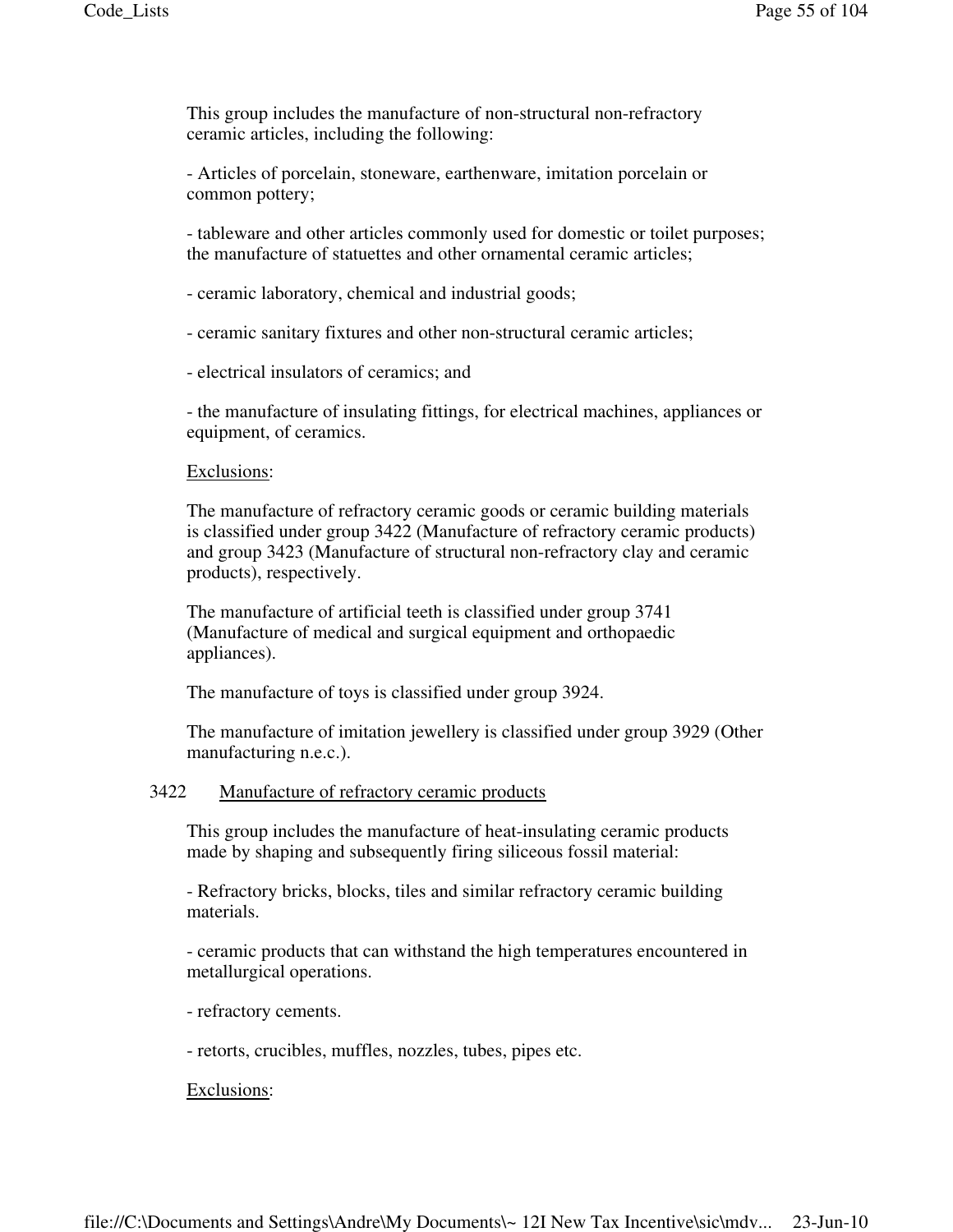This group includes the manufacture of non-structural non-refractory ceramic articles, including the following:

- Articles of porcelain, stoneware, earthenware, imitation porcelain or common pottery;

- tableware and other articles commonly used for domestic or toilet purposes; the manufacture of statuettes and other ornamental ceramic articles;

- ceramic laboratory, chemical and industrial goods;

- ceramic sanitary fixtures and other non-structural ceramic articles;

- electrical insulators of ceramics; and

- the manufacture of insulating fittings, for electrical machines, appliances or equipment, of ceramics.

Exclusions:

The manufacture of refractory ceramic goods or ceramic building materials is classified under group 3422 (Manufacture of refractory ceramic products) and group 3423 (Manufacture of structural non-refractory clay and ceramic products), respectively.

The manufacture of artificial teeth is classified under group 3741 (Manufacture of medical and surgical equipment and orthopaedic appliances).

The manufacture of toys is classified under group 3924.

The manufacture of imitation jewellery is classified under group 3929 (Other manufacturing n.e.c.).

3422 Manufacture of refractory ceramic products

This group includes the manufacture of heat-insulating ceramic products made by shaping and subsequently firing siliceous fossil material:

- Refractory bricks, blocks, tiles and similar refractory ceramic building materials.

- ceramic products that can withstand the high temperatures encountered in metallurgical operations.

- refractory cements.

- retorts, crucibles, muffles, nozzles, tubes, pipes etc.

Exclusions: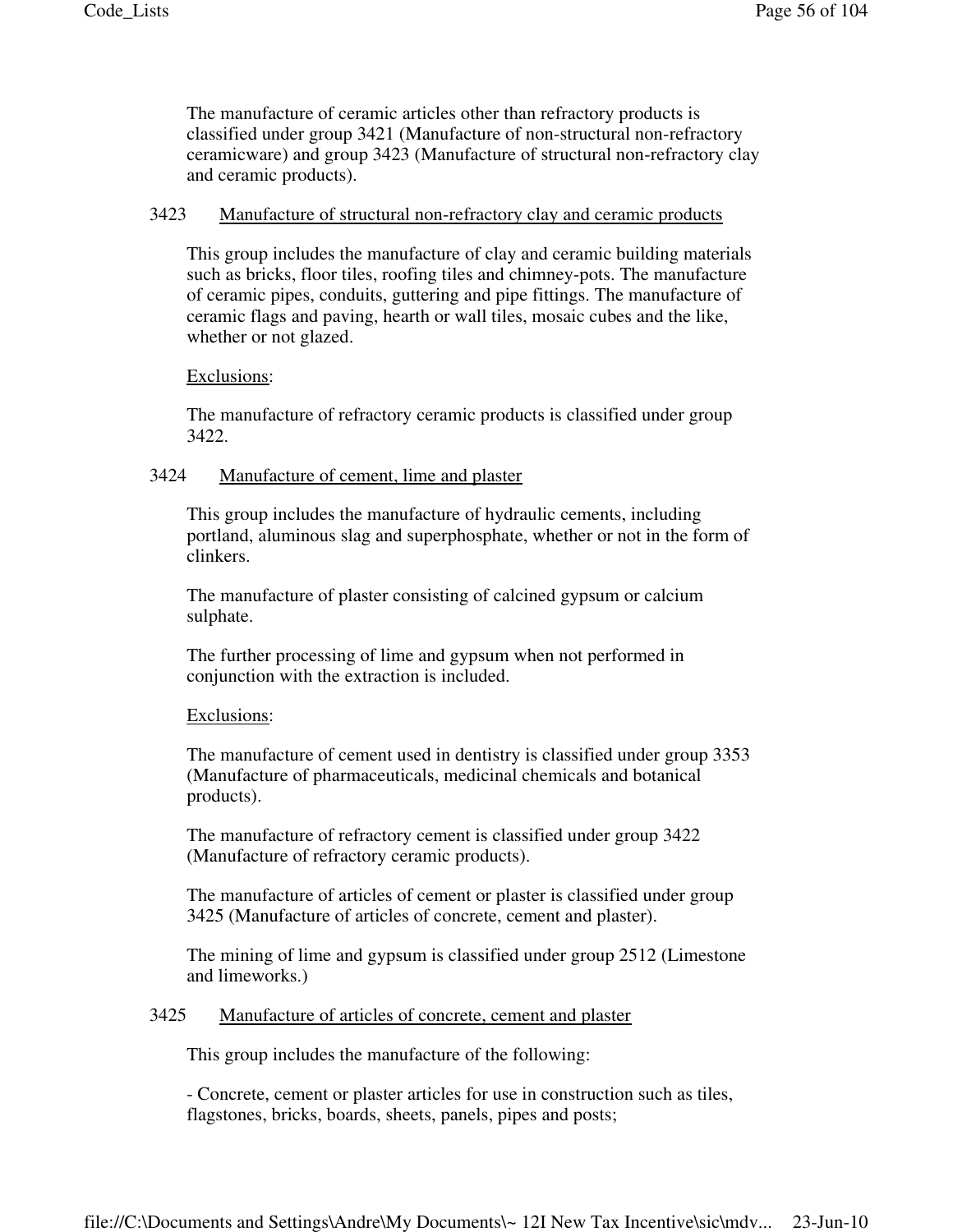The manufacture of ceramic articles other than refractory products is classified under group 3421 (Manufacture of non-structural non-refractory ceramicware) and group 3423 (Manufacture of structural non-refractory clay and ceramic products).

### 3423 Manufacture of structural non-refractory clay and ceramic products

This group includes the manufacture of clay and ceramic building materials such as bricks, floor tiles, roofing tiles and chimney-pots. The manufacture of ceramic pipes, conduits, guttering and pipe fittings. The manufacture of ceramic flags and paving, hearth or wall tiles, mosaic cubes and the like, whether or not glazed.

Exclusions:

The manufacture of refractory ceramic products is classified under group 3422.

### 3424 Manufacture of cement, lime and plaster

This group includes the manufacture of hydraulic cements, including portland, aluminous slag and superphosphate, whether or not in the form of clinkers.

The manufacture of plaster consisting of calcined gypsum or calcium sulphate.

The further processing of lime and gypsum when not performed in conjunction with the extraction is included.

Exclusions:

The manufacture of cement used in dentistry is classified under group 3353 (Manufacture of pharmaceuticals, medicinal chemicals and botanical products).

The manufacture of refractory cement is classified under group 3422 (Manufacture of refractory ceramic products).

The manufacture of articles of cement or plaster is classified under group 3425 (Manufacture of articles of concrete, cement and plaster).

The mining of lime and gypsum is classified under group 2512 (Limestone and limeworks.)

### 3425 Manufacture of articles of concrete, cement and plaster

This group includes the manufacture of the following:

- Concrete, cement or plaster articles for use in construction such as tiles, flagstones, bricks, boards, sheets, panels, pipes and posts;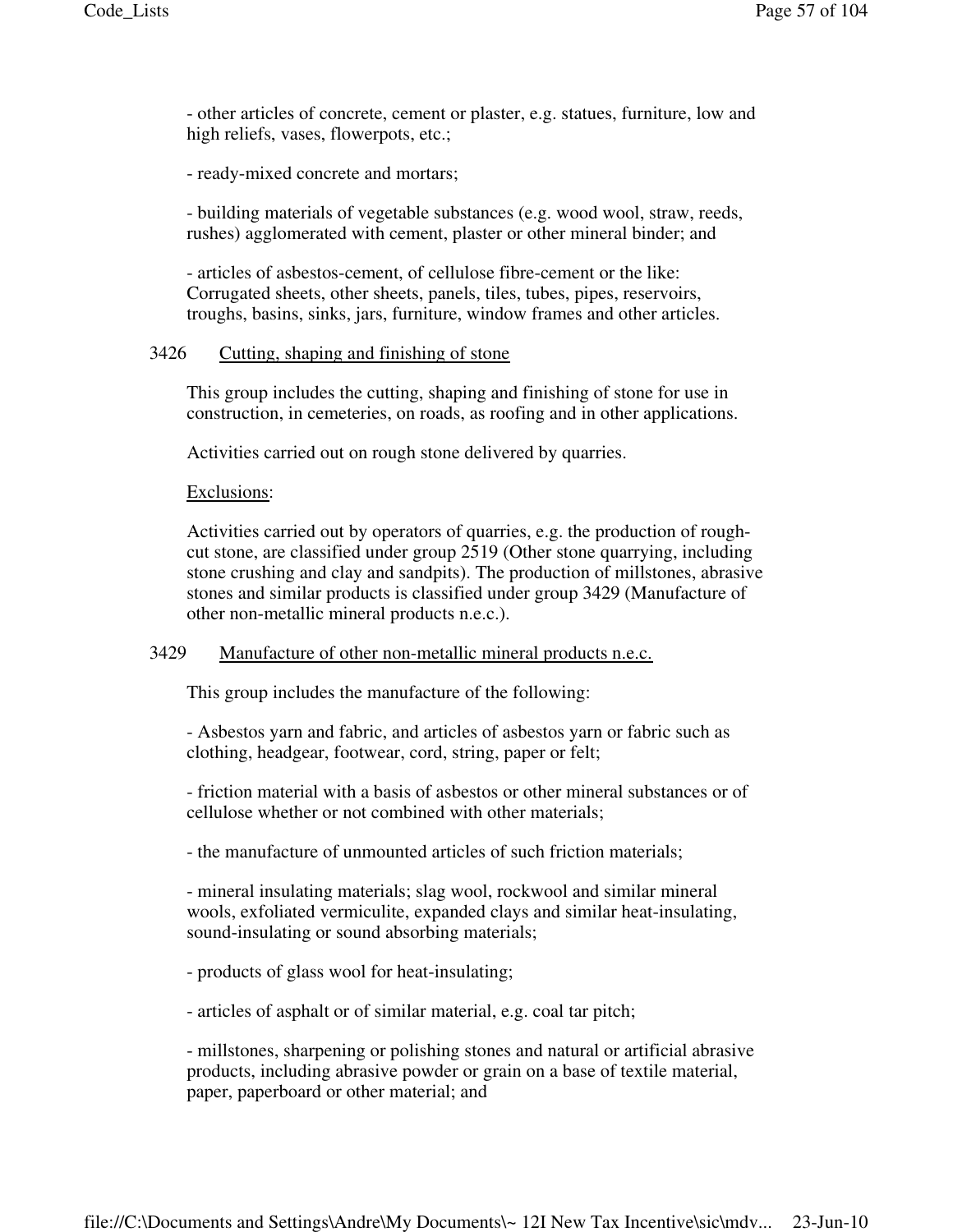- other articles of concrete, cement or plaster, e.g. statues, furniture, low and high reliefs, vases, flowerpots, etc.;

- ready-mixed concrete and mortars;

- building materials of vegetable substances (e.g. wood wool, straw, reeds, rushes) agglomerated with cement, plaster or other mineral binder; and

- articles of asbestos-cement, of cellulose fibre-cement or the like: Corrugated sheets, other sheets, panels, tiles, tubes, pipes, reservoirs, troughs, basins, sinks, jars, furniture, window frames and other articles.

3426 Cutting, shaping and finishing of stone

This group includes the cutting, shaping and finishing of stone for use in construction, in cemeteries, on roads, as roofing and in other applications.

Activities carried out on rough stone delivered by quarries.

Exclusions:

Activities carried out by operators of quarries, e.g. the production of rough-cut stone, are classified under group 2519 (Other stone quarrying, including stone crushing and clay and sandpits). The production of millstones, abrasive stones and similar products is classified under group 3429 (Manufacture of other non-metallic mineral products n.e.c.).

3429 Manufacture of other non-metallic mineral products n.e.c.

This group includes the manufacture of the following:

- Asbestos yarn and fabric, and articles of asbestos yarn or fabric such as clothing, headgear, footwear, cord, string, paper or felt;

- friction material with a basis of asbestos or other mineral substances or of cellulose whether or not combined with other materials;

- the manufacture of unmounted articles of such friction materials;

- mineral insulating materials; slag wool, rockwool and similar mineral wools, exfoliated vermiculite, expanded clays and similar heat-insulating, sound-insulating or sound absorbing materials;

- products of glass wool for heat-insulating;

- articles of asphalt or of similar material, e.g. coal tar pitch;

- millstones, sharpening or polishing stones and natural or artificial abrasive products, including abrasive powder or grain on a base of textile material, paper, paperboard or other material; and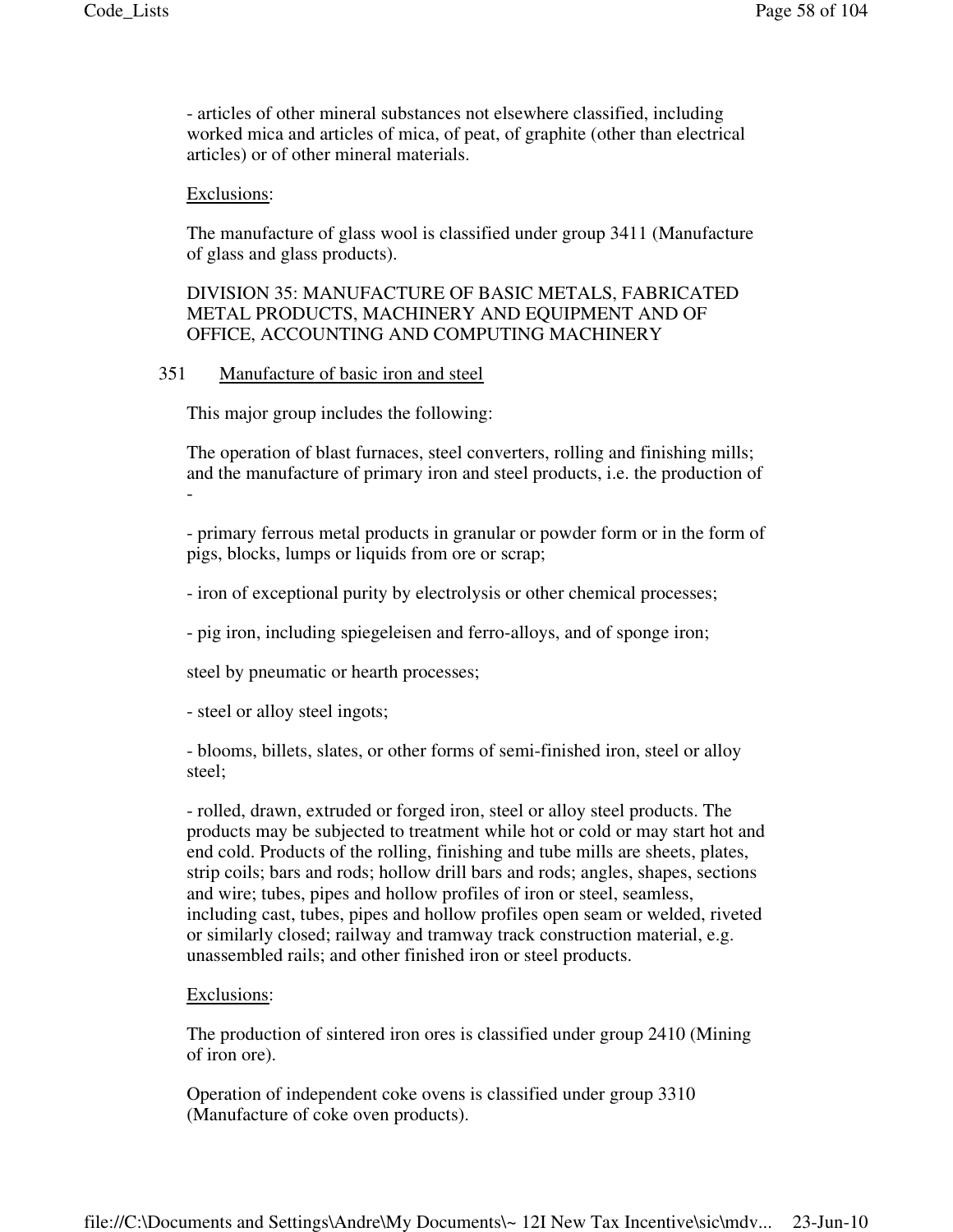- articles of other mineral substances not elsewhere classified, including worked mica and articles of mica, of peat, of graphite (other than electrical articles) or of other mineral materials.

Exclusions:

The manufacture of glass wool is classified under group 3411 (Manufacture of glass and glass products).

## DIVISION 35: MANUFACTURE OF BASIC METALS, FABRICATED METAL PRODUCTS, MACHINERY AND EQUIPMENT AND OF OFFICE, ACCOUNTING AND COMPUTING MACHINERY

### 351 Manufacture of basic iron and steel

This major group includes the following:

The operation of blast furnaces, steel converters, rolling and finishing mills; and the manufacture of primary iron and steel products, i.e. the production of -

- primary ferrous metal products in granular or powder form or in the form of pigs, blocks, lumps or liquids from ore or scrap;

- iron of exceptional purity by electrolysis or other chemical processes;

- pig iron, including spiegeleisen and ferro-alloys, and of sponge iron;

steel by pneumatic or hearth processes;

- steel or alloy steel ingots;

- blooms, billets, slates, or other forms of semi-finished iron, steel or alloy steel;

- rolled, drawn, extruded or forged iron, steel or alloy steel products. The products may be subjected to treatment while hot or cold or may start hot and end cold. Products of the rolling, finishing and tube mills are sheets, plates, strip coils; bars and rods; hollow drill bars and rods; angles, shapes, sections and wire; tubes, pipes and hollow profiles of iron or steel, seamless, including cast, tubes, pipes and hollow profiles open seam or welded, riveted or similarly closed; railway and tramway track construction material, e.g. unassembled rails; and other finished iron or steel products.

Exclusions:

The production of sintered iron ores is classified under group 2410 (Mining of iron ore).

Operation of independent coke ovens is classified under group 3310 (Manufacture of coke oven products).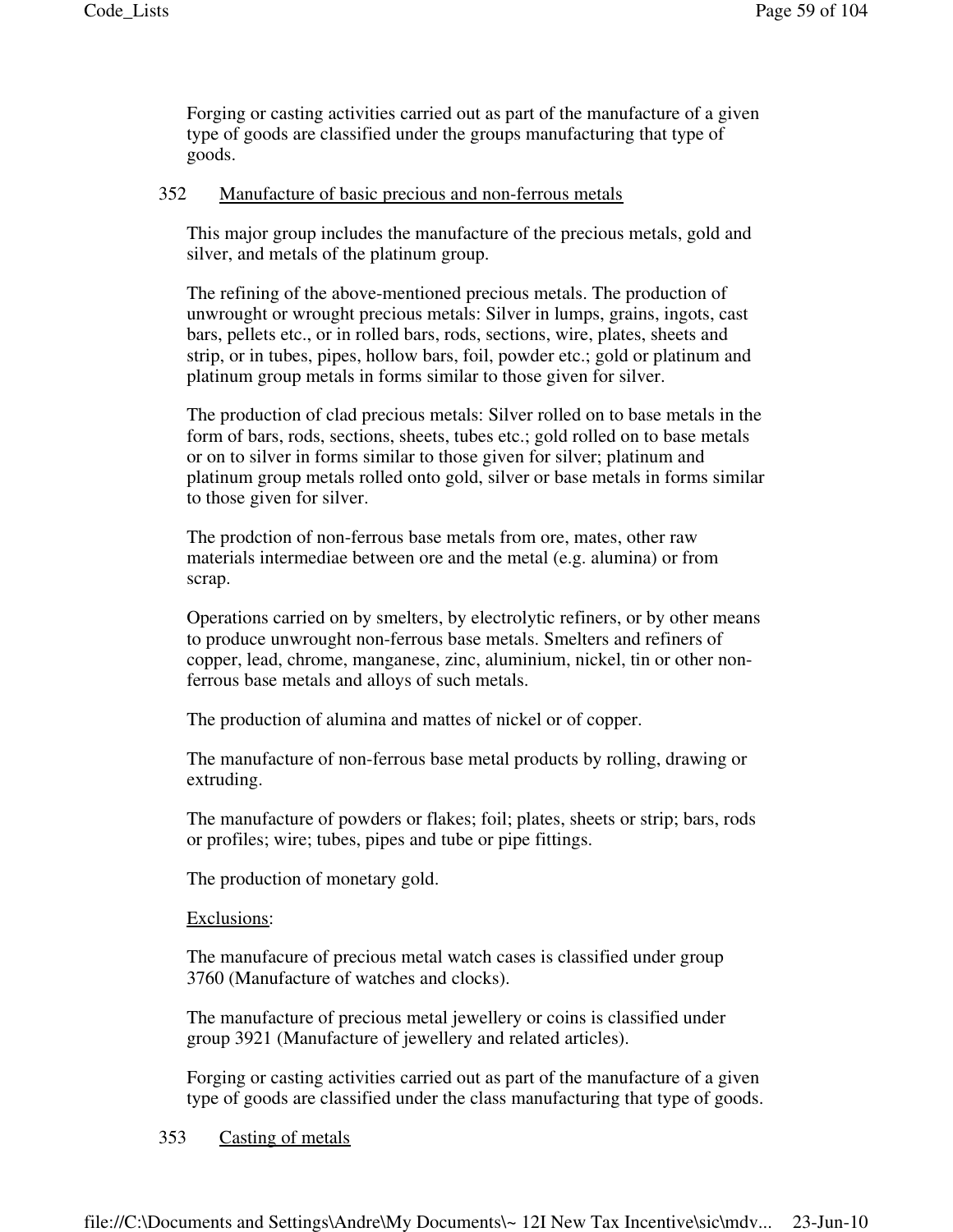Forging or casting activities carried out as part of the manufacture of a given type of goods are classified under the groups manufacturing that type of goods.

352 Manufacture of basic precious and non-ferrous metals

This major group includes the manufacture of the precious metals, gold and silver, and metals of the platinum group.

The refining of the above-mentioned precious metals. The production of unwrought or wrought precious metals: Silver in lumps, grains, ingots, cast bars, pellets etc., or in rolled bars, rods, sections, wire, plates, sheets and strip, or in tubes, pipes, hollow bars, foil, powder etc.; gold or platinum and platinum group metals in forms similar to those given for silver.

The production of clad precious metals: Silver rolled on to base metals in the form of bars, rods, sections, sheets, tubes etc.; gold rolled on to base metals or on to silver in forms similar to those given for silver; platinum and platinum group metals rolled onto gold, silver or base metals in forms similar to those given for silver.

The prodction of non-ferrous base metals from ore, mates, other raw materials intermediae between ore and the metal (e.g. alumina) or from scrap.

Operations carried on by smelters, by electrolytic refiners, or by other means to produce unwrought non-ferrous base metals. Smelters and refiners of copper, lead, chrome, manganese, zinc, aluminium, nickel, tin or other non-ferrous base metals and alloys of such metals.

The production of alumina and mattes of nickel or of copper.

The manufacture of non-ferrous base metal products by rolling, drawing or extruding.

The manufacture of powders or flakes; foil; plates, sheets or strip; bars, rods or profiles; wire; tubes, pipes and tube or pipe fittings.

The production of monetary gold.

Exclusions:

The manufacure of precious metal watch cases is classified under group 3760 (Manufacture of watches and clocks).

The manufacture of precious metal jewellery or coins is classified under group 3921 (Manufacture of jewellery and related articles).

Forging or casting activities carried out as part of the manufacture of a given type of goods are classified under the class manufacturing that type of goods.

353 Casting of metals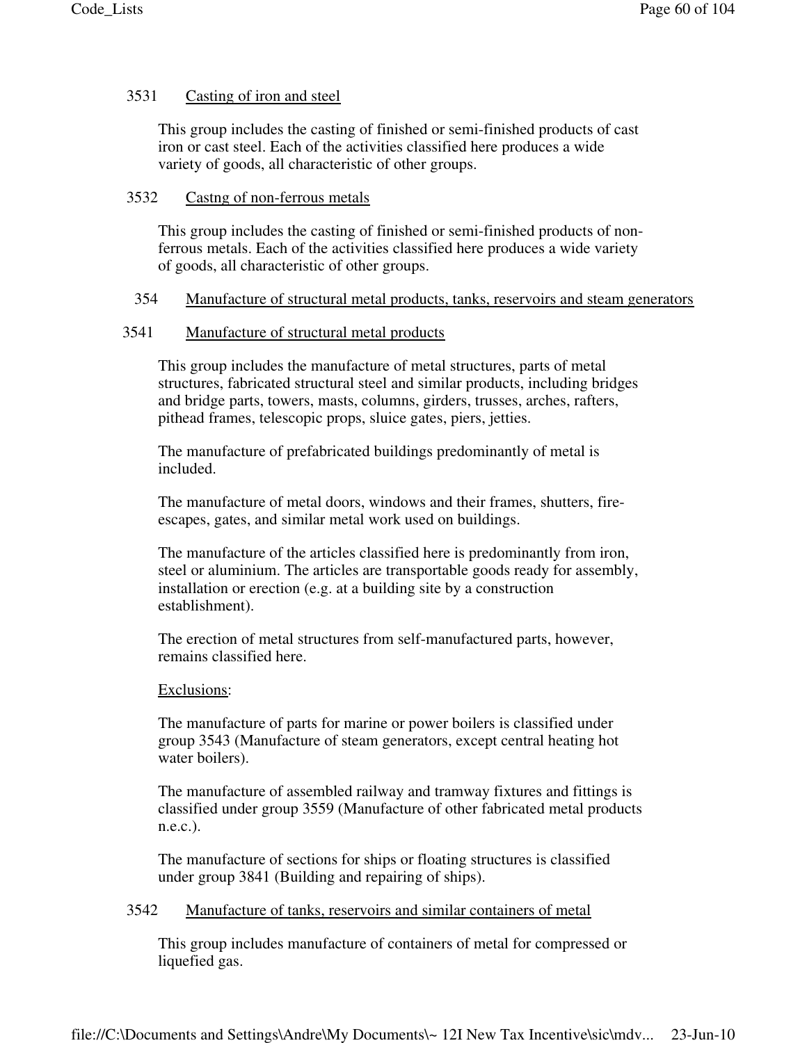### 3531 Casting of iron and steel

This group includes the casting of finished or semi-finished products of cast iron or cast steel. Each of the activities classified here produces a wide variety of goods, all characteristic of other groups.

### 3532 Castng of non-ferrous metals

This group includes the casting of finished or semi-finished products of non-ferrous metals. Each of the activities classified here produces a wide variety of goods, all characteristic of other groups.

## 354 Manufacture of structural metal products, tanks, reservoirs and steam generators

### 3541 Manufacture of structural metal products

This group includes the manufacture of metal structures, parts of metal structures, fabricated structural steel and similar products, including bridges and bridge parts, towers, masts, columns, girders, trusses, arches, rafters, pithead frames, telescopic props, sluice gates, piers, jetties.

The manufacture of prefabricated buildings predominantly of metal is included.

The manufacture of metal doors, windows and their frames, shutters, fire-escapes, gates, and similar metal work used on buildings.

The manufacture of the articles classified here is predominantly from iron, steel or aluminium. The articles are transportable goods ready for assembly, installation or erection (e.g. at a building site by a construction establishment).

The erection of metal structures from self-manufactured parts, however, remains classified here.

Exclusions:

The manufacture of parts for marine or power boilers is classified under group 3543 (Manufacture of steam generators, except central heating hot water boilers).

The manufacture of assembled railway and tramway fixtures and fittings is classified under group 3559 (Manufacture of other fabricated metal products n.e.c.).

The manufacture of sections for ships or floating structures is classified under group 3841 (Building and repairing of ships).

### 3542 Manufacture of tanks, reservoirs and similar containers of metal

This group includes manufacture of containers of metal for compressed or liquefied gas.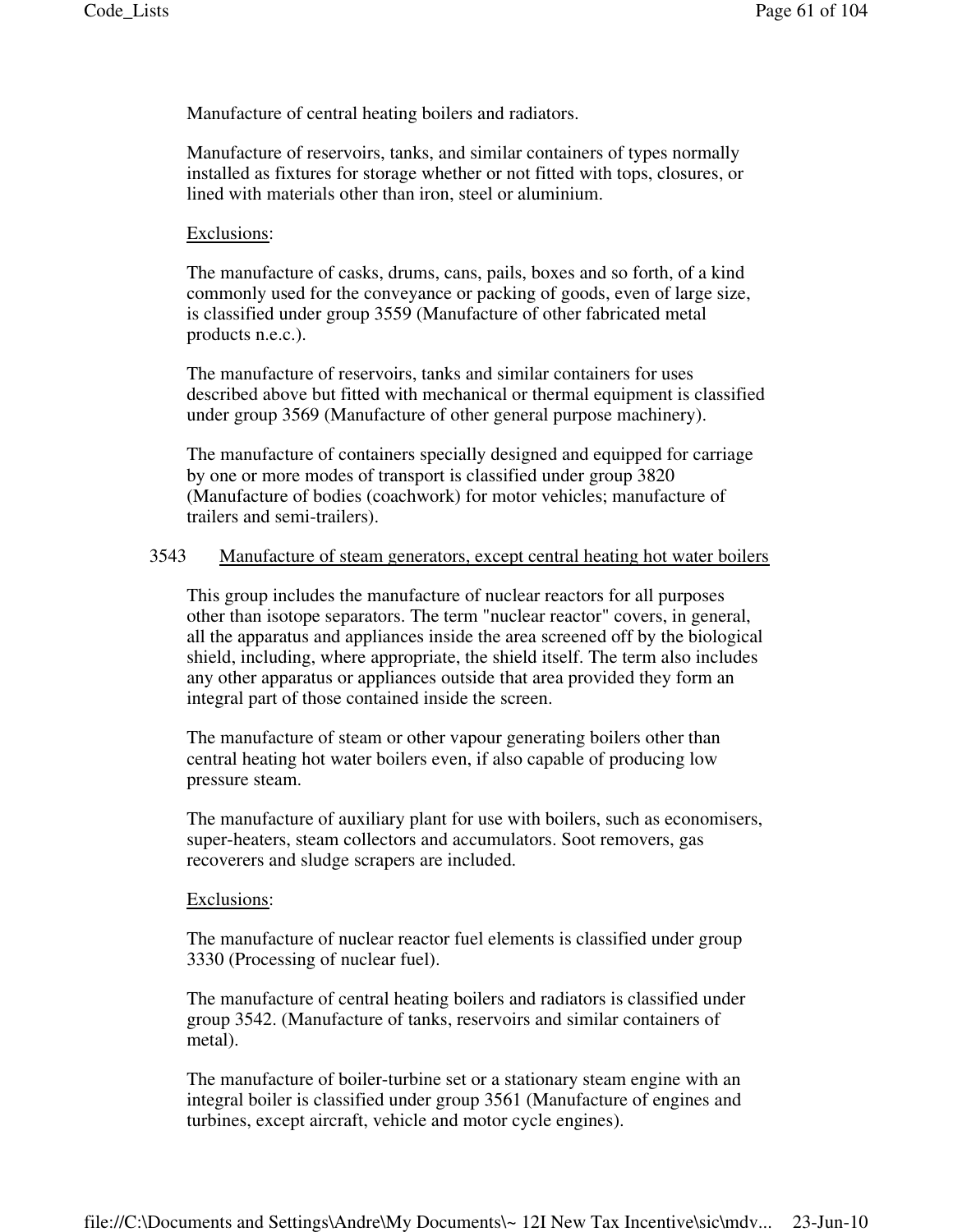Manufacture of central heating boilers and radiators.

Manufacture of reservoirs, tanks, and similar containers of types normally installed as fixtures for storage whether or not fitted with tops, closures, or lined with materials other than iron, steel or aluminium.

Exclusions:

The manufacture of casks, drums, cans, pails, boxes and so forth, of a kind commonly used for the conveyance or packing of goods, even of large size, is classified under group 3559 (Manufacture of other fabricated metal products n.e.c.).

The manufacture of reservoirs, tanks and similar containers for uses described above but fitted with mechanical or thermal equipment is classified under group 3569 (Manufacture of other general purpose machinery).

The manufacture of containers specially designed and equipped for carriage by one or more modes of transport is classified under group 3820 (Manufacture of bodies (coachwork) for motor vehicles; manufacture of trailers and semi-trailers).

### 3543 Manufacture of steam generators, except central heating hot water boilers

This group includes the manufacture of nuclear reactors for all purposes other than isotope separators. The term "nuclear reactor" covers, in general, all the apparatus and appliances inside the area screened off by the biological shield, including, where appropriate, the shield itself. The term also includes any other apparatus or appliances outside that area provided they form an integral part of those contained inside the screen.

The manufacture of steam or other vapour generating boilers other than central heating hot water boilers even, if also capable of producing low pressure steam.

The manufacture of auxiliary plant for use with boilers, such as economisers, super-heaters, steam collectors and accumulators. Soot removers, gas recoverers and sludge scrapers are included.

Exclusions:

The manufacture of nuclear reactor fuel elements is classified under group 3330 (Processing of nuclear fuel).

The manufacture of central heating boilers and radiators is classified under group 3542. (Manufacture of tanks, reservoirs and similar containers of metal).

The manufacture of boiler-turbine set or a stationary steam engine with an integral boiler is classified under group 3561 (Manufacture of engines and turbines, except aircraft, vehicle and motor cycle engines).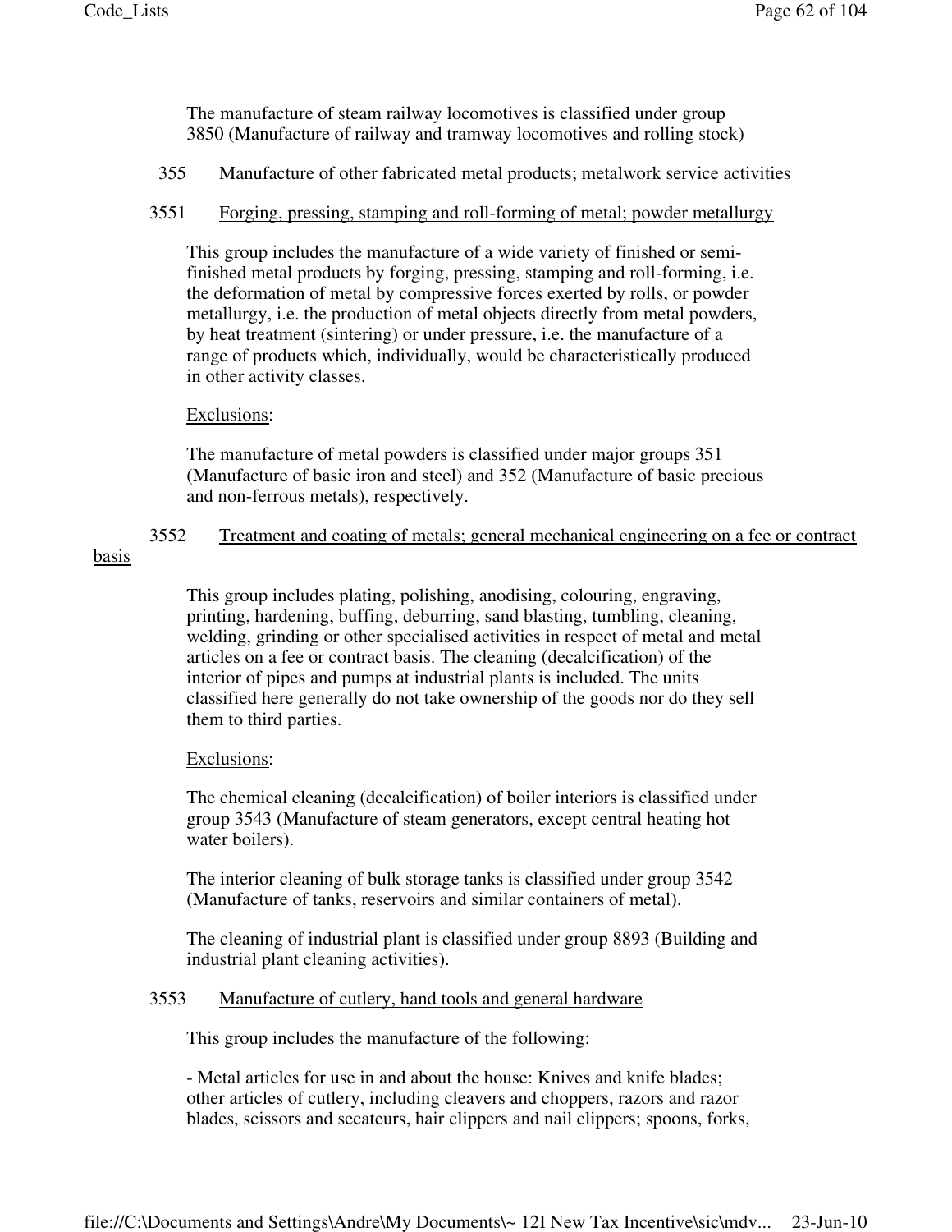The manufacture of steam railway locomotives is classified under group 3850 (Manufacture of railway and tramway locomotives and rolling stock)

### 355 Manufacture of other fabricated metal products; metalwork service activities

#### 3551 Forging, pressing, stamping and roll-forming of metal; powder metallurgy

This group includes the manufacture of a wide variety of finished or semi-finished metal products by forging, pressing, stamping and roll-forming, i.e. the deformation of metal by compressive forces exerted by rolls, or powder metallurgy, i.e. the production of metal objects directly from metal powders, by heat treatment (sintering) or under pressure, i.e. the manufacture of a range of products which, individually, would be characteristically produced in other activity classes.

Exclusions:

The manufacture of metal powders is classified under major groups 351 (Manufacture of basic iron and steel) and 352 (Manufacture of basic precious and non-ferrous metals), respectively.

#### 3552 Treatment and coating of metals; general mechanical engineering on a fee or contract basis

This group includes plating, polishing, anodising, colouring, engraving, printing, hardening, buffing, deburring, sand blasting, tumbling, cleaning, welding, grinding or other specialised activities in respect of metal and metal articles on a fee or contract basis. The cleaning (decalcification) of the interior of pipes and pumps at industrial plants is included. The units classified here generally do not take ownership of the goods nor do they sell them to third parties.

Exclusions:

The chemical cleaning (decalcification) of boiler interiors is classified under group 3543 (Manufacture of steam generators, except central heating hot water boilers).

The interior cleaning of bulk storage tanks is classified under group 3542 (Manufacture of tanks, reservoirs and similar containers of metal).

The cleaning of industrial plant is classified under group 8893 (Building and industrial plant cleaning activities).

#### 3553 Manufacture of cutlery, hand tools and general hardware

This group includes the manufacture of the following:

- Metal articles for use in and about the house: Knives and knife blades; other articles of cutlery, including cleavers and choppers, razors and razor blades, scissors and secateurs, hair clippers and nail clippers; spoons, forks,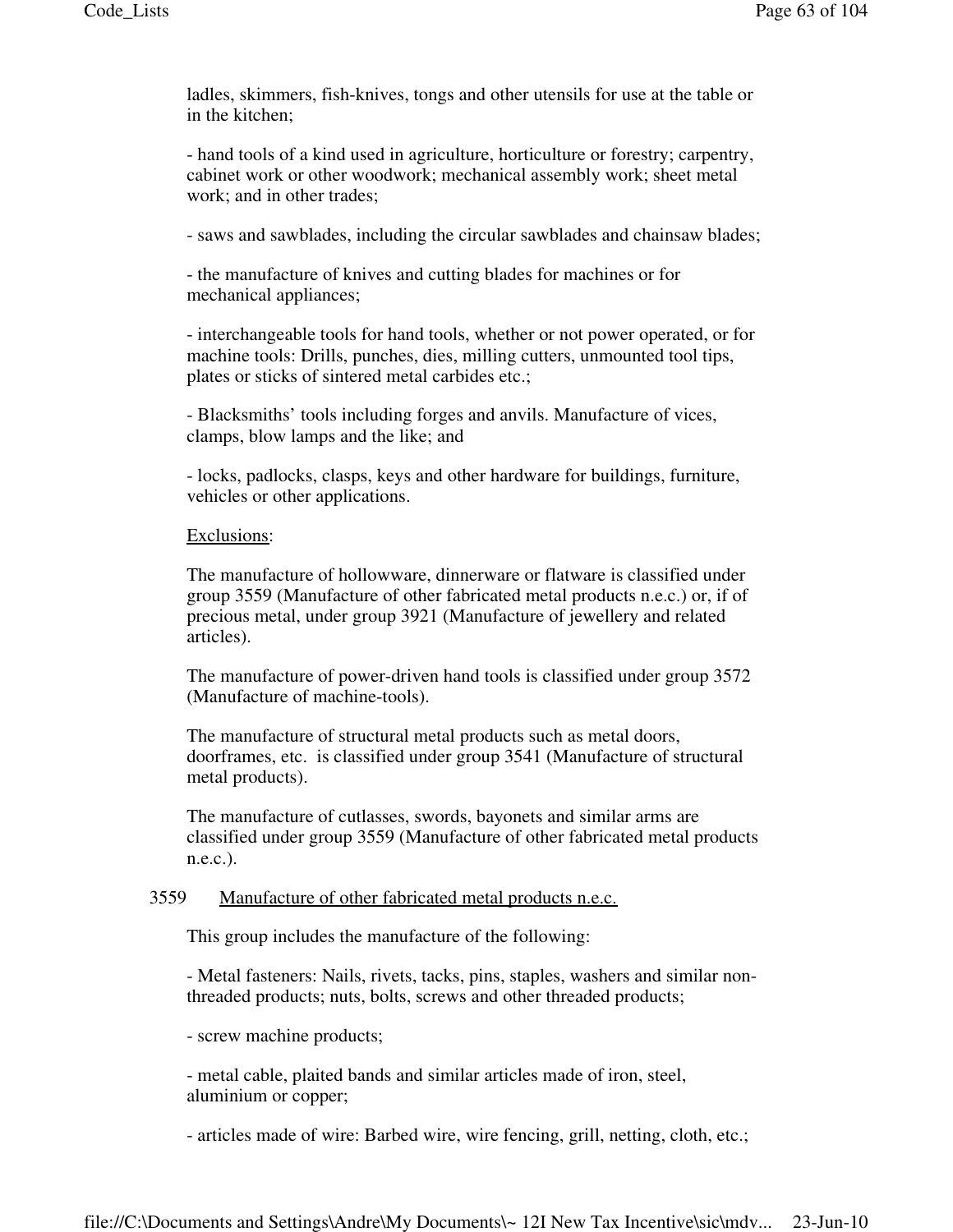ladles, skimmers, fish-knives, tongs and other utensils for use at the table or in the kitchen;

- hand tools of a kind used in agriculture, horticulture or forestry; carpentry, cabinet work or other woodwork; mechanical assembly work; sheet metal work; and in other trades;

- saws and sawblades, including the circular sawblades and chainsaw blades;

- the manufacture of knives and cutting blades for machines or for mechanical appliances;

- interchangeable tools for hand tools, whether or not power operated, or for machine tools: Drills, punches, dies, milling cutters, unmounted tool tips, plates or sticks of sintered metal carbides etc.;

- Blacksmiths' tools including forges and anvils. Manufacture of vices, clamps, blow lamps and the like; and

- locks, padlocks, clasps, keys and other hardware for buildings, furniture, vehicles or other applications.

<u>Exclusions</u>:

The manufacture of hollowware, dinnerware or flatware is classified under group 3559 (Manufacture of other fabricated metal products n.e.c.) or, if of precious metal, under group 3921 (Manufacture of jewellery and related articles).

The manufacture of power-driven hand tools is classified under group 3572 (Manufacture of machine-tools).

The manufacture of structural metal products such as metal doors, doorframes, etc. is classified under group 3541 (Manufacture of structural metal products).

The manufacture of cutlasses, swords, bayonets and similar arms are classified under group 3559 (Manufacture of other fabricated metal products n.e.c.).

3559 <u>Manufacture of other fabricated metal products n.e.c.</u>

This group includes the manufacture of the following:

- Metal fasteners: Nails, rivets, tacks, pins, staples, washers and similar non-threaded products; nuts, bolts, screws and other threaded products;

- screw machine products;

- metal cable, plaited bands and similar articles made of iron, steel, aluminium or copper;

- articles made of wire: Barbed wire, wire fencing, grill, netting, cloth, etc.;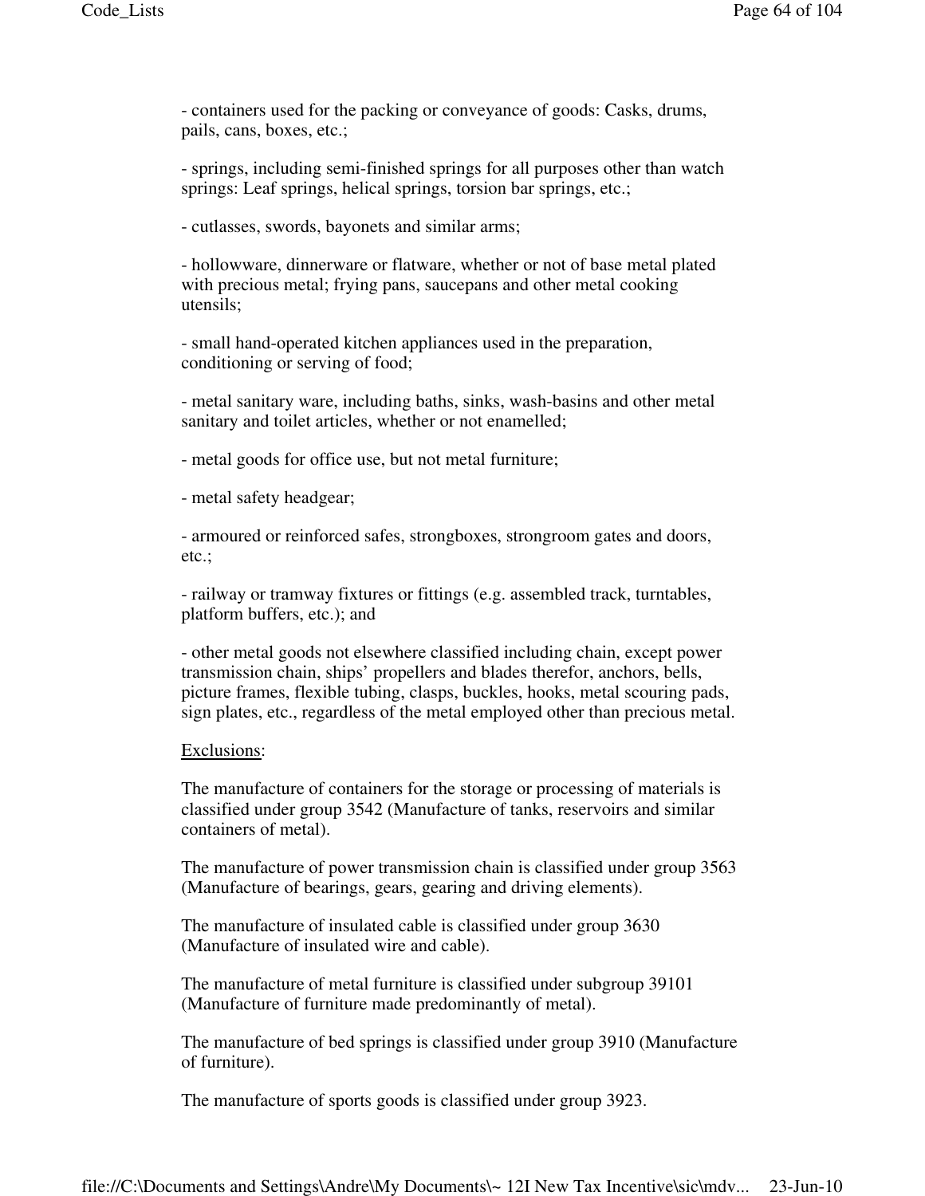- containers used for the packing or conveyance of goods: Casks, drums, pails, cans, boxes, etc.;

- springs, including semi-finished springs for all purposes other than watch springs: Leaf springs, helical springs, torsion bar springs, etc.;

- cutlasses, swords, bayonets and similar arms;

- hollowware, dinnerware or flatware, whether or not of base metal plated with precious metal; frying pans, saucepans and other metal cooking utensils;

- small hand-operated kitchen appliances used in the preparation, conditioning or serving of food;

- metal sanitary ware, including baths, sinks, wash-basins and other metal sanitary and toilet articles, whether or not enamelled;

- metal goods for office use, but not metal furniture;

- metal safety headgear;

- armoured or reinforced safes, strongboxes, strongroom gates and doors, etc.;

- railway or tramway fixtures or fittings (e.g. assembled track, turntables, platform buffers, etc.); and

- other metal goods not elsewhere classified including chain, except power transmission chain, ships' propellers and blades therefor, anchors, bells, picture frames, flexible tubing, clasps, buckles, hooks, metal scouring pads, sign plates, etc., regardless of the metal employed other than precious metal.

Exclusions:

The manufacture of containers for the storage or processing of materials is classified under group 3542 (Manufacture of tanks, reservoirs and similar containers of metal).

The manufacture of power transmission chain is classified under group 3563 (Manufacture of bearings, gears, gearing and driving elements).

The manufacture of insulated cable is classified under group 3630 (Manufacture of insulated wire and cable).

The manufacture of metal furniture is classified under subgroup 39101 (Manufacture of furniture made predominantly of metal).

The manufacture of bed springs is classified under group 3910 (Manufacture of furniture).

The manufacture of sports goods is classified under group 3923.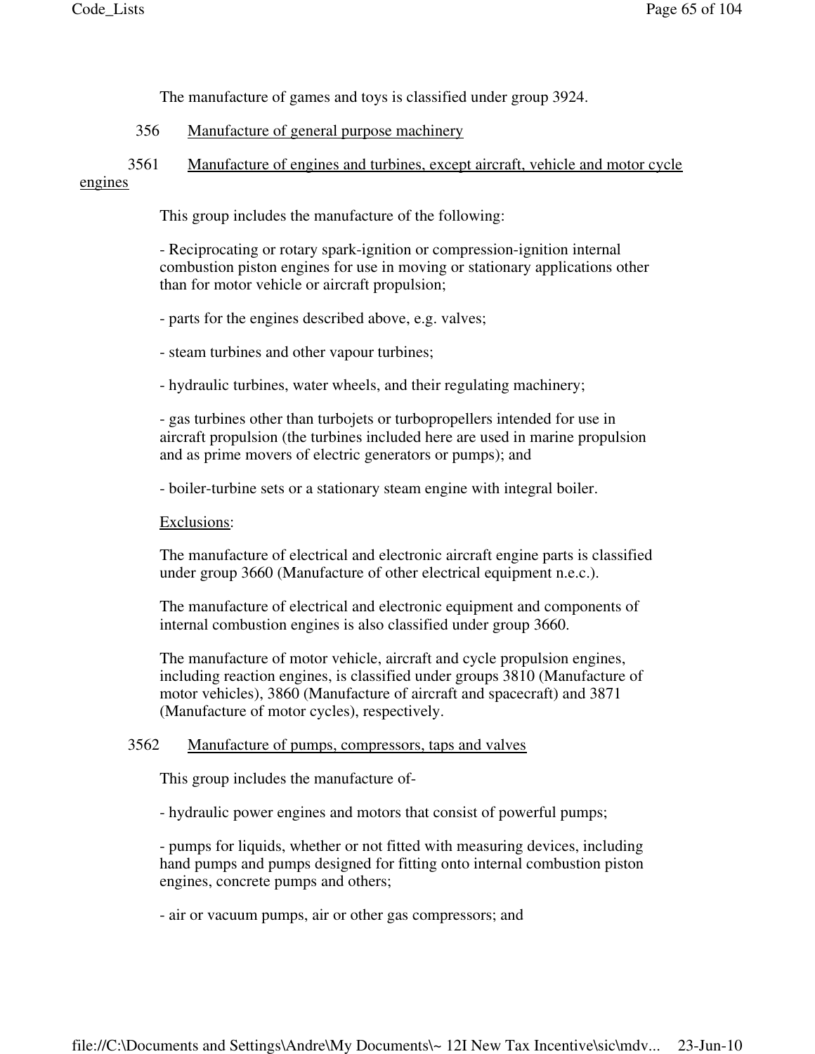The manufacture of games and toys is classified under group 3924.

## 356 Manufacture of general purpose machinery

### 3561 Manufacture of engines and turbines, except aircraft, vehicle and motor cycle engines

This group includes the manufacture of the following:

- Reciprocating or rotary spark-ignition or compression-ignition internal combustion piston engines for use in moving or stationary applications other than for motor vehicle or aircraft propulsion;

- parts for the engines described above, e.g. valves;

- steam turbines and other vapour turbines;

- hydraulic turbines, water wheels, and their regulating machinery;

- gas turbines other than turbojets or turbopropellers intended for use in aircraft propulsion (the turbines included here are used in marine propulsion and as prime movers of electric generators or pumps); and

- boiler-turbine sets or a stationary steam engine with integral boiler.

Exclusions:

The manufacture of electrical and electronic aircraft engine parts is classified under group 3660 (Manufacture of other electrical equipment n.e.c.).

The manufacture of electrical and electronic equipment and components of internal combustion engines is also classified under group 3660.

The manufacture of motor vehicle, aircraft and cycle propulsion engines, including reaction engines, is classified under groups 3810 (Manufacture of motor vehicles), 3860 (Manufacture of aircraft and spacecraft) and 3871 (Manufacture of motor cycles), respectively.

### 3562 Manufacture of pumps, compressors, taps and valves

This group includes the manufacture of-

- hydraulic power engines and motors that consist of powerful pumps;

- pumps for liquids, whether or not fitted with measuring devices, including hand pumps and pumps designed for fitting onto internal combustion piston engines, concrete pumps and others;

- air or vacuum pumps, air or other gas compressors; and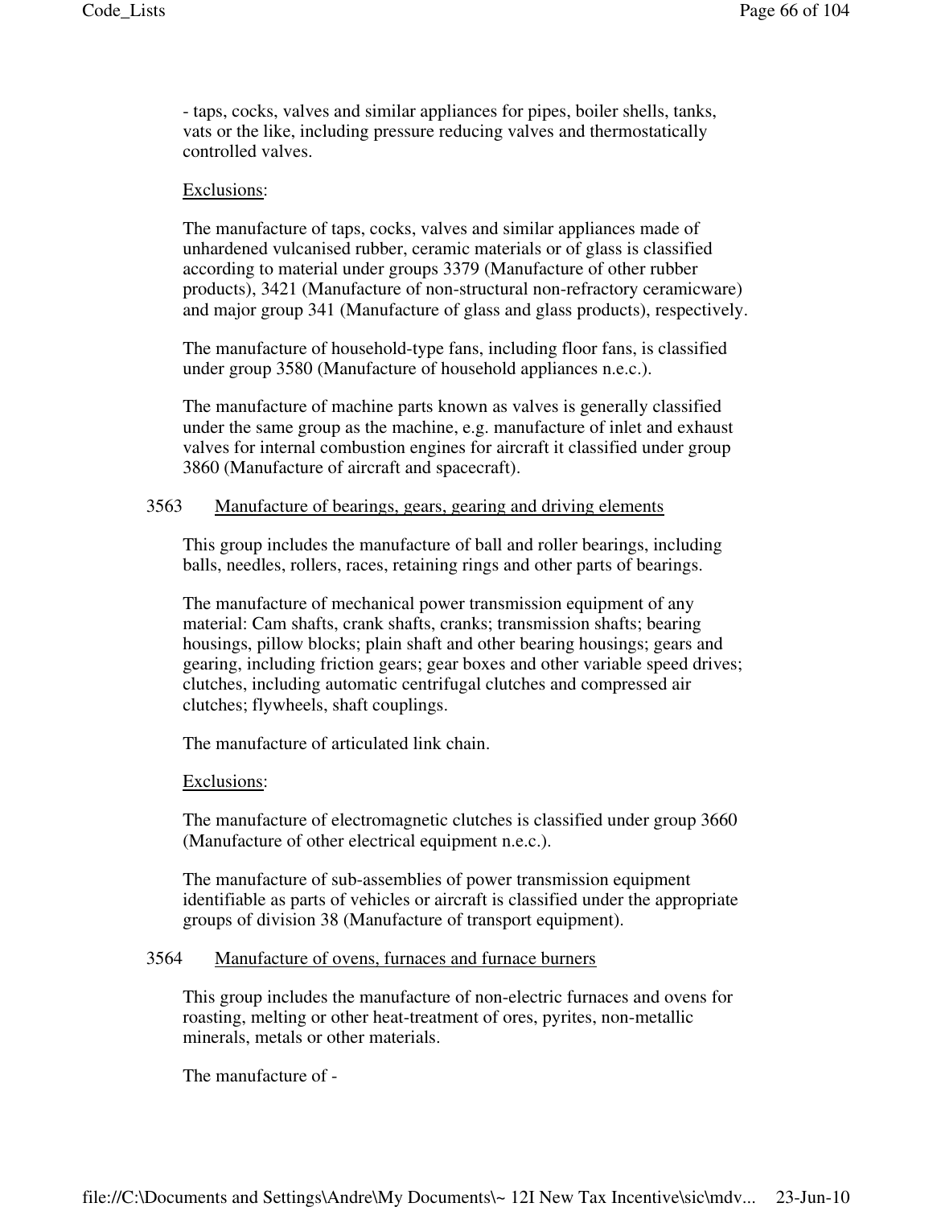- taps, cocks, valves and similar appliances for pipes, boiler shells, tanks, vats or the like, including pressure reducing valves and thermostatically controlled valves.

Exclusions:

The manufacture of taps, cocks, valves and similar appliances made of unhardened vulcanised rubber, ceramic materials or of glass is classified according to material under groups 3379 (Manufacture of other rubber products), 3421 (Manufacture of non-structural non-refractory ceramicware) and major group 341 (Manufacture of glass and glass products), respectively.

The manufacture of household-type fans, including floor fans, is classified under group 3580 (Manufacture of household appliances n.e.c.).

The manufacture of machine parts known as valves is generally classified under the same group as the machine, e.g. manufacture of inlet and exhaust valves for internal combustion engines for aircraft it classified under group 3860 (Manufacture of aircraft and spacecraft).

3563 Manufacture of bearings, gears, gearing and driving elements

This group includes the manufacture of ball and roller bearings, including balls, needles, rollers, races, retaining rings and other parts of bearings.

The manufacture of mechanical power transmission equipment of any material: Cam shafts, crank shafts, cranks; transmission shafts; bearing housings, pillow blocks; plain shaft and other bearing housings; gears and gearing, including friction gears; gear boxes and other variable speed drives; clutches, including automatic centrifugal clutches and compressed air clutches; flywheels, shaft couplings.

The manufacture of articulated link chain.

Exclusions:

The manufacture of electromagnetic clutches is classified under group 3660 (Manufacture of other electrical equipment n.e.c.).

The manufacture of sub-assemblies of power transmission equipment identifiable as parts of vehicles or aircraft is classified under the appropriate groups of division 38 (Manufacture of transport equipment).

3564 Manufacture of ovens, furnaces and furnace burners

This group includes the manufacture of non-electric furnaces and ovens for roasting, melting or other heat-treatment of ores, pyrites, non-metallic minerals, metals or other materials.

The manufacture of -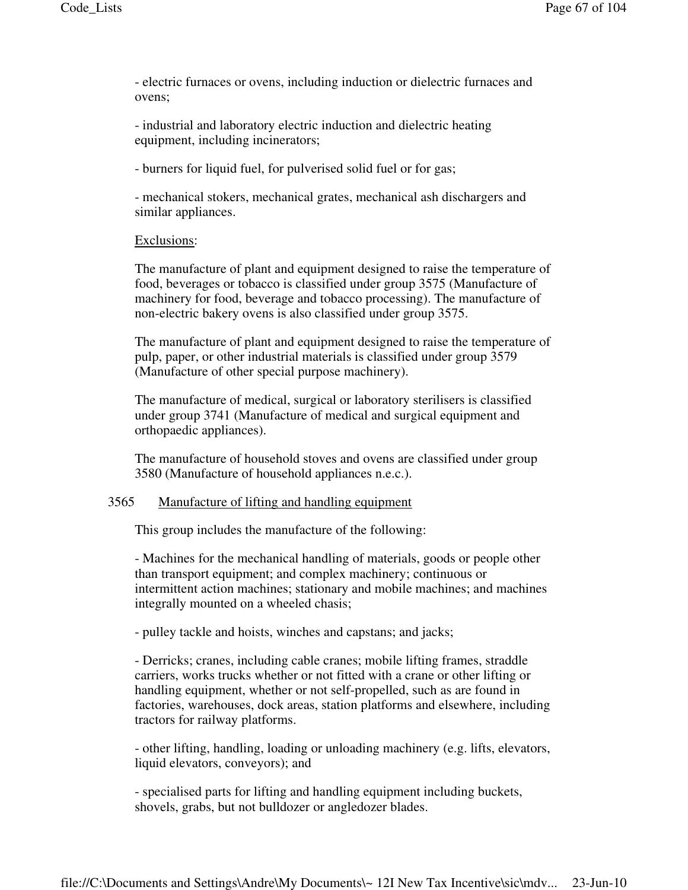- electric furnaces or ovens, including induction or dielectric furnaces and ovens;

- industrial and laboratory electric induction and dielectric heating equipment, including incinerators;

- burners for liquid fuel, for pulverised solid fuel or for gas;

- mechanical stokers, mechanical grates, mechanical ash dischargers and similar appliances.

Exclusions:

The manufacture of plant and equipment designed to raise the temperature of food, beverages or tobacco is classified under group 3575 (Manufacture of machinery for food, beverage and tobacco processing). The manufacture of non-electric bakery ovens is also classified under group 3575.

The manufacture of plant and equipment designed to raise the temperature of pulp, paper, or other industrial materials is classified under group 3579 (Manufacture of other special purpose machinery).

The manufacture of medical, surgical or laboratory sterilisers is classified under group 3741 (Manufacture of medical and surgical equipment and orthopaedic appliances).

The manufacture of household stoves and ovens are classified under group 3580 (Manufacture of household appliances n.e.c.).

3565 Manufacture of lifting and handling equipment

This group includes the manufacture of the following:

- Machines for the mechanical handling of materials, goods or people other than transport equipment; and complex machinery; continuous or intermittent action machines; stationary and mobile machines; and machines integrally mounted on a wheeled chasis;

- pulley tackle and hoists, winches and capstans; and jacks;

- Derricks; cranes, including cable cranes; mobile lifting frames, straddle carriers, works trucks whether or not fitted with a crane or other lifting or handling equipment, whether or not self-propelled, such as are found in factories, warehouses, dock areas, station platforms and elsewhere, including tractors for railway platforms.

- other lifting, handling, loading or unloading machinery (e.g. lifts, elevators, liquid elevators, conveyors); and

- specialised parts for lifting and handling equipment including buckets, shovels, grabs, but not bulldozer or angledozer blades.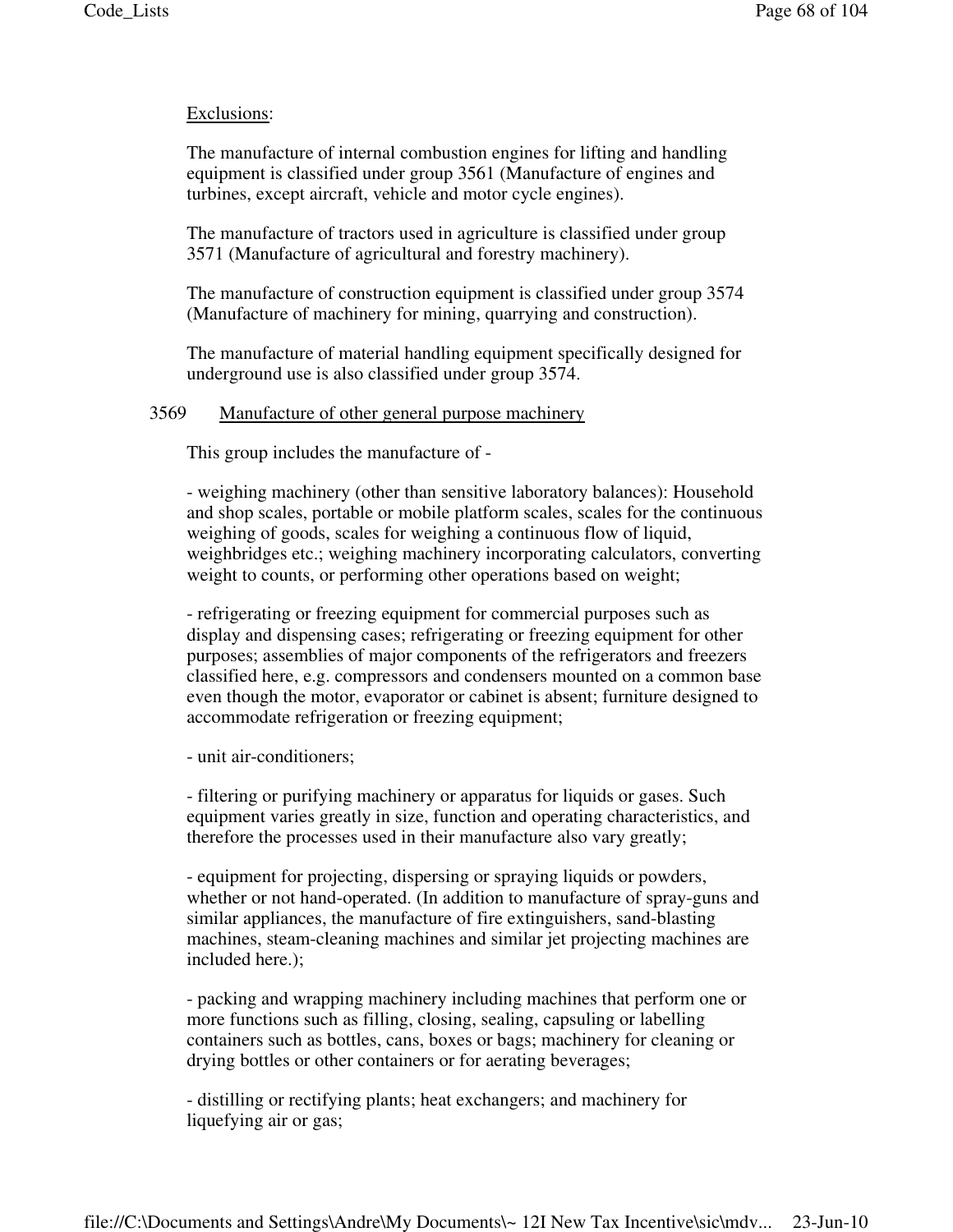Exclusions:

The manufacture of internal combustion engines for lifting and handling equipment is classified under group 3561 (Manufacture of engines and turbines, except aircraft, vehicle and motor cycle engines).

The manufacture of tractors used in agriculture is classified under group 3571 (Manufacture of agricultural and forestry machinery).

The manufacture of construction equipment is classified under group 3574 (Manufacture of machinery for mining, quarrying and construction).

The manufacture of material handling equipment specifically designed for underground use is also classified under group 3574.

3569 Manufacture of other general purpose machinery

This group includes the manufacture of -

- weighing machinery (other than sensitive laboratory balances): Household and shop scales, portable or mobile platform scales, scales for the continuous weighing of goods, scales for weighing a continuous flow of liquid, weighbridges etc.; weighing machinery incorporating calculators, converting weight to counts, or performing other operations based on weight;

- refrigerating or freezing equipment for commercial purposes such as display and dispensing cases; refrigerating or freezing equipment for other purposes; assemblies of major components of the refrigerators and freezers classified here, e.g. compressors and condensers mounted on a common base even though the motor, evaporator or cabinet is absent; furniture designed to accommodate refrigeration or freezing equipment;

- unit air-conditioners;

- filtering or purifying machinery or apparatus for liquids or gases. Such equipment varies greatly in size, function and operating characteristics, and therefore the processes used in their manufacture also vary greatly;

- equipment for projecting, dispersing or spraying liquids or powders, whether or not hand-operated. (In addition to manufacture of spray-guns and similar appliances, the manufacture of fire extinguishers, sand-blasting machines, steam-cleaning machines and similar jet projecting machines are included here.);

- packing and wrapping machinery including machines that perform one or more functions such as filling, closing, sealing, capsuling or labelling containers such as bottles, cans, boxes or bags; machinery for cleaning or drying bottles or other containers or for aerating beverages;

- distilling or rectifying plants; heat exchangers; and machinery for liquefying air or gas;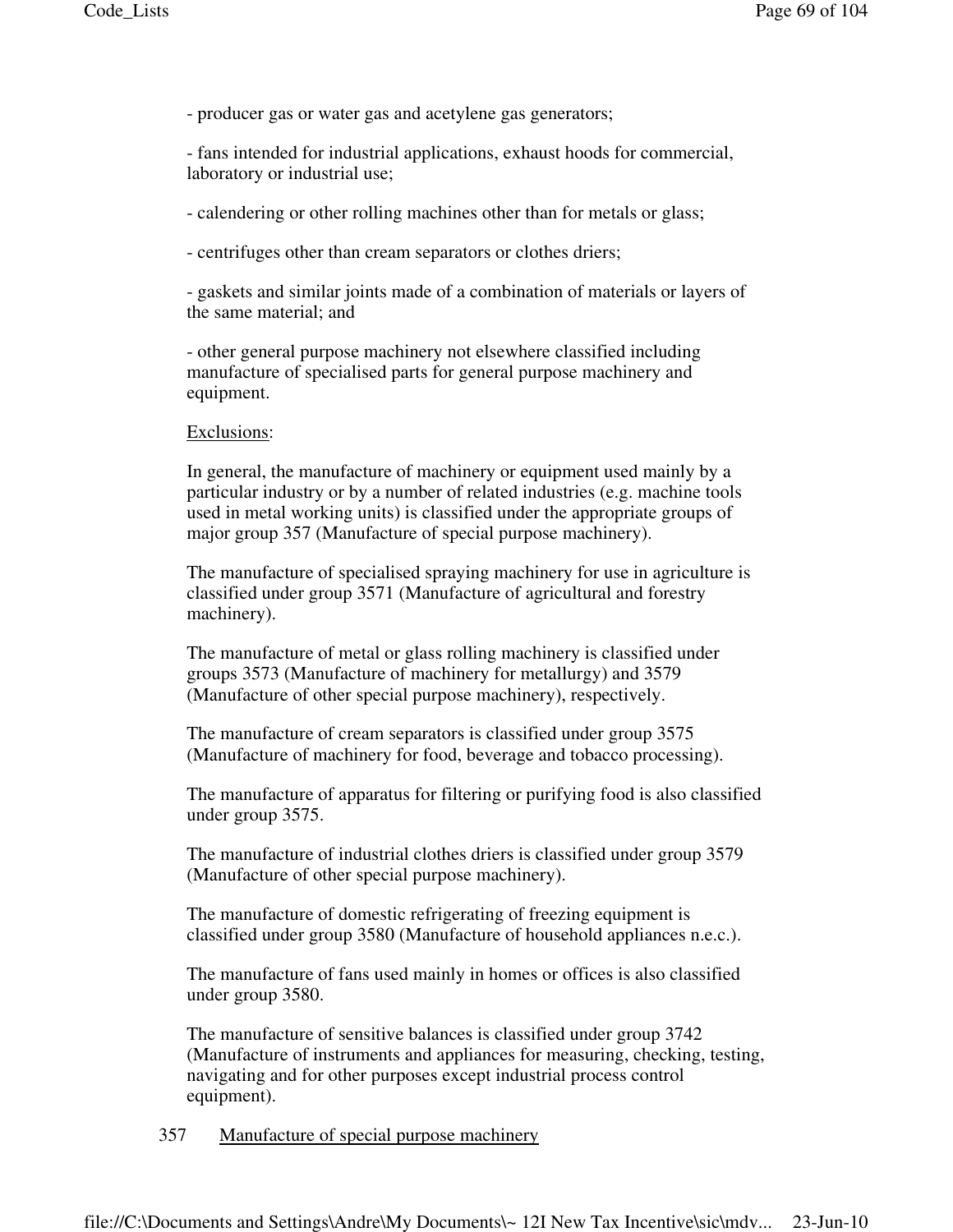- producer gas or water gas and acetylene gas generators;

- fans intended for industrial applications, exhaust hoods for commercial, laboratory or industrial use;

- calendering or other rolling machines other than for metals or glass;

- centrifuges other than cream separators or clothes driers;

- gaskets and similar joints made of a combination of materials or layers of the same material; and

- other general purpose machinery not elsewhere classified including manufacture of specialised parts for general purpose machinery and equipment.

Exclusions:

In general, the manufacture of machinery or equipment used mainly by a particular industry or by a number of related industries (e.g. machine tools used in metal working units) is classified under the appropriate groups of major group 357 (Manufacture of special purpose machinery).

The manufacture of specialised spraying machinery for use in agriculture is classified under group 3571 (Manufacture of agricultural and forestry machinery).

The manufacture of metal or glass rolling machinery is classified under groups 3573 (Manufacture of machinery for metallurgy) and 3579 (Manufacture of other special purpose machinery), respectively.

The manufacture of cream separators is classified under group 3575 (Manufacture of machinery for food, beverage and tobacco processing).

The manufacture of apparatus for filtering or purifying food is also classified under group 3575.

The manufacture of industrial clothes driers is classified under group 3579 (Manufacture of other special purpose machinery).

The manufacture of domestic refrigerating of freezing equipment is classified under group 3580 (Manufacture of household appliances n.e.c.).

The manufacture of fans used mainly in homes or offices is also classified under group 3580.

The manufacture of sensitive balances is classified under group 3742 (Manufacture of instruments and appliances for measuring, checking, testing, navigating and for other purposes except industrial process control equipment).

## 357 Manufacture of special purpose machinery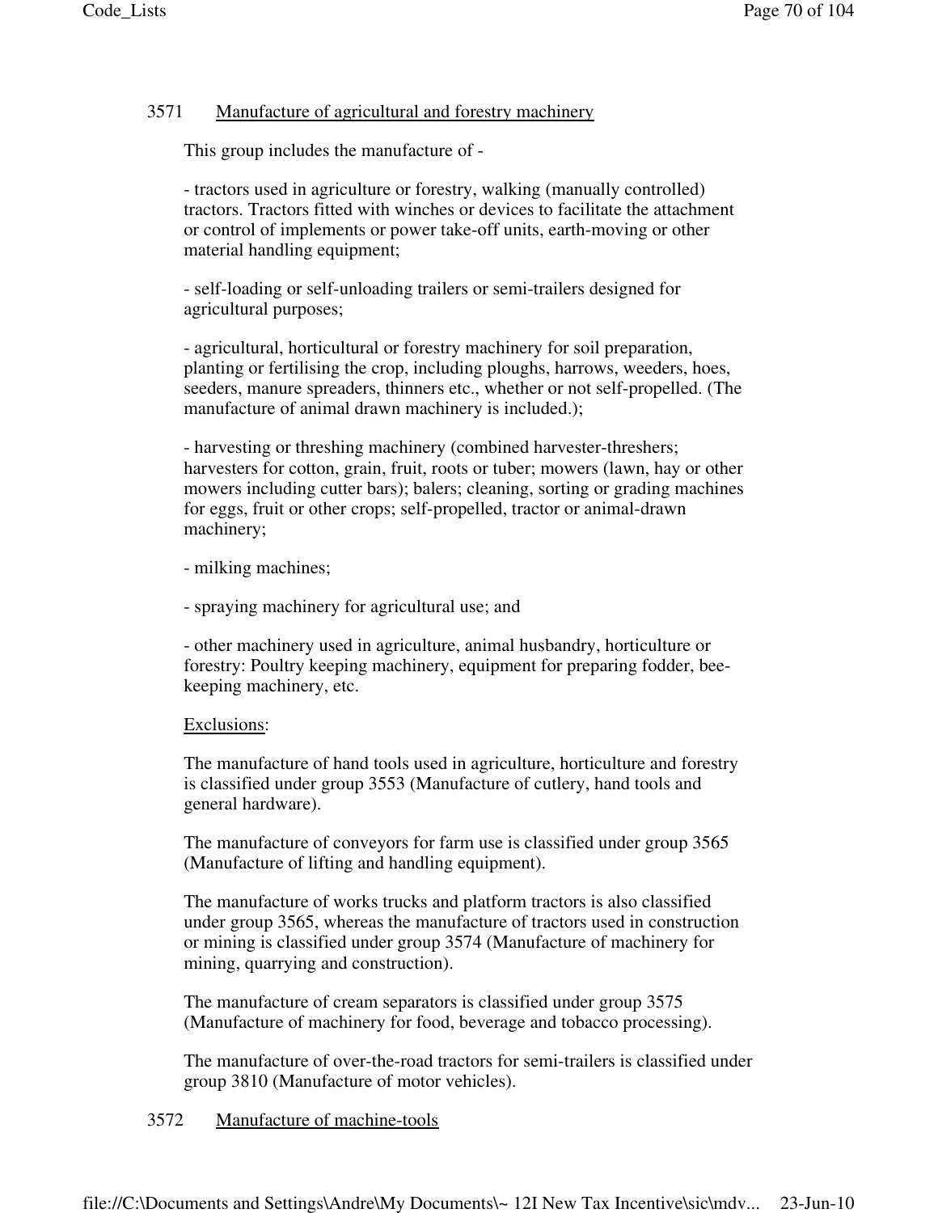3571 Manufacture of agricultural and forestry machinery

This group includes the manufacture of -

- tractors used in agriculture or forestry, walking (manually controlled) tractors. Tractors fitted with winches or devices to facilitate the attachment or control of implements or power take-off units, earth-moving or other material handling equipment;

- self-loading or self-unloading trailers or semi-trailers designed for agricultural purposes;

- agricultural, horticultural or forestry machinery for soil preparation, planting or fertilising the crop, including ploughs, harrows, weeders, hoes, seeders, manure spreaders, thinners etc., whether or not self-propelled. (The manufacture of animal drawn machinery is included.);

- harvesting or threshing machinery (combined harvester-threshers; harvesters for cotton, grain, fruit, roots or tuber; mowers (lawn, hay or other mowers including cutter bars); balers; cleaning, sorting or grading machines for eggs, fruit or other crops; self-propelled, tractor or animal-drawn machinery;

- milking machines;

- spraying machinery for agricultural use; and

- other machinery used in agriculture, animal husbandry, horticulture or forestry: Poultry keeping machinery, equipment for preparing fodder, bee-keeping machinery, etc.

Exclusions:

The manufacture of hand tools used in agriculture, horticulture and forestry is classified under group 3553 (Manufacture of cutlery, hand tools and general hardware).

The manufacture of conveyors for farm use is classified under group 3565 (Manufacture of lifting and handling equipment).

The manufacture of works trucks and platform tractors is also classified under group 3565, whereas the manufacture of tractors used in construction or mining is classified under group 3574 (Manufacture of machinery for mining, quarrying and construction).

The manufacture of cream separators is classified under group 3575 (Manufacture of machinery for food, beverage and tobacco processing).

The manufacture of over-the-road tractors for semi-trailers is classified under group 3810 (Manufacture of motor vehicles).

3572 Manufacture of machine-tools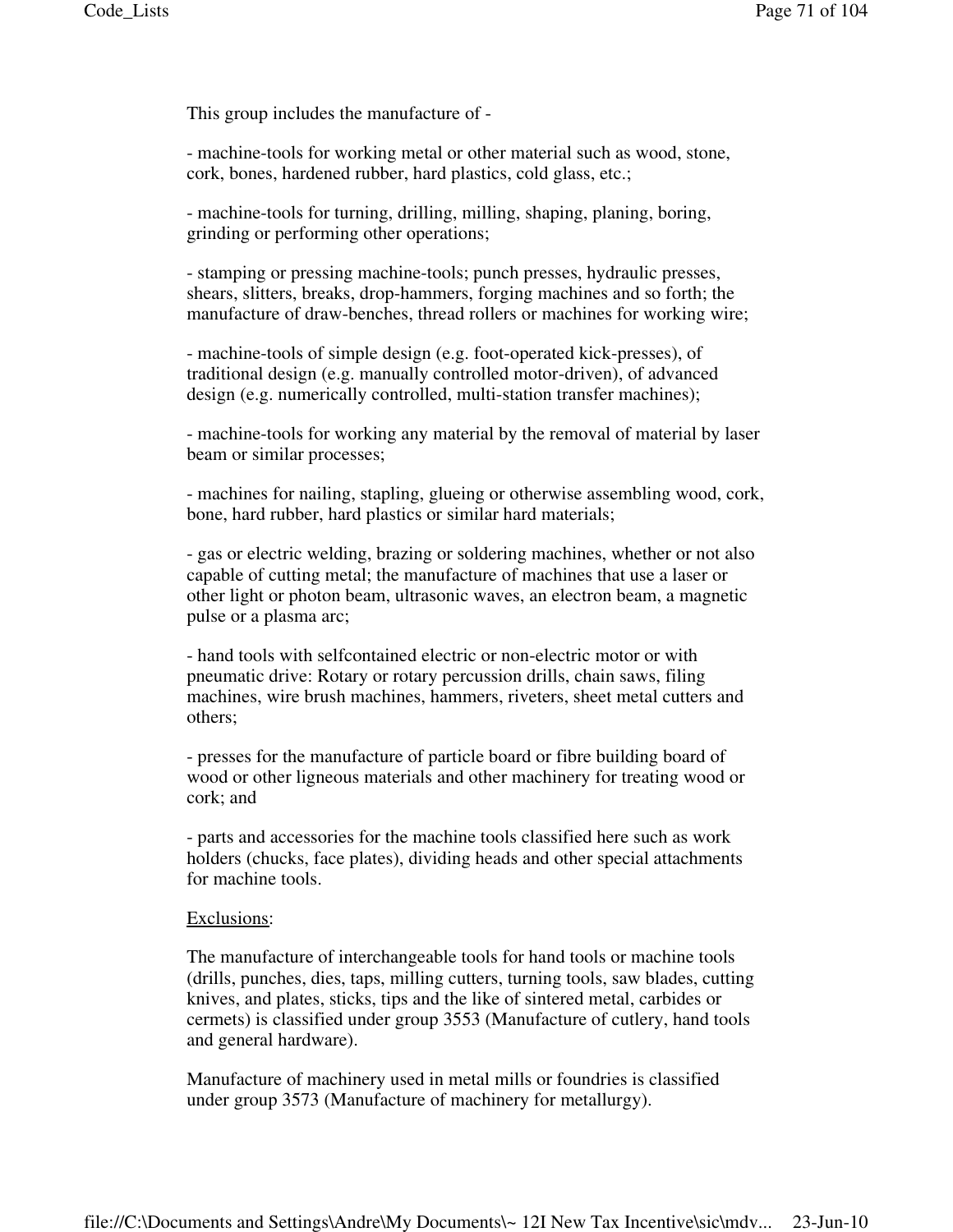This group includes the manufacture of -

- machine-tools for working metal or other material such as wood, stone, cork, bones, hardened rubber, hard plastics, cold glass, etc.;

- machine-tools for turning, drilling, milling, shaping, planing, boring, grinding or performing other operations;

- stamping or pressing machine-tools; punch presses, hydraulic presses, shears, slitters, breaks, drop-hammers, forging machines and so forth; the manufacture of draw-benches, thread rollers or machines for working wire;

- machine-tools of simple design (e.g. foot-operated kick-presses), of traditional design (e.g. manually controlled motor-driven), of advanced design (e.g. numerically controlled, multi-station transfer machines);

- machine-tools for working any material by the removal of material by laser beam or similar processes;

- machines for nailing, stapling, glueing or otherwise assembling wood, cork, bone, hard rubber, hard plastics or similar hard materials;

- gas or electric welding, brazing or soldering machines, whether or not also capable of cutting metal; the manufacture of machines that use a laser or other light or photon beam, ultrasonic waves, an electron beam, a magnetic pulse or a plasma arc;

- hand tools with selfcontained electric or non-electric motor or with pneumatic drive: Rotary or rotary percussion drills, chain saws, filing machines, wire brush machines, hammers, riveters, sheet metal cutters and others;

- presses for the manufacture of particle board or fibre building board of wood or other ligneous materials and other machinery for treating wood or cork; and

- parts and accessories for the machine tools classified here such as work holders (chucks, face plates), dividing heads and other special attachments for machine tools.

Exclusions:

The manufacture of interchangeable tools for hand tools or machine tools (drills, punches, dies, taps, milling cutters, turning tools, saw blades, cutting knives, and plates, sticks, tips and the like of sintered metal, carbides or cermets) is classified under group 3553 (Manufacture of cutlery, hand tools and general hardware).

Manufacture of machinery used in metal mills or foundries is classified under group 3573 (Manufacture of machinery for metallurgy).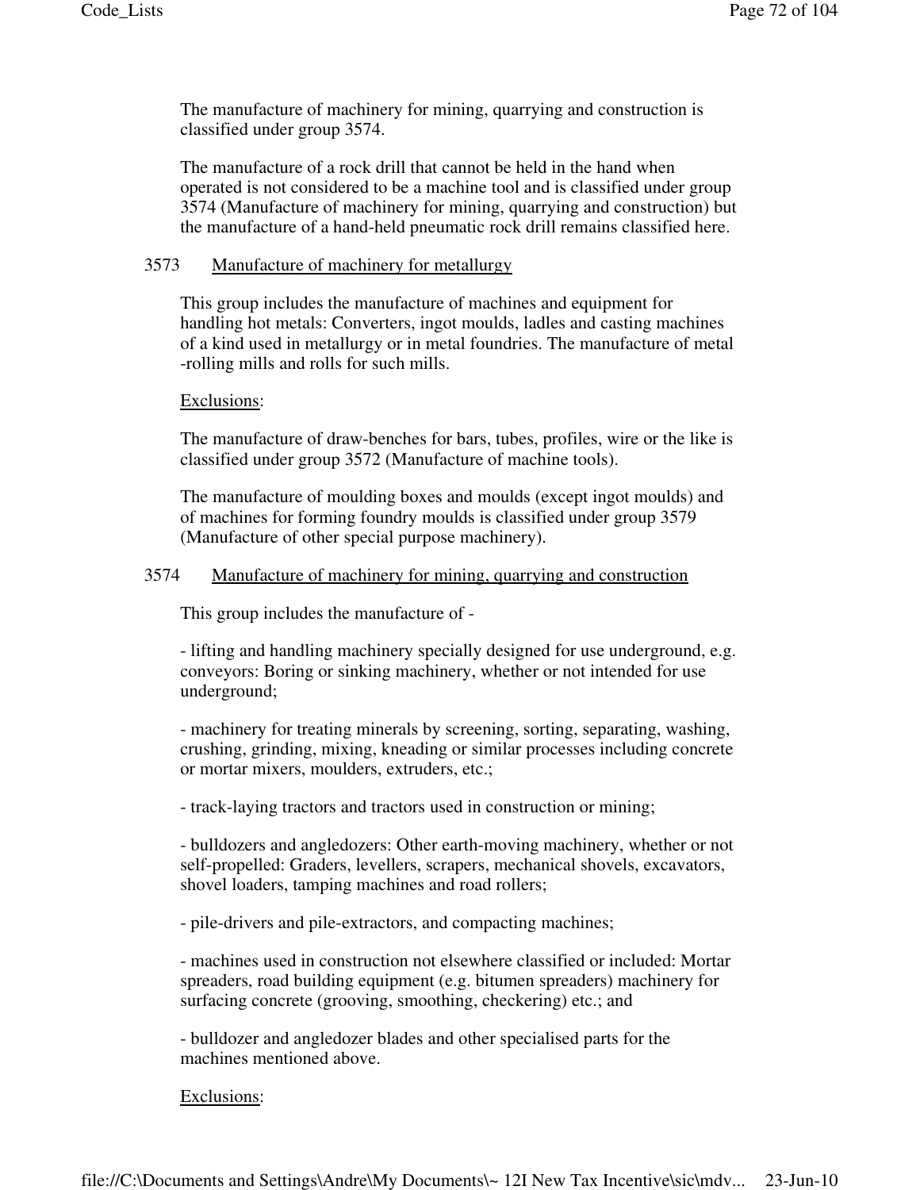The manufacture of machinery for mining, quarrying and construction is classified under group 3574.

The manufacture of a rock drill that cannot be held in the hand when operated is not considered to be a machine tool and is classified under group 3574 (Manufacture of machinery for mining, quarrying and construction) but the manufacture of a hand-held pneumatic rock drill remains classified here.

### 3573 Manufacture of machinery for metallurgy

This group includes the manufacture of machines and equipment for handling hot metals: Converters, ingot moulds, ladles and casting machines of a kind used in metallurgy or in metal foundries. The manufacture of metal -rolling mills and rolls for such mills.

Exclusions:

The manufacture of draw-benches for bars, tubes, profiles, wire or the like is classified under group 3572 (Manufacture of machine tools).

The manufacture of moulding boxes and moulds (except ingot moulds) and of machines for forming foundry moulds is classified under group 3579 (Manufacture of other special purpose machinery).

### 3574 Manufacture of machinery for mining, quarrying and construction

This group includes the manufacture of -

- lifting and handling machinery specially designed for use underground, e.g. conveyors: Boring or sinking machinery, whether or not intended for use underground;

- machinery for treating minerals by screening, sorting, separating, washing, crushing, grinding, mixing, kneading or similar processes including concrete or mortar mixers, moulders, extruders, etc.;

- track-laying tractors and tractors used in construction or mining;

- bulldozers and angledozers: Other earth-moving machinery, whether or not self-propelled: Graders, levellers, scrapers, mechanical shovels, excavators, shovel loaders, tamping machines and road rollers;

- pile-drivers and pile-extractors, and compacting machines;

- machines used in construction not elsewhere classified or included: Mortar spreaders, road building equipment (e.g. bitumen spreaders) machinery for surfacing concrete (grooving, smoothing, checkering) etc.; and

- bulldozer and angledozer blades and other specialised parts for the machines mentioned above.

Exclusions: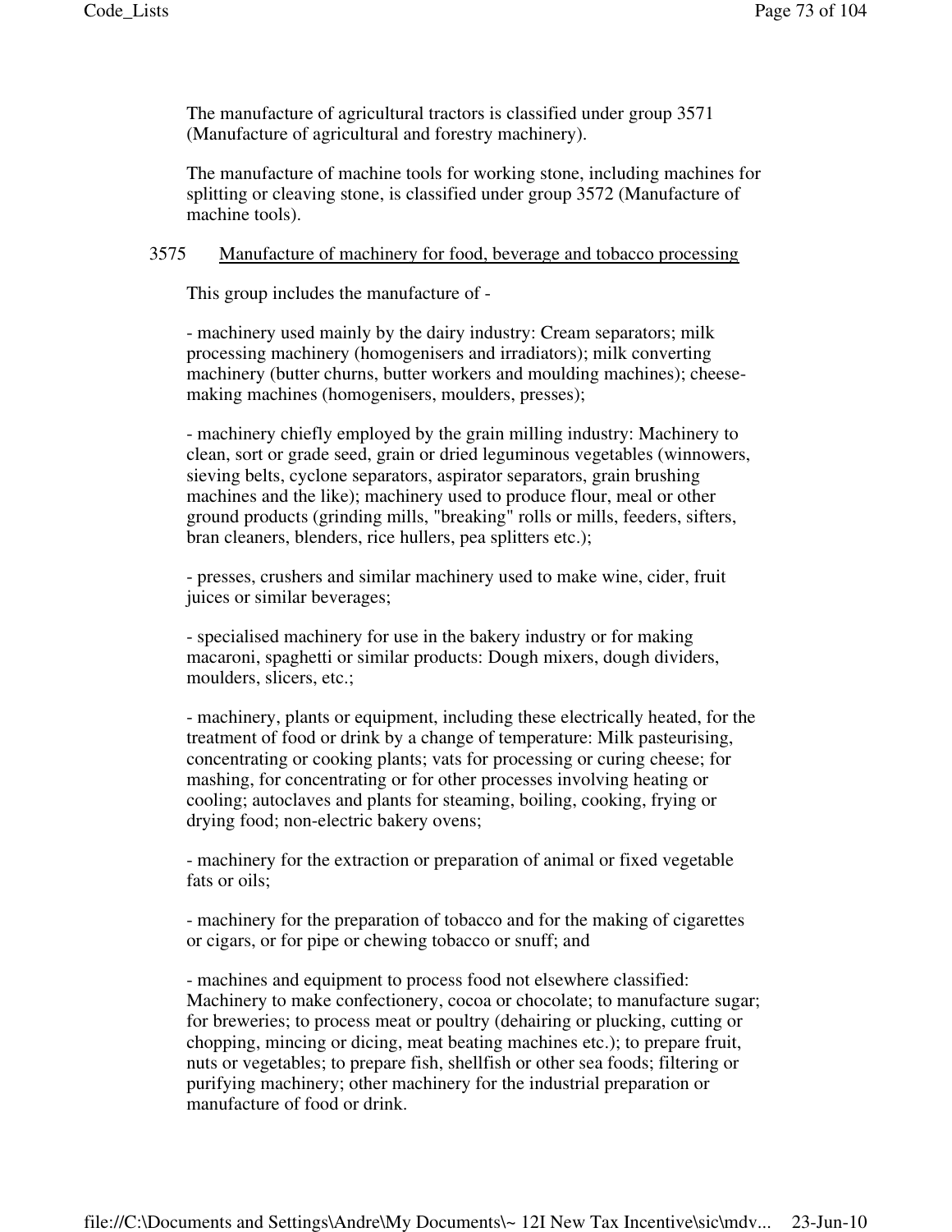The manufacture of agricultural tractors is classified under group 3571 (Manufacture of agricultural and forestry machinery).

The manufacture of machine tools for working stone, including machines for splitting or cleaving stone, is classified under group 3572 (Manufacture of machine tools).

3575 Manufacture of machinery for food, beverage and tobacco processing

This group includes the manufacture of -

- machinery used mainly by the dairy industry: Cream separators; milk processing machinery (homogenisers and irradiators); milk converting machinery (butter churns, butter workers and moulding machines); cheese-making machines (homogenisers, moulders, presses);

- machinery chiefly employed by the grain milling industry: Machinery to clean, sort or grade seed, grain or dried leguminous vegetables (winnowers, sieving belts, cyclone separators, aspirator separators, grain brushing machines and the like); machinery used to produce flour, meal or other ground products (grinding mills, "breaking" rolls or mills, feeders, sifters, bran cleaners, blenders, rice hullers, pea splitters etc.);

- presses, crushers and similar machinery used to make wine, cider, fruit juices or similar beverages;

- specialised machinery for use in the bakery industry or for making macaroni, spaghetti or similar products: Dough mixers, dough dividers, moulders, slicers, etc.;

- machinery, plants or equipment, including these electrically heated, for the treatment of food or drink by a change of temperature: Milk pasteurising, concentrating or cooking plants; vats for processing or curing cheese; for mashing, for concentrating or for other processes involving heating or cooling; autoclaves and plants for steaming, boiling, cooking, frying or drying food; non-electric bakery ovens;

- machinery for the extraction or preparation of animal or fixed vegetable fats or oils;

- machinery for the preparation of tobacco and for the making of cigarettes or cigars, or for pipe or chewing tobacco or snuff; and

- machines and equipment to process food not elsewhere classified: Machinery to make confectionery, cocoa or chocolate; to manufacture sugar; for breweries; to process meat or poultry (dehairing or plucking, cutting or chopping, mincing or dicing, meat beating machines etc.); to prepare fruit, nuts or vegetables; to prepare fish, shellfish or other sea foods; filtering or purifying machinery; other machinery for the industrial preparation or manufacture of food or drink.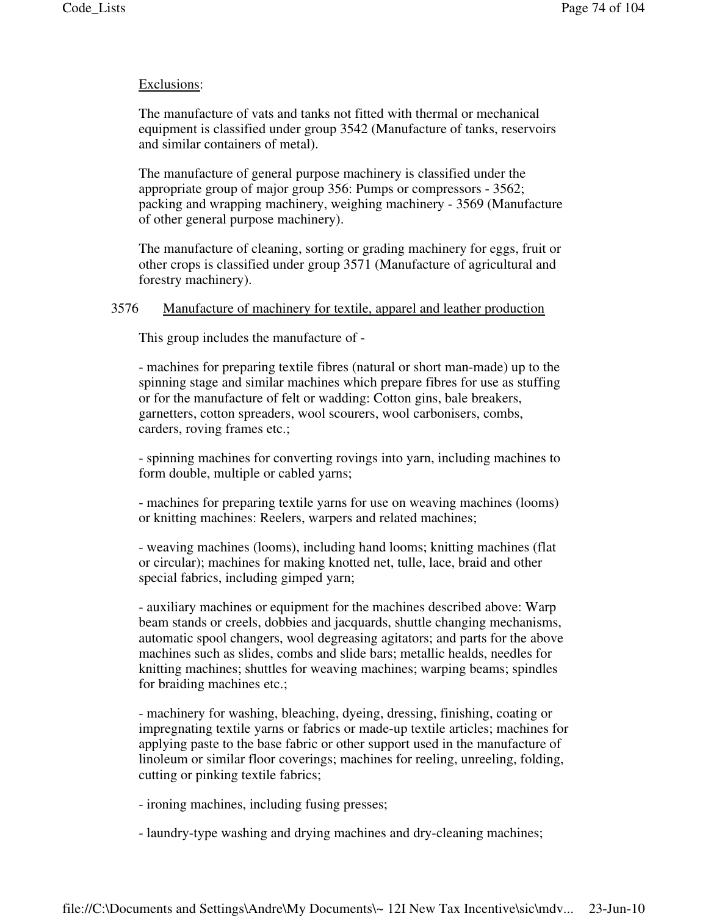Exclusions:

The manufacture of vats and tanks not fitted with thermal or mechanical equipment is classified under group 3542 (Manufacture of tanks, reservoirs and similar containers of metal).

The manufacture of general purpose machinery is classified under the appropriate group of major group 356: Pumps or compressors - 3562; packing and wrapping machinery, weighing machinery - 3569 (Manufacture of other general purpose machinery).

The manufacture of cleaning, sorting or grading machinery for eggs, fruit or other crops is classified under group 3571 (Manufacture of agricultural and forestry machinery).

3576 Manufacture of machinery for textile, apparel and leather production

This group includes the manufacture of -

- machines for preparing textile fibres (natural or short man-made) up to the spinning stage and similar machines which prepare fibres for use as stuffing or for the manufacture of felt or wadding: Cotton gins, bale breakers, garnetters, cotton spreaders, wool scourers, wool carbonisers, combs, carders, roving frames etc.;

- spinning machines for converting rovings into yarn, including machines to form double, multiple or cabled yarns;

- machines for preparing textile yarns for use on weaving machines (looms) or knitting machines: Reelers, warpers and related machines;

- weaving machines (looms), including hand looms; knitting machines (flat or circular); machines for making knotted net, tulle, lace, braid and other special fabrics, including gimped yarn;

- auxiliary machines or equipment for the machines described above: Warp beam stands or creels, dobbies and jacquards, shuttle changing mechanisms, automatic spool changers, wool degreasing agitators; and parts for the above machines such as slides, combs and slide bars; metallic healds, needles for knitting machines; shuttles for weaving machines; warping beams; spindles for braiding machines etc.;

- machinery for washing, bleaching, dyeing, dressing, finishing, coating or impregnating textile yarns or fabrics or made-up textile articles; machines for applying paste to the base fabric or other support used in the manufacture of linoleum or similar floor coverings; machines for reeling, unreeling, folding, cutting or pinking textile fabrics;

- ironing machines, including fusing presses;

- laundry-type washing and drying machines and dry-cleaning machines;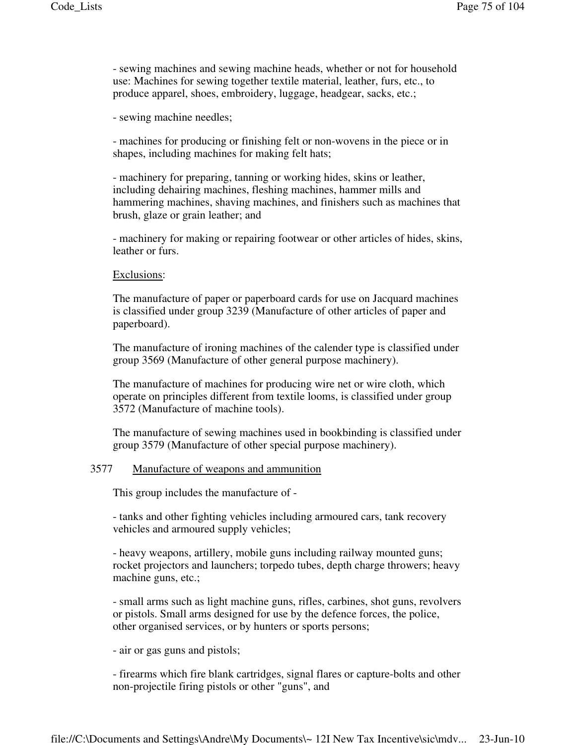- sewing machines and sewing machine heads, whether or not for household use: Machines for sewing together textile material, leather, furs, etc., to produce apparel, shoes, embroidery, luggage, headgear, sacks, etc.;

- sewing machine needles;

- machines for producing or finishing felt or non-wovens in the piece or in shapes, including machines for making felt hats;

- machinery for preparing, tanning or working hides, skins or leather, including dehairing machines, fleshing machines, hammer mills and hammering machines, shaving machines, and finishers such as machines that brush, glaze or grain leather; and

- machinery for making or repairing footwear or other articles of hides, skins, leather or furs.

Exclusions:

The manufacture of paper or paperboard cards for use on Jacquard machines is classified under group 3239 (Manufacture of other articles of paper and paperboard).

The manufacture of ironing machines of the calender type is classified under group 3569 (Manufacture of other general purpose machinery).

The manufacture of machines for producing wire net or wire cloth, which operate on principles different from textile looms, is classified under group 3572 (Manufacture of machine tools).

The manufacture of sewing machines used in bookbinding is classified under group 3579 (Manufacture of other special purpose machinery).

3577 Manufacture of weapons and ammunition

This group includes the manufacture of -

- tanks and other fighting vehicles including armoured cars, tank recovery vehicles and armoured supply vehicles;

- heavy weapons, artillery, mobile guns including railway mounted guns; rocket projectors and launchers; torpedo tubes, depth charge throwers; heavy machine guns, etc.;

- small arms such as light machine guns, rifles, carbines, shot guns, revolvers or pistols. Small arms designed for use by the defence forces, the police, other organised services, or by hunters or sports persons;

- air or gas guns and pistols;

- firearms which fire blank cartridges, signal flares or capture-bolts and other non-projectile firing pistols or other "guns", and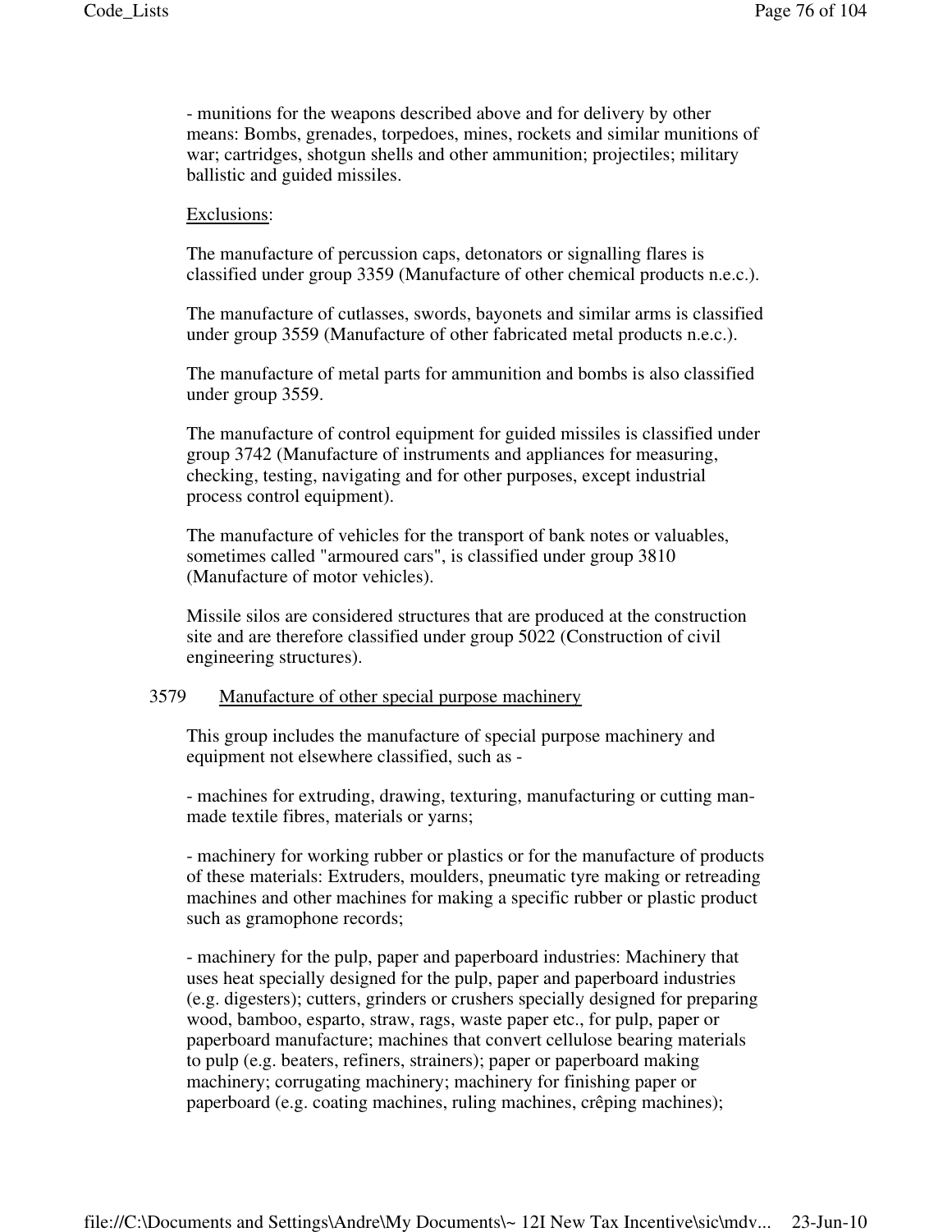- munitions for the weapons described above and for delivery by other means: Bombs, grenades, torpedoes, mines, rockets and similar munitions of war; cartridges, shotgun shells and other ammunition; projectiles; military ballistic and guided missiles.

Exclusions:

The manufacture of percussion caps, detonators or signalling flares is classified under group 3359 (Manufacture of other chemical products n.e.c.).

The manufacture of cutlasses, swords, bayonets and similar arms is classified under group 3559 (Manufacture of other fabricated metal products n.e.c.).

The manufacture of metal parts for ammunition and bombs is also classified under group 3559.

The manufacture of control equipment for guided missiles is classified under group 3742 (Manufacture of instruments and appliances for measuring, checking, testing, navigating and for other purposes, except industrial process control equipment).

The manufacture of vehicles for the transport of bank notes or valuables, sometimes called "armoured cars", is classified under group 3810 (Manufacture of motor vehicles).

Missile silos are considered structures that are produced at the construction site and are therefore classified under group 5022 (Construction of civil engineering structures).

3579 Manufacture of other special purpose machinery

This group includes the manufacture of special purpose machinery and equipment not elsewhere classified, such as -

- machines for extruding, drawing, texturing, manufacturing or cutting man-made textile fibres, materials or yarns;

- machinery for working rubber or plastics or for the manufacture of products of these materials: Extruders, moulders, pneumatic tyre making or retreading machines and other machines for making a specific rubber or plastic product such as gramophone records;

- machinery for the pulp, paper and paperboard industries: Machinery that uses heat specially designed for the pulp, paper and paperboard industries (e.g. digesters); cutters, grinders or crushers specially designed for preparing wood, bamboo, esparto, straw, rags, waste paper etc., for pulp, paper or paperboard manufacture; machines that convert cellulose bearing materials to pulp (e.g. beaters, refiners, strainers); paper or paperboard making machinery; corrugating machinery; machinery for finishing paper or paperboard (e.g. coating machines, ruling machines, crêping machines);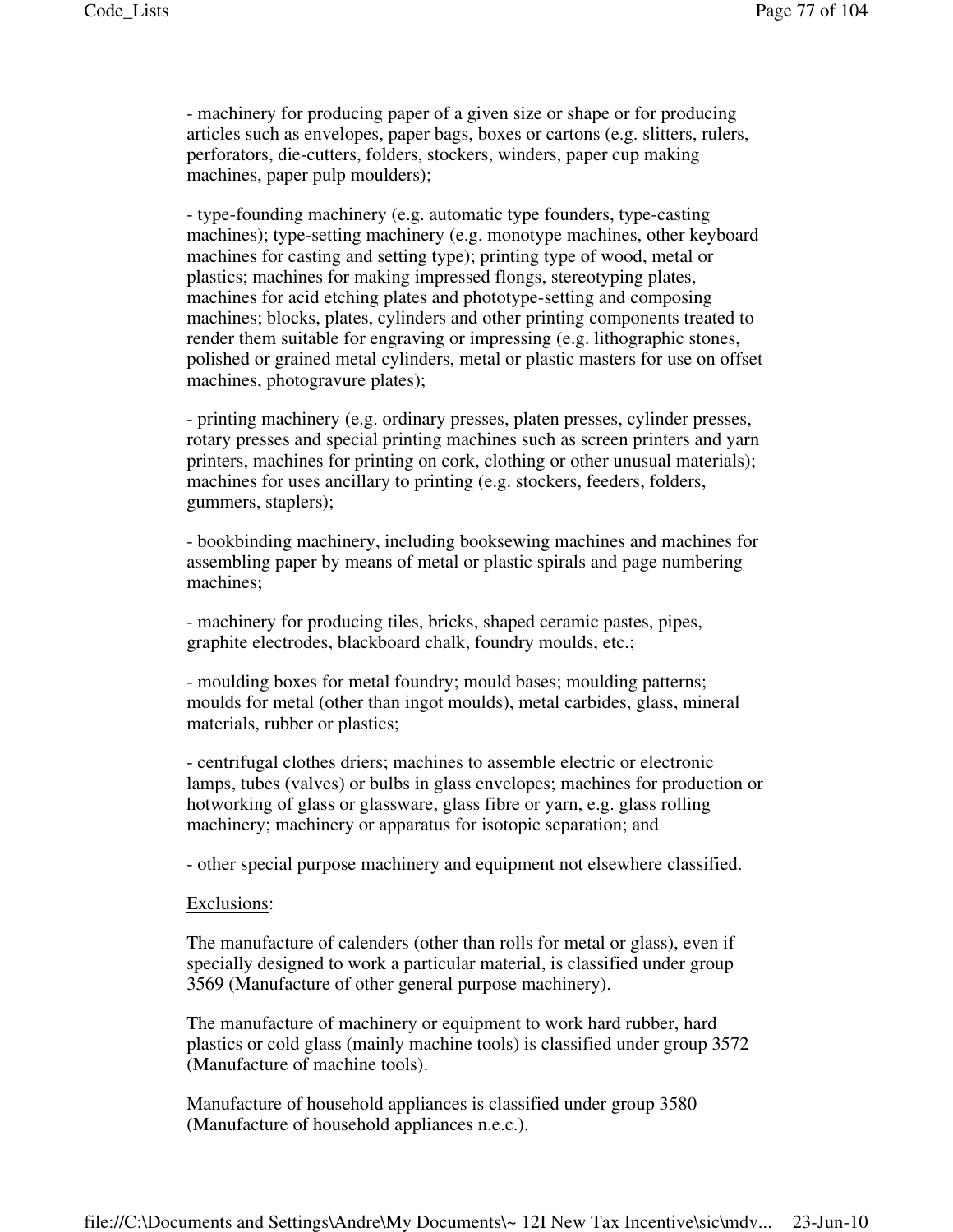- machinery for producing paper of a given size or shape or for producing articles such as envelopes, paper bags, boxes or cartons (e.g. slitters, rulers, perforators, die-cutters, folders, stockers, winders, paper cup making machines, paper pulp moulders);

- type-founding machinery (e.g. automatic type founders, type-casting machines); type-setting machinery (e.g. monotype machines, other keyboard machines for casting and setting type); printing type of wood, metal or plastics; machines for making impressed flongs, stereotyping plates, machines for acid etching plates and phototype-setting and composing machines; blocks, plates, cylinders and other printing components treated to render them suitable for engraving or impressing (e.g. lithographic stones, polished or grained metal cylinders, metal or plastic masters for use on offset machines, photogravure plates);

- printing machinery (e.g. ordinary presses, platen presses, cylinder presses, rotary presses and special printing machines such as screen printers and yarn printers, machines for printing on cork, clothing or other unusual materials); machines for uses ancillary to printing (e.g. stockers, feeders, folders, gummers, staplers);

- bookbinding machinery, including booksewing machines and machines for assembling paper by means of metal or plastic spirals and page numbering machines;

- machinery for producing tiles, bricks, shaped ceramic pastes, pipes, graphite electrodes, blackboard chalk, foundry moulds, etc.;

- moulding boxes for metal foundry; mould bases; moulding patterns; moulds for metal (other than ingot moulds), metal carbides, glass, mineral materials, rubber or plastics;

- centrifugal clothes driers; machines to assemble electric or electronic lamps, tubes (valves) or bulbs in glass envelopes; machines for production or hotworking of glass or glassware, glass fibre or yarn, e.g. glass rolling machinery; machinery or apparatus for isotopic separation; and

- other special purpose machinery and equipment not elsewhere classified.

Exclusions:

The manufacture of calenders (other than rolls for metal or glass), even if specially designed to work a particular material, is classified under group 3569 (Manufacture of other general purpose machinery).

The manufacture of machinery or equipment to work hard rubber, hard plastics or cold glass (mainly machine tools) is classified under group 3572 (Manufacture of machine tools).

Manufacture of household appliances is classified under group 3580 (Manufacture of household appliances n.e.c.).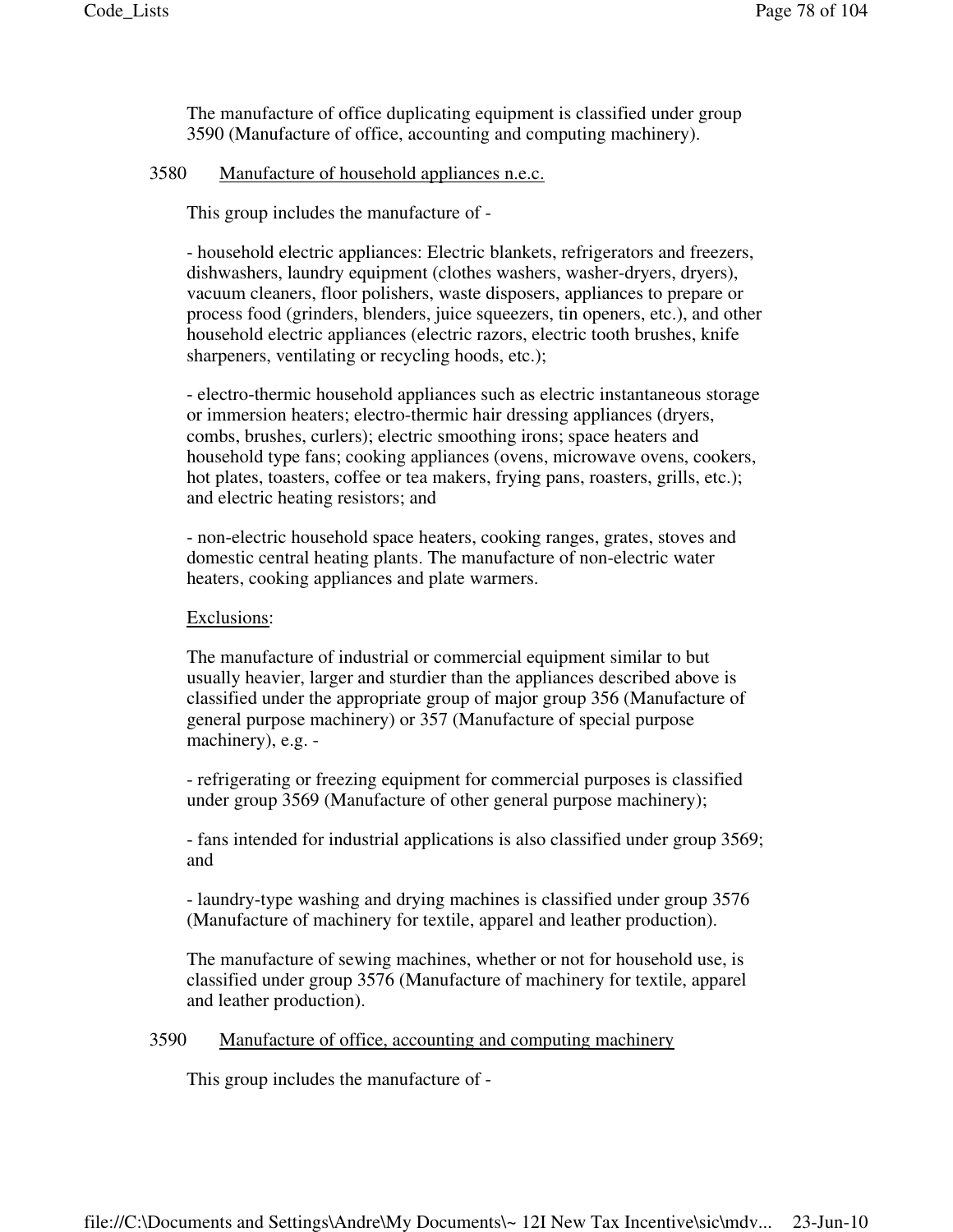The manufacture of office duplicating equipment is classified under group 3590 (Manufacture of office, accounting and computing machinery).

### 3580 Manufacture of household appliances n.e.c.

This group includes the manufacture of -

- household electric appliances: Electric blankets, refrigerators and freezers, dishwashers, laundry equipment (clothes washers, washer-dryers, dryers), vacuum cleaners, floor polishers, waste disposers, appliances to prepare or process food (grinders, blenders, juice squeezers, tin openers, etc.), and other household electric appliances (electric razors, electric tooth brushes, knife sharpeners, ventilating or recycling hoods, etc.);

- electro-thermic household appliances such as electric instantaneous storage or immersion heaters; electro-thermic hair dressing appliances (dryers, combs, brushes, curlers); electric smoothing irons; space heaters and household type fans; cooking appliances (ovens, microwave ovens, cookers, hot plates, toasters, coffee or tea makers, frying pans, roasters, grills, etc.); and electric heating resistors; and

- non-electric household space heaters, cooking ranges, grates, stoves and domestic central heating plants. The manufacture of non-electric water heaters, cooking appliances and plate warmers.

Exclusions:

The manufacture of industrial or commercial equipment similar to but usually heavier, larger and sturdier than the appliances described above is classified under the appropriate group of major group 356 (Manufacture of general purpose machinery) or 357 (Manufacture of special purpose machinery), e.g. -

- refrigerating or freezing equipment for commercial purposes is classified under group 3569 (Manufacture of other general purpose machinery);

- fans intended for industrial applications is also classified under group 3569; and

- laundry-type washing and drying machines is classified under group 3576 (Manufacture of machinery for textile, apparel and leather production).

The manufacture of sewing machines, whether or not for household use, is classified under group 3576 (Manufacture of machinery for textile, apparel and leather production).

### 3590 Manufacture of office, accounting and computing machinery

This group includes the manufacture of -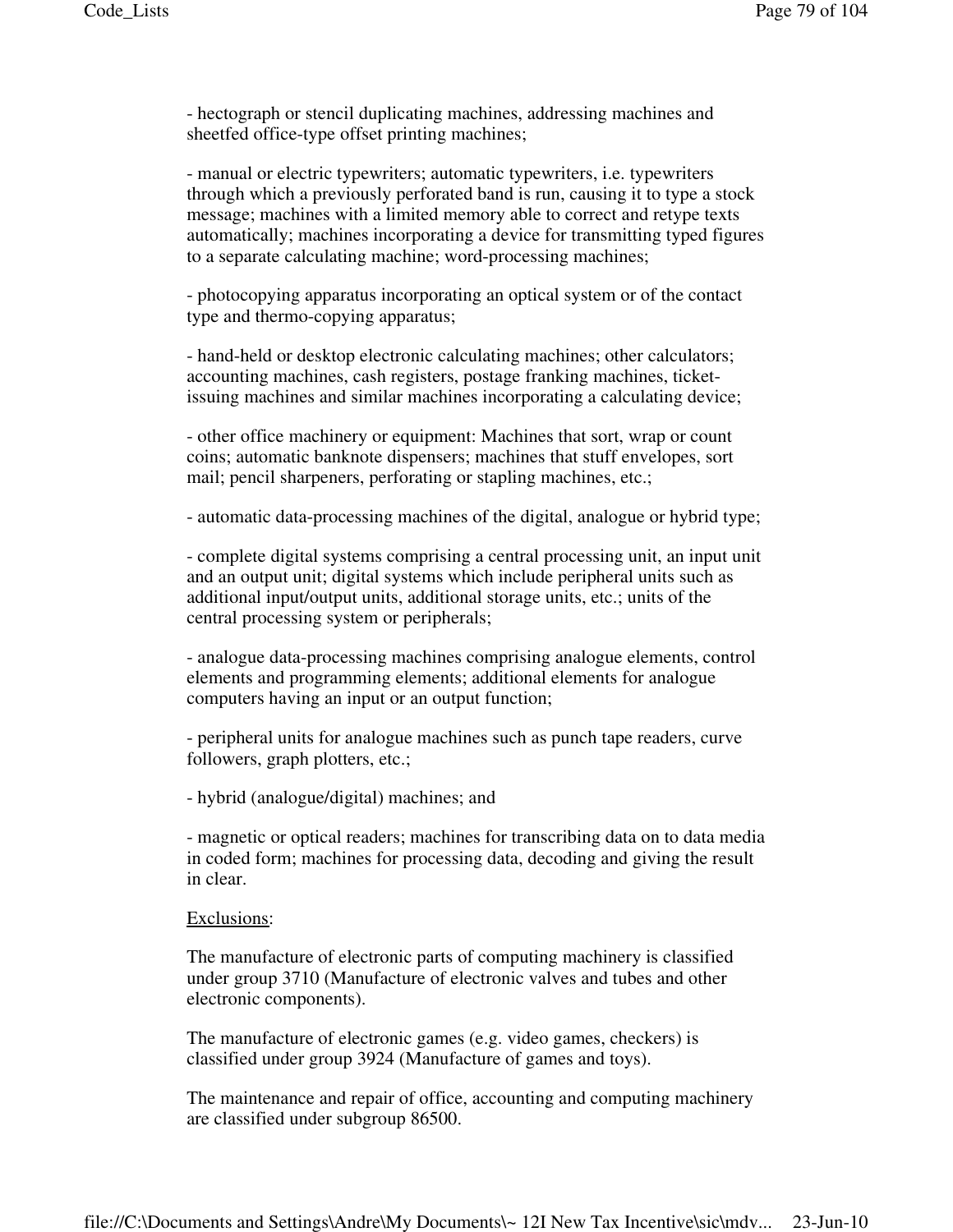- hectograph or stencil duplicating machines, addressing machines and sheetfed office-type offset printing machines;

- manual or electric typewriters; automatic typewriters, i.e. typewriters through which a previously perforated band is run, causing it to type a stock message; machines with a limited memory able to correct and retype texts automatically; machines incorporating a device for transmitting typed figures to a separate calculating machine; word-processing machines;

- photocopying apparatus incorporating an optical system or of the contact type and thermo-copying apparatus;

- hand-held or desktop electronic calculating machines; other calculators; accounting machines, cash registers, postage franking machines, ticket-issuing machines and similar machines incorporating a calculating device;

- other office machinery or equipment: Machines that sort, wrap or count coins; automatic banknote dispensers; machines that stuff envelopes, sort mail; pencil sharpeners, perforating or stapling machines, etc.;

- automatic data-processing machines of the digital, analogue or hybrid type;

- complete digital systems comprising a central processing unit, an input unit and an output unit; digital systems which include peripheral units such as additional input/output units, additional storage units, etc.; units of the central processing system or peripherals;

- analogue data-processing machines comprising analogue elements, control elements and programming elements; additional elements for analogue computers having an input or an output function;

- peripheral units for analogue machines such as punch tape readers, curve followers, graph plotters, etc.;

- hybrid (analogue/digital) machines; and

- magnetic or optical readers; machines for transcribing data on to data media in coded form; machines for processing data, decoding and giving the result in clear.

Exclusions:

The manufacture of electronic parts of computing machinery is classified under group 3710 (Manufacture of electronic valves and tubes and other electronic components).

The manufacture of electronic games (e.g. video games, checkers) is classified under group 3924 (Manufacture of games and toys).

The maintenance and repair of office, accounting and computing machinery are classified under subgroup 86500.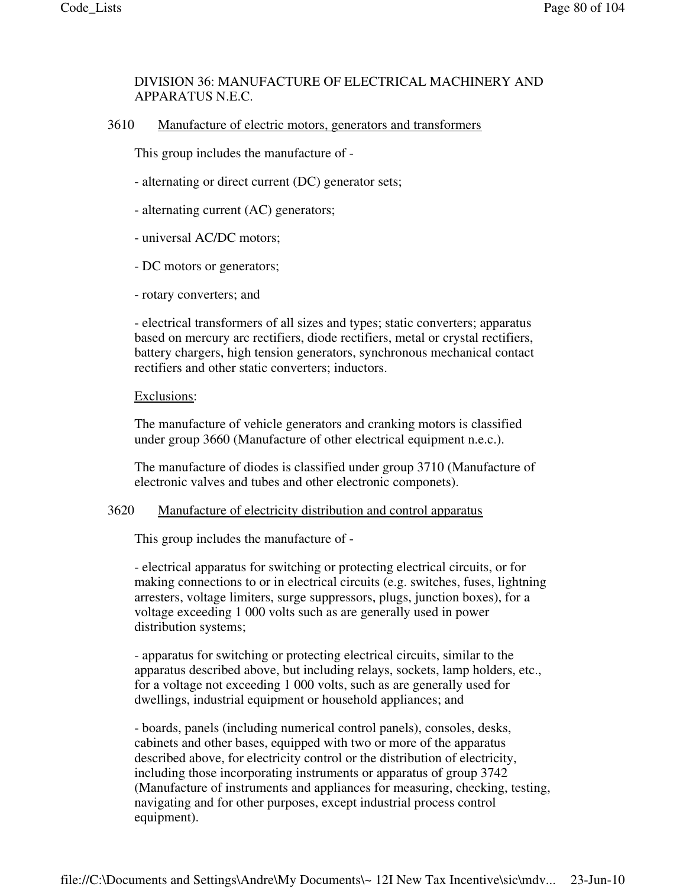## DIVISION 36: MANUFACTURE OF ELECTRICAL MACHINERY AND APPARATUS N.E.C.

### 3610 Manufacture of electric motors, generators and transformers

This group includes the manufacture of -

- alternating or direct current (DC) generator sets;

- alternating current (AC) generators;

- universal AC/DC motors;

- DC motors or generators;

- rotary converters; and

- electrical transformers of all sizes and types; static converters; apparatus based on mercury arc rectifiers, diode rectifiers, metal or crystal rectifiers, battery chargers, high tension generators, synchronous mechanical contact rectifiers and other static converters; inductors.

Exclusions:

The manufacture of vehicle generators and cranking motors is classified under group 3660 (Manufacture of other electrical equipment n.e.c.).

The manufacture of diodes is classified under group 3710 (Manufacture of electronic valves and tubes and other electronic componets).

### 3620 Manufacture of electricity distribution and control apparatus

This group includes the manufacture of -

- electrical apparatus for switching or protecting electrical circuits, or for making connections to or in electrical circuits (e.g. switches, fuses, lightning arresters, voltage limiters, surge suppressors, plugs, junction boxes), for a voltage exceeding 1 000 volts such as are generally used in power distribution systems;

- apparatus for switching or protecting electrical circuits, similar to the apparatus described above, but including relays, sockets, lamp holders, etc., for a voltage not exceeding 1 000 volts, such as are generally used for dwellings, industrial equipment or household appliances; and

- boards, panels (including numerical control panels), consoles, desks, cabinets and other bases, equipped with two or more of the apparatus described above, for electricity control or the distribution of electricity, including those incorporating instruments or apparatus of group 3742 (Manufacture of instruments and appliances for measuring, checking, testing, navigating and for other purposes, except industrial process control equipment).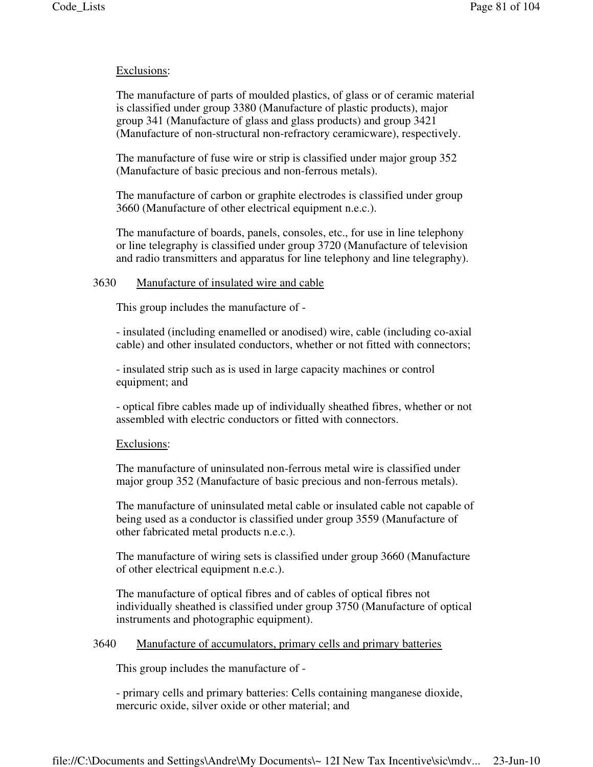Exclusions:

The manufacture of parts of moulded plastics, of glass or of ceramic material is classified under group 3380 (Manufacture of plastic products), major group 341 (Manufacture of glass and glass products) and group 3421 (Manufacture of non-structural non-refractory ceramicware), respectively.

The manufacture of fuse wire or strip is classified under major group 352 (Manufacture of basic precious and non-ferrous metals).

The manufacture of carbon or graphite electrodes is classified under group 3660 (Manufacture of other electrical equipment n.e.c.).

The manufacture of boards, panels, consoles, etc., for use in line telephony or line telegraphy is classified under group 3720 (Manufacture of television and radio transmitters and apparatus for line telephony and line telegraphy).

### 3630 Manufacture of insulated wire and cable

This group includes the manufacture of -

- insulated (including enamelled or anodised) wire, cable (including co-axial cable) and other insulated conductors, whether or not fitted with connectors;

- insulated strip such as is used in large capacity machines or control equipment; and

- optical fibre cables made up of individually sheathed fibres, whether or not assembled with electric conductors or fitted with connectors.

Exclusions:

The manufacture of uninsulated non-ferrous metal wire is classified under major group 352 (Manufacture of basic precious and non-ferrous metals).

The manufacture of uninsulated metal cable or insulated cable not capable of being used as a conductor is classified under group 3559 (Manufacture of other fabricated metal products n.e.c.).

The manufacture of wiring sets is classified under group 3660 (Manufacture of other electrical equipment n.e.c.).

The manufacture of optical fibres and of cables of optical fibres not individually sheathed is classified under group 3750 (Manufacture of optical instruments and photographic equipment).

### 3640 Manufacture of accumulators, primary cells and primary batteries

This group includes the manufacture of -

- primary cells and primary batteries: Cells containing manganese dioxide, mercuric oxide, silver oxide or other material; and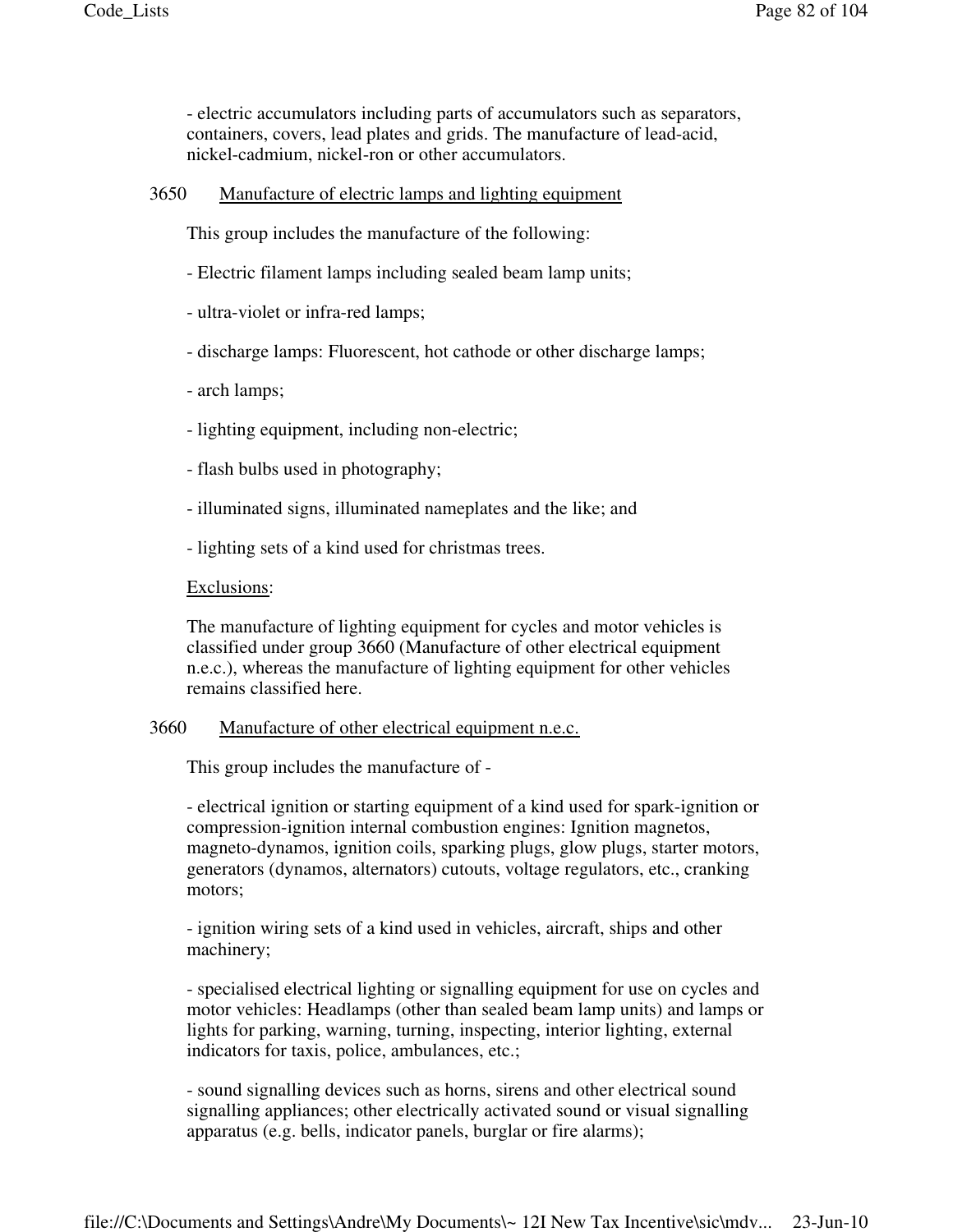- electric accumulators including parts of accumulators such as separators, containers, covers, lead plates and grids. The manufacture of lead-acid, nickel-cadmium, nickel-ron or other accumulators.

## 3650 Manufacture of electric lamps and lighting equipment

This group includes the manufacture of the following:

- Electric filament lamps including sealed beam lamp units;

- ultra-violet or infra-red lamps;

- discharge lamps: Fluorescent, hot cathode or other discharge lamps;

- arch lamps;

- lighting equipment, including non-electric;

- flash bulbs used in photography;

- illuminated signs, illuminated nameplates and the like; and

- lighting sets of a kind used for christmas trees.

Exclusions:

The manufacture of lighting equipment for cycles and motor vehicles is classified under group 3660 (Manufacture of other electrical equipment n.e.c.), whereas the manufacture of lighting equipment for other vehicles remains classified here.

## 3660 Manufacture of other electrical equipment n.e.c.

This group includes the manufacture of -

- electrical ignition or starting equipment of a kind used for spark-ignition or compression-ignition internal combustion engines: Ignition magnetos, magneto-dynamos, ignition coils, sparking plugs, glow plugs, starter motors, generators (dynamos, alternators) cutouts, voltage regulators, etc., cranking motors;

- ignition wiring sets of a kind used in vehicles, aircraft, ships and other machinery;

- specialised electrical lighting or signalling equipment for use on cycles and motor vehicles: Headlamps (other than sealed beam lamp units) and lamps or lights for parking, warning, turning, inspecting, interior lighting, external indicators for taxis, police, ambulances, etc.;

- sound signalling devices such as horns, sirens and other electrical sound signalling appliances; other electrically activated sound or visual signalling apparatus (e.g. bells, indicator panels, burglar or fire alarms);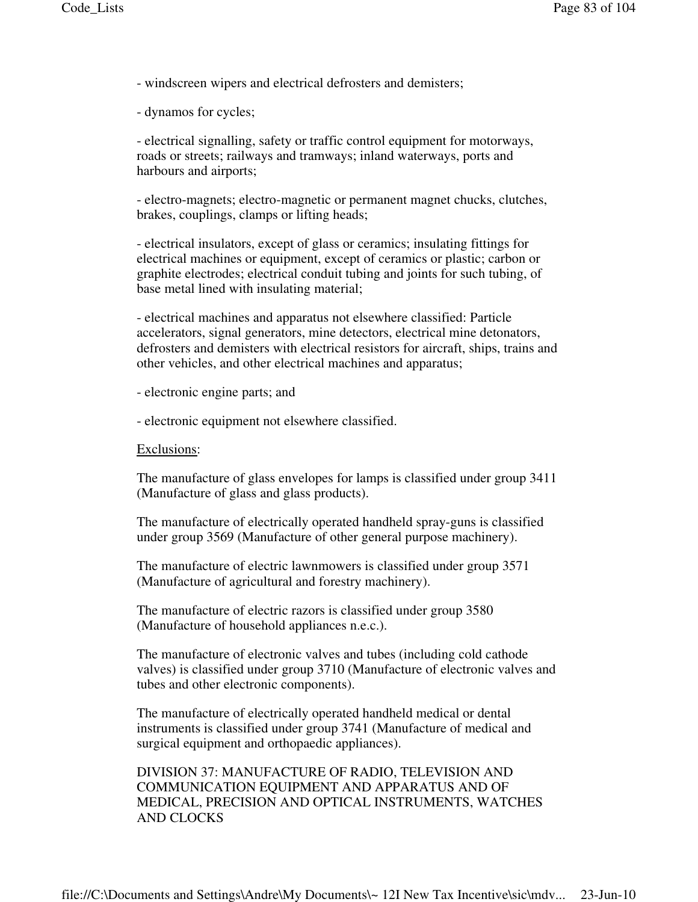- windscreen wipers and electrical defrosters and demisters;

- dynamos for cycles;

- electrical signalling, safety or traffic control equipment for motorways, roads or streets; railways and tramways; inland waterways, ports and harbours and airports;

- electro-magnets; electro-magnetic or permanent magnet chucks, clutches, brakes, couplings, clamps or lifting heads;

- electrical insulators, except of glass or ceramics; insulating fittings for electrical machines or equipment, except of ceramics or plastic; carbon or graphite electrodes; electrical conduit tubing and joints for such tubing, of base metal lined with insulating material;

- electrical machines and apparatus not elsewhere classified: Particle accelerators, signal generators, mine detectors, electrical mine detonators, defrosters and demisters with electrical resistors for aircraft, ships, trains and other vehicles, and other electrical machines and apparatus;

- electronic engine parts; and

- electronic equipment not elsewhere classified.

Exclusions:

The manufacture of glass envelopes for lamps is classified under group 3411 (Manufacture of glass and glass products).

The manufacture of electrically operated handheld spray-guns is classified under group 3569 (Manufacture of other general purpose machinery).

The manufacture of electric lawnmowers is classified under group 3571 (Manufacture of agricultural and forestry machinery).

The manufacture of electric razors is classified under group 3580 (Manufacture of household appliances n.e.c.).

The manufacture of electronic valves and tubes (including cold cathode valves) is classified under group 3710 (Manufacture of electronic valves and tubes and other electronic components).

The manufacture of electrically operated handheld medical or dental instruments is classified under group 3741 (Manufacture of medical and surgical equipment and orthopaedic appliances).

## DIVISION 37: MANUFACTURE OF RADIO, TELEVISION AND COMMUNICATION EQUIPMENT AND APPARATUS AND OF MEDICAL, PRECISION AND OPTICAL INSTRUMENTS, WATCHES AND CLOCKS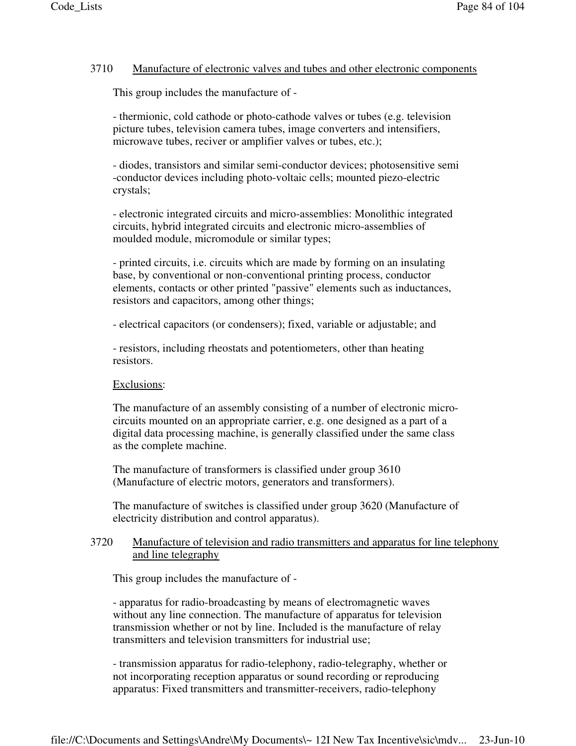### 3710 Manufacture of electronic valves and tubes and other electronic components

This group includes the manufacture of -

- thermionic, cold cathode or photo-cathode valves or tubes (e.g. television picture tubes, television camera tubes, image converters and intensifiers, microwave tubes, reciver or amplifier valves or tubes, etc.);

- diodes, transistors and similar semi-conductor devices; photosensitive semi -conductor devices including photo-voltaic cells; mounted piezo-electric crystals;

- electronic integrated circuits and micro-assemblies: Monolithic integrated circuits, hybrid integrated circuits and electronic micro-assemblies of moulded module, micromodule or similar types;

- printed circuits, i.e. circuits which are made by forming on an insulating base, by conventional or non-conventional printing process, conductor elements, contacts or other printed "passive" elements such as inductances, resistors and capacitors, among other things;

- electrical capacitors (or condensers); fixed, variable or adjustable; and

- resistors, including rheostats and potentiometers, other than heating resistors.

Exclusions:

The manufacture of an assembly consisting of a number of electronic micro-circuits mounted on an appropriate carrier, e.g. one designed as a part of a digital data processing machine, is generally classified under the same class as the complete machine.

The manufacture of transformers is classified under group 3610 (Manufacture of electric motors, generators and transformers).

The manufacture of switches is classified under group 3620 (Manufacture of electricity distribution and control apparatus).

### 3720 Manufacture of television and radio transmitters and apparatus for line telephony and line telegraphy

This group includes the manufacture of -

- apparatus for radio-broadcasting by means of electromagnetic waves without any line connection. The manufacture of apparatus for television transmission whether or not by line. Included is the manufacture of relay transmitters and television transmitters for industrial use;

- transmission apparatus for radio-telephony, radio-telegraphy, whether or not incorporating reception apparatus or sound recording or reproducing apparatus: Fixed transmitters and transmitter-receivers, radio-telephony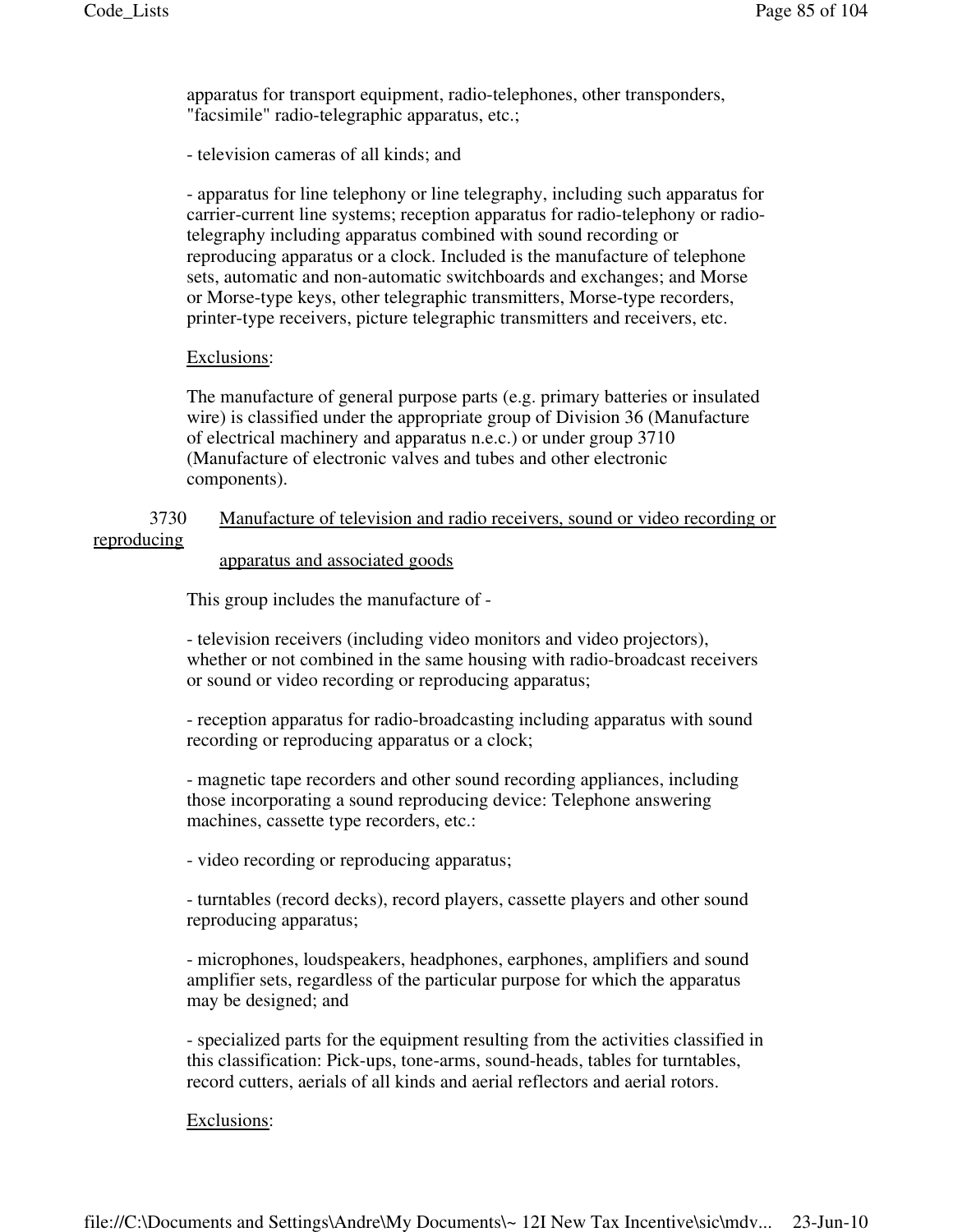apparatus for transport equipment, radio-telephones, other transponders, "facsimile" radio-telegraphic apparatus, etc.;

- television cameras of all kinds; and

- apparatus for line telephony or line telegraphy, including such apparatus for carrier-current line systems; reception apparatus for radio-telephony or radio-telegraphy including apparatus combined with sound recording or reproducing apparatus or a clock. Included is the manufacture of telephone sets, automatic and non-automatic switchboards and exchanges; and Morse or Morse-type keys, other telegraphic transmitters, Morse-type recorders, printer-type receivers, picture telegraphic transmitters and receivers, etc.

Exclusions:

The manufacture of general purpose parts (e.g. primary batteries or insulated wire) is classified under the appropriate group of Division 36 (Manufacture of electrical machinery and apparatus n.e.c.) or under group 3710 (Manufacture of electronic valves and tubes and other electronic components).

3730 Manufacture of television and radio receivers, sound or video recording or reproducing apparatus and associated goods

This group includes the manufacture of -

- television receivers (including video monitors and video projectors), whether or not combined in the same housing with radio-broadcast receivers or sound or video recording or reproducing apparatus;

- reception apparatus for radio-broadcasting including apparatus with sound recording or reproducing apparatus or a clock;

- magnetic tape recorders and other sound recording appliances, including those incorporating a sound reproducing device: Telephone answering machines, cassette type recorders, etc.:

- video recording or reproducing apparatus;

- turntables (record decks), record players, cassette players and other sound reproducing apparatus;

- microphones, loudspeakers, headphones, earphones, amplifiers and sound amplifier sets, regardless of the particular purpose for which the apparatus may be designed; and

- specialized parts for the equipment resulting from the activities classified in this classification: Pick-ups, tone-arms, sound-heads, tables for turntables, record cutters, aerials of all kinds and aerial reflectors and aerial rotors.

Exclusions: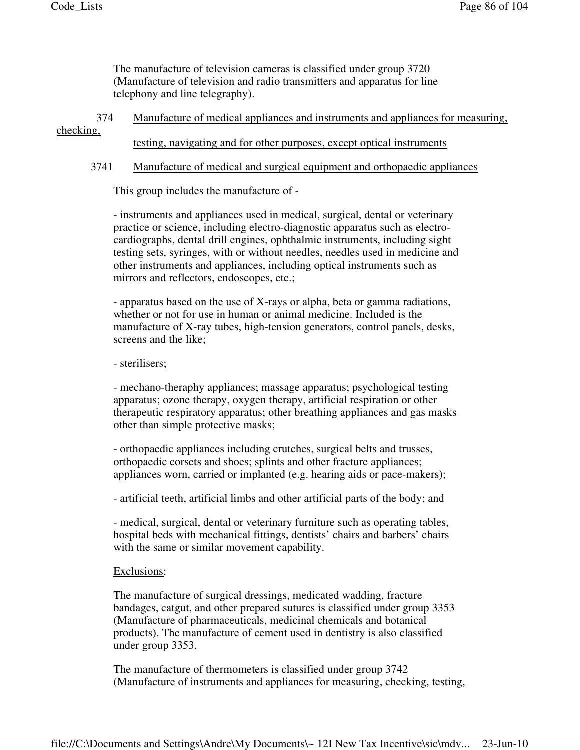The manufacture of television cameras is classified under group 3720 (Manufacture of television and radio transmitters and apparatus for line telephony and line telegraphy).

374 Manufacture of medical appliances and instruments and appliances for measuring, checking, testing, navigating and for other purposes, except optical instruments

3741 Manufacture of medical and surgical equipment and orthopaedic appliances

This group includes the manufacture of -

- instruments and appliances used in medical, surgical, dental or veterinary practice or science, including electro-diagnostic apparatus such as electro-cardiographs, dental drill engines, ophthalmic instruments, including sight testing sets, syringes, with or without needles, needles used in medicine and other instruments and appliances, including optical instruments such as mirrors and reflectors, endoscopes, etc.;

- apparatus based on the use of X-rays or alpha, beta or gamma radiations, whether or not for use in human or animal medicine. Included is the manufacture of X-ray tubes, high-tension generators, control panels, desks, screens and the like;

- sterilisers;

- mechano-theraphy appliances; massage apparatus; psychological testing apparatus; ozone therapy, oxygen therapy, artificial respiration or other therapeutic respiratory apparatus; other breathing appliances and gas masks other than simple protective masks;

- orthopaedic appliances including crutches, surgical belts and trusses, orthopaedic corsets and shoes; splints and other fracture appliances; appliances worn, carried or implanted (e.g. hearing aids or pace-makers);

- artificial teeth, artificial limbs and other artificial parts of the body; and

- medical, surgical, dental or veterinary furniture such as operating tables, hospital beds with mechanical fittings, dentists' chairs and barbers' chairs with the same or similar movement capability.

Exclusions:

The manufacture of surgical dressings, medicated wadding, fracture bandages, catgut, and other prepared sutures is classified under group 3353 (Manufacture of pharmaceuticals, medicinal chemicals and botanical products). The manufacture of cement used in dentistry is also classified under group 3353.

The manufacture of thermometers is classified under group 3742 (Manufacture of instruments and appliances for measuring, checking, testing,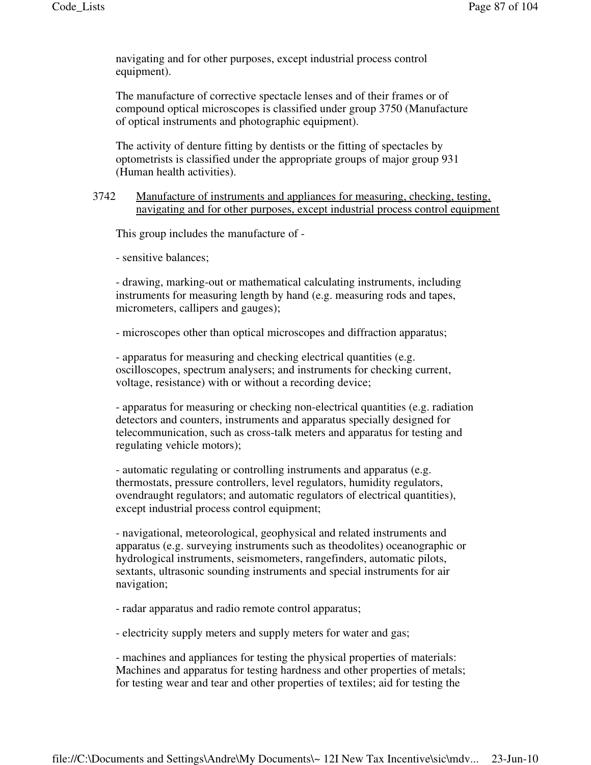navigating and for other purposes, except industrial process control equipment).

The manufacture of corrective spectacle lenses and of their frames or of compound optical microscopes is classified under group 3750 (Manufacture of optical instruments and photographic equipment).

The activity of denture fitting by dentists or the fitting of spectacles by optometrists is classified under the appropriate groups of major group 931 (Human health activities).

3742 Manufacture of instruments and appliances for measuring, checking, testing, navigating and for other purposes, except industrial process control equipment

This group includes the manufacture of -

- sensitive balances;

- drawing, marking-out or mathematical calculating instruments, including instruments for measuring length by hand (e.g. measuring rods and tapes, micrometers, callipers and gauges);

- microscopes other than optical microscopes and diffraction apparatus;

- apparatus for measuring and checking electrical quantities (e.g. oscilloscopes, spectrum analysers; and instruments for checking current, voltage, resistance) with or without a recording device;

- apparatus for measuring or checking non-electrical quantities (e.g. radiation detectors and counters, instruments and apparatus specially designed for telecommunication, such as cross-talk meters and apparatus for testing and regulating vehicle motors);

- automatic regulating or controlling instruments and apparatus (e.g. thermostats, pressure controllers, level regulators, humidity regulators, ovendraught regulators; and automatic regulators of electrical quantities), except industrial process control equipment;

- navigational, meteorological, geophysical and related instruments and apparatus (e.g. surveying instruments such as theodolites) oceanographic or hydrological instruments, seismometers, rangefinders, automatic pilots, sextants, ultrasonic sounding instruments and special instruments for air navigation;

- radar apparatus and radio remote control apparatus;

- electricity supply meters and supply meters for water and gas;

- machines and appliances for testing the physical properties of materials: Machines and apparatus for testing hardness and other properties of metals; for testing wear and tear and other properties of textiles; aid for testing the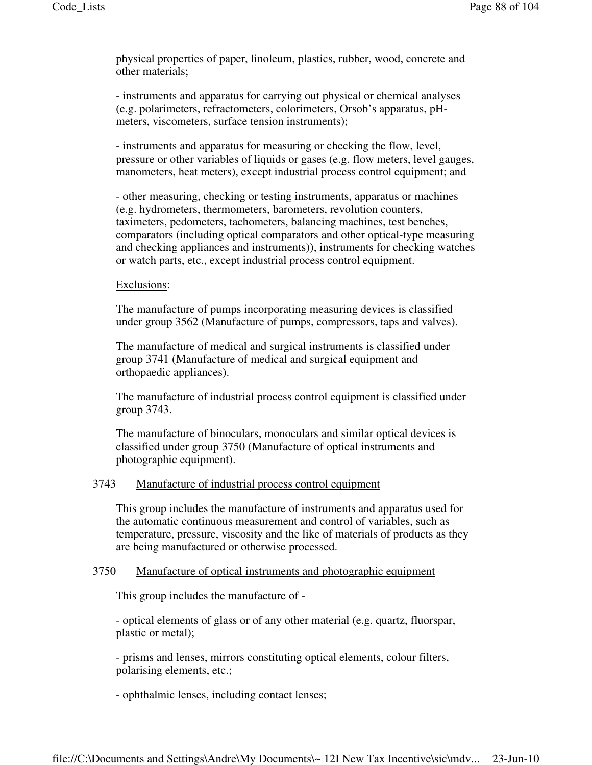physical properties of paper, linoleum, plastics, rubber, wood, concrete and other materials;

- instruments and apparatus for carrying out physical or chemical analyses (e.g. polarimeters, refractometers, colorimeters, Orsob's apparatus, pH-meters, viscometers, surface tension instruments);

- instruments and apparatus for measuring or checking the flow, level, pressure or other variables of liquids or gases (e.g. flow meters, level gauges, manometers, heat meters), except industrial process control equipment; and

- other measuring, checking or testing instruments, apparatus or machines (e.g. hydrometers, thermometers, barometers, revolution counters, taximeters, pedometers, tachometers, balancing machines, test benches, comparators (including optical comparators and other optical-type measuring and checking appliances and instruments)), instruments for checking watches or watch parts, etc., except industrial process control equipment.

Exclusions:

The manufacture of pumps incorporating measuring devices is classified under group 3562 (Manufacture of pumps, compressors, taps and valves).

The manufacture of medical and surgical instruments is classified under group 3741 (Manufacture of medical and surgical equipment and orthopaedic appliances).

The manufacture of industrial process control equipment is classified under group 3743.

The manufacture of binoculars, monoculars and similar optical devices is classified under group 3750 (Manufacture of optical instruments and photographic equipment).

## 3743 Manufacture of industrial process control equipment

This group includes the manufacture of instruments and apparatus used for the automatic continuous measurement and control of variables, such as temperature, pressure, viscosity and the like of materials of products as they are being manufactured or otherwise processed.

## 3750 Manufacture of optical instruments and photographic equipment

This group includes the manufacture of -

- optical elements of glass or of any other material (e.g. quartz, fluorspar, plastic or metal);

- prisms and lenses, mirrors constituting optical elements, colour filters, polarising elements, etc.;

- ophthalmic lenses, including contact lenses;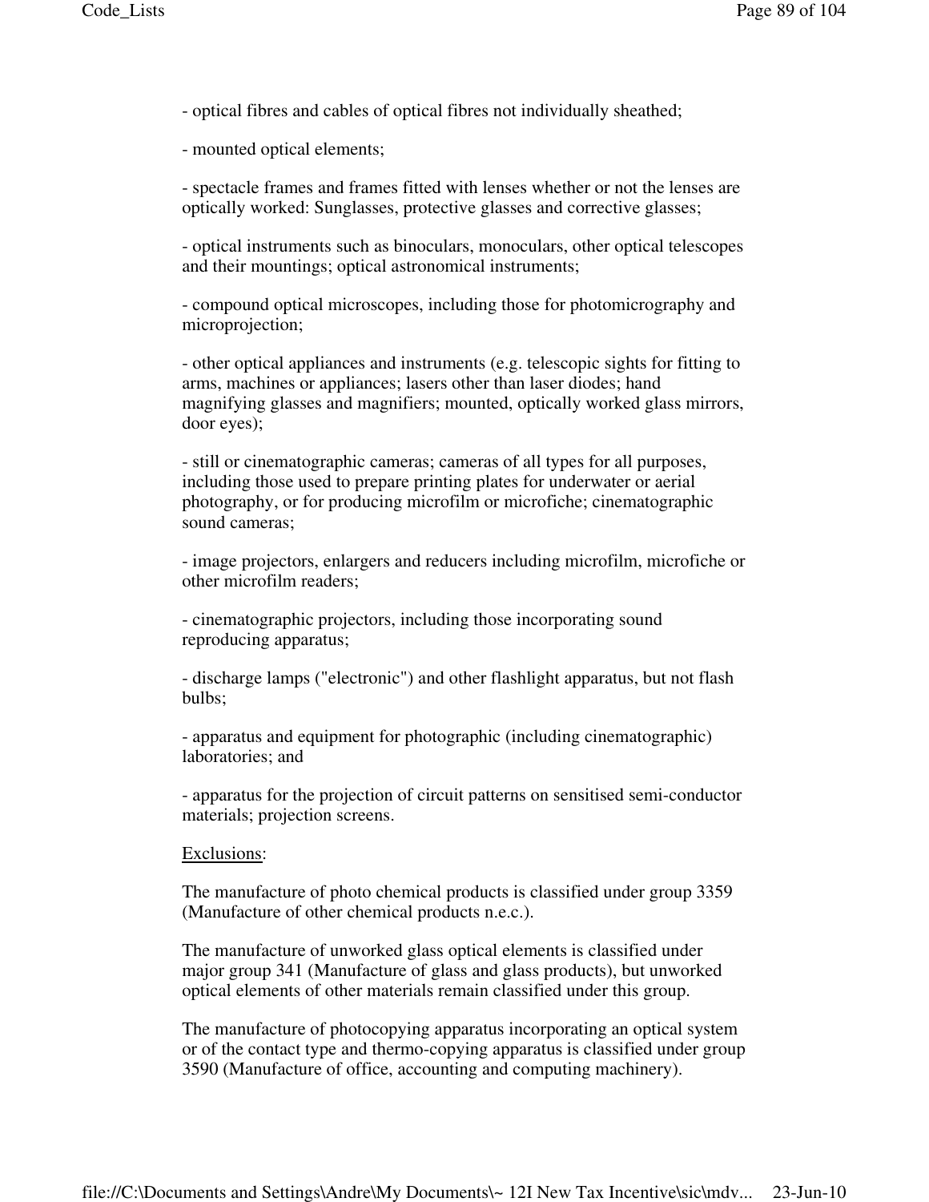- optical fibres and cables of optical fibres not individually sheathed;

- mounted optical elements;

- spectacle frames and frames fitted with lenses whether or not the lenses are optically worked: Sunglasses, protective glasses and corrective glasses;

- optical instruments such as binoculars, monoculars, other optical telescopes and their mountings; optical astronomical instruments;

- compound optical microscopes, including those for photomicrography and microprojection;

- other optical appliances and instruments (e.g. telescopic sights for fitting to arms, machines or appliances; lasers other than laser diodes; hand magnifying glasses and magnifiers; mounted, optically worked glass mirrors, door eyes);

- still or cinematographic cameras; cameras of all types for all purposes, including those used to prepare printing plates for underwater or aerial photography, or for producing microfilm or microfiche; cinematographic sound cameras;

- image projectors, enlargers and reducers including microfilm, microfiche or other microfilm readers;

- cinematographic projectors, including those incorporating sound reproducing apparatus;

- discharge lamps ("electronic") and other flashlight apparatus, but not flash bulbs;

- apparatus and equipment for photographic (including cinematographic) laboratories; and

- apparatus for the projection of circuit patterns on sensitised semi-conductor materials; projection screens.

Exclusions:

The manufacture of photo chemical products is classified under group 3359 (Manufacture of other chemical products n.e.c.).

The manufacture of unworked glass optical elements is classified under major group 341 (Manufacture of glass and glass products), but unworked optical elements of other materials remain classified under this group.

The manufacture of photocopying apparatus incorporating an optical system or of the contact type and thermo-copying apparatus is classified under group 3590 (Manufacture of office, accounting and computing machinery).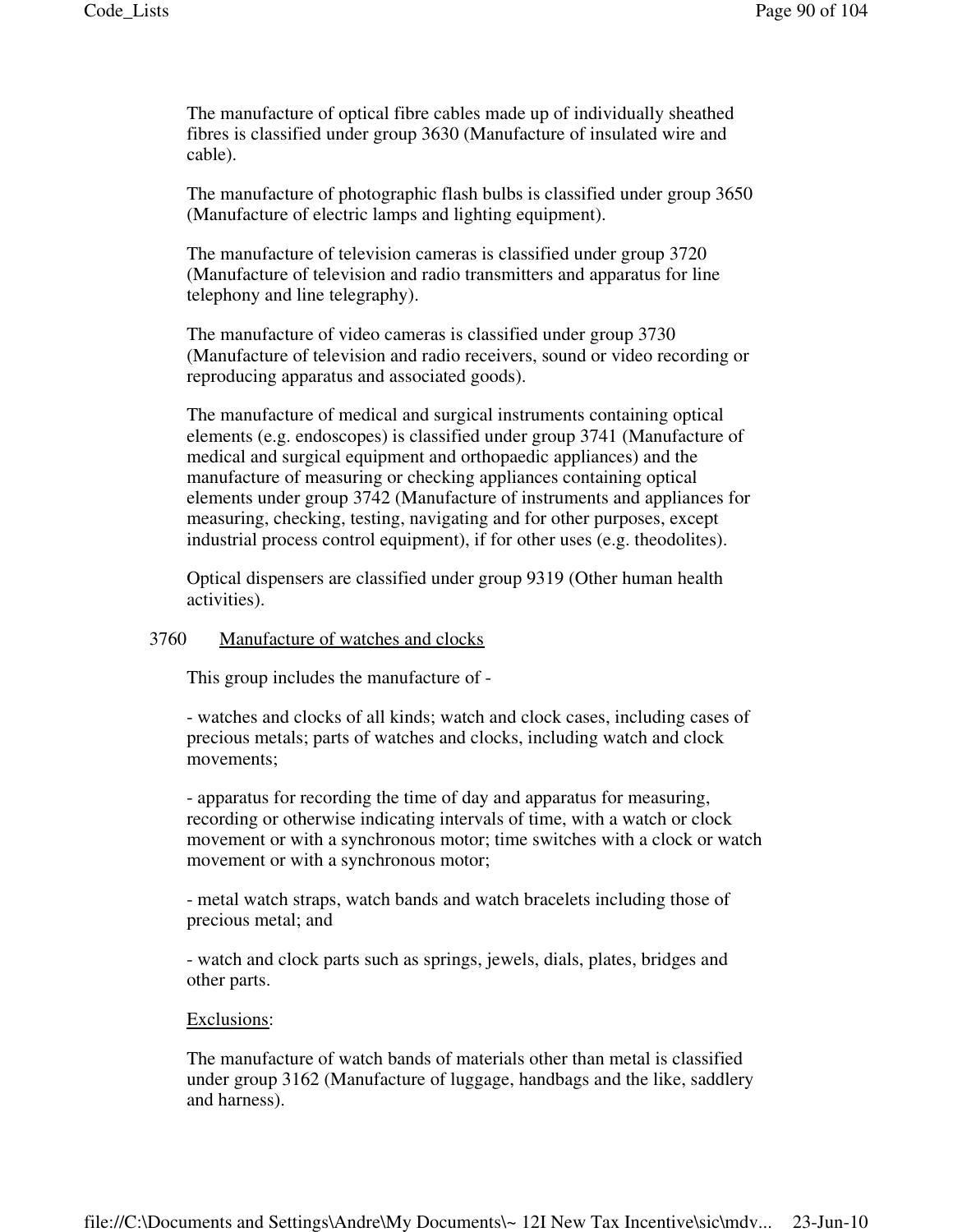The manufacture of optical fibre cables made up of individually sheathed fibres is classified under group 3630 (Manufacture of insulated wire and cable).

The manufacture of photographic flash bulbs is classified under group 3650 (Manufacture of electric lamps and lighting equipment).

The manufacture of television cameras is classified under group 3720 (Manufacture of television and radio transmitters and apparatus for line telephony and line telegraphy).

The manufacture of video cameras is classified under group 3730 (Manufacture of television and radio receivers, sound or video recording or reproducing apparatus and associated goods).

The manufacture of medical and surgical instruments containing optical elements (e.g. endoscopes) is classified under group 3741 (Manufacture of medical and surgical equipment and orthopaedic appliances) and the manufacture of measuring or checking appliances containing optical elements under group 3742 (Manufacture of instruments and appliances for measuring, checking, testing, navigating and for other purposes, except industrial process control equipment), if for other uses (e.g. theodolites).

Optical dispensers are classified under group 9319 (Other human health activities).

3760 Manufacture of watches and clocks

This group includes the manufacture of -

- watches and clocks of all kinds; watch and clock cases, including cases of precious metals; parts of watches and clocks, including watch and clock movements;

- apparatus for recording the time of day and apparatus for measuring, recording or otherwise indicating intervals of time, with a watch or clock movement or with a synchronous motor; time switches with a clock or watch movement or with a synchronous motor;

- metal watch straps, watch bands and watch bracelets including those of precious metal; and

- watch and clock parts such as springs, jewels, dials, plates, bridges and other parts.

Exclusions:

The manufacture of watch bands of materials other than metal is classified under group 3162 (Manufacture of luggage, handbags and the like, saddlery and harness).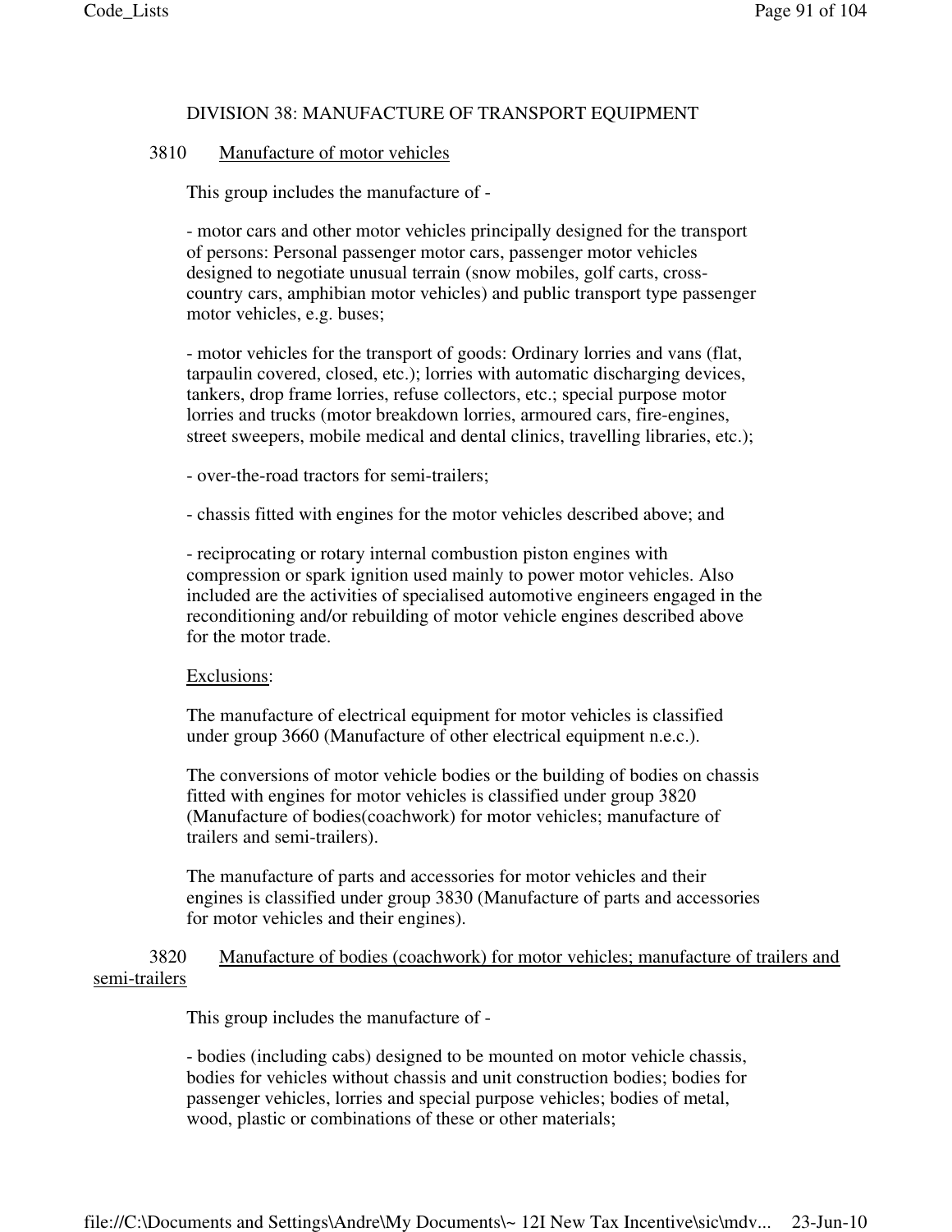## DIVISION 38: MANUFACTURE OF TRANSPORT EQUIPMENT

### 3810 Manufacture of motor vehicles

This group includes the manufacture of -

- motor cars and other motor vehicles principally designed for the transport of persons: Personal passenger motor cars, passenger motor vehicles designed to negotiate unusual terrain (snow mobiles, golf carts, cross-country cars, amphibian motor vehicles) and public transport type passenger motor vehicles, e.g. buses;

- motor vehicles for the transport of goods: Ordinary lorries and vans (flat, tarpaulin covered, closed, etc.); lorries with automatic discharging devices, tankers, drop frame lorries, refuse collectors, etc.; special purpose motor lorries and trucks (motor breakdown lorries, armoured cars, fire-engines, street sweepers, mobile medical and dental clinics, travelling libraries, etc.);

- over-the-road tractors for semi-trailers;

- chassis fitted with engines for the motor vehicles described above; and

- reciprocating or rotary internal combustion piston engines with compression or spark ignition used mainly to power motor vehicles. Also included are the activities of specialised automotive engineers engaged in the reconditioning and/or rebuilding of motor vehicle engines described above for the motor trade.

Exclusions:

The manufacture of electrical equipment for motor vehicles is classified under group 3660 (Manufacture of other electrical equipment n.e.c.).

The conversions of motor vehicle bodies or the building of bodies on chassis fitted with engines for motor vehicles is classified under group 3820 (Manufacture of bodies(coachwork) for motor vehicles; manufacture of trailers and semi-trailers).

The manufacture of parts and accessories for motor vehicles and their engines is classified under group 3830 (Manufacture of parts and accessories for motor vehicles and their engines).

### 3820 Manufacture of bodies (coachwork) for motor vehicles; manufacture of trailers and semi-trailers

This group includes the manufacture of -

- bodies (including cabs) designed to be mounted on motor vehicle chassis, bodies for vehicles without chassis and unit construction bodies; bodies for passenger vehicles, lorries and special purpose vehicles; bodies of metal, wood, plastic or combinations of these or other materials;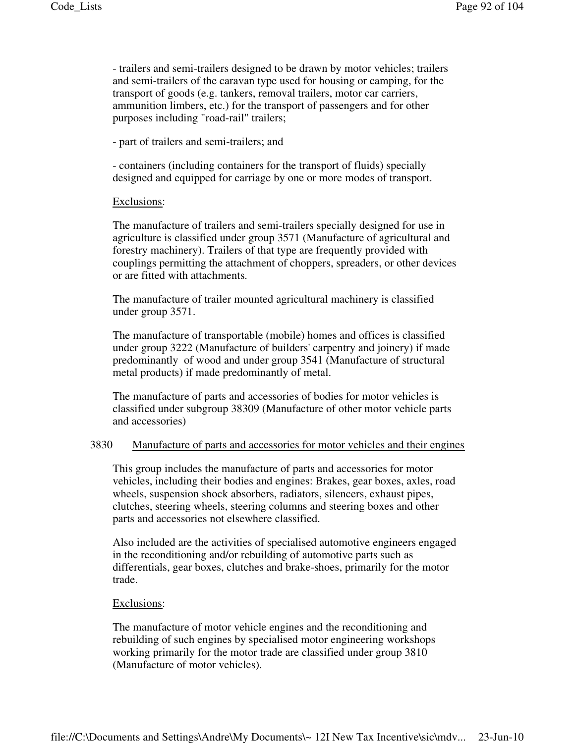- trailers and semi-trailers designed to be drawn by motor vehicles; trailers and semi-trailers of the caravan type used for housing or camping, for the transport of goods (e.g. tankers, removal trailers, motor car carriers, ammunition limbers, etc.) for the transport of passengers and for other purposes including "road-rail" trailers;

- part of trailers and semi-trailers; and

- containers (including containers for the transport of fluids) specially designed and equipped for carriage by one or more modes of transport.

Exclusions:

The manufacture of trailers and semi-trailers specially designed for use in agriculture is classified under group 3571 (Manufacture of agricultural and forestry machinery). Trailers of that type are frequently provided with couplings permitting the attachment of choppers, spreaders, or other devices or are fitted with attachments.

The manufacture of trailer mounted agricultural machinery is classified under group 3571.

The manufacture of transportable (mobile) homes and offices is classified under group 3222 (Manufacture of builders' carpentry and joinery) if made predominantly of wood and under group 3541 (Manufacture of structural metal products) if made predominantly of metal.

The manufacture of parts and accessories of bodies for motor vehicles is classified under subgroup 38309 (Manufacture of other motor vehicle parts and accessories)

3830 Manufacture of parts and accessories for motor vehicles and their engines

This group includes the manufacture of parts and accessories for motor vehicles, including their bodies and engines: Brakes, gear boxes, axles, road wheels, suspension shock absorbers, radiators, silencers, exhaust pipes, clutches, steering wheels, steering columns and steering boxes and other parts and accessories not elsewhere classified.

Also included are the activities of specialised automotive engineers engaged in the reconditioning and/or rebuilding of automotive parts such as differentials, gear boxes, clutches and brake-shoes, primarily for the motor trade.

Exclusions:

The manufacture of motor vehicle engines and the reconditioning and rebuilding of such engines by specialised motor engineering workshops working primarily for the motor trade are classified under group 3810 (Manufacture of motor vehicles).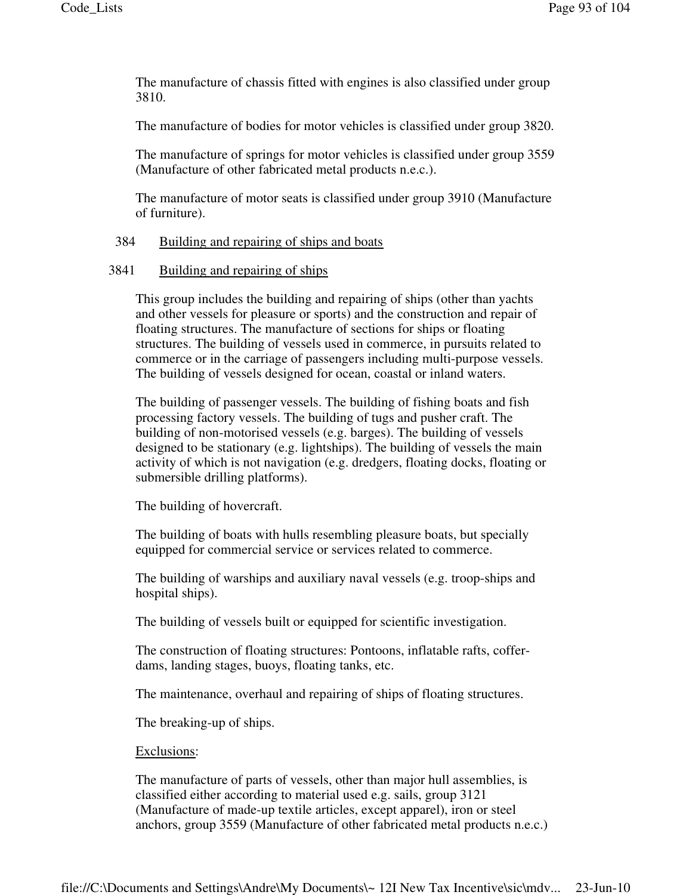The manufacture of chassis fitted with engines is also classified under group 3810.

The manufacture of bodies for motor vehicles is classified under group 3820.

The manufacture of springs for motor vehicles is classified under group 3559 (Manufacture of other fabricated metal products n.e.c.).

The manufacture of motor seats is classified under group 3910 (Manufacture of furniture).

384 Building and repairing of ships and boats

3841 Building and repairing of ships

This group includes the building and repairing of ships (other than yachts and other vessels for pleasure or sports) and the construction and repair of floating structures. The manufacture of sections for ships or floating structures. The building of vessels used in commerce, in pursuits related to commerce or in the carriage of passengers including multi-purpose vessels. The building of vessels designed for ocean, coastal or inland waters.

The building of passenger vessels. The building of fishing boats and fish processing factory vessels. The building of tugs and pusher craft. The building of non-motorised vessels (e.g. barges). The building of vessels designed to be stationary (e.g. lightships). The building of vessels the main activity of which is not navigation (e.g. dredgers, floating docks, floating or submersible drilling platforms).

The building of hovercraft.

The building of boats with hulls resembling pleasure boats, but specially equipped for commercial service or services related to commerce.

The building of warships and auxiliary naval vessels (e.g. troop-ships and hospital ships).

The building of vessels built or equipped for scientific investigation.

The construction of floating structures: Pontoons, inflatable rafts, coffer-dams, landing stages, buoys, floating tanks, etc.

The maintenance, overhaul and repairing of ships of floating structures.

The breaking-up of ships.

Exclusions:

The manufacture of parts of vessels, other than major hull assemblies, is classified either according to material used e.g. sails, group 3121 (Manufacture of made-up textile articles, except apparel), iron or steel anchors, group 3559 (Manufacture of other fabricated metal products n.e.c.)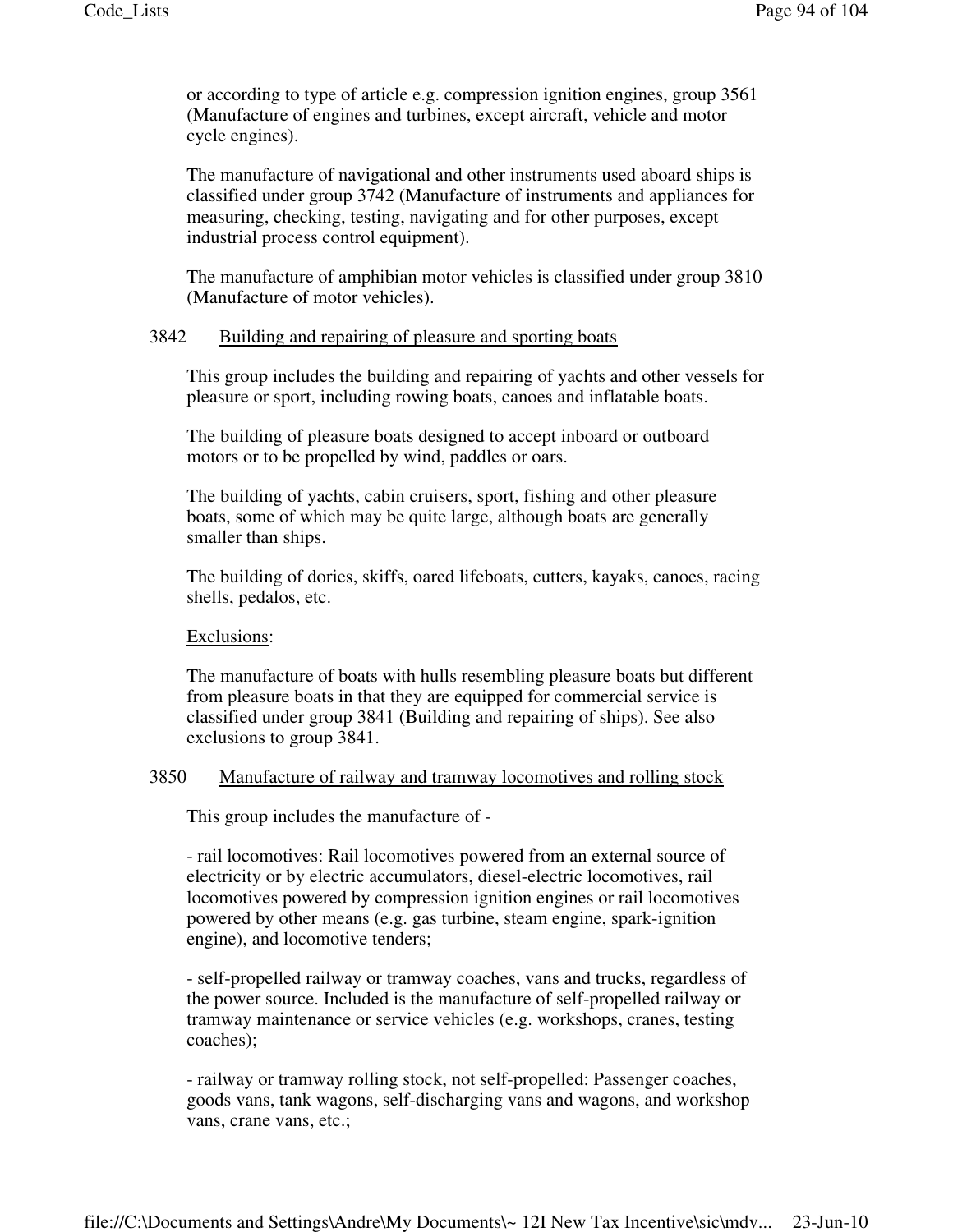or according to type of article e.g. compression ignition engines, group 3561 (Manufacture of engines and turbines, except aircraft, vehicle and motor cycle engines).

The manufacture of navigational and other instruments used aboard ships is classified under group 3742 (Manufacture of instruments and appliances for measuring, checking, testing, navigating and for other purposes, except industrial process control equipment).

The manufacture of amphibian motor vehicles is classified under group 3810 (Manufacture of motor vehicles).

3842 Building and repairing of pleasure and sporting boats

This group includes the building and repairing of yachts and other vessels for pleasure or sport, including rowing boats, canoes and inflatable boats.

The building of pleasure boats designed to accept inboard or outboard motors or to be propelled by wind, paddles or oars.

The building of yachts, cabin cruisers, sport, fishing and other pleasure boats, some of which may be quite large, although boats are generally smaller than ships.

The building of dories, skiffs, oared lifeboats, cutters, kayaks, canoes, racing shells, pedalos, etc.

Exclusions:

The manufacture of boats with hulls resembling pleasure boats but different from pleasure boats in that they are equipped for commercial service is classified under group 3841 (Building and repairing of ships). See also exclusions to group 3841.

3850 Manufacture of railway and tramway locomotives and rolling stock

This group includes the manufacture of -

- rail locomotives: Rail locomotives powered from an external source of electricity or by electric accumulators, diesel-electric locomotives, rail locomotives powered by compression ignition engines or rail locomotives powered by other means (e.g. gas turbine, steam engine, spark-ignition engine), and locomotive tenders;

- self-propelled railway or tramway coaches, vans and trucks, regardless of the power source. Included is the manufacture of self-propelled railway or tramway maintenance or service vehicles (e.g. workshops, cranes, testing coaches);

- railway or tramway rolling stock, not self-propelled: Passenger coaches, goods vans, tank wagons, self-discharging vans and wagons, and workshop vans, crane vans, etc.;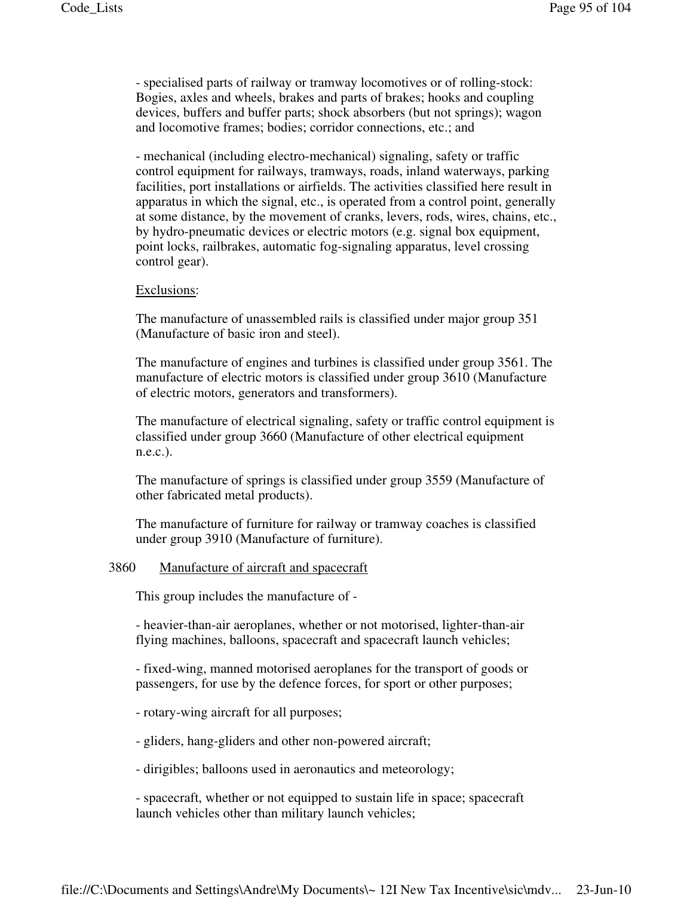- specialised parts of railway or tramway locomotives or of rolling-stock: Bogies, axles and wheels, brakes and parts of brakes; hooks and coupling devices, buffers and buffer parts; shock absorbers (but not springs); wagon and locomotive frames; bodies; corridor connections, etc.; and

- mechanical (including electro-mechanical) signaling, safety or traffic control equipment for railways, tramways, roads, inland waterways, parking facilities, port installations or airfields. The activities classified here result in apparatus in which the signal, etc., is operated from a control point, generally at some distance, by the movement of cranks, levers, rods, wires, chains, etc., by hydro-pneumatic devices or electric motors (e.g. signal box equipment, point locks, railbrakes, automatic fog-signaling apparatus, level crossing control gear).

Exclusions:

The manufacture of unassembled rails is classified under major group 351 (Manufacture of basic iron and steel).

The manufacture of engines and turbines is classified under group 3561. The manufacture of electric motors is classified under group 3610 (Manufacture of electric motors, generators and transformers).

The manufacture of electrical signaling, safety or traffic control equipment is classified under group 3660 (Manufacture of other electrical equipment n.e.c.).

The manufacture of springs is classified under group 3559 (Manufacture of other fabricated metal products).

The manufacture of furniture for railway or tramway coaches is classified under group 3910 (Manufacture of furniture).

3860 Manufacture of aircraft and spacecraft

This group includes the manufacture of -

- heavier-than-air aeroplanes, whether or not motorised, lighter-than-air flying machines, balloons, spacecraft and spacecraft launch vehicles;

- fixed-wing, manned motorised aeroplanes for the transport of goods or passengers, for use by the defence forces, for sport or other purposes;

- rotary-wing aircraft for all purposes;

- gliders, hang-gliders and other non-powered aircraft;

- dirigibles; balloons used in aeronautics and meteorology;

- spacecraft, whether or not equipped to sustain life in space; spacecraft launch vehicles other than military launch vehicles;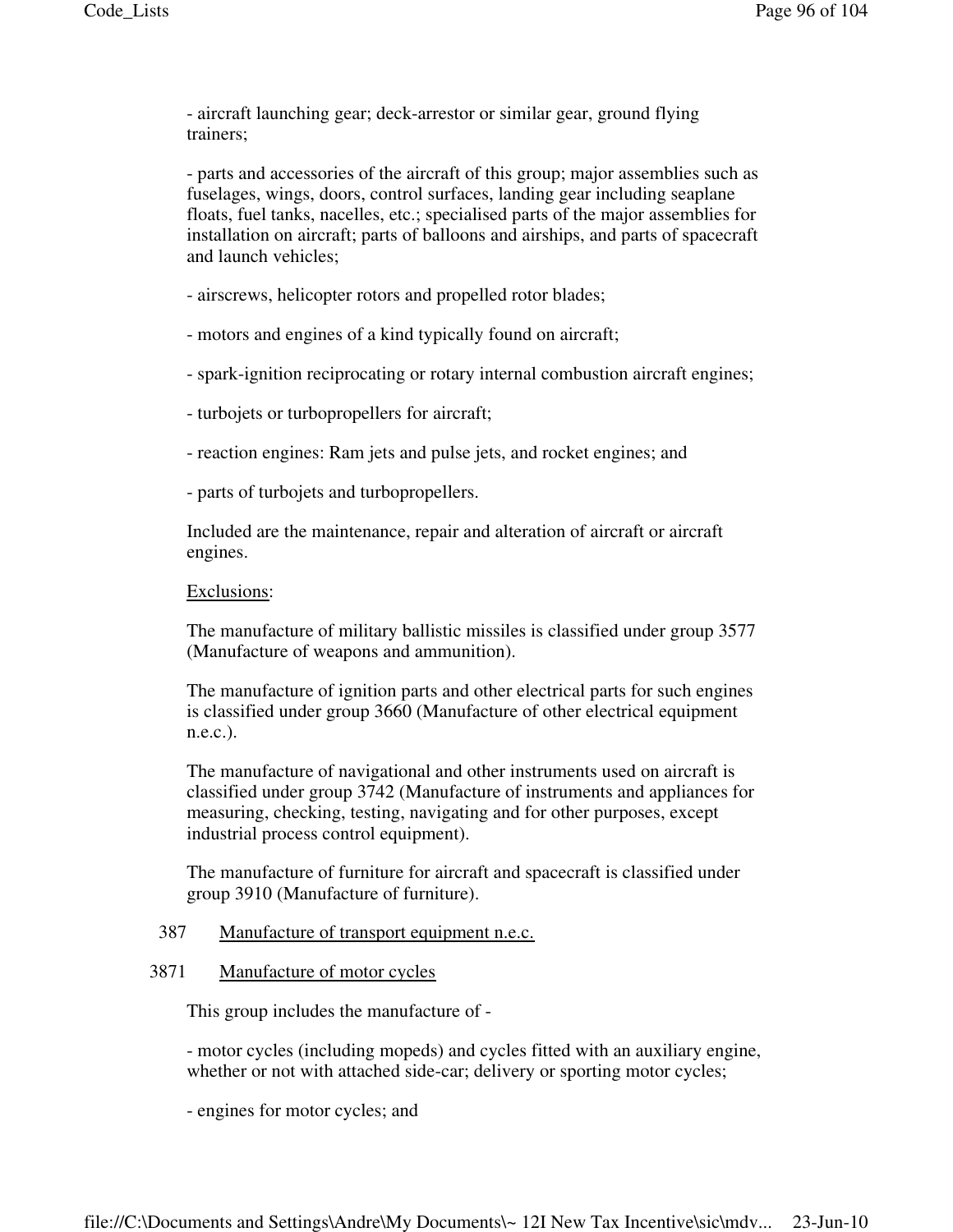- aircraft launching gear; deck-arrestor or similar gear, ground flying trainers;

- parts and accessories of the aircraft of this group; major assemblies such as fuselages, wings, doors, control surfaces, landing gear including seaplane floats, fuel tanks, nacelles, etc.; specialised parts of the major assemblies for installation on aircraft; parts of balloons and airships, and parts of spacecraft and launch vehicles;

- airscrews, helicopter rotors and propelled rotor blades;

- motors and engines of a kind typically found on aircraft;

- spark-ignition reciprocating or rotary internal combustion aircraft engines;

- turbojets or turbopropellers for aircraft;

- reaction engines: Ram jets and pulse jets, and rocket engines; and

- parts of turbojets and turbopropellers.

Included are the maintenance, repair and alteration of aircraft or aircraft engines.

Exclusions:

The manufacture of military ballistic missiles is classified under group 3577 (Manufacture of weapons and ammunition).

The manufacture of ignition parts and other electrical parts for such engines is classified under group 3660 (Manufacture of other electrical equipment n.e.c.).

The manufacture of navigational and other instruments used on aircraft is classified under group 3742 (Manufacture of instruments and appliances for measuring, checking, testing, navigating and for other purposes, except industrial process control equipment).

The manufacture of furniture for aircraft and spacecraft is classified under group 3910 (Manufacture of furniture).

387 Manufacture of transport equipment n.e.c.

3871 Manufacture of motor cycles

This group includes the manufacture of -

- motor cycles (including mopeds) and cycles fitted with an auxiliary engine, whether or not with attached side-car; delivery or sporting motor cycles;

- engines for motor cycles; and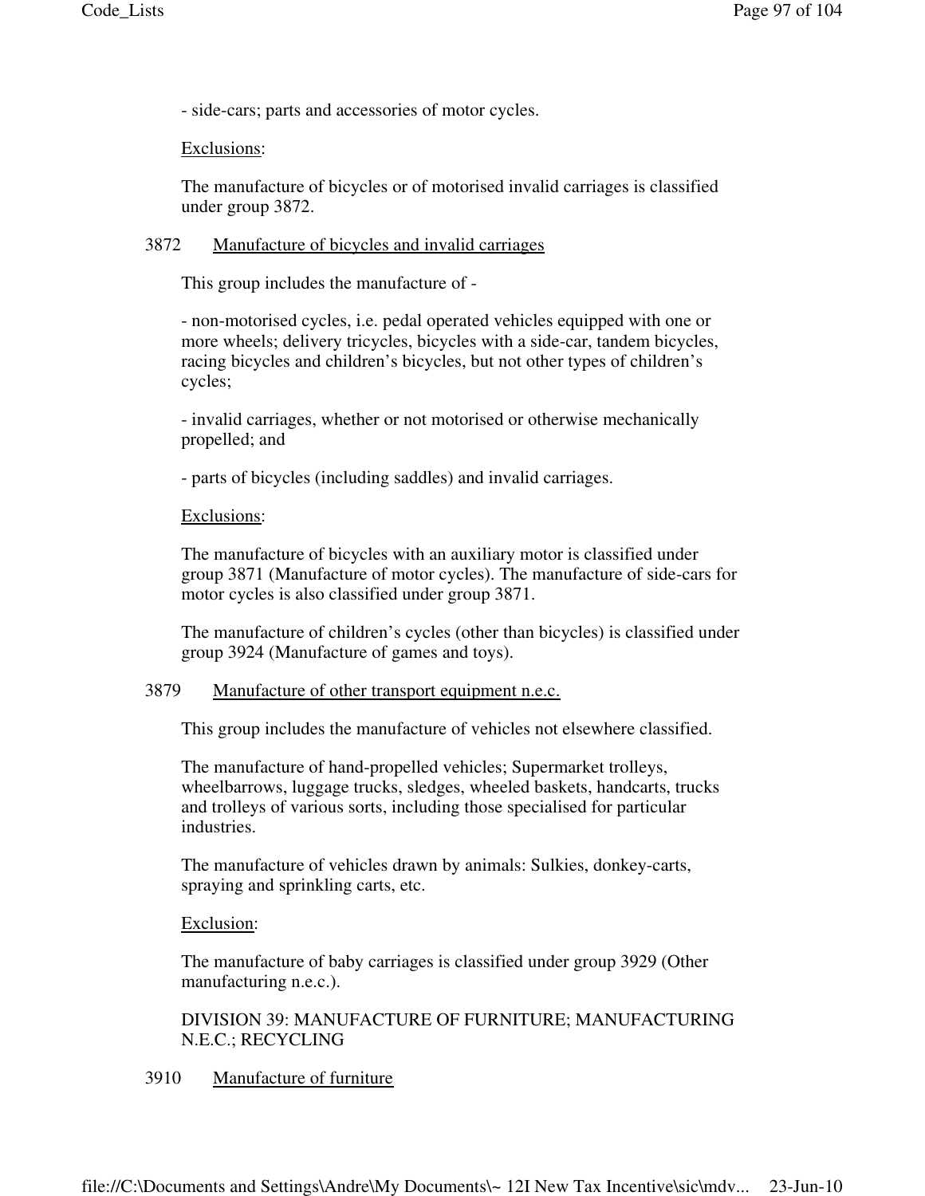- side-cars; parts and accessories of motor cycles.

Exclusions:

The manufacture of bicycles or of motorised invalid carriages is classified under group 3872.

### 3872 Manufacture of bicycles and invalid carriages

This group includes the manufacture of -

- non-motorised cycles, i.e. pedal operated vehicles equipped with one or more wheels; delivery tricycles, bicycles with a side-car, tandem bicycles, racing bicycles and children's bicycles, but not other types of children's cycles;

- invalid carriages, whether or not motorised or otherwise mechanically propelled; and

- parts of bicycles (including saddles) and invalid carriages.

Exclusions:

The manufacture of bicycles with an auxiliary motor is classified under group 3871 (Manufacture of motor cycles). The manufacture of side-cars for motor cycles is also classified under group 3871.

The manufacture of children's cycles (other than bicycles) is classified under group 3924 (Manufacture of games and toys).

### 3879 Manufacture of other transport equipment n.e.c.

This group includes the manufacture of vehicles not elsewhere classified.

The manufacture of hand-propelled vehicles; Supermarket trolleys, wheelbarrows, luggage trucks, sledges, wheeled baskets, handcarts, trucks and trolleys of various sorts, including those specialised for particular industries.

The manufacture of vehicles drawn by animals: Sulkies, donkey-carts, spraying and sprinkling carts, etc.

Exclusion:

The manufacture of baby carriages is classified under group 3929 (Other manufacturing n.e.c.).

## DIVISION 39: MANUFACTURE OF FURNITURE; MANUFACTURING N.E.C.; RECYCLING

### 3910 Manufacture of furniture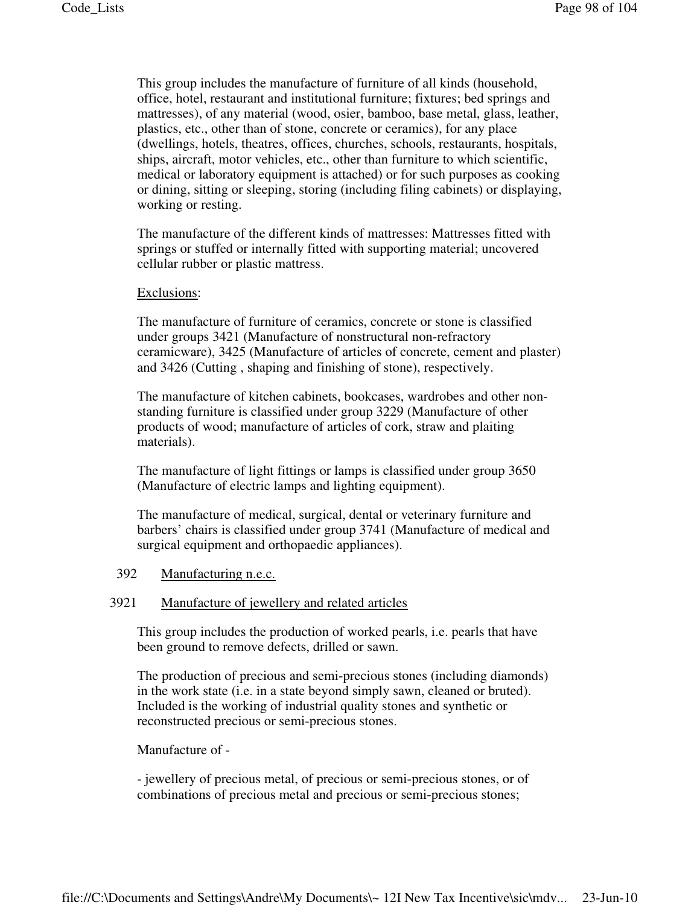This group includes the manufacture of furniture of all kinds (household, office, hotel, restaurant and institutional furniture; fixtures; bed springs and mattresses), of any material (wood, osier, bamboo, base metal, glass, leather, plastics, etc., other than of stone, concrete or ceramics), for any place (dwellings, hotels, theatres, offices, churches, schools, restaurants, hospitals, ships, aircraft, motor vehicles, etc., other than furniture to which scientific, medical or laboratory equipment is attached) or for such purposes as cooking or dining, sitting or sleeping, storing (including filing cabinets) or displaying, working or resting.

The manufacture of the different kinds of mattresses: Mattresses fitted with springs or stuffed or internally fitted with supporting material; uncovered cellular rubber or plastic mattress.

Exclusions:

The manufacture of furniture of ceramics, concrete or stone is classified under groups 3421 (Manufacture of nonstructural non-refractory ceramicware), 3425 (Manufacture of articles of concrete, cement and plaster) and 3426 (Cutting , shaping and finishing of stone), respectively.

The manufacture of kitchen cabinets, bookcases, wardrobes and other non-standing furniture is classified under group 3229 (Manufacture of other products of wood; manufacture of articles of cork, straw and plaiting materials).

The manufacture of light fittings or lamps is classified under group 3650 (Manufacture of electric lamps and lighting equipment).

The manufacture of medical, surgical, dental or veterinary furniture and barbers' chairs is classified under group 3741 (Manufacture of medical and surgical equipment and orthopaedic appliances).

392 Manufacturing n.e.c.

3921 Manufacture of jewellery and related articles

This group includes the production of worked pearls, i.e. pearls that have been ground to remove defects, drilled or sawn.

The production of precious and semi-precious stones (including diamonds) in the work state (i.e. in a state beyond simply sawn, cleaned or bruted). Included is the working of industrial quality stones and synthetic or reconstructed precious or semi-precious stones.

Manufacture of -

- jewellery of precious metal, of precious or semi-precious stones, or of combinations of precious metal and precious or semi-precious stones;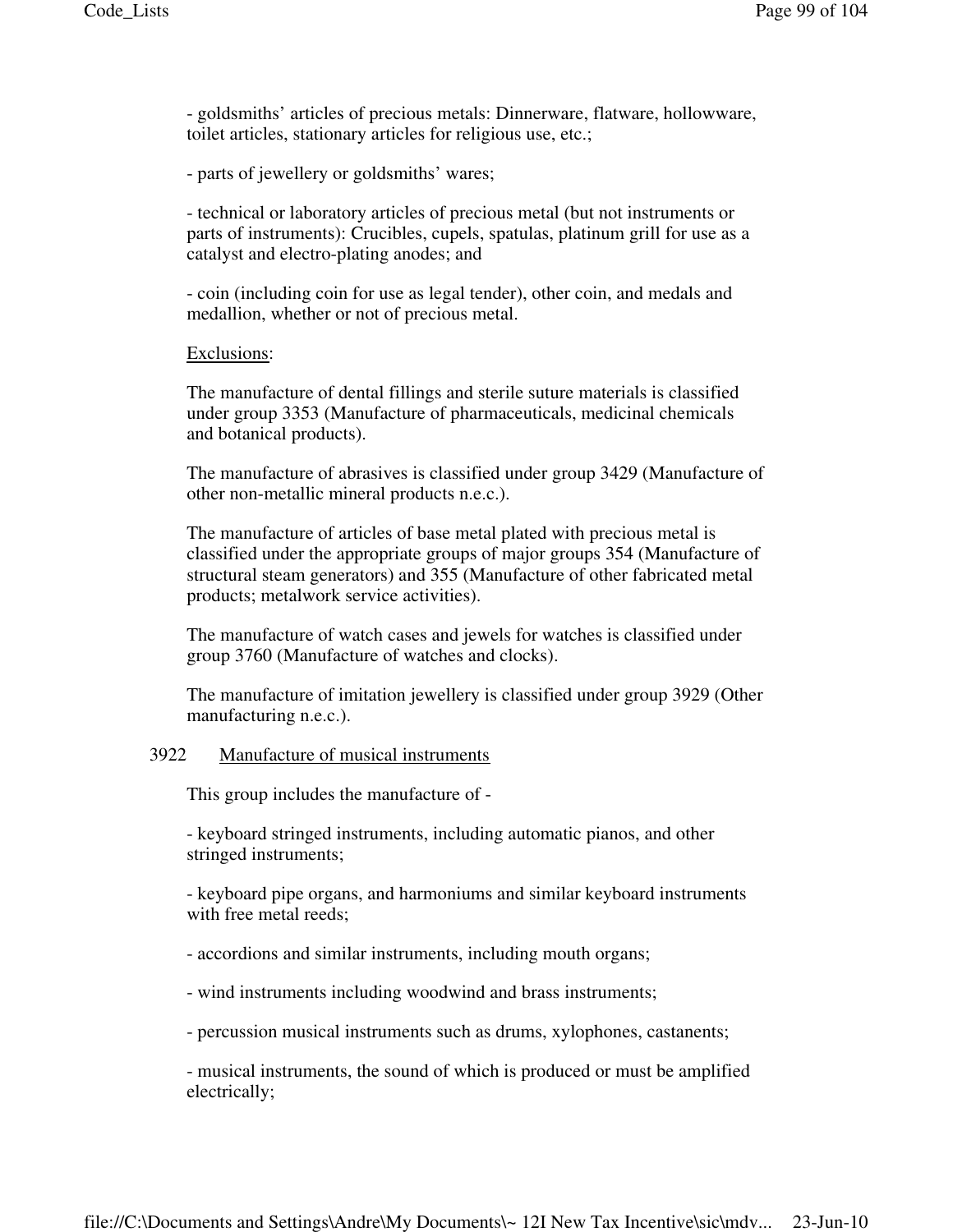- goldsmiths' articles of precious metals: Dinnerware, flatware, hollowware, toilet articles, stationary articles for religious use, etc.;

- parts of jewellery or goldsmiths' wares;

- technical or laboratory articles of precious metal (but not instruments or parts of instruments): Crucibles, cupels, spatulas, platinum grill for use as a catalyst and electro-plating anodes; and

- coin (including coin for use as legal tender), other coin, and medals and medallion, whether or not of precious metal.

Exclusions:

The manufacture of dental fillings and sterile suture materials is classified under group 3353 (Manufacture of pharmaceuticals, medicinal chemicals and botanical products).

The manufacture of abrasives is classified under group 3429 (Manufacture of other non-metallic mineral products n.e.c.).

The manufacture of articles of base metal plated with precious metal is classified under the appropriate groups of major groups 354 (Manufacture of structural steam generators) and 355 (Manufacture of other fabricated metal products; metalwork service activities).

The manufacture of watch cases and jewels for watches is classified under group 3760 (Manufacture of watches and clocks).

The manufacture of imitation jewellery is classified under group 3929 (Other manufacturing n.e.c.).

3922 Manufacture of musical instruments

This group includes the manufacture of -

- keyboard stringed instruments, including automatic pianos, and other stringed instruments;

- keyboard pipe organs, and harmoniums and similar keyboard instruments with free metal reeds;

- accordions and similar instruments, including mouth organs;

- wind instruments including woodwind and brass instruments;

- percussion musical instruments such as drums, xylophones, castanents;

- musical instruments, the sound of which is produced or must be amplified electrically;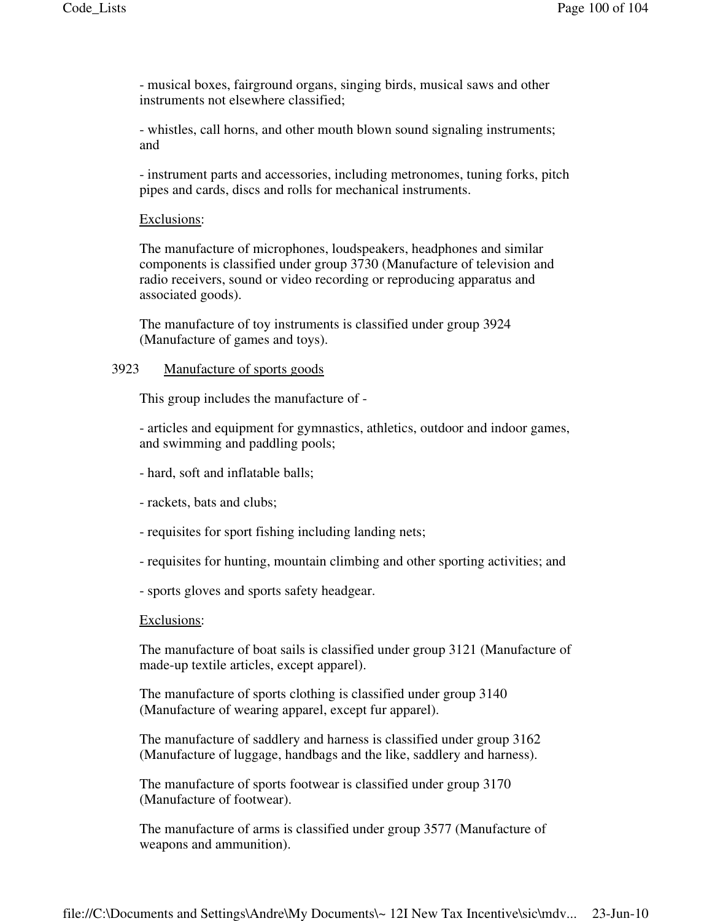- musical boxes, fairground organs, singing birds, musical saws and other instruments not elsewhere classified;

- whistles, call horns, and other mouth blown sound signaling instruments; and

- instrument parts and accessories, including metronomes, tuning forks, pitch pipes and cards, discs and rolls for mechanical instruments.

Exclusions:

The manufacture of microphones, loudspeakers, headphones and similar components is classified under group 3730 (Manufacture of television and radio receivers, sound or video recording or reproducing apparatus and associated goods).

The manufacture of toy instruments is classified under group 3924 (Manufacture of games and toys).

3923 Manufacture of sports goods

This group includes the manufacture of -

- articles and equipment for gymnastics, athletics, outdoor and indoor games, and swimming and paddling pools;

- hard, soft and inflatable balls;

- rackets, bats and clubs;

- requisites for sport fishing including landing nets;

- requisites for hunting, mountain climbing and other sporting activities; and

- sports gloves and sports safety headgear.

Exclusions:

The manufacture of boat sails is classified under group 3121 (Manufacture of made-up textile articles, except apparel).

The manufacture of sports clothing is classified under group 3140 (Manufacture of wearing apparel, except fur apparel).

The manufacture of saddlery and harness is classified under group 3162 (Manufacture of luggage, handbags and the like, saddlery and harness).

The manufacture of sports footwear is classified under group 3170 (Manufacture of footwear).

The manufacture of arms is classified under group 3577 (Manufacture of weapons and ammunition).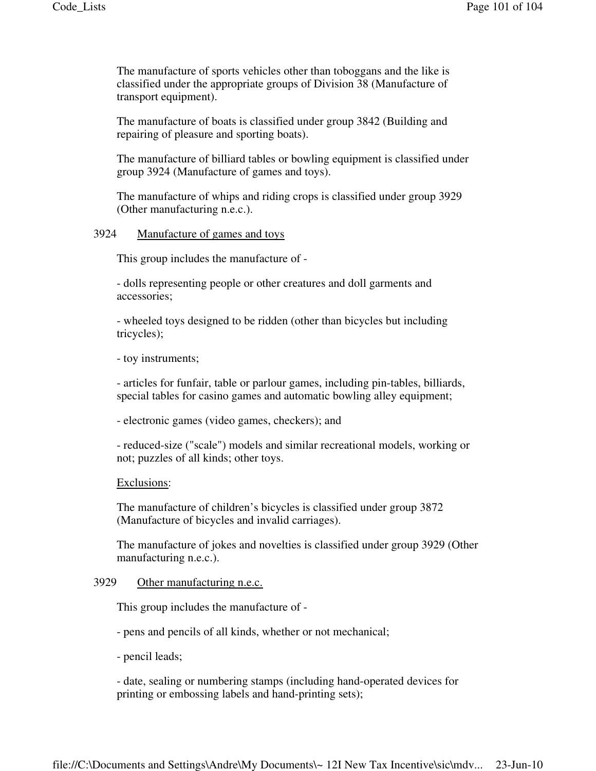The manufacture of sports vehicles other than toboggans and the like is classified under the appropriate groups of Division 38 (Manufacture of transport equipment).

The manufacture of boats is classified under group 3842 (Building and repairing of pleasure and sporting boats).

The manufacture of billiard tables or bowling equipment is classified under group 3924 (Manufacture of games and toys).

The manufacture of whips and riding crops is classified under group 3929 (Other manufacturing n.e.c.).

### 3924 Manufacture of games and toys

This group includes the manufacture of -

- dolls representing people or other creatures and doll garments and accessories;

- wheeled toys designed to be ridden (other than bicycles but including tricycles);

- toy instruments;

- articles for funfair, table or parlour games, including pin-tables, billiards, special tables for casino games and automatic bowling alley equipment;

- electronic games (video games, checkers); and

- reduced-size ("scale") models and similar recreational models, working or not; puzzles of all kinds; other toys.

Exclusions:

The manufacture of children's bicycles is classified under group 3872 (Manufacture of bicycles and invalid carriages).

The manufacture of jokes and novelties is classified under group 3929 (Other manufacturing n.e.c.).

### 3929 Other manufacturing n.e.c.

This group includes the manufacture of -

- pens and pencils of all kinds, whether or not mechanical;

- pencil leads;

- date, sealing or numbering stamps (including hand-operated devices for printing or embossing labels and hand-printing sets);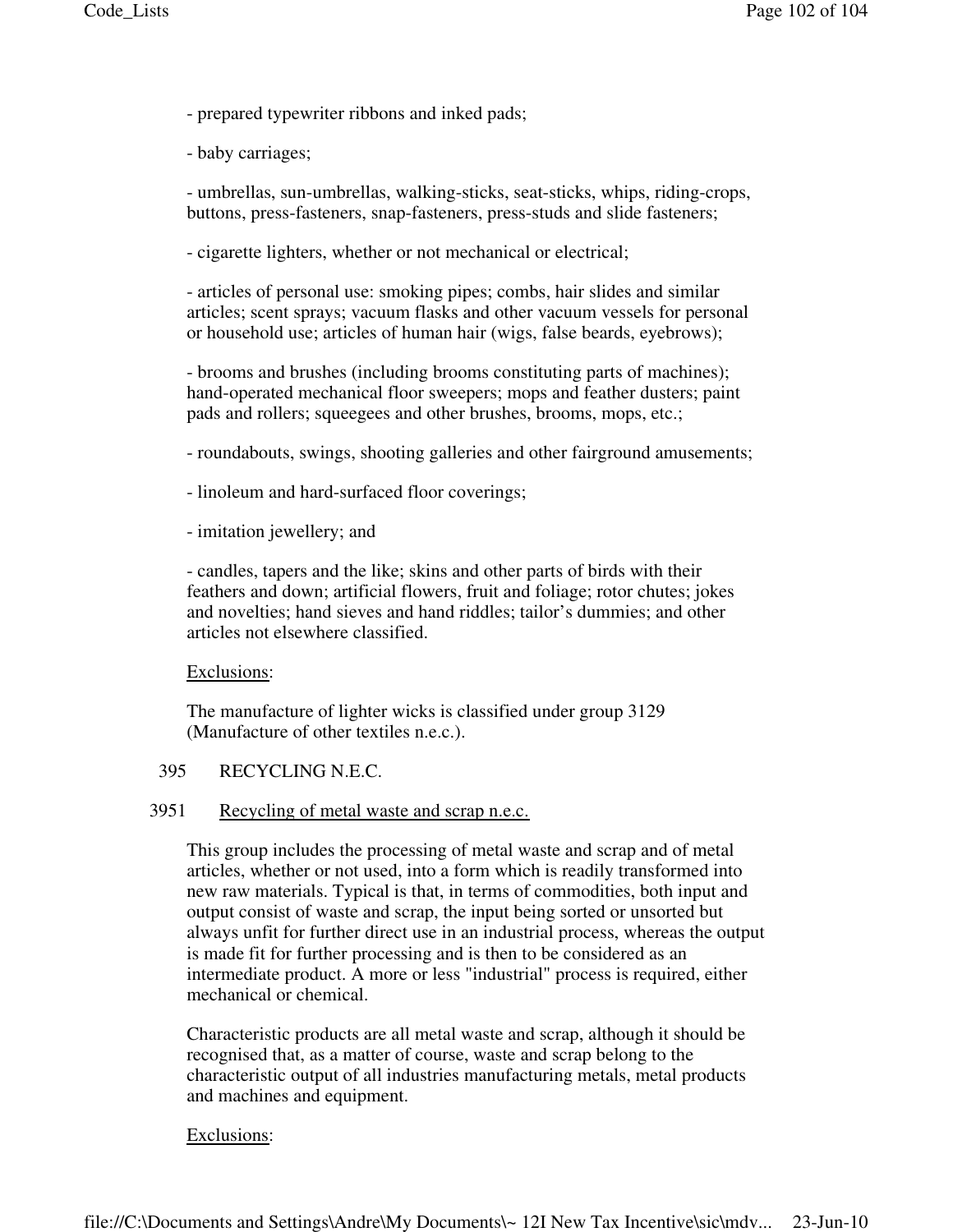- prepared typewriter ribbons and inked pads;

- baby carriages;

- umbrellas, sun-umbrellas, walking-sticks, seat-sticks, whips, riding-crops, buttons, press-fasteners, snap-fasteners, press-studs and slide fasteners;

- cigarette lighters, whether or not mechanical or electrical;

- articles of personal use: smoking pipes; combs, hair slides and similar articles; scent sprays; vacuum flasks and other vacuum vessels for personal or household use; articles of human hair (wigs, false beards, eyebrows);

- brooms and brushes (including brooms constituting parts of machines); hand-operated mechanical floor sweepers; mops and feather dusters; paint pads and rollers; squeegees and other brushes, brooms, mops, etc.;

- roundabouts, swings, shooting galleries and other fairground amusements;

- linoleum and hard-surfaced floor coverings;

- imitation jewellery; and

- candles, tapers and the like; skins and other parts of birds with their feathers and down; artificial flowers, fruit and foliage; rotor chutes; jokes and novelties; hand sieves and hand riddles; tailor's dummies; and other articles not elsewhere classified.

Exclusions:

The manufacture of lighter wicks is classified under group 3129 (Manufacture of other textiles n.e.c.).

## 395 RECYCLING N.E.C.

### 3951 Recycling of metal waste and scrap n.e.c.

This group includes the processing of metal waste and scrap and of metal articles, whether or not used, into a form which is readily transformed into new raw materials. Typical is that, in terms of commodities, both input and output consist of waste and scrap, the input being sorted or unsorted but always unfit for further direct use in an industrial process, whereas the output is made fit for further processing and is then to be considered as an intermediate product. A more or less "industrial" process is required, either mechanical or chemical.

Characteristic products are all metal waste and scrap, although it should be recognised that, as a matter of course, waste and scrap belong to the characteristic output of all industries manufacturing metals, metal products and machines and equipment.

Exclusions: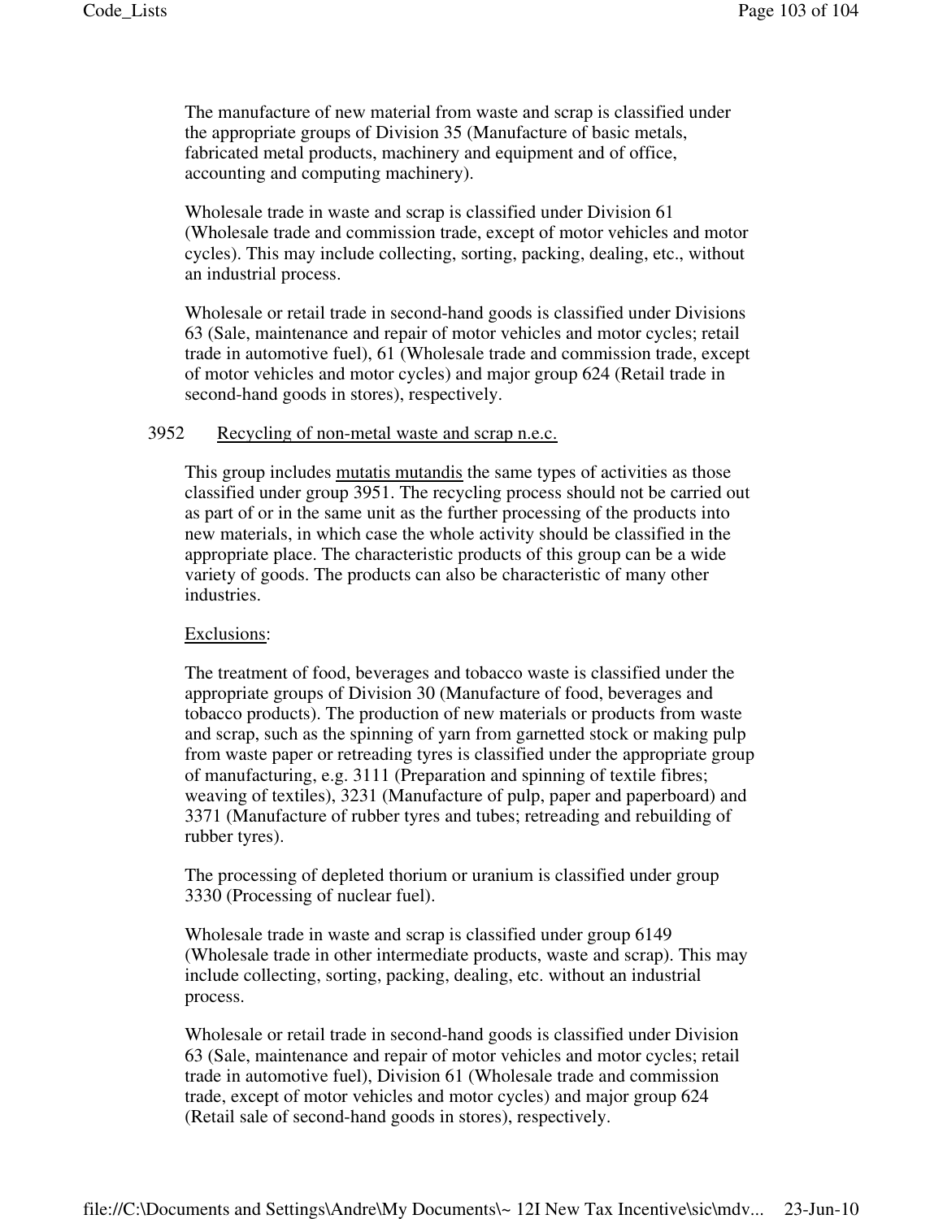The manufacture of new material from waste and scrap is classified under the appropriate groups of Division 35 (Manufacture of basic metals, fabricated metal products, machinery and equipment and of office, accounting and computing machinery).

Wholesale trade in waste and scrap is classified under Division 61 (Wholesale trade and commission trade, except of motor vehicles and motor cycles). This may include collecting, sorting, packing, dealing, etc., without an industrial process.

Wholesale or retail trade in second-hand goods is classified under Divisions 63 (Sale, maintenance and repair of motor vehicles and motor cycles; retail trade in automotive fuel), 61 (Wholesale trade and commission trade, except of motor vehicles and motor cycles) and major group 624 (Retail trade in second-hand goods in stores), respectively.

3952 Recycling of non-metal waste and scrap n.e.c.

This group includes mutatis mutandis the same types of activities as those classified under group 3951. The recycling process should not be carried out as part of or in the same unit as the further processing of the products into new materials, in which case the whole activity should be classified in the appropriate place. The characteristic products of this group can be a wide variety of goods. The products can also be characteristic of many other industries.

Exclusions:

The treatment of food, beverages and tobacco waste is classified under the appropriate groups of Division 30 (Manufacture of food, beverages and tobacco products). The production of new materials or products from waste and scrap, such as the spinning of yarn from garnetted stock or making pulp from waste paper or retreading tyres is classified under the appropriate group of manufacturing, e.g. 3111 (Preparation and spinning of textile fibres; weaving of textiles), 3231 (Manufacture of pulp, paper and paperboard) and 3371 (Manufacture of rubber tyres and tubes; retreading and rebuilding of rubber tyres).

The processing of depleted thorium or uranium is classified under group 3330 (Processing of nuclear fuel).

Wholesale trade in waste and scrap is classified under group 6149 (Wholesale trade in other intermediate products, waste and scrap). This may include collecting, sorting, packing, dealing, etc. without an industrial process.

Wholesale or retail trade in second-hand goods is classified under Division 63 (Sale, maintenance and repair of motor vehicles and motor cycles; retail trade in automotive fuel), Division 61 (Wholesale trade and commission trade, except of motor vehicles and motor cycles) and major group 624 (Retail sale of second-hand goods in stores), respectively.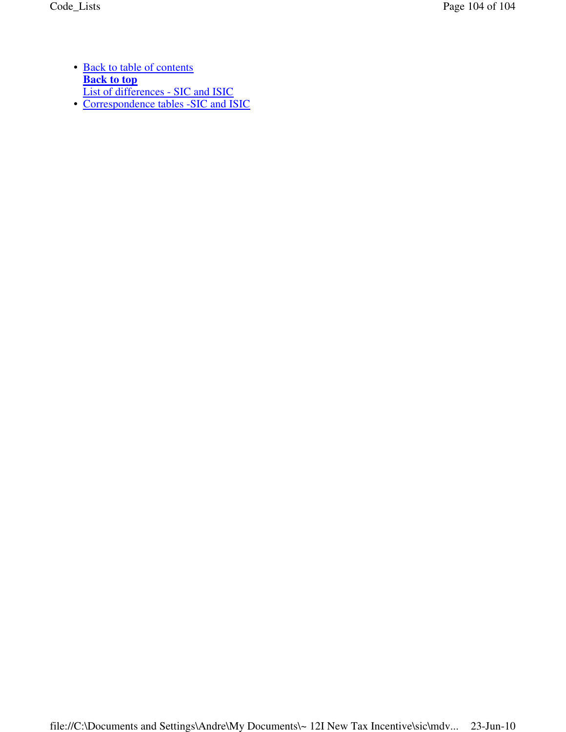- Back to table of contents
  **Back to top**
  List of differences - SIC and ISIC
- Correspondence tables -SIC and ISIC